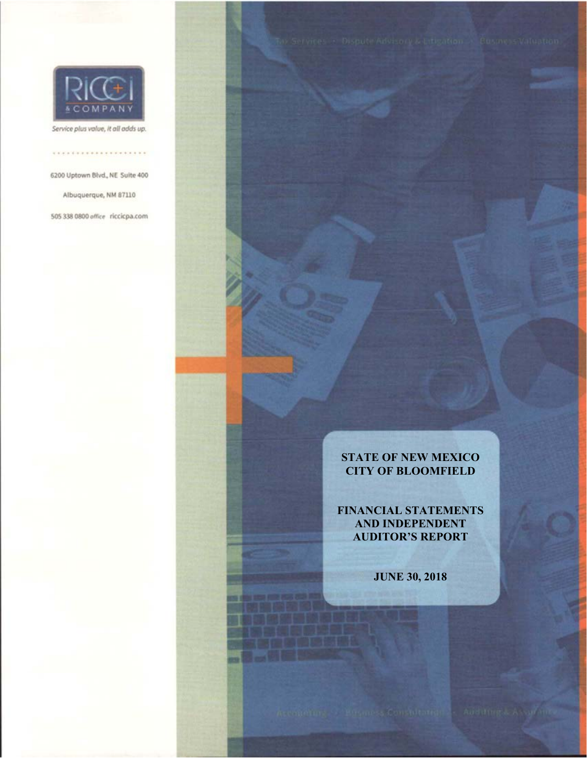RICCI & COMPANY

*Service plus value, it all adds up.*

6200 Uptown Blvd., NE Suite 400

Albuquerque, NM 87110

505 338 0800 *office* riccicpa.com

Tax Services · Dispute Advisory & Litigation · Business Valuation

# STATE OF NEW MEXICO
# CITY OF BLOOMFIELD

## FINANCIAL STATEMENTS AND INDEPENDENT AUDITOR'S REPORT

## JUNE 30, 2018

Accounting · Business Consultation · Auditing & Assurance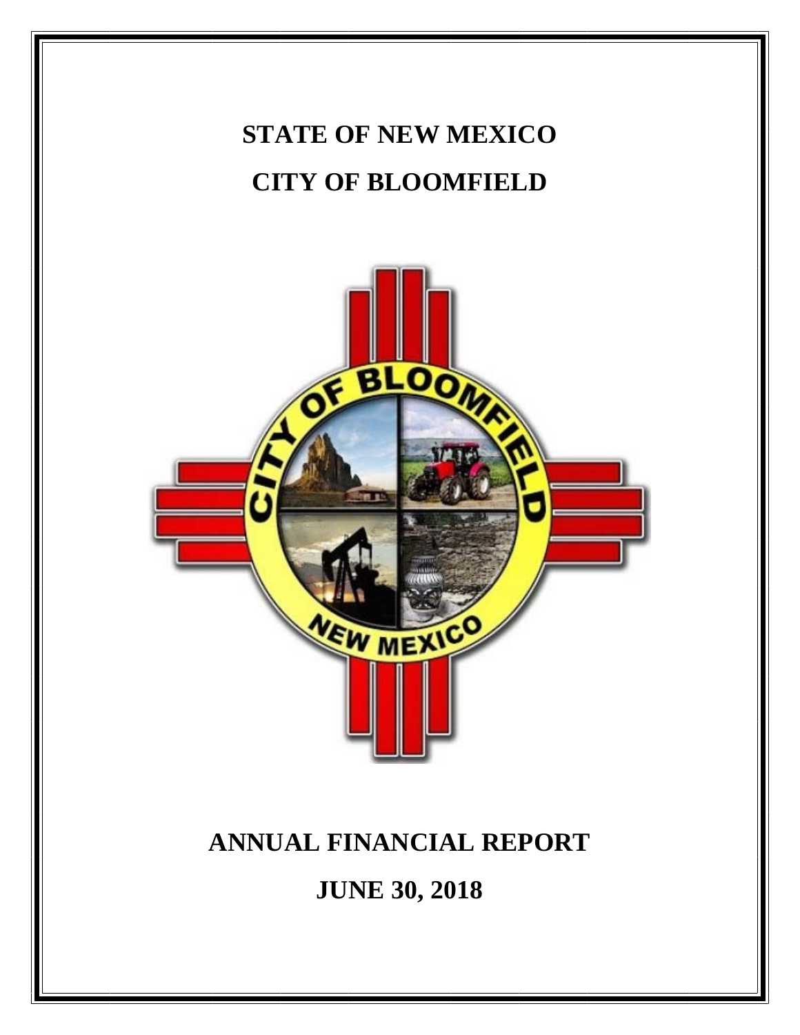# STATE OF NEW MEXICO

# CITY OF BLOOMFIELD

# ANNUAL FINANCIAL REPORT

# JUNE 30, 2018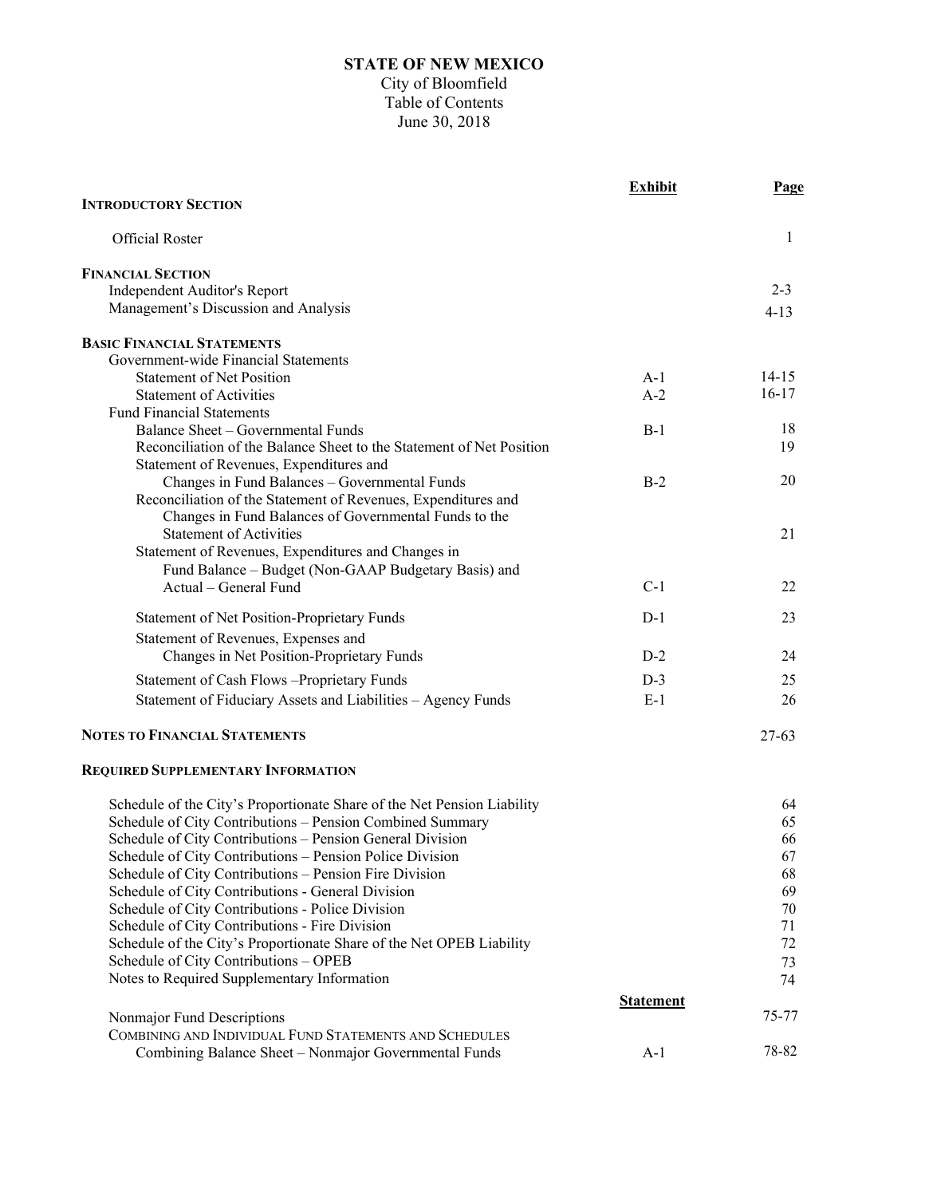# STATE OF NEW MEXICO

City of Bloomfield
Table of Contents
June 30, 2018

| | Exhibit | Page |
|---|---|---|
| **INTRODUCTORY SECTION** | | |
| Official Roster | | 1 |
| **FINANCIAL SECTION** | | |
| Independent Auditor's Report | | 2-3 |
| Management's Discussion and Analysis | | 4-13 |
| **BASIC FINANCIAL STATEMENTS** | | |
| Government-wide Financial Statements | | |
| Statement of Net Position | A-1 | 14-15 |
| Statement of Activities | A-2 | 16-17 |
| Fund Financial Statements | | |
| Balance Sheet – Governmental Funds | B-1 | 18 |
| Reconciliation of the Balance Sheet to the Statement of Net Position | | 19 |
| Statement of Revenues, Expenditures and Changes in Fund Balances – Governmental Funds | B-2 | 20 |
| Reconciliation of the Statement of Revenues, Expenditures and Changes in Fund Balances of Governmental Funds to the Statement of Activities | | 21 |
| Statement of Revenues, Expenditures and Changes in Fund Balance – Budget (Non-GAAP Budgetary Basis) and Actual – General Fund | C-1 | 22 |
| Statement of Net Position-Proprietary Funds | D-1 | 23 |
| Statement of Revenues, Expenses and Changes in Net Position-Proprietary Funds | D-2 | 24 |
| Statement of Cash Flows –Proprietary Funds | D-3 | 25 |
| Statement of Fiduciary Assets and Liabilities – Agency Funds | E-1 | 26 |
| **NOTES TO FINANCIAL STATEMENTS** | | 27-63 |
| **REQUIRED SUPPLEMENTARY INFORMATION** | | |
| Schedule of the City's Proportionate Share of the Net Pension Liability | | 64 |
| Schedule of City Contributions – Pension Combined Summary | | 65 |
| Schedule of City Contributions – Pension General Division | | 66 |
| Schedule of City Contributions – Pension Police Division | | 67 |
| Schedule of City Contributions – Pension Fire Division | | 68 |
| Schedule of City Contributions - General Division | | 69 |
| Schedule of City Contributions - Police Division | | 70 |
| Schedule of City Contributions - Fire Division | | 71 |
| Schedule of the City's Proportionate Share of the Net OPEB Liability | | 72 |
| Schedule of City Contributions – OPEB | | 73 |
| Notes to Required Supplementary Information | | 74 |
| | **Statement** | |
| Nonmajor Fund Descriptions | | 75-77 |
| COMBINING AND INDIVIDUAL FUND STATEMENTS AND SCHEDULES | | |
| Combining Balance Sheet – Nonmajor Governmental Funds | A-1 | 78-82 |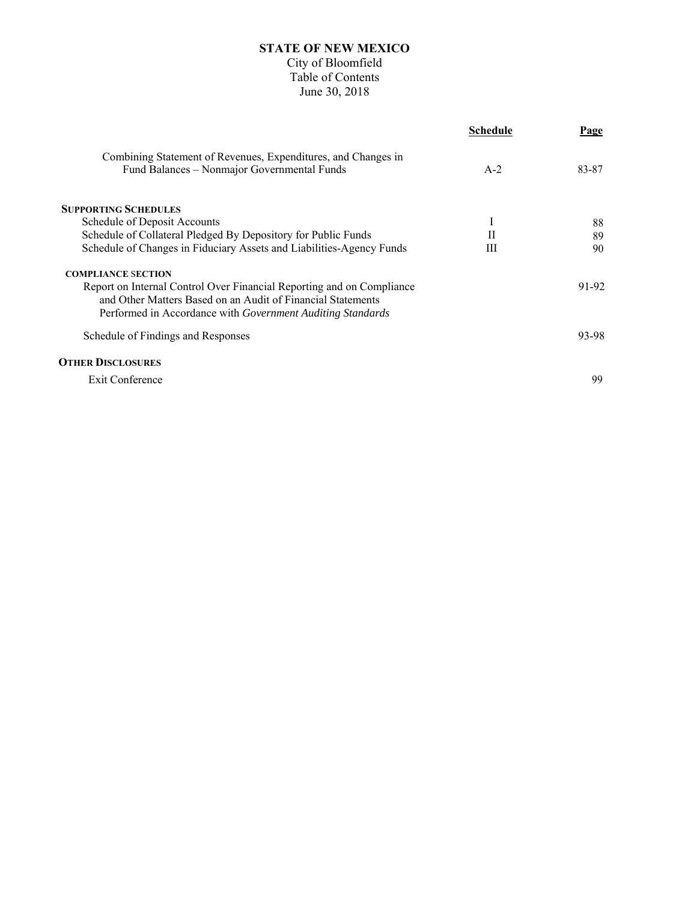**STATE OF NEW MEXICO**
City of Bloomfield
Table of Contents
June 30, 2018

| | Schedule | Page |
|---|---|---|
| Combining Statement of Revenues, Expenditures, and Changes in Fund Balances – Nonmajor Governmental Funds | A-2 | 83-87 |
| **SUPPORTING SCHEDULES** | | |
| Schedule of Deposit Accounts | I | 88 |
| Schedule of Collateral Pledged By Depository for Public Funds | II | 89 |
| Schedule of Changes in Fiduciary Assets and Liabilities-Agency Funds | III | 90 |
| **COMPLIANCE SECTION** | | |
| Report on Internal Control Over Financial Reporting and on Compliance and Other Matters Based on an Audit of Financial Statements Performed in Accordance with *Government Auditing Standards* | | 91-92 |
| Schedule of Findings and Responses | | 93-98 |
| **OTHER DISCLOSURES** | | |
| Exit Conference | | 99 |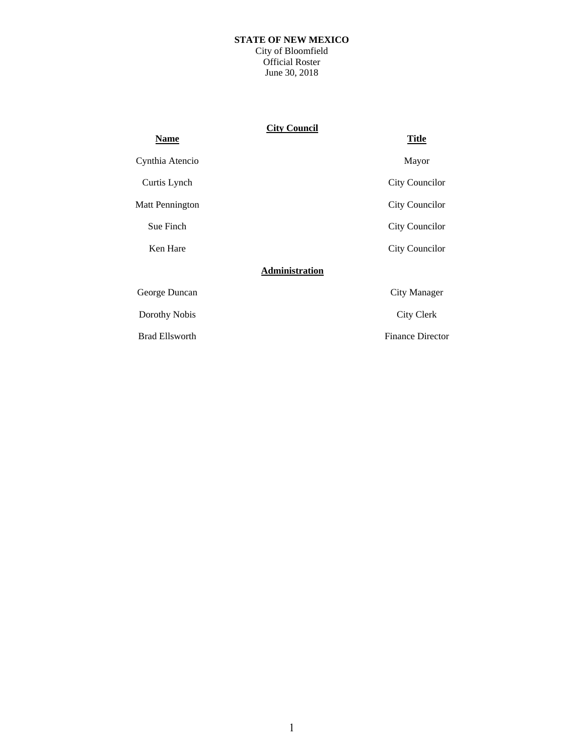**STATE OF NEW MEXICO**
City of Bloomfield
Official Roster
June 30, 2018

**City Council**

| Name | Title |
|---|---|
| Cynthia Atencio | Mayor |
| Curtis Lynch | City Councilor |
| Matt Pennington | City Councilor |
| Sue Finch | City Councilor |
| Ken Hare | City Councilor |

**Administration**

| Name | Title |
|---|---|
| George Duncan | City Manager |
| Dorothy Nobis | City Clerk |
| Brad Ellsworth | Finance Director |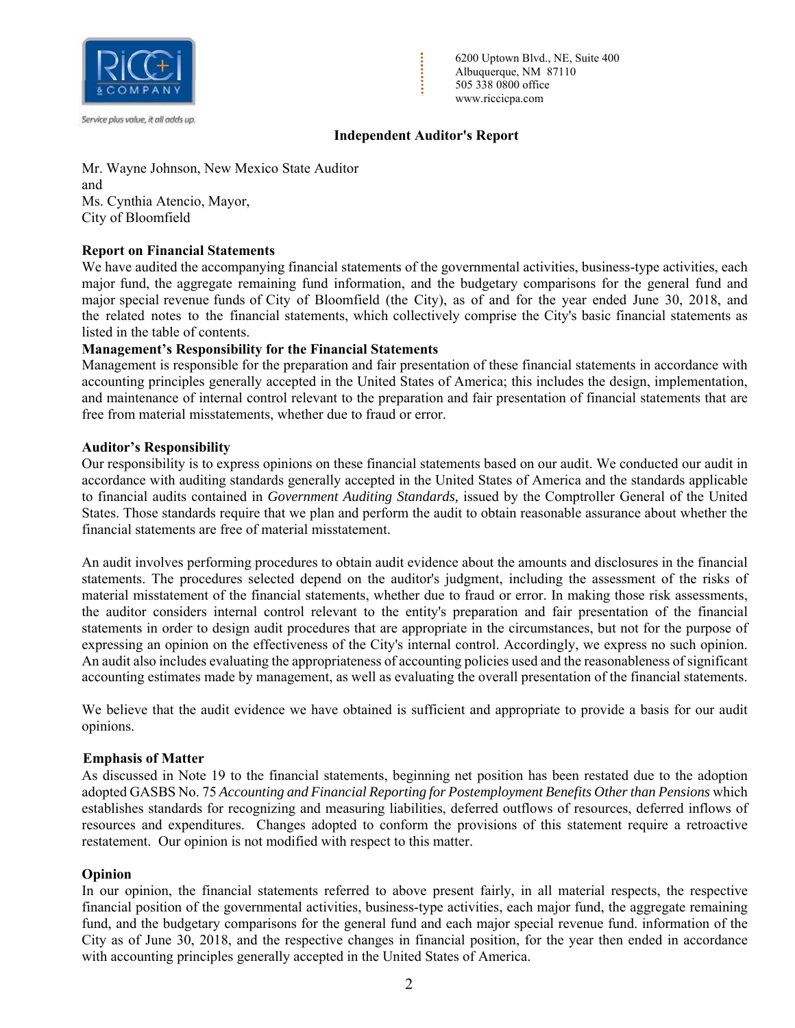6200 Uptown Blvd., NE, Suite 400
Albuquerque, NM 87110
505 338 0800 office
www.riccicpa.com

Service plus value, it all adds up.

## Independent Auditor's Report

Mr. Wayne Johnson, New Mexico State Auditor
and
Ms. Cynthia Atencio, Mayor,
City of Bloomfield

**Report on Financial Statements**

We have audited the accompanying financial statements of the governmental activities, business-type activities, each major fund, the aggregate remaining fund information, and the budgetary comparisons for the general fund and major special revenue funds of City of Bloomfield (the City), as of and for the year ended June 30, 2018, and the related notes to the financial statements, which collectively comprise the City's basic financial statements as listed in the table of contents.

**Management's Responsibility for the Financial Statements**

Management is responsible for the preparation and fair presentation of these financial statements in accordance with accounting principles generally accepted in the United States of America; this includes the design, implementation, and maintenance of internal control relevant to the preparation and fair presentation of financial statements that are free from material misstatements, whether due to fraud or error.

**Auditor's Responsibility**

Our responsibility is to express opinions on these financial statements based on our audit. We conducted our audit in accordance with auditing standards generally accepted in the United States of America and the standards applicable to financial audits contained in *Government Auditing Standards,* issued by the Comptroller General of the United States. Those standards require that we plan and perform the audit to obtain reasonable assurance about whether the financial statements are free of material misstatement.

An audit involves performing procedures to obtain audit evidence about the amounts and disclosures in the financial statements. The procedures selected depend on the auditor's judgment, including the assessment of the risks of material misstatement of the financial statements, whether due to fraud or error. In making those risk assessments, the auditor considers internal control relevant to the entity's preparation and fair presentation of the financial statements in order to design audit procedures that are appropriate in the circumstances, but not for the purpose of expressing an opinion on the effectiveness of the City's internal control. Accordingly, we express no such opinion. An audit also includes evaluating the appropriateness of accounting policies used and the reasonableness of significant accounting estimates made by management, as well as evaluating the overall presentation of the financial statements.

We believe that the audit evidence we have obtained is sufficient and appropriate to provide a basis for our audit opinions.

**Emphasis of Matter**

As discussed in Note 19 to the financial statements, beginning net position has been restated due to the adoption adopted GASBS No. 75 *Accounting and Financial Reporting for Postemployment Benefits Other than Pensions* which establishes standards for recognizing and measuring liabilities, deferred outflows of resources, deferred inflows of resources and expenditures. Changes adopted to conform the provisions of this statement require a retroactive restatement. Our opinion is not modified with respect to this matter.

**Opinion**

In our opinion, the financial statements referred to above present fairly, in all material respects, the respective financial position of the governmental activities, business-type activities, each major fund, the aggregate remaining fund, and the budgetary comparisons for the general fund and each major special revenue fund. information of the City as of June 30, 2018, and the respective changes in financial position, for the year then ended in accordance with accounting principles generally accepted in the United States of America.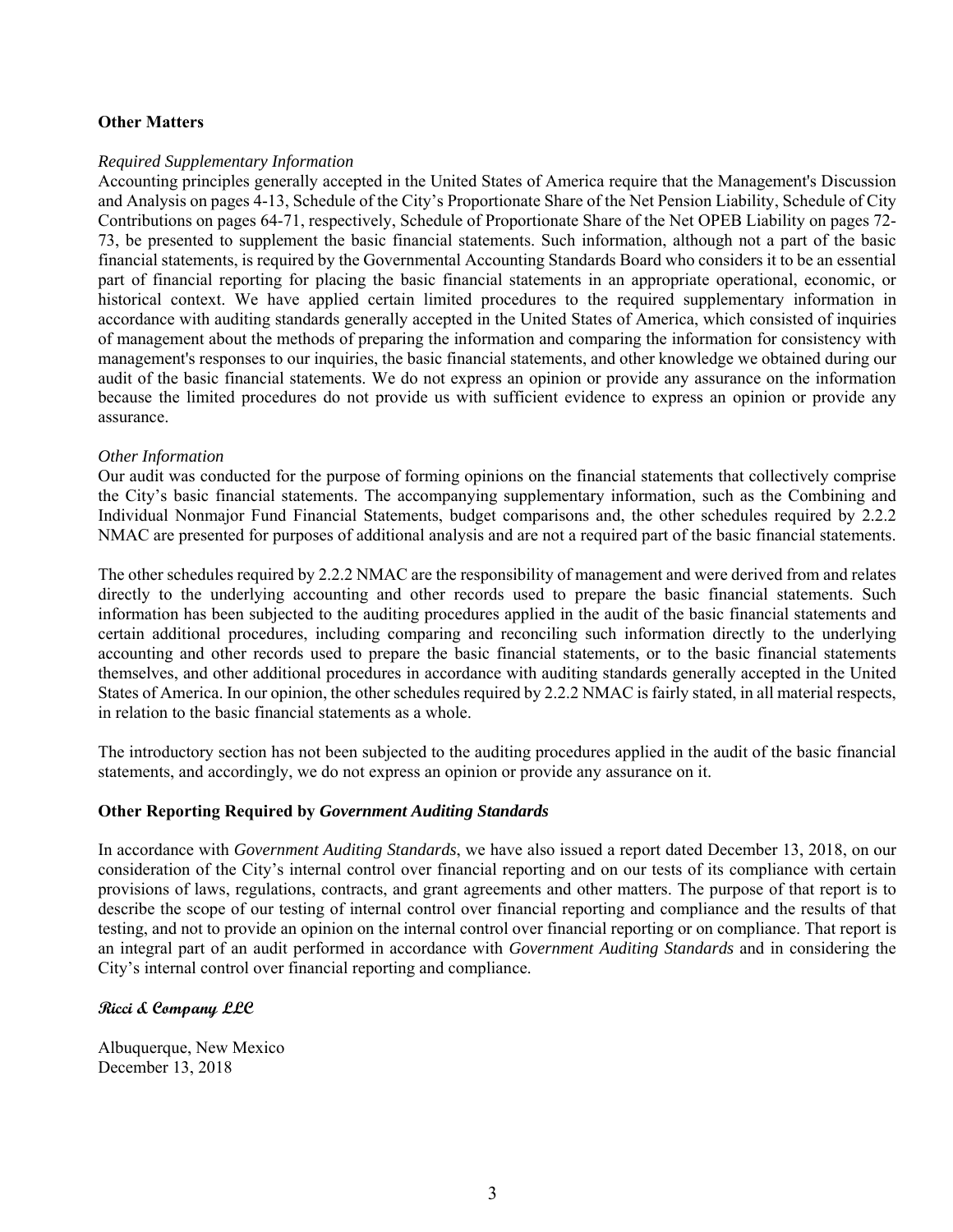**Other Matters**

*Required Supplementary Information*

Accounting principles generally accepted in the United States of America require that the Management's Discussion and Analysis on pages 4-13, Schedule of the City's Proportionate Share of the Net Pension Liability, Schedule of City Contributions on pages 64-71, respectively, Schedule of Proportionate Share of the Net OPEB Liability on pages 72-73, be presented to supplement the basic financial statements. Such information, although not a part of the basic financial statements, is required by the Governmental Accounting Standards Board who considers it to be an essential part of financial reporting for placing the basic financial statements in an appropriate operational, economic, or historical context. We have applied certain limited procedures to the required supplementary information in accordance with auditing standards generally accepted in the United States of America, which consisted of inquiries of management about the methods of preparing the information and comparing the information for consistency with management's responses to our inquiries, the basic financial statements, and other knowledge we obtained during our audit of the basic financial statements. We do not express an opinion or provide any assurance on the information because the limited procedures do not provide us with sufficient evidence to express an opinion or provide any assurance.

*Other Information*

Our audit was conducted for the purpose of forming opinions on the financial statements that collectively comprise the City's basic financial statements. The accompanying supplementary information, such as the Combining and Individual Nonmajor Fund Financial Statements, budget comparisons and, the other schedules required by 2.2.2 NMAC are presented for purposes of additional analysis and are not a required part of the basic financial statements.

The other schedules required by 2.2.2 NMAC are the responsibility of management and were derived from and relates directly to the underlying accounting and other records used to prepare the basic financial statements. Such information has been subjected to the auditing procedures applied in the audit of the basic financial statements and certain additional procedures, including comparing and reconciling such information directly to the underlying accounting and other records used to prepare the basic financial statements, or to the basic financial statements themselves, and other additional procedures in accordance with auditing standards generally accepted in the United States of America. In our opinion, the other schedules required by 2.2.2 NMAC is fairly stated, in all material respects, in relation to the basic financial statements as a whole.

The introductory section has not been subjected to the auditing procedures applied in the audit of the basic financial statements, and accordingly, we do not express an opinion or provide any assurance on it.

**Other Reporting Required by *Government Auditing Standards***

In accordance with *Government Auditing Standards*, we have also issued a report dated December 13, 2018, on our consideration of the City's internal control over financial reporting and on our tests of its compliance with certain provisions of laws, regulations, contracts, and grant agreements and other matters. The purpose of that report is to describe the scope of our testing of internal control over financial reporting and compliance and the results of that testing, and not to provide an opinion on the internal control over financial reporting or on compliance. That report is an integral part of an audit performed in accordance with *Government Auditing Standards* and in considering the City's internal control over financial reporting and compliance.

***Ricci & Company LLC***

Albuquerque, New Mexico
December 13, 2018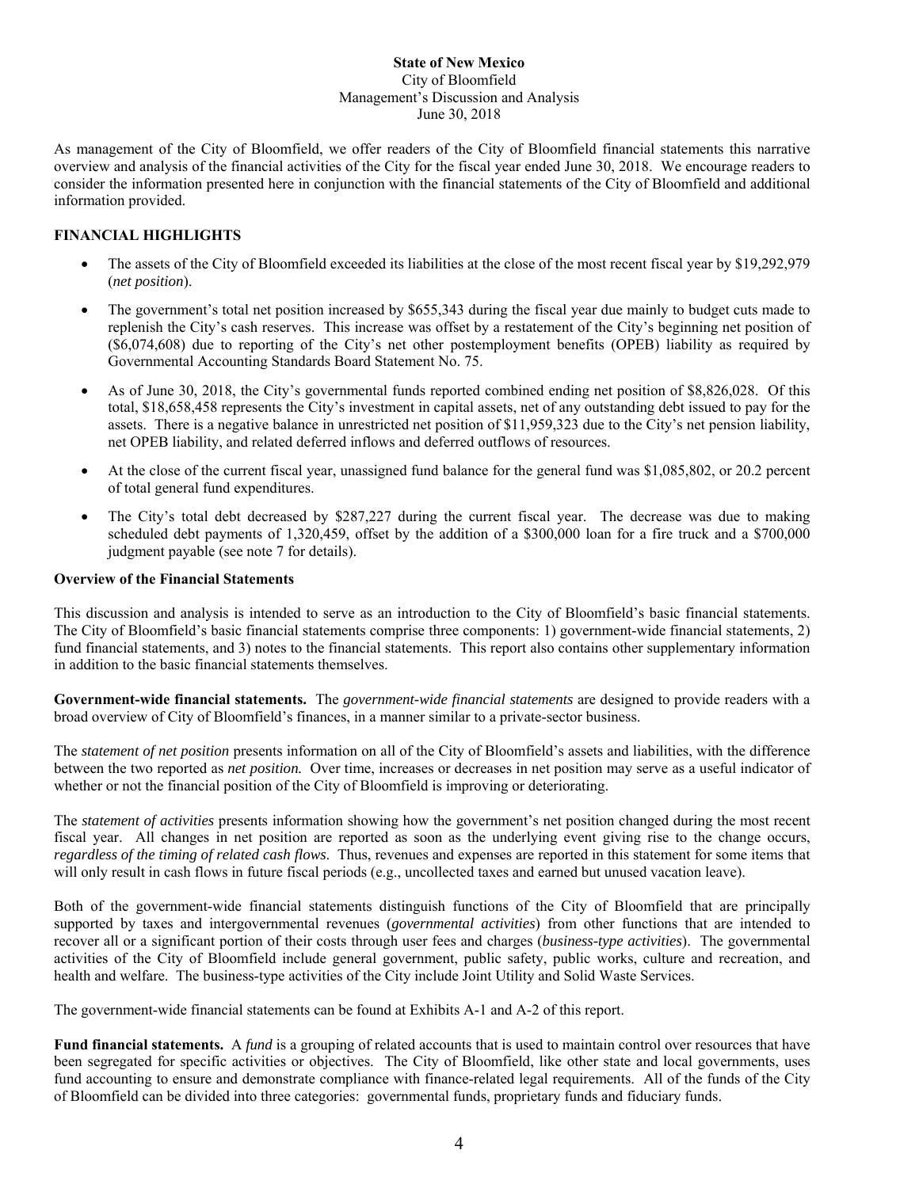**State of New Mexico**
City of Bloomfield
Management's Discussion and Analysis
June 30, 2018

As management of the City of Bloomfield, we offer readers of the City of Bloomfield financial statements this narrative overview and analysis of the financial activities of the City for the fiscal year ended June 30, 2018. We encourage readers to consider the information presented here in conjunction with the financial statements of the City of Bloomfield and additional information provided.

## FINANCIAL HIGHLIGHTS

- The assets of the City of Bloomfield exceeded its liabilities at the close of the most recent fiscal year by $19,292,979 (*net position*).
- The government's total net position increased by $655,343 during the fiscal year due mainly to budget cuts made to replenish the City's cash reserves. This increase was offset by a restatement of the City's beginning net position of ($6,074,608) due to reporting of the City's net other postemployment benefits (OPEB) liability as required by Governmental Accounting Standards Board Statement No. 75.
- As of June 30, 2018, the City's governmental funds reported combined ending net position of $8,826,028. Of this total, $18,658,458 represents the City's investment in capital assets, net of any outstanding debt issued to pay for the assets. There is a negative balance in unrestricted net position of $11,959,323 due to the City's net pension liability, net OPEB liability, and related deferred inflows and deferred outflows of resources.
- At the close of the current fiscal year, unassigned fund balance for the general fund was $1,085,802, or 20.2 percent of total general fund expenditures.
- The City's total debt decreased by $287,227 during the current fiscal year. The decrease was due to making scheduled debt payments of 1,320,459, offset by the addition of a $300,000 loan for a fire truck and a $700,000 judgment payable (see note 7 for details).

### Overview of the Financial Statements

This discussion and analysis is intended to serve as an introduction to the City of Bloomfield's basic financial statements. The City of Bloomfield's basic financial statements comprise three components: 1) government-wide financial statements, 2) fund financial statements, and 3) notes to the financial statements. This report also contains other supplementary information in addition to the basic financial statements themselves.

**Government-wide financial statements.** The *government-wide financial statements* are designed to provide readers with a broad overview of City of Bloomfield's finances, in a manner similar to a private-sector business.

The *statement of net position* presents information on all of the City of Bloomfield's assets and liabilities, with the difference between the two reported as ***net position.*** Over time, increases or decreases in net position may serve as a useful indicator of whether or not the financial position of the City of Bloomfield is improving or deteriorating.

The *statement of activities* presents information showing how the government's net position changed during the most recent fiscal year. All changes in net position are reported as soon as the underlying event giving rise to the change occurs, *regardless of the timing of related cash flows*. Thus, revenues and expenses are reported in this statement for some items that will only result in cash flows in future fiscal periods (e.g., uncollected taxes and earned but unused vacation leave).

Both of the government-wide financial statements distinguish functions of the City of Bloomfield that are principally supported by taxes and intergovernmental revenues (*governmental activities*) from other functions that are intended to recover all or a significant portion of their costs through user fees and charges (*business-type activities*). The governmental activities of the City of Bloomfield include general government, public safety, public works, culture and recreation, and health and welfare. The business-type activities of the City include Joint Utility and Solid Waste Services.

The government-wide financial statements can be found at Exhibits A-1 and A-2 of this report.

**Fund financial statements.** A *fund* is a grouping of related accounts that is used to maintain control over resources that have been segregated for specific activities or objectives. The City of Bloomfield, like other state and local governments, uses fund accounting to ensure and demonstrate compliance with finance-related legal requirements. All of the funds of the City of Bloomfield can be divided into three categories: governmental funds, proprietary funds and fiduciary funds.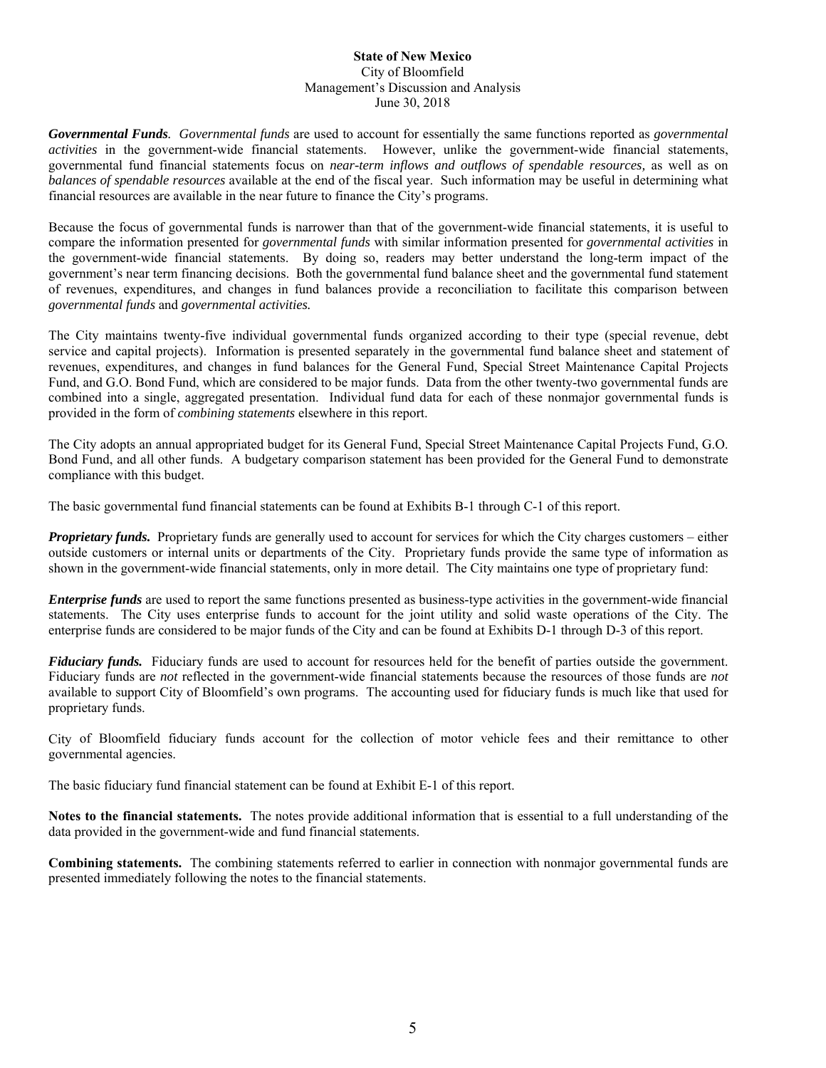***Governmental Funds**. Governmental funds* are used to account for essentially the same functions reported as *governmental activities* in the government-wide financial statements. However, unlike the government-wide financial statements, governmental fund financial statements focus on *near-term inflows and outflows of spendable resources,* as well as on *balances of spendable resources* available at the end of the fiscal year. Such information may be useful in determining what financial resources are available in the near future to finance the City's programs.

Because the focus of governmental funds is narrower than that of the government-wide financial statements, it is useful to compare the information presented for *governmental funds* with similar information presented for *governmental activities* in the government-wide financial statements. By doing so, readers may better understand the long-term impact of the government's near term financing decisions. Both the governmental fund balance sheet and the governmental fund statement of revenues, expenditures, and changes in fund balances provide a reconciliation to facilitate this comparison between *governmental funds* and *governmental activities.*

The City maintains twenty-five individual governmental funds organized according to their type (special revenue, debt service and capital projects). Information is presented separately in the governmental fund balance sheet and statement of revenues, expenditures, and changes in fund balances for the General Fund, Special Street Maintenance Capital Projects Fund, and G.O. Bond Fund, which are considered to be major funds. Data from the other twenty-two governmental funds are combined into a single, aggregated presentation. Individual fund data for each of these nonmajor governmental funds is provided in the form of *combining statements* elsewhere in this report.

The City adopts an annual appropriated budget for its General Fund, Special Street Maintenance Capital Projects Fund, G.O. Bond Fund, and all other funds. A budgetary comparison statement has been provided for the General Fund to demonstrate compliance with this budget.

The basic governmental fund financial statements can be found at Exhibits B-1 through C-1 of this report.

***Proprietary funds.*** Proprietary funds are generally used to account for services for which the City charges customers – either outside customers or internal units or departments of the City. Proprietary funds provide the same type of information as shown in the government-wide financial statements, only in more detail. The City maintains one type of proprietary fund:

***Enterprise funds*** are used to report the same functions presented as business-type activities in the government-wide financial statements. The City uses enterprise funds to account for the joint utility and solid waste operations of the City. The enterprise funds are considered to be major funds of the City and can be found at Exhibits D-1 through D-3 of this report.

***Fiduciary funds.*** Fiduciary funds are used to account for resources held for the benefit of parties outside the government. Fiduciary funds are *not* reflected in the government-wide financial statements because the resources of those funds are *not* available to support City of Bloomfield's own programs. The accounting used for fiduciary funds is much like that used for proprietary funds.

City of Bloomfield fiduciary funds account for the collection of motor vehicle fees and their remittance to other governmental agencies.

The basic fiduciary fund financial statement can be found at Exhibit E-1 of this report.

**Notes to the financial statements.** The notes provide additional information that is essential to a full understanding of the data provided in the government-wide and fund financial statements.

**Combining statements.** The combining statements referred to earlier in connection with nonmajor governmental funds are presented immediately following the notes to the financial statements.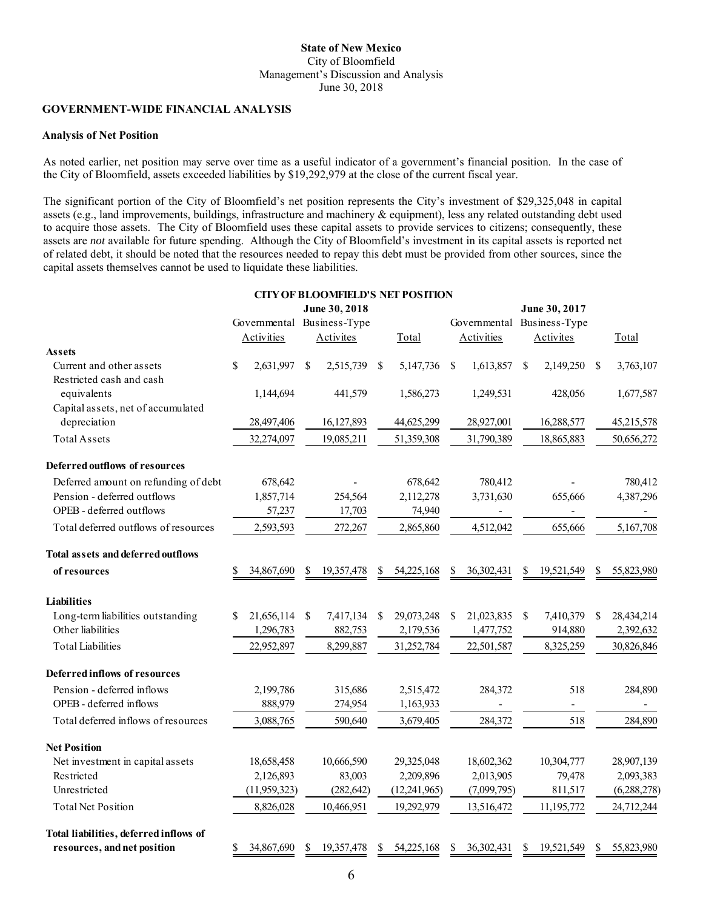**State of New Mexico**
City of Bloomfield
Management's Discussion and Analysis
June 30, 2018

## GOVERNMENT-WIDE FINANCIAL ANALYSIS

### Analysis of Net Position

As noted earlier, net position may serve over time as a useful indicator of a government's financial position. In the case of the City of Bloomfield, assets exceeded liabilities by $19,292,979 at the close of the current fiscal year.

The significant portion of the City of Bloomfield's net position represents the City's investment of $29,325,048 in capital assets (e.g., land improvements, buildings, infrastructure and machinery & equipment), less any related outstanding debt used to acquire those assets. The City of Bloomfield uses these capital assets to provide services to citizens; consequently, these assets are *not* available for future spending. Although the City of Bloomfield's investment in its capital assets is reported net of related debt, it should be noted that the resources needed to repay this debt must be provided from other sources, since the capital assets themselves cannot be used to liquidate these liabilities.

**CITY OF BLOOMFIELD'S NET POSITION**

| | June 30, 2018 | | | June 30, 2017 | | |
|---|---|---|---|---|---|---|
| | Governmental Activities | Business-Type Activites | Total | Governmental Activities | Business-Type Activites | Total |
| **Assets** | | | | | | |
| Current and other assets | $ 2,631,997 | $ 2,515,739 | $ 5,147,736 | $ 1,613,857 | $ 2,149,250 | $ 3,763,107 |
| Restricted cash and cash equivalents | 1,144,694 | 441,579 | 1,586,273 | 1,249,531 | 428,056 | 1,677,587 |
| Capital assets, net of accumulated depreciation | 28,497,406 | 16,127,893 | 44,625,299 | 28,927,001 | 16,288,577 | 45,215,578 |
| Total Assets | 32,274,097 | 19,085,211 | 51,359,308 | 31,790,389 | 18,865,883 | 50,656,272 |
| **Deferred outflows of resources** | | | | | | |
| Deferred amount on refunding of debt | 678,642 | - | 678,642 | 780,412 | - | 780,412 |
| Pension - deferred outflows | 1,857,714 | 254,564 | 2,112,278 | 3,731,630 | 655,666 | 4,387,296 |
| OPEB - deferred outflows | 57,237 | 17,703 | 74,940 | - | - | - |
| Total deferred outflows of resources | 2,593,593 | 272,267 | 2,865,860 | 4,512,042 | 655,666 | 5,167,708 |
| **Total assets and deferred outflows of resources** | $ 34,867,690 | $ 19,357,478 | $ 54,225,168 | $ 36,302,431 | $ 19,521,549 | $ 55,823,980 |
| **Liabilities** | | | | | | |
| Long-term liabilities outstanding | $ 21,656,114 | $ 7,417,134 | $ 29,073,248 | $ 21,023,835 | $ 7,410,379 | $ 28,434,214 |
| Other liabilities | 1,296,783 | 882,753 | 2,179,536 | 1,477,752 | 914,880 | 2,392,632 |
| Total Liabilities | 22,952,897 | 8,299,887 | 31,252,784 | 22,501,587 | 8,325,259 | 30,826,846 |
| **Deferred inflows of resources** | | | | | | |
| Pension - deferred inflows | 2,199,786 | 315,686 | 2,515,472 | 284,372 | 518 | 284,890 |
| OPEB - deferred inflows | 888,979 | 274,954 | 1,163,933 | - | - | - |
| Total deferred inflows of resources | 3,088,765 | 590,640 | 3,679,405 | 284,372 | 518 | 284,890 |
| **Net Position** | | | | | | |
| Net investment in capital assets | 18,658,458 | 10,666,590 | 29,325,048 | 18,602,362 | 10,304,777 | 28,907,139 |
| Restricted | 2,126,893 | 83,003 | 2,209,896 | 2,013,905 | 79,478 | 2,093,383 |
| Unrestricted | (11,959,323) | (282,642) | (12,241,965) | (7,099,795) | 811,517 | (6,288,278) |
| Total Net Position | 8,826,028 | 10,466,951 | 19,292,979 | 13,516,472 | 11,195,772 | 24,712,244 |
| **Total liabilities, deferred inflows of resources, and net position** | $ 34,867,690 | $ 19,357,478 | $ 54,225,168 | $ 36,302,431 | $ 19,521,549 | $ 55,823,980 |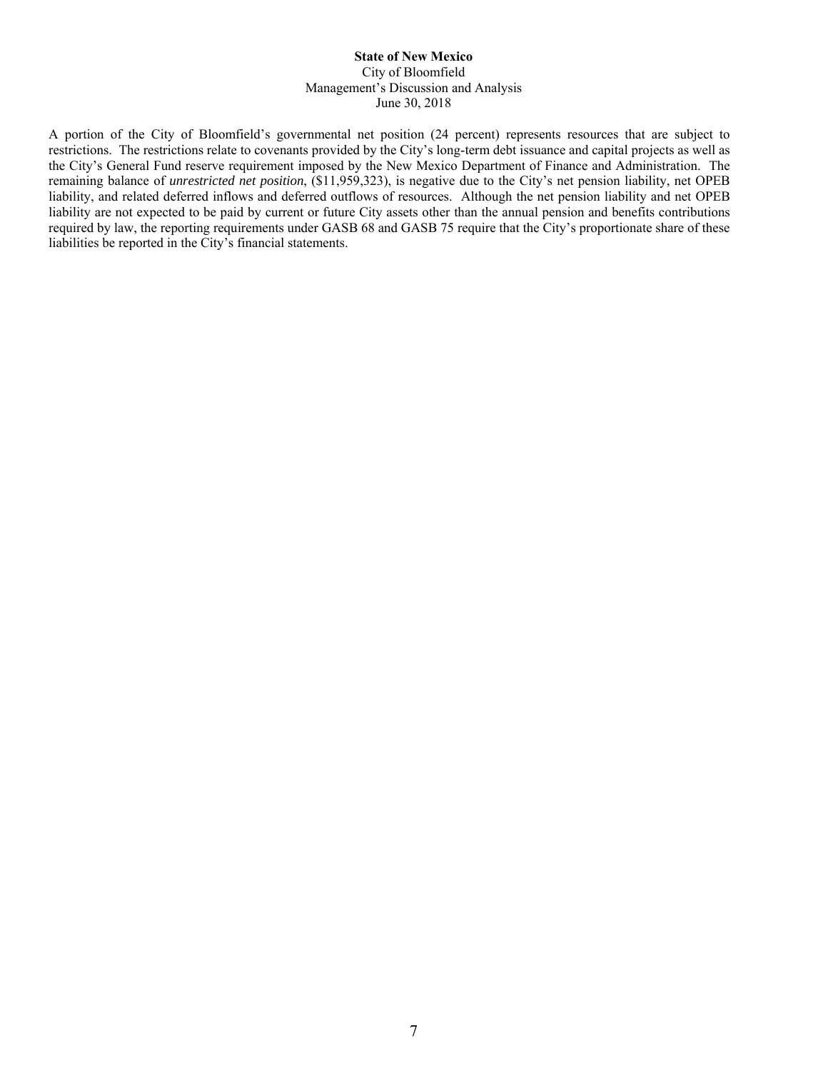A portion of the City of Bloomfield's governmental net position (24 percent) represents resources that are subject to restrictions. The restrictions relate to covenants provided by the City's long-term debt issuance and capital projects as well as the City's General Fund reserve requirement imposed by the New Mexico Department of Finance and Administration. The remaining balance of *unrestricted net position*, ($11,959,323), is negative due to the City's net pension liability, net OPEB liability, and related deferred inflows and deferred outflows of resources. Although the net pension liability and net OPEB liability are not expected to be paid by current or future City assets other than the annual pension and benefits contributions required by law, the reporting requirements under GASB 68 and GASB 75 require that the City's proportionate share of these liabilities be reported in the City's financial statements.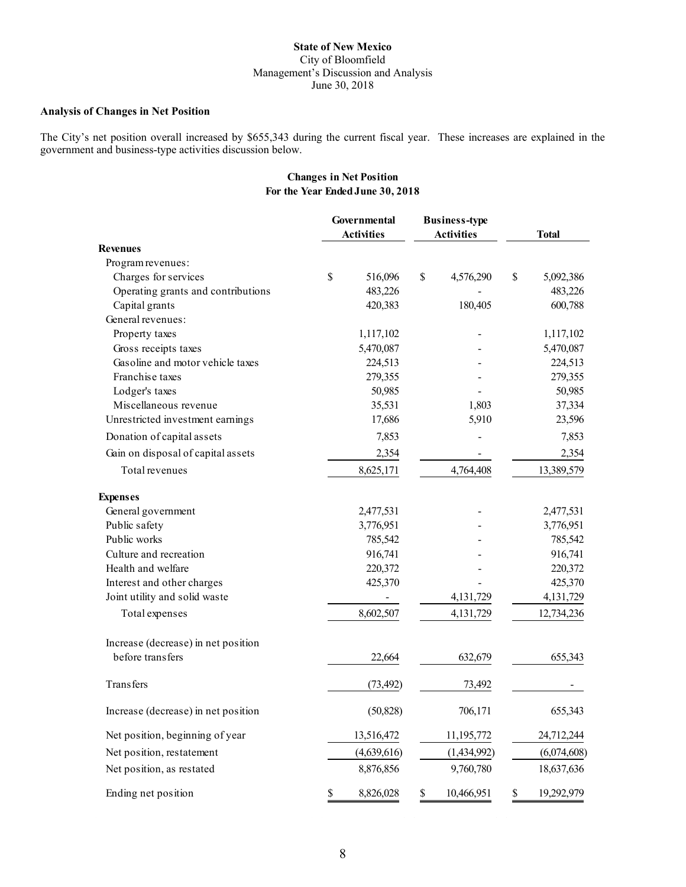State of New Mexico
City of Bloomfield
Management's Discussion and Analysis
June 30, 2018

### Analysis of Changes in Net Position

The City's net position overall increased by $655,343 during the current fiscal year. These increases are explained in the government and business-type activities discussion below.

**Changes in Net Position**
**For the Year Ended June 30, 2018**

| | Governmental Activities | Business-type Activities | Total |
|---|---|---|---|
| **Revenues** | | | |
| Program revenues: | | | |
| Charges for services | $ 516,096 | $ 4,576,290 | $ 5,092,386 |
| Operating grants and contributions | 483,226 | - | 483,226 |
| Capital grants | 420,383 | 180,405 | 600,788 |
| General revenues: | | | |
| Property taxes | 1,117,102 | - | 1,117,102 |
| Gross receipts taxes | 5,470,087 | - | 5,470,087 |
| Gasoline and motor vehicle taxes | 224,513 | - | 224,513 |
| Franchise taxes | 279,355 | - | 279,355 |
| Lodger's taxes | 50,985 | - | 50,985 |
| Miscellaneous revenue | 35,531 | 1,803 | 37,334 |
| Unrestricted investment earnings | 17,686 | 5,910 | 23,596 |
| Donation of capital assets | 7,853 | - | 7,853 |
| Gain on disposal of capital assets | 2,354 | - | 2,354 |
| Total revenues | 8,625,171 | 4,764,408 | 13,389,579 |
| **Expenses** | | | |
| General government | 2,477,531 | - | 2,477,531 |
| Public safety | 3,776,951 | - | 3,776,951 |
| Public works | 785,542 | - | 785,542 |
| Culture and recreation | 916,741 | - | 916,741 |
| Health and welfare | 220,372 | - | 220,372 |
| Interest and other charges | 425,370 | - | 425,370 |
| Joint utility and solid waste | - | 4,131,729 | 4,131,729 |
| Total expenses | 8,602,507 | 4,131,729 | 12,734,236 |
| Increase (decrease) in net position before transfers | 22,664 | 632,679 | 655,343 |
| Transfers | (73,492) | 73,492 | - |
| Increase (decrease) in net position | (50,828) | 706,171 | 655,343 |
| Net position, beginning of year | 13,516,472 | 11,195,772 | 24,712,244 |
| Net position, restatement | (4,639,616) | (1,434,992) | (6,074,608) |
| Net position, as restated | 8,876,856 | 9,760,780 | 18,637,636 |
| Ending net position | $ 8,826,028 | $ 10,466,951 | $ 19,292,979 |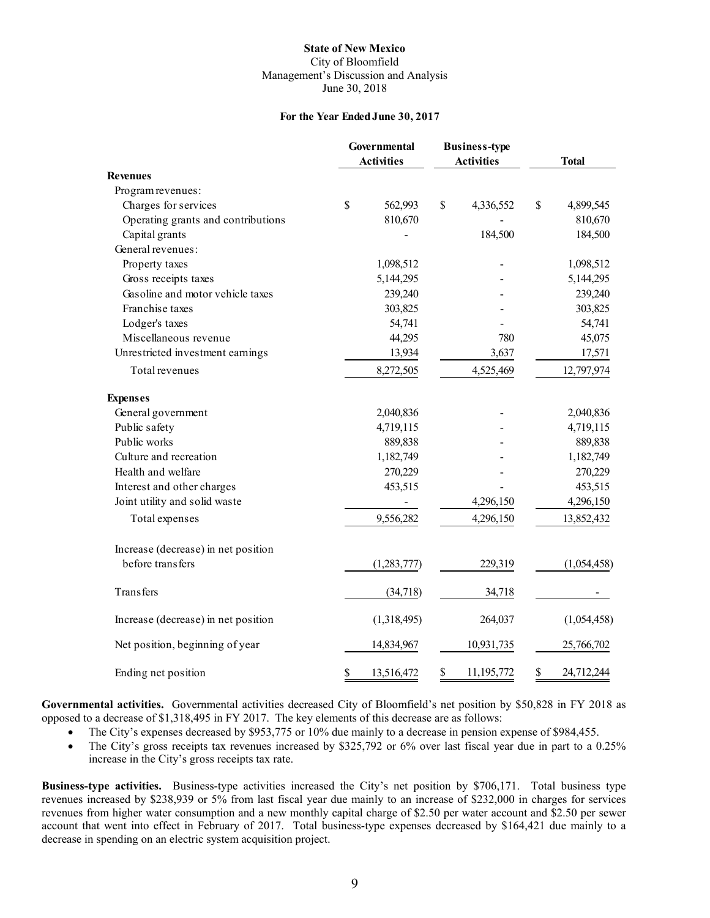**State of New Mexico**
City of Bloomfield
Management's Discussion and Analysis
June 30, 2018

**For the Year Ended June 30, 2017**

| | Governmental Activities | Business-type Activities | Total |
|---|---|---|---|
| **Revenues** | | | |
| Program revenues: | | | |
| Charges for services | $ 562,993 | $ 4,336,552 | $ 4,899,545 |
| Operating grants and contributions | 810,670 | - | 810,670 |
| Capital grants | - | 184,500 | 184,500 |
| General revenues: | | | |
| Property taxes | 1,098,512 | - | 1,098,512 |
| Gross receipts taxes | 5,144,295 | - | 5,144,295 |
| Gasoline and motor vehicle taxes | 239,240 | - | 239,240 |
| Franchise taxes | 303,825 | - | 303,825 |
| Lodger's taxes | 54,741 | - | 54,741 |
| Miscellaneous revenue | 44,295 | 780 | 45,075 |
| Unrestricted investment earnings | 13,934 | 3,637 | 17,571 |
| Total revenues | 8,272,505 | 4,525,469 | 12,797,974 |
| **Expenses** | | | |
| General government | 2,040,836 | - | 2,040,836 |
| Public safety | 4,719,115 | - | 4,719,115 |
| Public works | 889,838 | - | 889,838 |
| Culture and recreation | 1,182,749 | - | 1,182,749 |
| Health and welfare | 270,229 | - | 270,229 |
| Interest and other charges | 453,515 | - | 453,515 |
| Joint utility and solid waste | - | 4,296,150 | 4,296,150 |
| Total expenses | 9,556,282 | 4,296,150 | 13,852,432 |
| Increase (decrease) in net position before transfers | (1,283,777) | 229,319 | (1,054,458) |
| Transfers | (34,718) | 34,718 | - |
| Increase (decrease) in net position | (1,318,495) | 264,037 | (1,054,458) |
| Net position, beginning of year | 14,834,967 | 10,931,735 | 25,766,702 |
| Ending net position | $ 13,516,472 | $ 11,195,772 | $ 24,712,244 |

**Governmental activities.** Governmental activities decreased City of Bloomfield's net position by $50,828 in FY 2018 as opposed to a decrease of $1,318,495 in FY 2017. The key elements of this decrease are as follows:

- The City's expenses decreased by $953,775 or 10% due mainly to a decrease in pension expense of $984,455.
- The City's gross receipts tax revenues increased by $325,792 or 6% over last fiscal year due in part to a 0.25% increase in the City's gross receipts tax rate.

**Business-type activities.** Business-type activities increased the City's net position by $706,171. Total business type revenues increased by $238,939 or 5% from last fiscal year due mainly to an increase of $232,000 in charges for services revenues from higher water consumption and a new monthly capital charge of $2.50 per water account and $2.50 per sewer account that went into effect in February of 2017. Total business-type expenses decreased by $164,421 due mainly to a decrease in spending on an electric system acquisition project.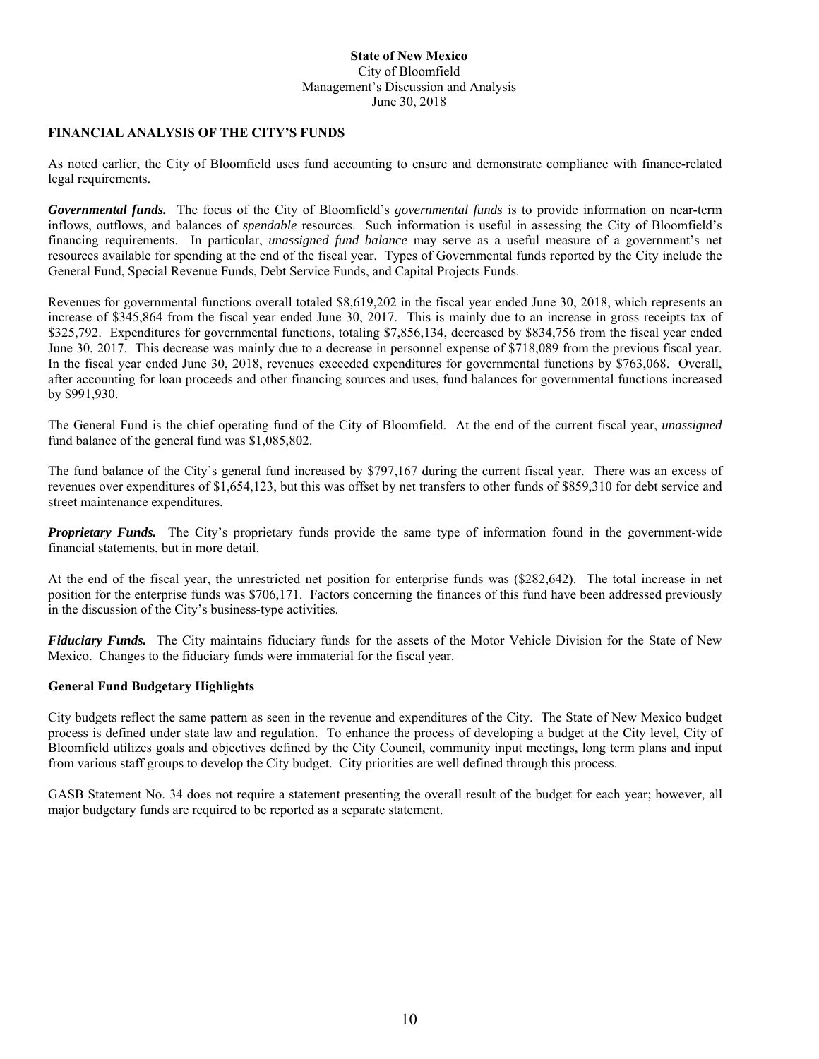## FINANCIAL ANALYSIS OF THE CITY'S FUNDS

As noted earlier, the City of Bloomfield uses fund accounting to ensure and demonstrate compliance with finance-related legal requirements.

***Governmental funds.*** The focus of the City of Bloomfield's *governmental funds* is to provide information on near-term inflows, outflows, and balances of *spendable* resources. Such information is useful in assessing the City of Bloomfield's financing requirements. In particular, *unassigned fund balance* may serve as a useful measure of a government's net resources available for spending at the end of the fiscal year. Types of Governmental funds reported by the City include the General Fund, Special Revenue Funds, Debt Service Funds, and Capital Projects Funds.

Revenues for governmental functions overall totaled $8,619,202 in the fiscal year ended June 30, 2018, which represents an increase of $345,864 from the fiscal year ended June 30, 2017. This is mainly due to an increase in gross receipts tax of $325,792. Expenditures for governmental functions, totaling $7,856,134, decreased by $834,756 from the fiscal year ended June 30, 2017. This decrease was mainly due to a decrease in personnel expense of $718,089 from the previous fiscal year. In the fiscal year ended June 30, 2018, revenues exceeded expenditures for governmental functions by $763,068. Overall, after accounting for loan proceeds and other financing sources and uses, fund balances for governmental functions increased by $991,930.

The General Fund is the chief operating fund of the City of Bloomfield. At the end of the current fiscal year, *unassigned* fund balance of the general fund was $1,085,802.

The fund balance of the City's general fund increased by $797,167 during the current fiscal year. There was an excess of revenues over expenditures of $1,654,123, but this was offset by net transfers to other funds of $859,310 for debt service and street maintenance expenditures.

***Proprietary Funds.*** The City's proprietary funds provide the same type of information found in the government-wide financial statements, but in more detail.

At the end of the fiscal year, the unrestricted net position for enterprise funds was ($282,642). The total increase in net position for the enterprise funds was $706,171. Factors concerning the finances of this fund have been addressed previously in the discussion of the City's business-type activities.

***Fiduciary Funds.*** The City maintains fiduciary funds for the assets of the Motor Vehicle Division for the State of New Mexico. Changes to the fiduciary funds were immaterial for the fiscal year.

### General Fund Budgetary Highlights

City budgets reflect the same pattern as seen in the revenue and expenditures of the City. The State of New Mexico budget process is defined under state law and regulation. To enhance the process of developing a budget at the City level, City of Bloomfield utilizes goals and objectives defined by the City Council, community input meetings, long term plans and input from various staff groups to develop the City budget. City priorities are well defined through this process.

GASB Statement No. 34 does not require a statement presenting the overall result of the budget for each year; however, all major budgetary funds are required to be reported as a separate statement.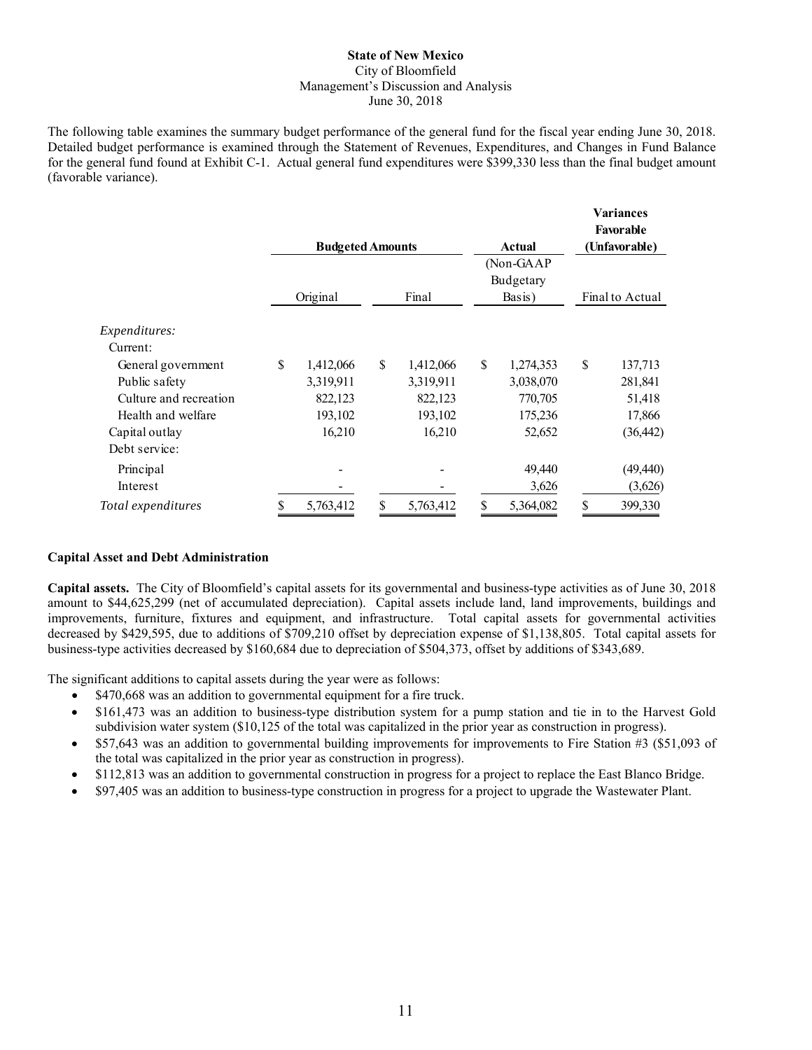The following table examines the summary budget performance of the general fund for the fiscal year ending June 30, 2018. Detailed budget performance is examined through the Statement of Revenues, Expenditures, and Changes in Fund Balance for the general fund found at Exhibit C-1. Actual general fund expenditures were $399,330 less than the final budget amount (favorable variance).

| | Budgeted Amounts | | Actual | Variances Favorable (Unfavorable) |
|---|---|---|---|---|
| | Original | Final | (Non-GAAP Budgetary Basis) | Final to Actual |
| *Expenditures:* | | | | |
| Current: | | | | |
| General government | $ 1,412,066 | $ 1,412,066 | $ 1,274,353 | $ 137,713 |
| Public safety | 3,319,911 | 3,319,911 | 3,038,070 | 281,841 |
| Culture and recreation | 822,123 | 822,123 | 770,705 | 51,418 |
| Health and welfare | 193,102 | 193,102 | 175,236 | 17,866 |
| Capital outlay | 16,210 | 16,210 | 52,652 | (36,442) |
| Debt service: | | | | |
| Principal | - | - | 49,440 | (49,440) |
| Interest | - | - | 3,626 | (3,626) |
| *Total expenditures* | $ 5,763,412 | $ 5,763,412 | $ 5,364,082 | $ 399,330 |

**Capital Asset and Debt Administration**

**Capital assets.** The City of Bloomfield's capital assets for its governmental and business-type activities as of June 30, 2018 amount to $44,625,299 (net of accumulated depreciation). Capital assets include land, land improvements, buildings and improvements, furniture, fixtures and equipment, and infrastructure. Total capital assets for governmental activities decreased by $429,595, due to additions of $709,210 offset by depreciation expense of $1,138,805. Total capital assets for business-type activities decreased by $160,684 due to depreciation of $504,373, offset by additions of $343,689.

The significant additions to capital assets during the year were as follows:

- $470,668 was an addition to governmental equipment for a fire truck.
- $161,473 was an addition to business-type distribution system for a pump station and tie in to the Harvest Gold subdivision water system ($10,125 of the total was capitalized in the prior year as construction in progress).
- $57,643 was an addition to governmental building improvements for improvements to Fire Station #3 ($51,093 of the total was capitalized in the prior year as construction in progress).
- $112,813 was an addition to governmental construction in progress for a project to replace the East Blanco Bridge.
- $97,405 was an addition to business-type construction in progress for a project to upgrade the Wastewater Plant.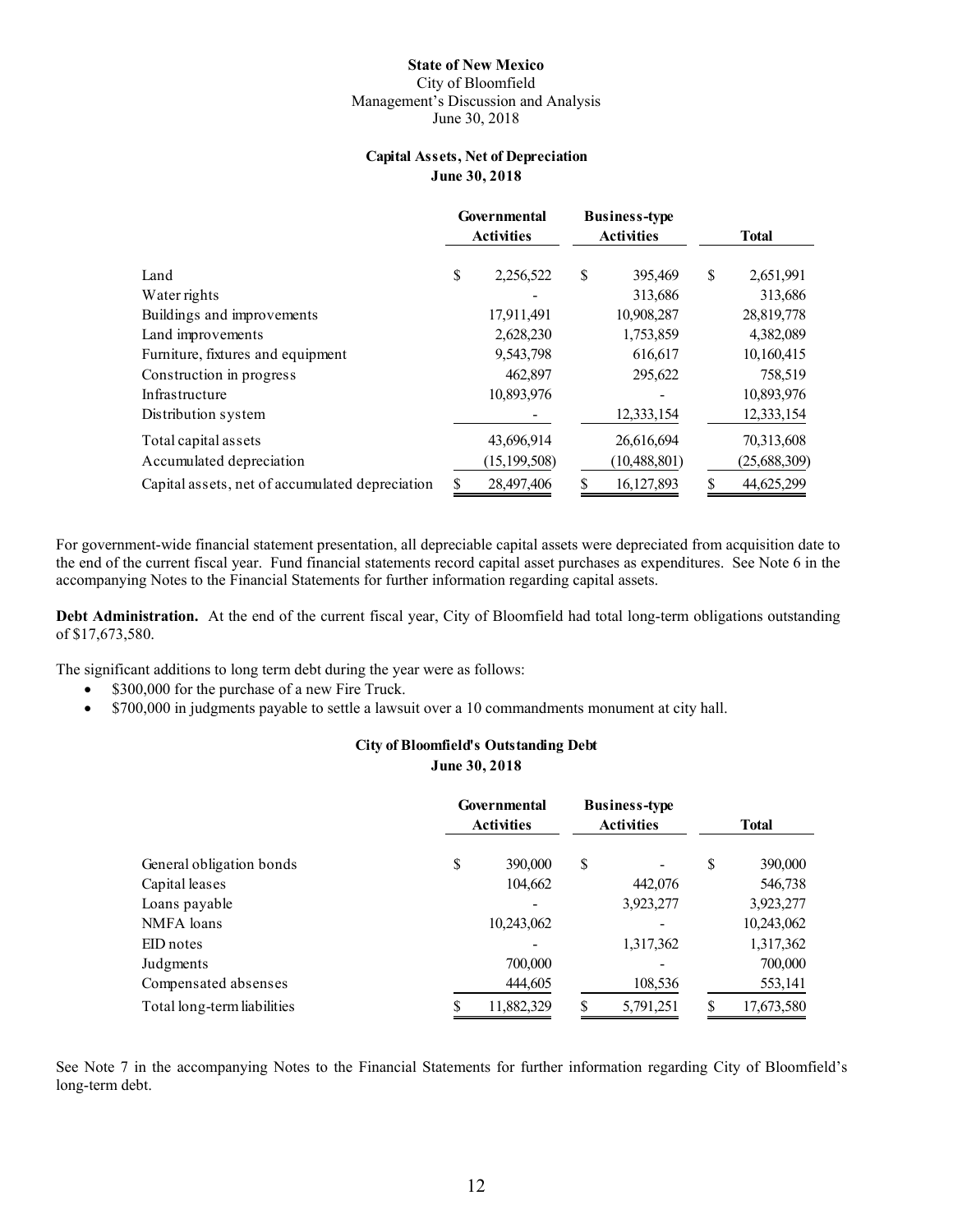**State of New Mexico**
City of Bloomfield
Management's Discussion and Analysis
June 30, 2018

**Capital Assets, Net of Depreciation**
**June 30, 2018**

| | Governmental Activities | Business-type Activities | Total |
|---|---|---|---|
| Land | $ 2,256,522 | $ 395,469 | $ 2,651,991 |
| Water rights | - | 313,686 | 313,686 |
| Buildings and improvements | 17,911,491 | 10,908,287 | 28,819,778 |
| Land improvements | 2,628,230 | 1,753,859 | 4,382,089 |
| Furniture, fixtures and equipment | 9,543,798 | 616,617 | 10,160,415 |
| Construction in progress | 462,897 | 295,622 | 758,519 |
| Infrastructure | 10,893,976 | - | 10,893,976 |
| Distribution system | - | 12,333,154 | 12,333,154 |
| Total capital assets | 43,696,914 | 26,616,694 | 70,313,608 |
| Accumulated depreciation | (15,199,508) | (10,488,801) | (25,688,309) |
| Capital assets, net of accumulated depreciation | $ 28,497,406 | $ 16,127,893 | $ 44,625,299 |

For government-wide financial statement presentation, all depreciable capital assets were depreciated from acquisition date to the end of the current fiscal year. Fund financial statements record capital asset purchases as expenditures. See Note 6 in the accompanying Notes to the Financial Statements for further information regarding capital assets.

**Debt Administration.** At the end of the current fiscal year, City of Bloomfield had total long-term obligations outstanding of $17,673,580.

The significant additions to long term debt during the year were as follows:

- $300,000 for the purchase of a new Fire Truck.
- $700,000 in judgments payable to settle a lawsuit over a 10 commandments monument at city hall.

**City of Bloomfield's Outstanding Debt**
**June 30, 2018**

| | Governmental Activities | Business-type Activities | Total |
|---|---|---|---|
| General obligation bonds | $ 390,000 | $ - | $ 390,000 |
| Capital leases | 104,662 | 442,076 | 546,738 |
| Loans payable | - | 3,923,277 | 3,923,277 |
| NMFA loans | 10,243,062 | - | 10,243,062 |
| EID notes | - | 1,317,362 | 1,317,362 |
| Judgments | 700,000 | - | 700,000 |
| Compensated absenses | 444,605 | 108,536 | 553,141 |
| Total long-term liabilities | $ 11,882,329 | $ 5,791,251 | $ 17,673,580 |

See Note 7 in the accompanying Notes to the Financial Statements for further information regarding City of Bloomfield's long-term debt.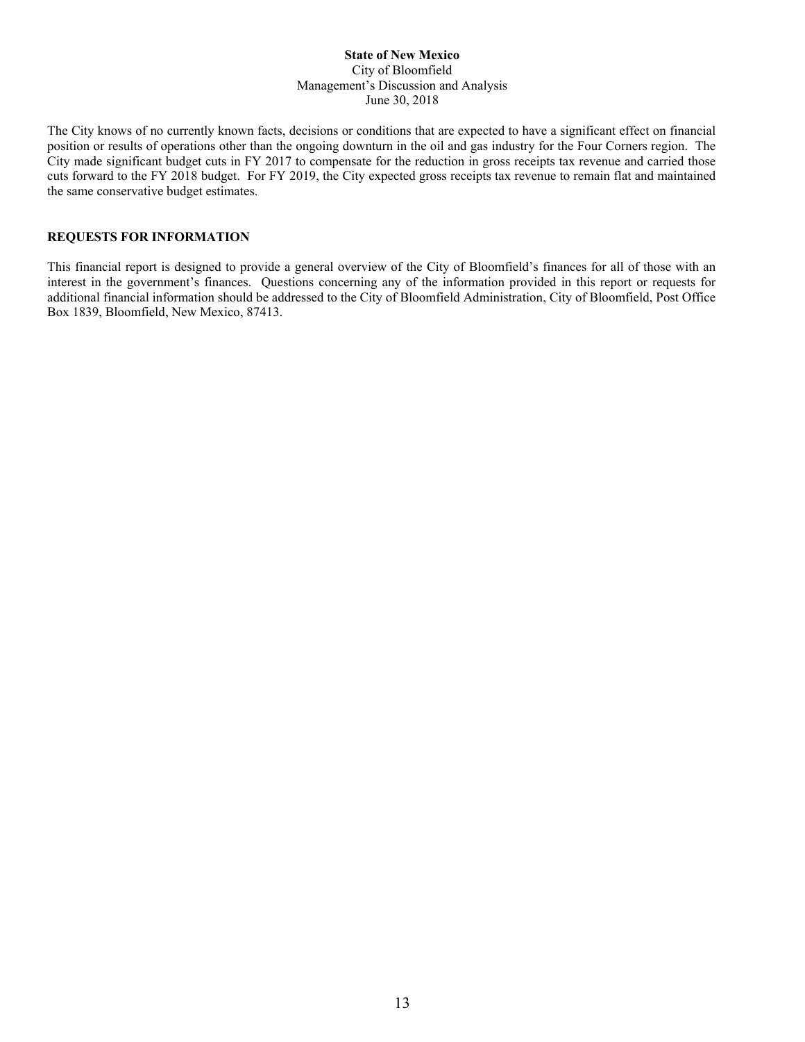The City knows of no currently known facts, decisions or conditions that are expected to have a significant effect on financial position or results of operations other than the ongoing downturn in the oil and gas industry for the Four Corners region. The City made significant budget cuts in FY 2017 to compensate for the reduction in gross receipts tax revenue and carried those cuts forward to the FY 2018 budget. For FY 2019, the City expected gross receipts tax revenue to remain flat and maintained the same conservative budget estimates.

## REQUESTS FOR INFORMATION

This financial report is designed to provide a general overview of the City of Bloomfield's finances for all of those with an interest in the government's finances. Questions concerning any of the information provided in this report or requests for additional financial information should be addressed to the City of Bloomfield Administration, City of Bloomfield, Post Office Box 1839, Bloomfield, New Mexico, 87413.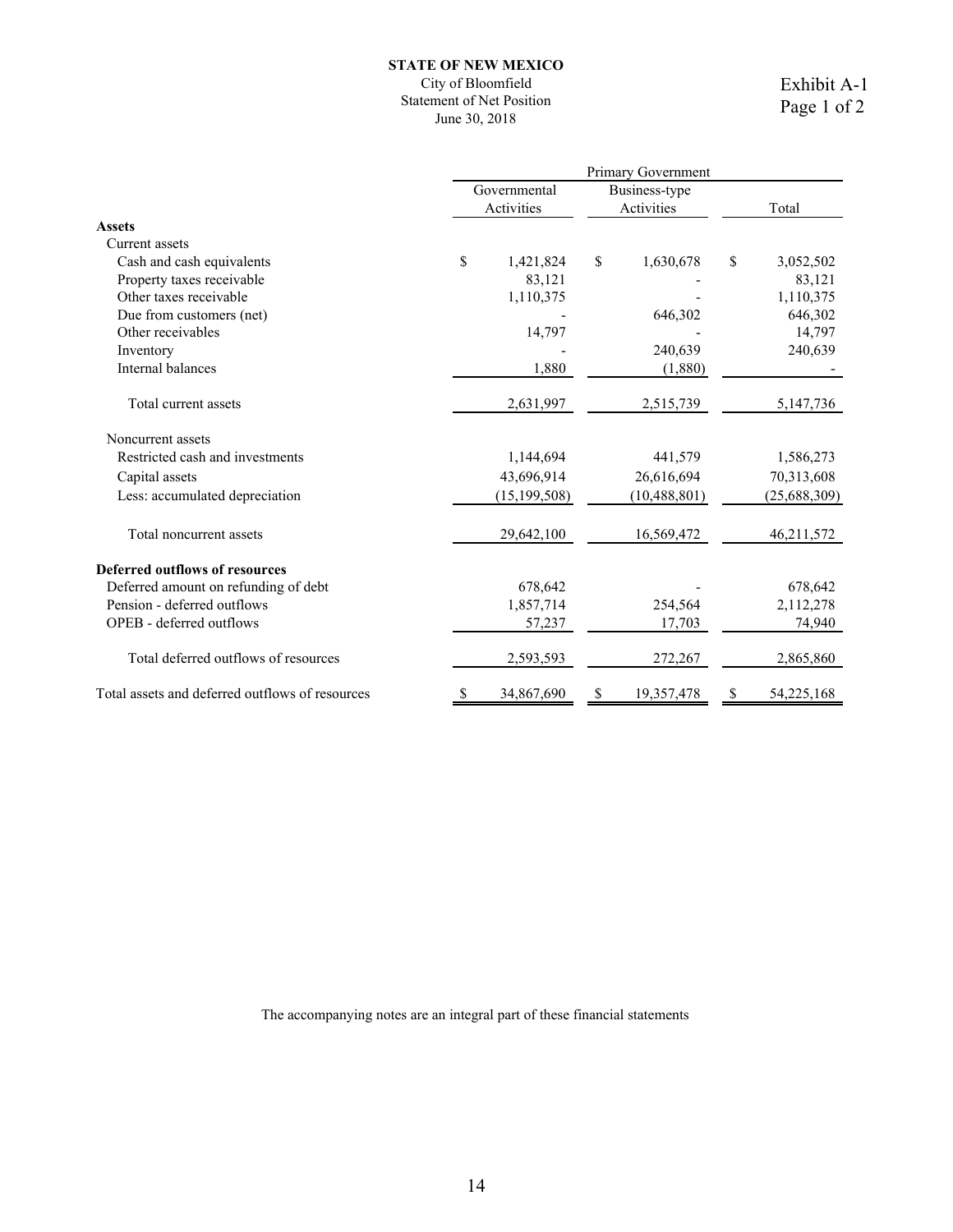**STATE OF NEW MEXICO**
City of Bloomfield
Statement of Net Position
June 30, 2018

Exhibit A-1
Page 1 of 2

| | Primary Government | | |
|---|---|---|---|
| | Governmental Activities | Business-type Activities | Total |
| **Assets** | | | |
| Current assets | | | |
| Cash and cash equivalents | $ 1,421,824 | $ 1,630,678 | $ 3,052,502 |
| Property taxes receivable | 83,121 | - | 83,121 |
| Other taxes receivable | 1,110,375 | - | 1,110,375 |
| Due from customers (net) | - | 646,302 | 646,302 |
| Other receivables | 14,797 | - | 14,797 |
| Inventory | - | 240,639 | 240,639 |
| Internal balances | 1,880 | (1,880) | - |
| Total current assets | 2,631,997 | 2,515,739 | 5,147,736 |
| Noncurrent assets | | | |
| Restricted cash and investments | 1,144,694 | 441,579 | 1,586,273 |
| Capital assets | 43,696,914 | 26,616,694 | 70,313,608 |
| Less: accumulated depreciation | (15,199,508) | (10,488,801) | (25,688,309) |
| Total noncurrent assets | 29,642,100 | 16,569,472 | 46,211,572 |
| **Deferred outflows of resources** | | | |
| Deferred amount on refunding of debt | 678,642 | - | 678,642 |
| Pension - deferred outflows | 1,857,714 | 254,564 | 2,112,278 |
| OPEB - deferred outflows | 57,237 | 17,703 | 74,940 |
| Total deferred outflows of resources | 2,593,593 | 272,267 | 2,865,860 |
| Total assets and deferred outflows of resources | $ 34,867,690 | $ 19,357,478 | $ 54,225,168 |

The accompanying notes are an integral part of these financial statements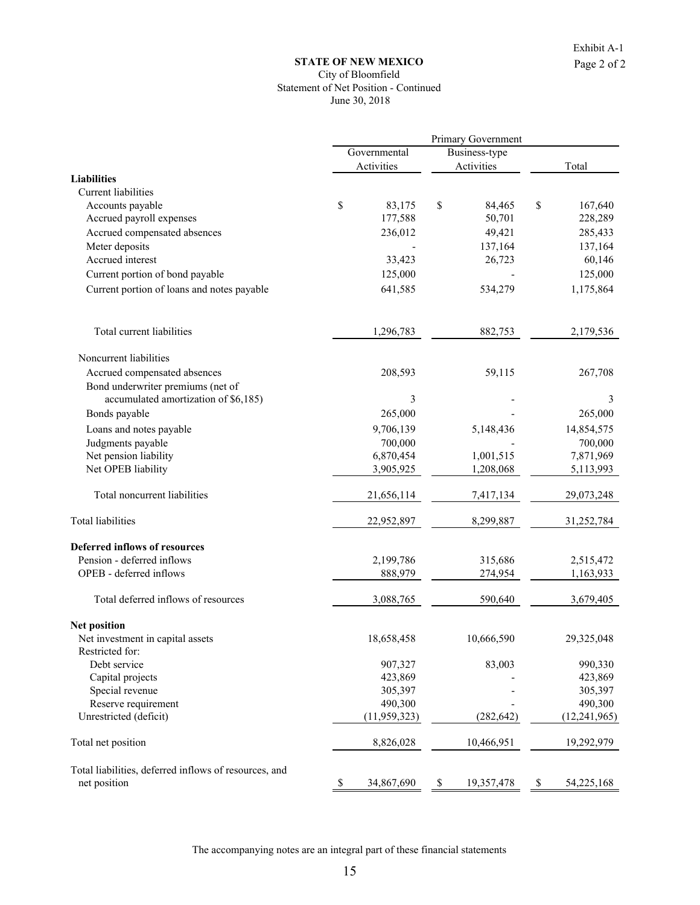Exhibit A-1
Page 2 of 2

**STATE OF NEW MEXICO**
City of Bloomfield
Statement of Net Position - Continued
June 30, 2018

| | Primary Government | | |
|---|---|---|---|
| | Governmental Activities | Business-type Activities | Total |
| **Liabilities** | | | |
| Current liabilities | | | |
| Accounts payable | $ 83,175 | $ 84,465 | $ 167,640 |
| Accrued payroll expenses | 177,588 | 50,701 | 228,289 |
| Accrued compensated absences | 236,012 | 49,421 | 285,433 |
| Meter deposits | - | 137,164 | 137,164 |
| Accrued interest | 33,423 | 26,723 | 60,146 |
| Current portion of bond payable | 125,000 | - | 125,000 |
| Current portion of loans and notes payable | 641,585 | 534,279 | 1,175,864 |
| Total current liabilities | 1,296,783 | 882,753 | 2,179,536 |
| Noncurrent liabilities | | | |
| Accrued compensated absences | 208,593 | 59,115 | 267,708 |
| Bond underwriter premiums (net of accumulated amortization of $6,185) | 3 | - | 3 |
| Bonds payable | 265,000 | - | 265,000 |
| Loans and notes payable | 9,706,139 | 5,148,436 | 14,854,575 |
| Judgments payable | 700,000 | - | 700,000 |
| Net pension liability | 6,870,454 | 1,001,515 | 7,871,969 |
| Net OPEB liability | 3,905,925 | 1,208,068 | 5,113,993 |
| Total noncurrent liabilities | 21,656,114 | 7,417,134 | 29,073,248 |
| Total liabilities | 22,952,897 | 8,299,887 | 31,252,784 |
| **Deferred inflows of resources** | | | |
| Pension - deferred inflows | 2,199,786 | 315,686 | 2,515,472 |
| OPEB - deferred inflows | 888,979 | 274,954 | 1,163,933 |
| Total deferred inflows of resources | 3,088,765 | 590,640 | 3,679,405 |
| **Net position** | | | |
| Net investment in capital assets | 18,658,458 | 10,666,590 | 29,325,048 |
| Restricted for: | | | |
| Debt service | 907,327 | 83,003 | 990,330 |
| Capital projects | 423,869 | - | 423,869 |
| Special revenue | 305,397 | - | 305,397 |
| Reserve requirement | 490,300 | - | 490,300 |
| Unrestricted (deficit) | (11,959,323) | (282,642) | (12,241,965) |
| Total net position | 8,826,028 | 10,466,951 | 19,292,979 |
| Total liabilities, deferred inflows of resources, and net position | $ 34,867,690 | $ 19,357,478 | $ 54,225,168 |

The accompanying notes are an integral part of these financial statements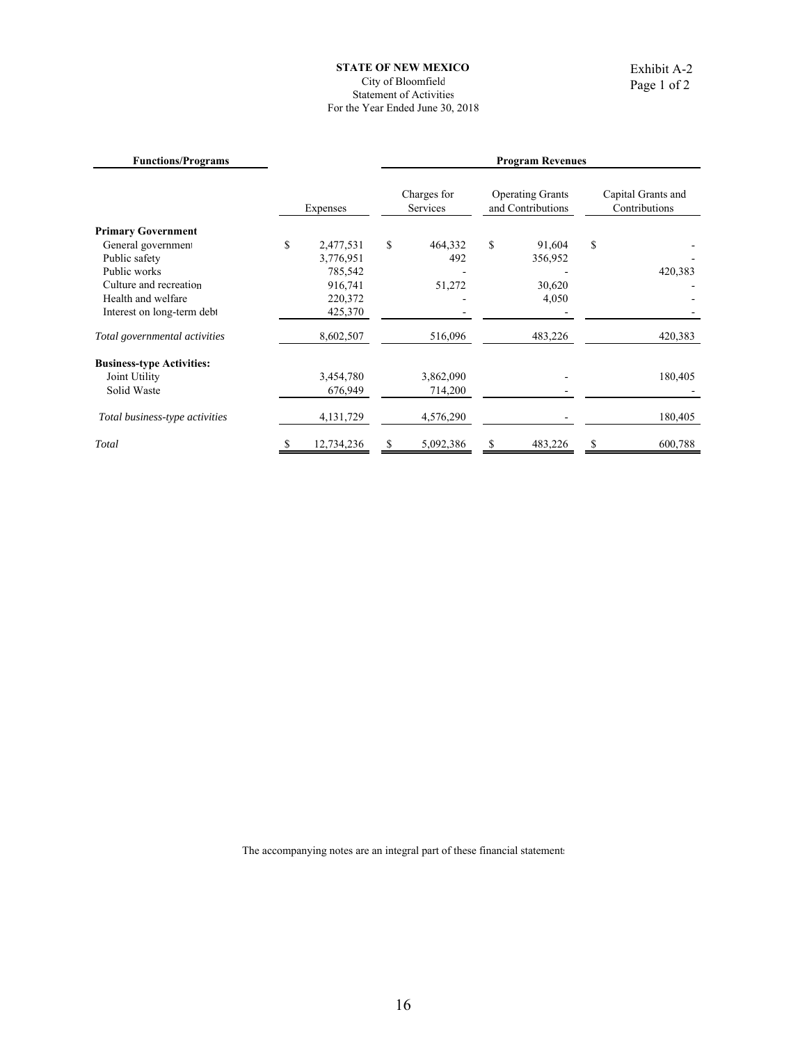**STATE OF NEW MEXICO**
City of Bloomfield
Statement of Activities
For the Year Ended June 30, 2018

Exhibit A-2
Page 1 of 2

| Functions/Programs | | Program Revenues | | |
|---|---|---|---|---|
| | Expenses | Charges for Services | Operating Grants and Contributions | Capital Grants and Contributions |
| **Primary Government** | | | | |
| General government | $ 2,477,531 | $ 464,332 | $ 91,604 | $ - |
| Public safety | 3,776,951 | 492 | 356,952 | - |
| Public works | 785,542 | - | - | 420,383 |
| Culture and recreation | 916,741 | 51,272 | 30,620 | - |
| Health and welfare | 220,372 | - | 4,050 | - |
| Interest on long-term debt | 425,370 | - | - | - |
| *Total governmental activities* | 8,602,507 | 516,096 | 483,226 | 420,383 |
| **Business-type Activities:** | | | | |
| Joint Utility | 3,454,780 | 3,862,090 | - | 180,405 |
| Solid Waste | 676,949 | 714,200 | - | - |
| *Total business-type activities* | 4,131,729 | 4,576,290 | - | 180,405 |
| *Total* | $ 12,734,236 | $ 5,092,386 | $ 483,226 | $ 600,788 |

The accompanying notes are an integral part of these financial statements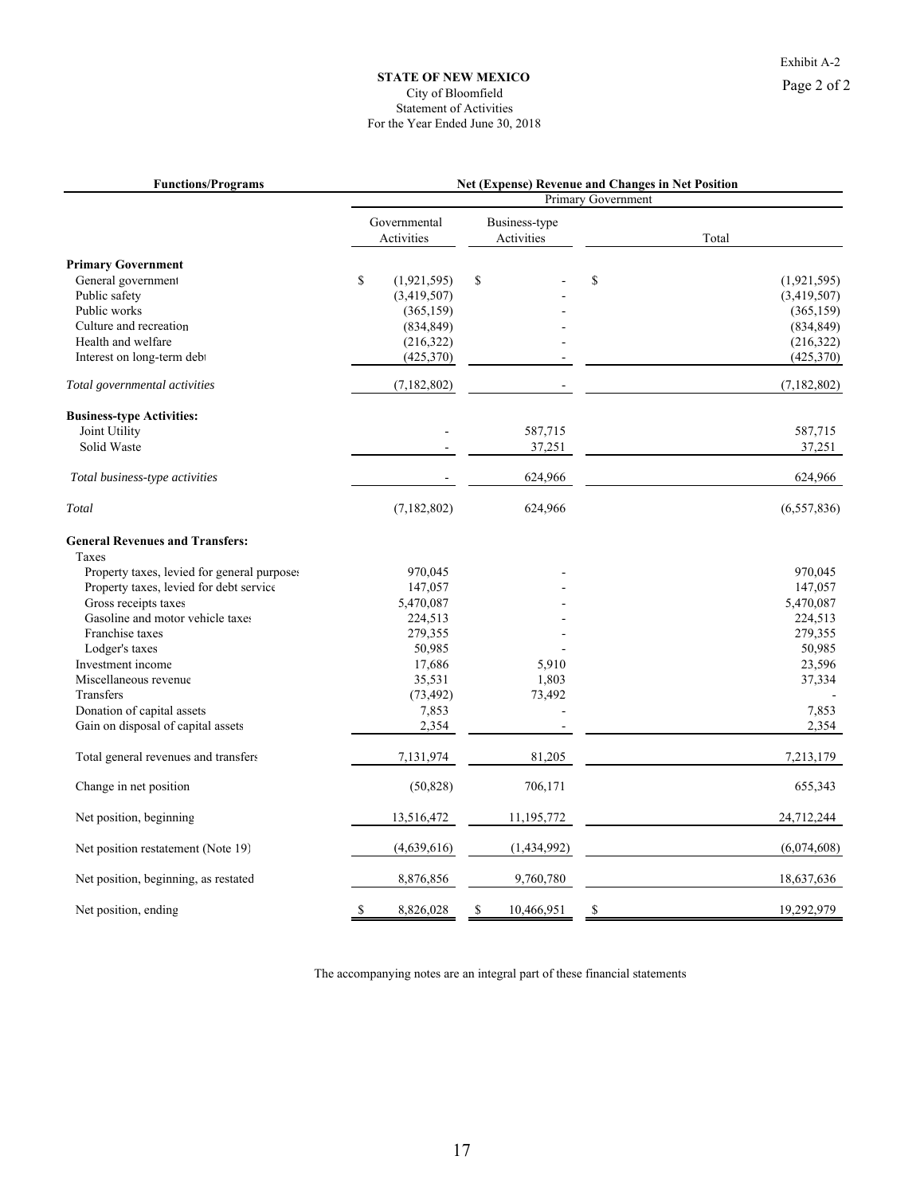Exhibit A-2
Page 2 of 2

**STATE OF NEW MEXICO**
City of Bloomfield
Statement of Activities
For the Year Ended June 30, 2018

| Functions/Programs | Net (Expense) Revenue and Changes in Net Position | | |
|---|---|---|---|
| | Primary Government | | |
| | Governmental Activities | Business-type Activities | Total |
| **Primary Government** | | | |
| General government | $ (1,921,595) | $ - | $ (1,921,595) |
| Public safety | (3,419,507) | - | (3,419,507) |
| Public works | (365,159) | - | (365,159) |
| Culture and recreation | (834,849) | - | (834,849) |
| Health and welfare | (216,322) | - | (216,322) |
| Interest on long-term debt | (425,370) | - | (425,370) |
| *Total governmental activities* | (7,182,802) | - | (7,182,802) |
| **Business-type Activities:** | | | |
| Joint Utility | - | 587,715 | 587,715 |
| Solid Waste | - | 37,251 | 37,251 |
| *Total business-type activities* | - | 624,966 | 624,966 |
| *Total* | (7,182,802) | 624,966 | (6,557,836) |
| **General Revenues and Transfers:** | | | |
| Taxes | | | |
| Property taxes, levied for general purposes | 970,045 | - | 970,045 |
| Property taxes, levied for debt service | 147,057 | - | 147,057 |
| Gross receipts taxes | 5,470,087 | - | 5,470,087 |
| Gasoline and motor vehicle taxes | 224,513 | - | 224,513 |
| Franchise taxes | 279,355 | - | 279,355 |
| Lodger's taxes | 50,985 | - | 50,985 |
| Investment income | 17,686 | 5,910 | 23,596 |
| Miscellaneous revenue | 35,531 | 1,803 | 37,334 |
| Transfers | (73,492) | 73,492 | - |
| Donation of capital assets | 7,853 | - | 7,853 |
| Gain on disposal of capital assets | 2,354 | - | 2,354 |
| Total general revenues and transfers | 7,131,974 | 81,205 | 7,213,179 |
| Change in net position | (50,828) | 706,171 | 655,343 |
| Net position, beginning | 13,516,472 | 11,195,772 | 24,712,244 |
| Net position restatement (Note 19) | (4,639,616) | (1,434,992) | (6,074,608) |
| Net position, beginning, as restated | 8,876,856 | 9,760,780 | 18,637,636 |
| Net position, ending | $ 8,826,028 | $ 10,466,951 | $ 19,292,979 |

The accompanying notes are an integral part of these financial statements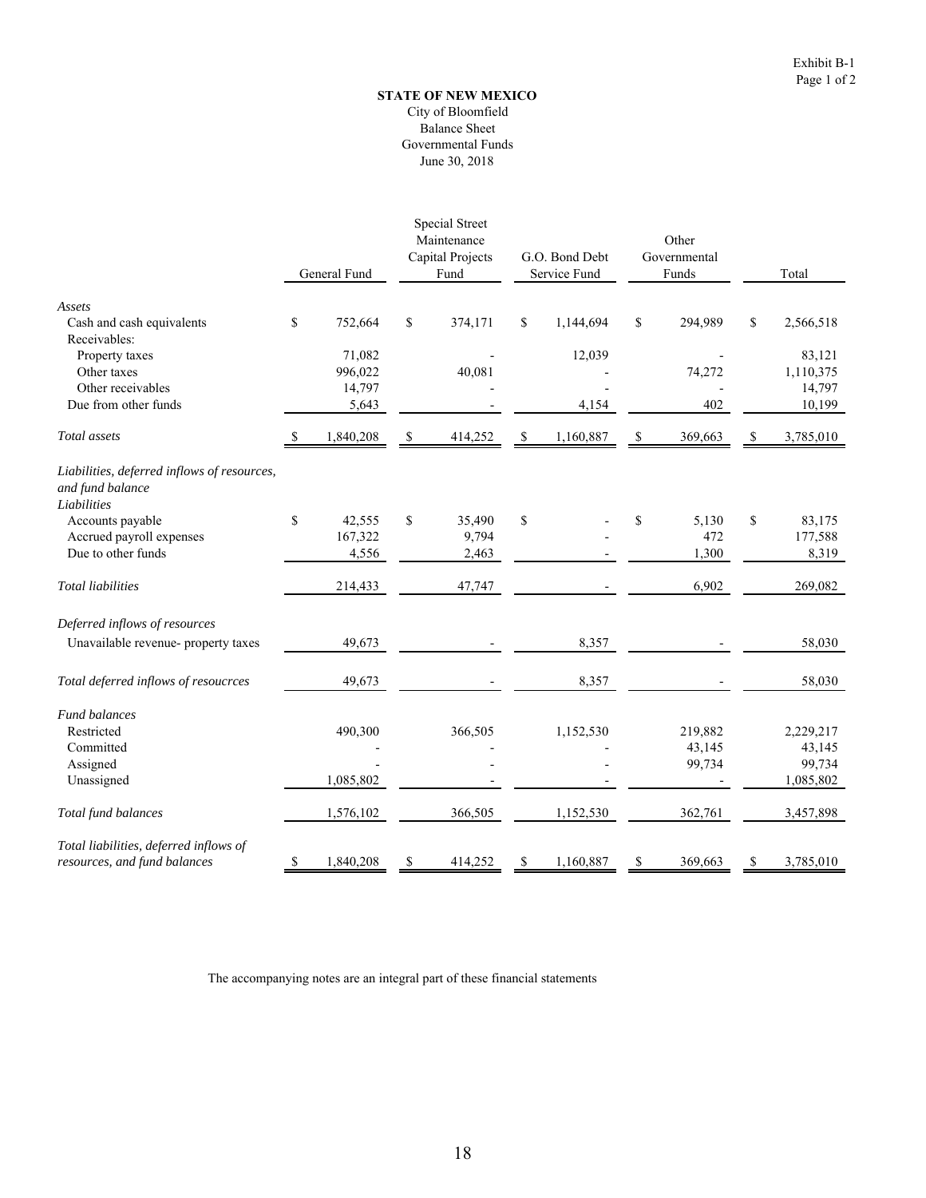Exhibit B-1
Page 1 of 2

**STATE OF NEW MEXICO**
City of Bloomfield
Balance Sheet
Governmental Funds
June 30, 2018

| | General Fund | Special Street Maintenance Capital Projects Fund | G.O. Bond Debt Service Fund | Other Governmental Funds | Total |
|---|---|---|---|---|---|
| *Assets* | | | | | |
| Cash and cash equivalents | $ 752,664 | $ 374,171 | $ 1,144,694 | $ 294,989 | $ 2,566,518 |
| Receivables: | | | | | |
| Property taxes | 71,082 | - | 12,039 | - | 83,121 |
| Other taxes | 996,022 | 40,081 | - | 74,272 | 1,110,375 |
| Other receivables | 14,797 | - | - | - | 14,797 |
| Due from other funds | 5,643 | - | 4,154 | 402 | 10,199 |
| *Total assets* | $ 1,840,208 | $ 414,252 | $ 1,160,887 | $ 369,663 | $ 3,785,010 |
| *Liabilities, deferred inflows of resources, and fund balance* | | | | | |
| *Liabilities* | | | | | |
| Accounts payable | $ 42,555 | $ 35,490 | $ - | $ 5,130 | $ 83,175 |
| Accrued payroll expenses | 167,322 | 9,794 | - | 472 | 177,588 |
| Due to other funds | 4,556 | 2,463 | - | 1,300 | 8,319 |
| *Total liabilities* | 214,433 | 47,747 | - | 6,902 | 269,082 |
| *Deferred inflows of resources* | | | | | |
| Unavailable revenue- property taxes | 49,673 | - | 8,357 | - | 58,030 |
| *Total deferred inflows of resoucrces* | 49,673 | - | 8,357 | - | 58,030 |
| *Fund balances* | | | | | |
| Restricted | 490,300 | 366,505 | 1,152,530 | 219,882 | 2,229,217 |
| Committed | - | - | - | 43,145 | 43,145 |
| Assigned | - | - | - | 99,734 | 99,734 |
| Unassigned | 1,085,802 | - | - | - | 1,085,802 |
| *Total fund balances* | 1,576,102 | 366,505 | 1,152,530 | 362,761 | 3,457,898 |
| *Total liabilities, deferred inflows of resources, and fund balances* | $ 1,840,208 | $ 414,252 | $ 1,160,887 | $ 369,663 | $ 3,785,010 |

The accompanying notes are an integral part of these financial statements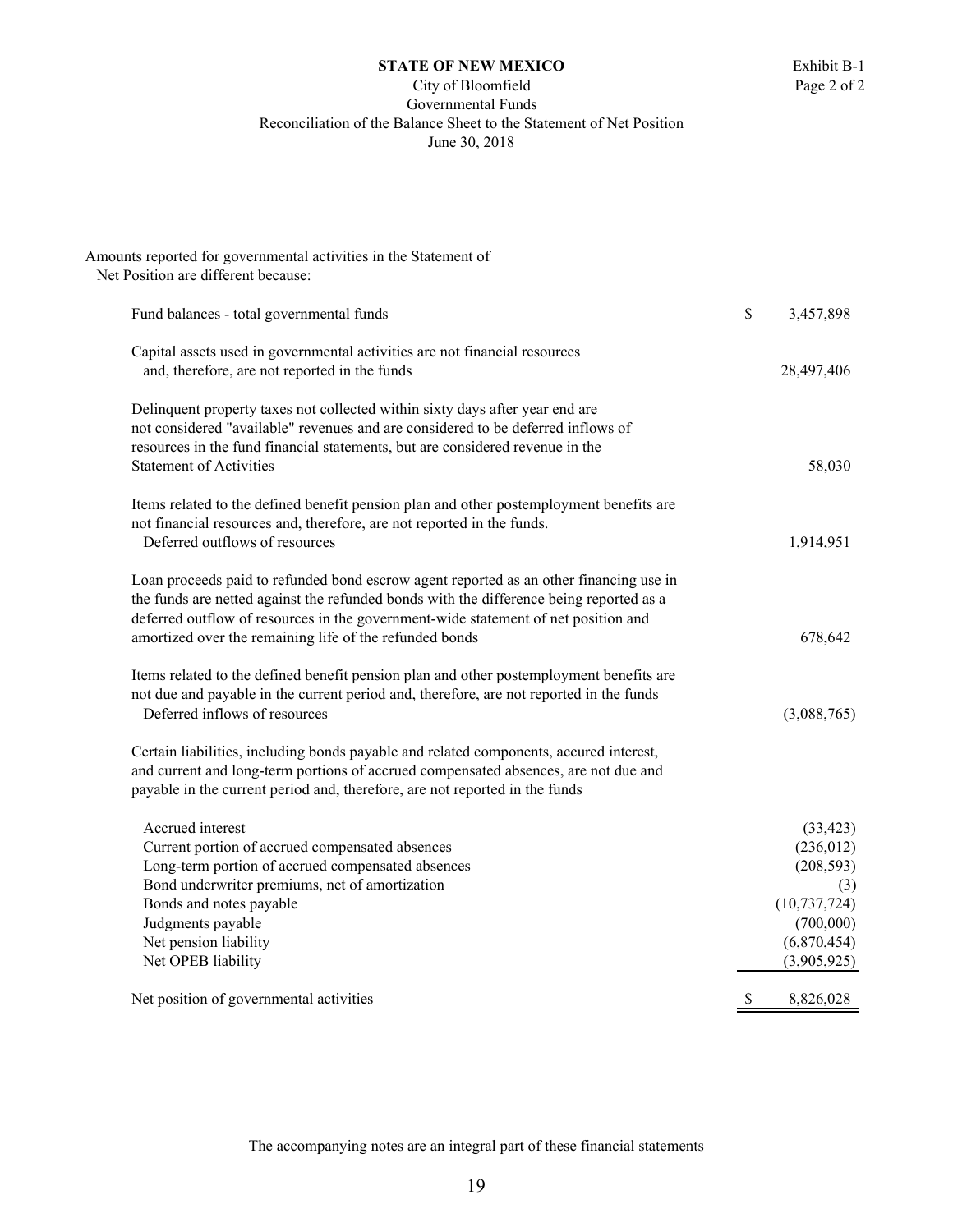**STATE OF NEW MEXICO**
City of Bloomfield
Governmental Funds
Reconciliation of the Balance Sheet to the Statement of Net Position
June 30, 2018

Exhibit B-1
Page 2 of 2

Amounts reported for governmental activities in the Statement of Net Position are different because:

| | |
|---|---|
| Fund balances - total governmental funds | $ 3,457,898 |
| Capital assets used in governmental activities are not financial resources and, therefore, are not reported in the funds | 28,497,406 |
| Delinquent property taxes not collected within sixty days after year end are not considered "available" revenues and are considered to be deferred inflows of resources in the fund financial statements, but are considered revenue in the Statement of Activities | 58,030 |
| Items related to the defined benefit pension plan and other postemployment benefits are not financial resources and, therefore, are not reported in the funds. | |
| Deferred outflows of resources | 1,914,951 |
| Loan proceeds paid to refunded bond escrow agent reported as an other financing use in the funds are netted against the refunded bonds with the difference being reported as a deferred outflow of resources in the government-wide statement of net position and amortized over the remaining life of the refunded bonds | 678,642 |
| Items related to the defined benefit pension plan and other postemployment benefits are not due and payable in the current period and, therefore, are not reported in the funds | |
| Deferred inflows of resources | (3,088,765) |
| Certain liabilities, including bonds payable and related components, accured interest, and current and long-term portions of accrued compensated absences, are not due and payable in the current period and, therefore, are not reported in the funds | |
| Accrued interest | (33,423) |
| Current portion of accrued compensated absences | (236,012) |
| Long-term portion of accrued compensated absences | (208,593) |
| Bond underwriter premiums, net of amortization | (3) |
| Bonds and notes payable | (10,737,724) |
| Judgments payable | (700,000) |
| Net pension liability | (6,870,454) |
| Net OPEB liability | (3,905,925) |
| Net position of governmental activities | $ 8,826,028 |

The accompanying notes are an integral part of these financial statements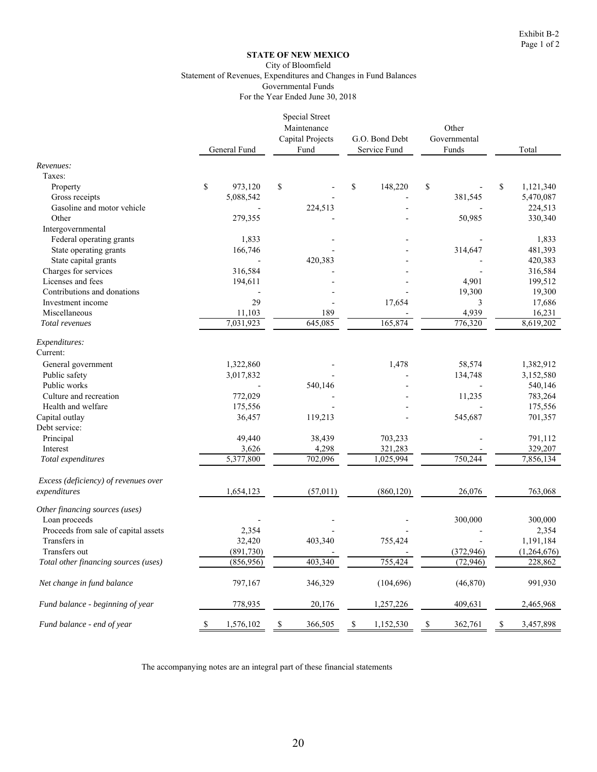Exhibit B-2
Page 1 of 2

**STATE OF NEW MEXICO**
City of Bloomfield
Statement of Revenues, Expenditures and Changes in Fund Balances
Governmental Funds
For the Year Ended June 30, 2018

| | General Fund | Special Street Maintenance Capital Projects Fund | G.O. Bond Debt Service Fund | Other Governmental Funds | Total |
|---|---|---|---|---|---|
| *Revenues:* | | | | | |
| Taxes: | | | | | |
| Property | $ 973,120 | $ - | $ 148,220 | $ - | $ 1,121,340 |
| Gross receipts | 5,088,542 | - | - | 381,545 | 5,470,087 |
| Gasoline and motor vehicle | - | 224,513 | - | - | 224,513 |
| Other | 279,355 | - | - | 50,985 | 330,340 |
| Intergovernmental | | | | | |
| Federal operating grants | 1,833 | - | - | - | 1,833 |
| State operating grants | 166,746 | - | - | 314,647 | 481,393 |
| State capital grants | - | 420,383 | - | - | 420,383 |
| Charges for services | 316,584 | - | - | - | 316,584 |
| Licenses and fees | 194,611 | - | - | 4,901 | 199,512 |
| Contributions and donations | - | - | - | 19,300 | 19,300 |
| Investment income | 29 | - | 17,654 | 3 | 17,686 |
| Miscellaneous | 11,103 | 189 | - | 4,939 | 16,231 |
| *Total revenues* | 7,031,923 | 645,085 | 165,874 | 776,320 | 8,619,202 |
| *Expenditures:* | | | | | |
| Current: | | | | | |
| General government | 1,322,860 | - | 1,478 | 58,574 | 1,382,912 |
| Public safety | 3,017,832 | - | - | 134,748 | 3,152,580 |
| Public works | - | 540,146 | - | - | 540,146 |
| Culture and recreation | 772,029 | - | - | 11,235 | 783,264 |
| Health and welfare | 175,556 | - | - | - | 175,556 |
| Capital outlay | 36,457 | 119,213 | - | 545,687 | 701,357 |
| Debt service: | | | | | |
| Principal | 49,440 | 38,439 | 703,233 | - | 791,112 |
| Interest | 3,626 | 4,298 | 321,283 | - | 329,207 |
| *Total expenditures* | 5,377,800 | 702,096 | 1,025,994 | 750,244 | 7,856,134 |
| *Excess (deficiency) of revenues over expenditures* | 1,654,123 | (57,011) | (860,120) | 26,076 | 763,068 |
| *Other financing sources (uses)* | | | | | |
| Loan proceeds | - | - | - | 300,000 | 300,000 |
| Proceeds from sale of capital assets | 2,354 | - | - | - | 2,354 |
| Transfers in | 32,420 | 403,340 | 755,424 | - | 1,191,184 |
| Transfers out | (891,730) | - | - | (372,946) | (1,264,676) |
| *Total other financing sources (uses)* | (856,956) | 403,340 | 755,424 | (72,946) | 228,862 |
| *Net change in fund balance* | 797,167 | 346,329 | (104,696) | (46,870) | 991,930 |
| *Fund balance - beginning of year* | 778,935 | 20,176 | 1,257,226 | 409,631 | 2,465,968 |
| *Fund balance - end of year* | $ 1,576,102 | $ 366,505 | $ 1,152,530 | $ 362,761 | $ 3,457,898 |

The accompanying notes are an integral part of these financial statements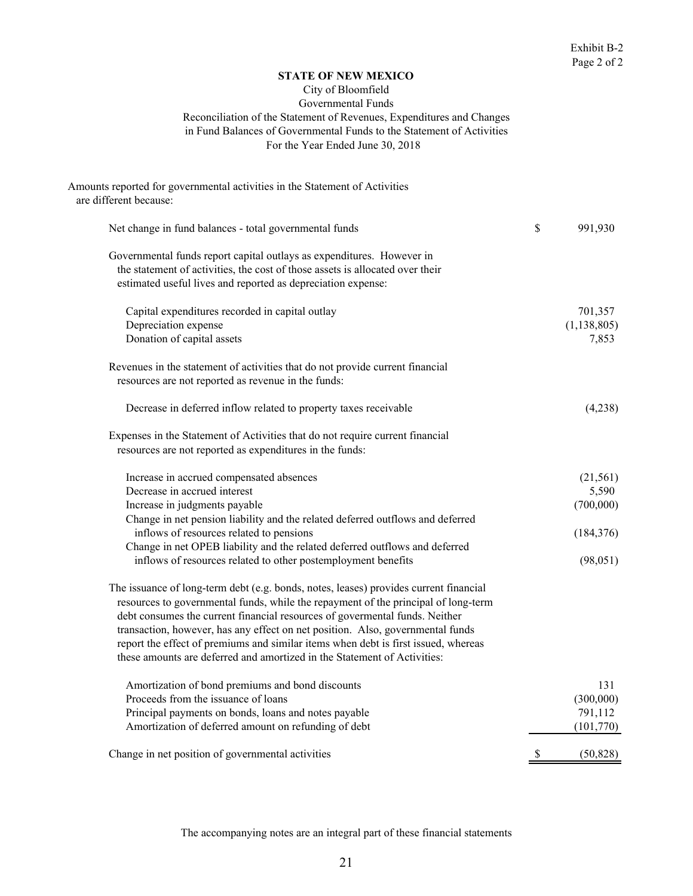Exhibit B-2
Page 2 of 2

**STATE OF NEW MEXICO**

City of Bloomfield

Governmental Funds

Reconciliation of the Statement of Revenues, Expenditures and Changes in Fund Balances of Governmental Funds to the Statement of Activities

For the Year Ended June 30, 2018

Amounts reported for governmental activities in the Statement of Activities are different because:

| | |
|---|---|
| Net change in fund balances - total governmental funds | $ 991,930 |
| Governmental funds report capital outlays as expenditures. However in the statement of activities, the cost of those assets is allocated over their estimated useful lives and reported as depreciation expense: | |
| Capital expenditures recorded in capital outlay | 701,357 |
| Depreciation expense | (1,138,805) |
| Donation of capital assets | 7,853 |
| Revenues in the statement of activities that do not provide current financial resources are not reported as revenue in the funds: | |
| Decrease in deferred inflow related to property taxes receivable | (4,238) |
| Expenses in the Statement of Activities that do not require current financial resources are not reported as expenditures in the funds: | |
| Increase in accrued compensated absences | (21,561) |
| Decrease in accrued interest | 5,590 |
| Increase in judgments payable | (700,000) |
| Change in net pension liability and the related deferred outflows and deferred inflows of resources related to pensions | (184,376) |
| Change in net OPEB liability and the related deferred outflows and deferred inflows of resources related to other postemployment benefits | (98,051) |
| The issuance of long-term debt (e.g. bonds, notes, leases) provides current financial resources to governmental funds, while the repayment of the principal of long-term debt consumes the current financial resources of govermental funds. Neither transaction, however, has any effect on net position. Also, governmental funds report the effect of premiums and similar items when debt is first issued, whereas these amounts are deferred and amortized in the Statement of Activities: | |
| Amortization of bond premiums and bond discounts | 131 |
| Proceeds from the issuance of loans | (300,000) |
| Principal payments on bonds, loans and notes payable | 791,112 |
| Amortization of deferred amount on refunding of debt | (101,770) |
| Change in net position of governmental activities | $ (50,828) |

The accompanying notes are an integral part of these financial statements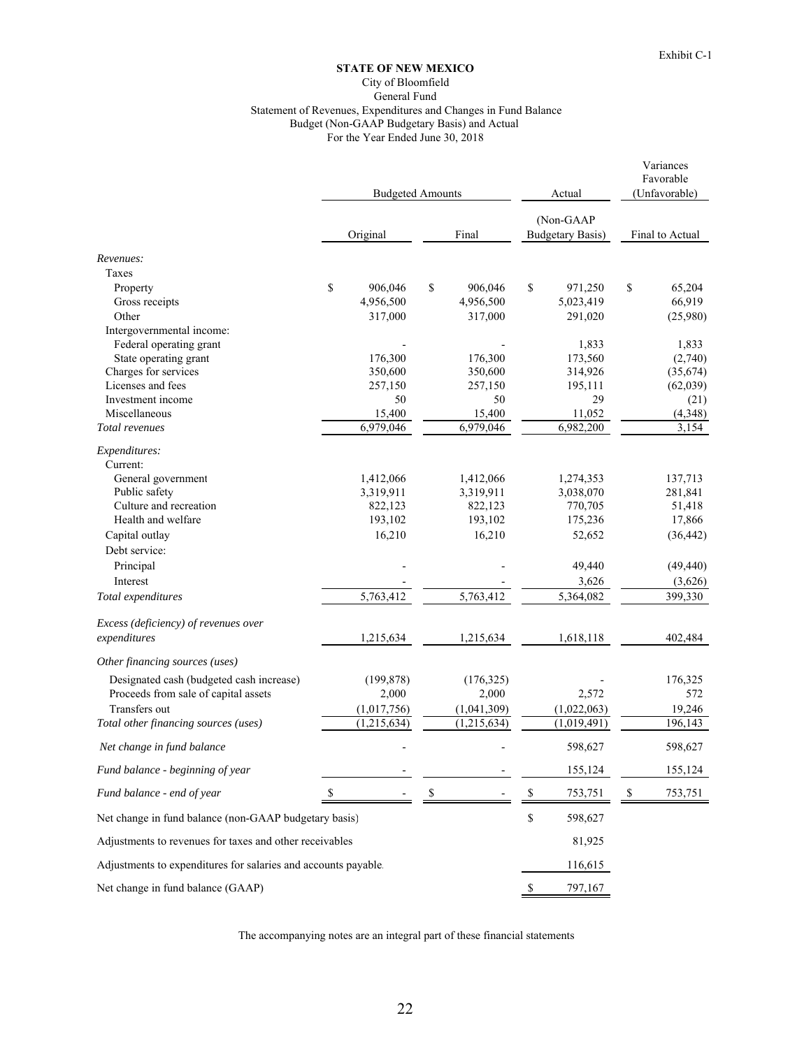Exhibit C-1

**STATE OF NEW MEXICO**
City of Bloomfield
General Fund
Statement of Revenues, Expenditures and Changes in Fund Balance
Budget (Non-GAAP Budgetary Basis) and Actual
For the Year Ended June 30, 2018

| | Budgeted Amounts | | Actual | Variances Favorable (Unfavorable) |
|---|---|---|---|---|
| | Original | Final | (Non-GAAP Budgetary Basis) | Final to Actual |
| *Revenues:* | | | | |
| Taxes | | | | |
| Property | $ 906,046 | $ 906,046 | $ 971,250 | $ 65,204 |
| Gross receipts | 4,956,500 | 4,956,500 | 5,023,419 | 66,919 |
| Other | 317,000 | 317,000 | 291,020 | (25,980) |
| Intergovernmental income: | | | | |
| Federal operating grant | - | - | 1,833 | 1,833 |
| State operating grant | 176,300 | 176,300 | 173,560 | (2,740) |
| Charges for services | 350,600 | 350,600 | 314,926 | (35,674) |
| Licenses and fees | 257,150 | 257,150 | 195,111 | (62,039) |
| Investment income | 50 | 50 | 29 | (21) |
| Miscellaneous | 15,400 | 15,400 | 11,052 | (4,348) |
| *Total revenues* | 6,979,046 | 6,979,046 | 6,982,200 | 3,154 |
| *Expenditures:* | | | | |
| Current: | | | | |
| General government | 1,412,066 | 1,412,066 | 1,274,353 | 137,713 |
| Public safety | 3,319,911 | 3,319,911 | 3,038,070 | 281,841 |
| Culture and recreation | 822,123 | 822,123 | 770,705 | 51,418 |
| Health and welfare | 193,102 | 193,102 | 175,236 | 17,866 |
| Capital outlay | 16,210 | 16,210 | 52,652 | (36,442) |
| Debt service: | | | | |
| Principal | - | - | 49,440 | (49,440) |
| Interest | - | - | 3,626 | (3,626) |
| *Total expenditures* | 5,763,412 | 5,763,412 | 5,364,082 | 399,330 |
| *Excess (deficiency) of revenues over expenditures* | 1,215,634 | 1,215,634 | 1,618,118 | 402,484 |
| *Other financing sources (uses)* | | | | |
| Designated cash (budgeted cash increase) | (199,878) | (176,325) | - | 176,325 |
| Proceeds from sale of capital assets | 2,000 | 2,000 | 2,572 | 572 |
| Transfers out | (1,017,756) | (1,041,309) | (1,022,063) | 19,246 |
| *Total other financing sources (uses)* | (1,215,634) | (1,215,634) | (1,019,491) | 196,143 |
| *Net change in fund balance* | - | - | 598,627 | 598,627 |
| *Fund balance - beginning of year* | - | - | 155,124 | 155,124 |
| *Fund balance - end of year* | $ - | $ - | $ 753,751 | $ 753,751 |
| Net change in fund balance (non-GAAP budgetary basis) | | | $ 598,627 | |
| Adjustments to revenues for taxes and other receivables | | | 81,925 | |
| Adjustments to expenditures for salaries and accounts payable | | | 116,615 | |
| Net change in fund balance (GAAP) | | | $ 797,167 | |

The accompanying notes are an integral part of these financial statements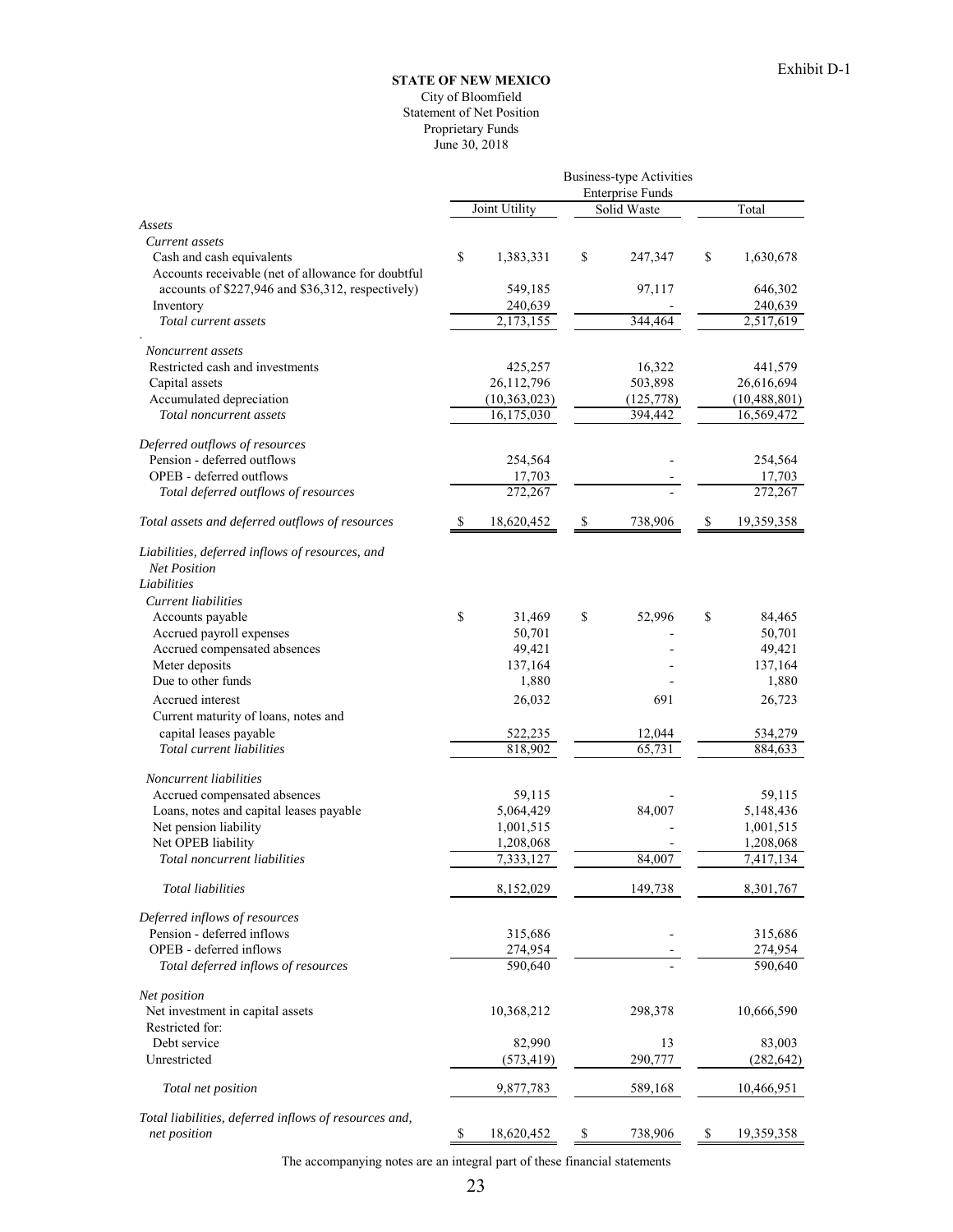Exhibit D-1

**STATE OF NEW MEXICO**
City of Bloomfield
Statement of Net Position
Proprietary Funds
June 30, 2018

| | Business-type Activities Enterprise Funds | | |
|---|---|---|---|
| | Joint Utility | Solid Waste | Total |
| *Assets* | | | |
| *Current assets* | | | |
| Cash and cash equivalents | $ 1,383,331 | $ 247,347 | $ 1,630,678 |
| Accounts receivable (net of allowance for doubtful accounts of $227,946 and $36,312, respectively) | 549,185 | 97,117 | 646,302 |
| Inventory | 240,639 | - | 240,639 |
| *Total current assets* | 2,173,155 | 344,464 | 2,517,619 |
| *Noncurrent assets* | | | |
| Restricted cash and investments | 425,257 | 16,322 | 441,579 |
| Capital assets | 26,112,796 | 503,898 | 26,616,694 |
| Accumulated depreciation | (10,363,023) | (125,778) | (10,488,801) |
| *Total noncurrent assets* | 16,175,030 | 394,442 | 16,569,472 |
| *Deferred outflows of resources* | | | |
| Pension - deferred outflows | 254,564 | - | 254,564 |
| OPEB - deferred outflows | 17,703 | - | 17,703 |
| *Total deferred outflows of resources* | 272,267 | - | 272,267 |
| *Total assets and deferred outflows of resources* | $ 18,620,452 | $ 738,906 | $ 19,359,358 |
| *Liabilities, deferred inflows of resources, and Net Position* | | | |
| *Liabilities* | | | |
| *Current liabilities* | | | |
| Accounts payable | $ 31,469 | $ 52,996 | $ 84,465 |
| Accrued payroll expenses | 50,701 | - | 50,701 |
| Accrued compensated absences | 49,421 | - | 49,421 |
| Meter deposits | 137,164 | - | 137,164 |
| Due to other funds | 1,880 | - | 1,880 |
| Accrued interest | 26,032 | 691 | 26,723 |
| Current maturity of loans, notes and capital leases payable | 522,235 | 12,044 | 534,279 |
| *Total current liabilities* | 818,902 | 65,731 | 884,633 |
| *Noncurrent liabilities* | | | |
| Accrued compensated absences | 59,115 | - | 59,115 |
| Loans, notes and capital leases payable | 5,064,429 | 84,007 | 5,148,436 |
| Net pension liability | 1,001,515 | - | 1,001,515 |
| Net OPEB liability | 1,208,068 | - | 1,208,068 |
| *Total noncurrent liabilities* | 7,333,127 | 84,007 | 7,417,134 |
| *Total liabilities* | 8,152,029 | 149,738 | 8,301,767 |
| *Deferred inflows of resources* | | | |
| Pension - deferred inflows | 315,686 | - | 315,686 |
| OPEB - deferred inflows | 274,954 | - | 274,954 |
| *Total deferred inflows of resources* | 590,640 | - | 590,640 |
| *Net position* | | | |
| Net investment in capital assets | 10,368,212 | 298,378 | 10,666,590 |
| Restricted for: | | | |
| Debt service | 82,990 | 13 | 83,003 |
| Unrestricted | (573,419) | 290,777 | (282,642) |
| *Total net position* | 9,877,783 | 589,168 | 10,466,951 |
| *Total liabilities, deferred inflows of resources and, net position* | $ 18,620,452 | $ 738,906 | $ 19,359,358 |

The accompanying notes are an integral part of these financial statements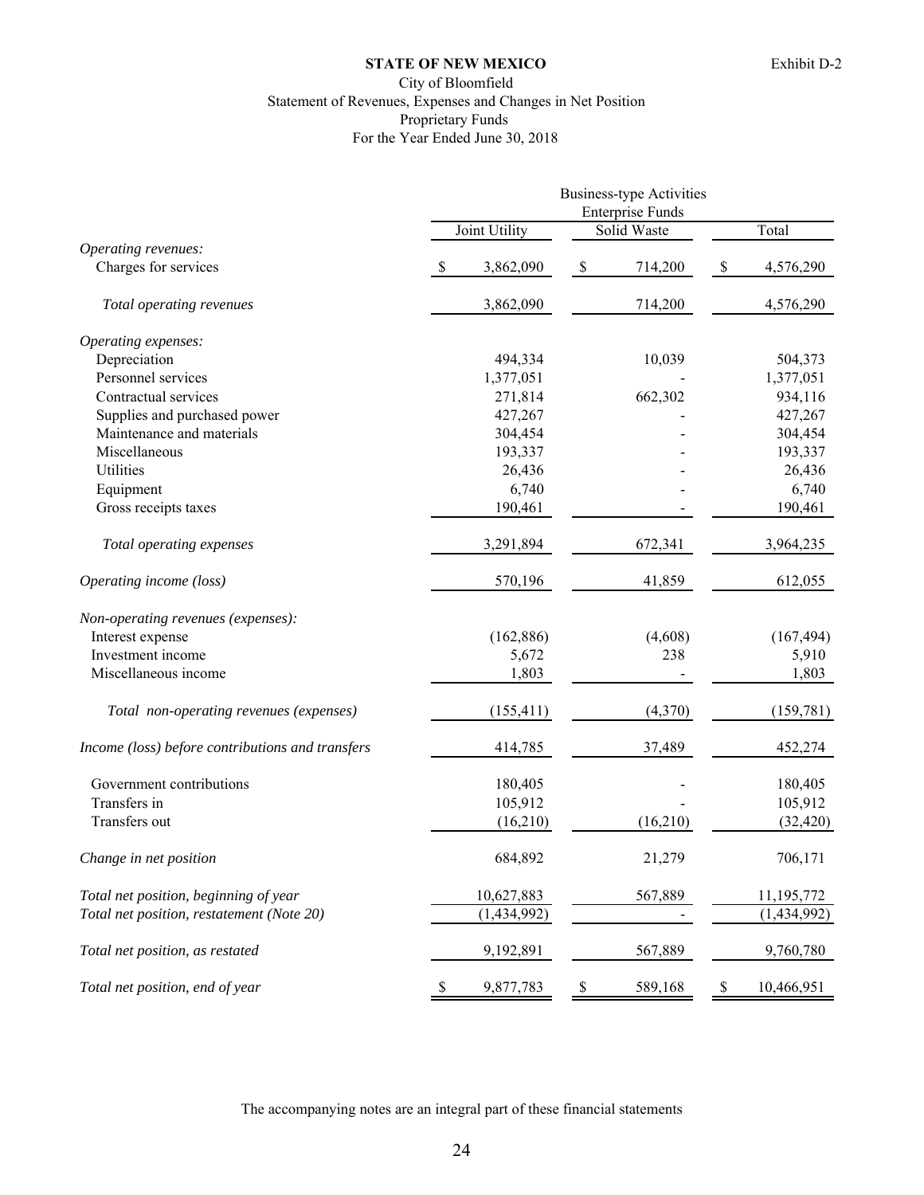**STATE OF NEW MEXICO**

Exhibit D-2

City of Bloomfield
Statement of Revenues, Expenses and Changes in Net Position
Proprietary Funds
For the Year Ended June 30, 2018

| | Business-type Activities Enterprise Funds | | |
|---|---|---|---|
| | Joint Utility | Solid Waste | Total |
| *Operating revenues:* | | | |
| Charges for services | $ 3,862,090 | $ 714,200 | $ 4,576,290 |
| *Total operating revenues* | 3,862,090 | 714,200 | 4,576,290 |
| *Operating expenses:* | | | |
| Depreciation | 494,334 | 10,039 | 504,373 |
| Personnel services | 1,377,051 | - | 1,377,051 |
| Contractual services | 271,814 | 662,302 | 934,116 |
| Supplies and purchased power | 427,267 | - | 427,267 |
| Maintenance and materials | 304,454 | - | 304,454 |
| Miscellaneous | 193,337 | - | 193,337 |
| Utilities | 26,436 | - | 26,436 |
| Equipment | 6,740 | - | 6,740 |
| Gross receipts taxes | 190,461 | - | 190,461 |
| *Total operating expenses* | 3,291,894 | 672,341 | 3,964,235 |
| *Operating income (loss)* | 570,196 | 41,859 | 612,055 |
| *Non-operating revenues (expenses):* | | | |
| Interest expense | (162,886) | (4,608) | (167,494) |
| Investment income | 5,672 | 238 | 5,910 |
| Miscellaneous income | 1,803 | - | 1,803 |
| *Total non-operating revenues (expenses)* | (155,411) | (4,370) | (159,781) |
| *Income (loss) before contributions and transfers* | 414,785 | 37,489 | 452,274 |
| Government contributions | 180,405 | - | 180,405 |
| Transfers in | 105,912 | - | 105,912 |
| Transfers out | (16,210) | (16,210) | (32,420) |
| *Change in net position* | 684,892 | 21,279 | 706,171 |
| *Total net position, beginning of year* | 10,627,883 | 567,889 | 11,195,772 |
| *Total net position, restatement (Note 20)* | (1,434,992) | - | (1,434,992) |
| *Total net position, as restated* | 9,192,891 | 567,889 | 9,760,780 |
| *Total net position, end of year* | $ 9,877,783 | $ 589,168 | $ 10,466,951 |

The accompanying notes are an integral part of these financial statements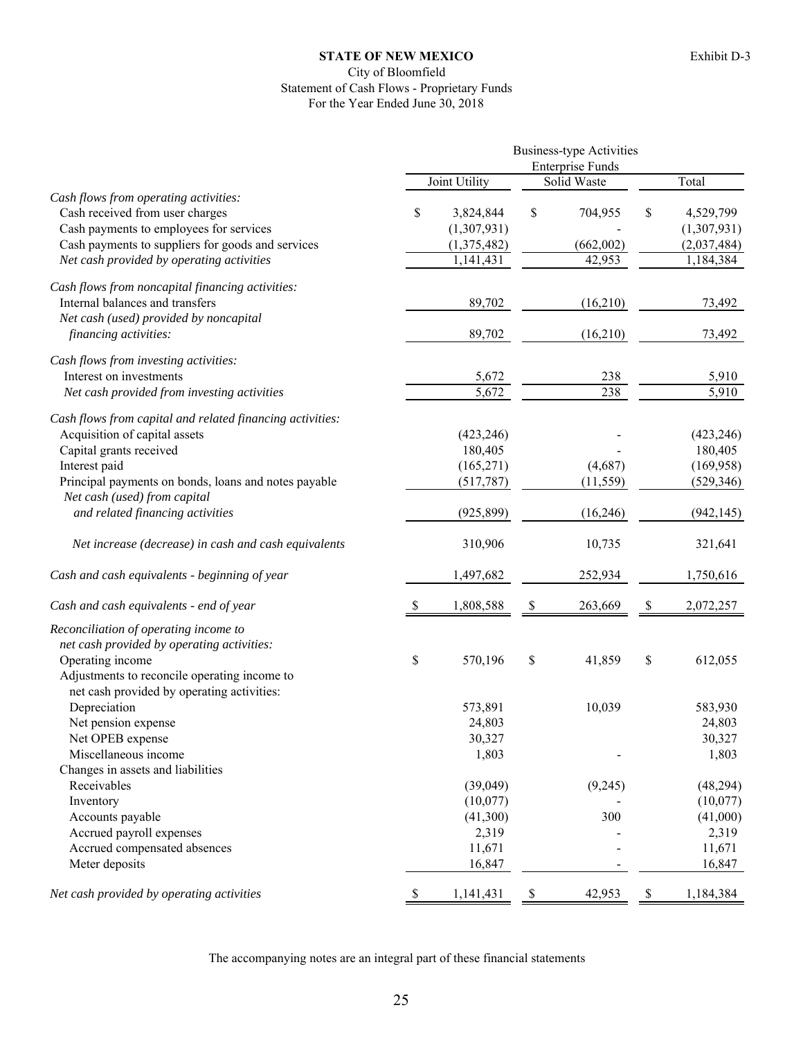**STATE OF NEW MEXICO**

Exhibit D-3

City of Bloomfield
Statement of Cash Flows - Proprietary Funds
For the Year Ended June 30, 2018

| | Business-type Activities Enterprise Funds | | |
|---|---|---|---|
| | Joint Utility | Solid Waste | Total |
| *Cash flows from operating activities:* | | | |
| Cash received from user charges | $ 3,824,844 | $ 704,955 | $ 4,529,799 |
| Cash payments to employees for services | (1,307,931) | - | (1,307,931) |
| Cash payments to suppliers for goods and services | (1,375,482) | (662,002) | (2,037,484) |
| *Net cash provided by operating activities* | 1,141,431 | 42,953 | 1,184,384 |
| *Cash flows from noncapital financing activities:* | | | |
| Internal balances and transfers | 89,702 | (16,210) | 73,492 |
| *Net cash (used) provided by noncapital financing activities:* | 89,702 | (16,210) | 73,492 |
| *Cash flows from investing activities:* | | | |
| Interest on investments | 5,672 | 238 | 5,910 |
| *Net cash provided from investing activities* | 5,672 | 238 | 5,910 |
| *Cash flows from capital and related financing activities:* | | | |
| Acquisition of capital assets | (423,246) | - | (423,246) |
| Capital grants received | 180,405 | - | 180,405 |
| Interest paid | (165,271) | (4,687) | (169,958) |
| Principal payments on bonds, loans and notes payable | (517,787) | (11,559) | (529,346) |
| *Net cash (used) from capital and related financing activities* | (925,899) | (16,246) | (942,145) |
| *Net increase (decrease) in cash and cash equivalents* | 310,906 | 10,735 | 321,641 |
| *Cash and cash equivalents - beginning of year* | 1,497,682 | 252,934 | 1,750,616 |
| *Cash and cash equivalents - end of year* | $ 1,808,588 | $ 263,669 | $ 2,072,257 |
| *Reconciliation of operating income to net cash provided by operating activities:* | | | |
| Operating income | $ 570,196 | $ 41,859 | $ 612,055 |
| Adjustments to reconcile operating income to net cash provided by operating activities: | | | |
| Depreciation | 573,891 | 10,039 | 583,930 |
| Net pension expense | 24,803 | | 24,803 |
| Net OPEB expense | 30,327 | | 30,327 |
| Miscellaneous income | 1,803 | - | 1,803 |
| Changes in assets and liabilities | | | |
| Receivables | (39,049) | (9,245) | (48,294) |
| Inventory | (10,077) | - | (10,077) |
| Accounts payable | (41,300) | 300 | (41,000) |
| Accrued payroll expenses | 2,319 | - | 2,319 |
| Accrued compensated absences | 11,671 | - | 11,671 |
| Meter deposits | 16,847 | - | 16,847 |
| *Net cash provided by operating activities* | $ 1,141,431 | $ 42,953 | $ 1,184,384 |

The accompanying notes are an integral part of these financial statements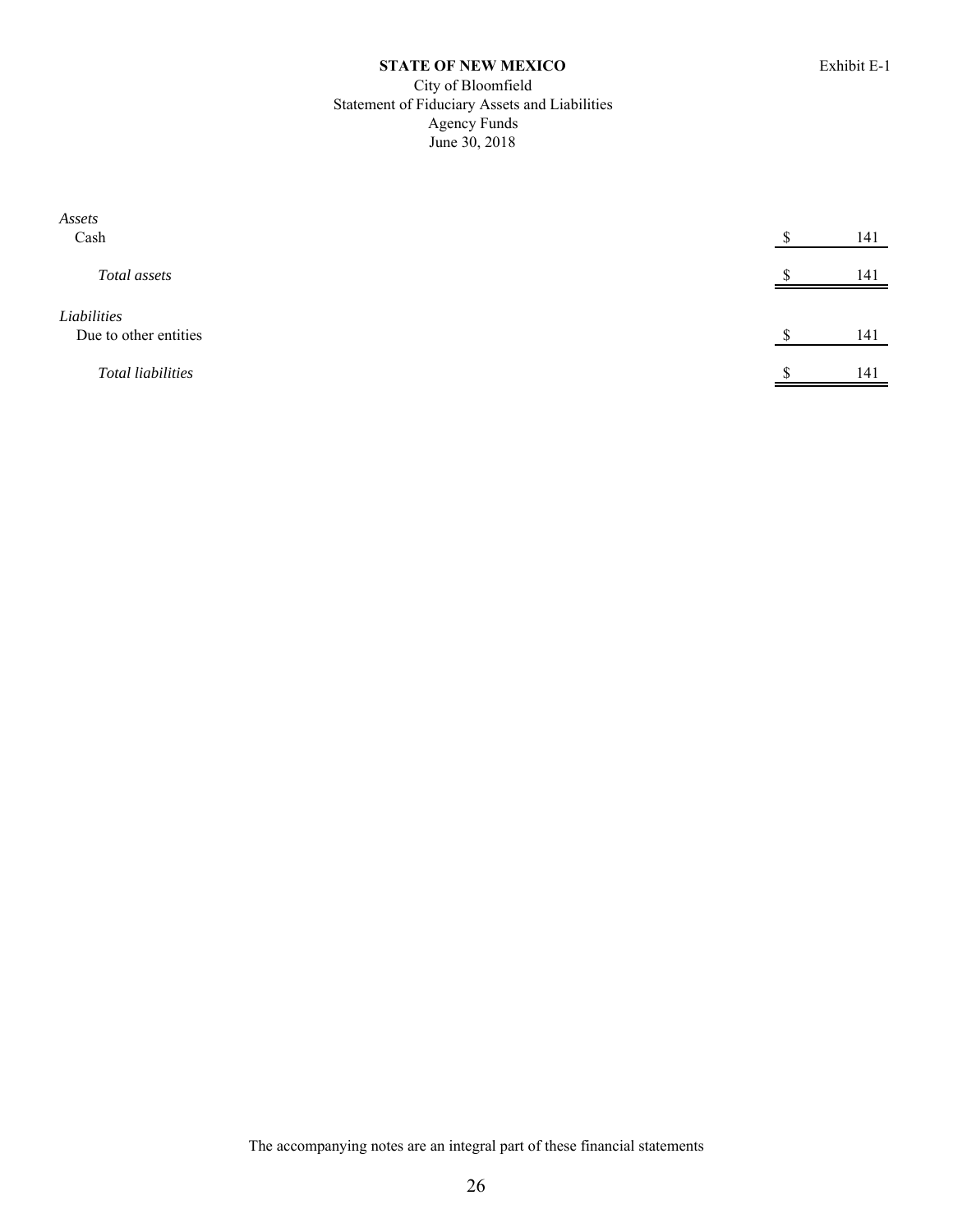**STATE OF NEW MEXICO**

Exhibit E-1

City of Bloomfield
Statement of Fiduciary Assets and Liabilities
Agency Funds
June 30, 2018

| | | |
|---|---|---|
| *Assets* | | |
| Cash | $ | 141 |
| *Total assets* | $ | 141 |
| *Liabilities* | | |
| Due to other entities | $ | 141 |
| *Total liabilities* | $ | 141 |

The accompanying notes are an integral part of these financial statements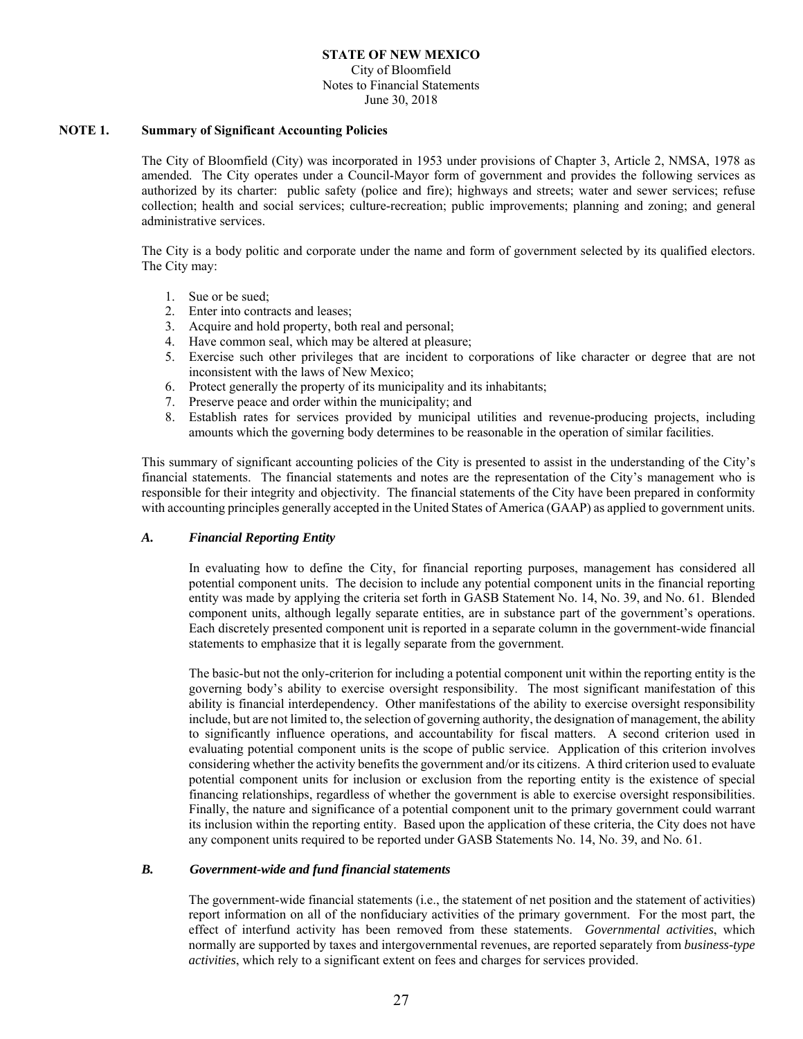## NOTE 1. Summary of Significant Accounting Policies

The City of Bloomfield (City) was incorporated in 1953 under provisions of Chapter 3, Article 2, NMSA, 1978 as amended. The City operates under a Council-Mayor form of government and provides the following services as authorized by its charter: public safety (police and fire); highways and streets; water and sewer services; refuse collection; health and social services; culture-recreation; public improvements; planning and zoning; and general administrative services.

The City is a body politic and corporate under the name and form of government selected by its qualified electors. The City may:

1. Sue or be sued;
2. Enter into contracts and leases;
3. Acquire and hold property, both real and personal;
4. Have common seal, which may be altered at pleasure;
5. Exercise such other privileges that are incident to corporations of like character or degree that are not inconsistent with the laws of New Mexico;
6. Protect generally the property of its municipality and its inhabitants;
7. Preserve peace and order within the municipality; and
8. Establish rates for services provided by municipal utilities and revenue-producing projects, including amounts which the governing body determines to be reasonable in the operation of similar facilities.

This summary of significant accounting policies of the City is presented to assist in the understanding of the City's financial statements. The financial statements and notes are the representation of the City's management who is responsible for their integrity and objectivity. The financial statements of the City have been prepared in conformity with accounting principles generally accepted in the United States of America (GAAP) as applied to government units.

### *A. Financial Reporting Entity*

In evaluating how to define the City, for financial reporting purposes, management has considered all potential component units. The decision to include any potential component units in the financial reporting entity was made by applying the criteria set forth in GASB Statement No. 14, No. 39, and No. 61. Blended component units, although legally separate entities, are in substance part of the government's operations. Each discretely presented component unit is reported in a separate column in the government-wide financial statements to emphasize that it is legally separate from the government.

The basic-but not the only-criterion for including a potential component unit within the reporting entity is the governing body's ability to exercise oversight responsibility. The most significant manifestation of this ability is financial interdependency. Other manifestations of the ability to exercise oversight responsibility include, but are not limited to, the selection of governing authority, the designation of management, the ability to significantly influence operations, and accountability for fiscal matters. A second criterion used in evaluating potential component units is the scope of public service. Application of this criterion involves considering whether the activity benefits the government and/or its citizens. A third criterion used to evaluate potential component units for inclusion or exclusion from the reporting entity is the existence of special financing relationships, regardless of whether the government is able to exercise oversight responsibilities. Finally, the nature and significance of a potential component unit to the primary government could warrant its inclusion within the reporting entity. Based upon the application of these criteria, the City does not have any component units required to be reported under GASB Statements No. 14, No. 39, and No. 61.

### *B. Government-wide and fund financial statements*

The government-wide financial statements (i.e., the statement of net position and the statement of activities) report information on all of the nonfiduciary activities of the primary government. For the most part, the effect of interfund activity has been removed from these statements. *Governmental activities*, which normally are supported by taxes and intergovernmental revenues, are reported separately from *business-type activities*, which rely to a significant extent on fees and charges for services provided.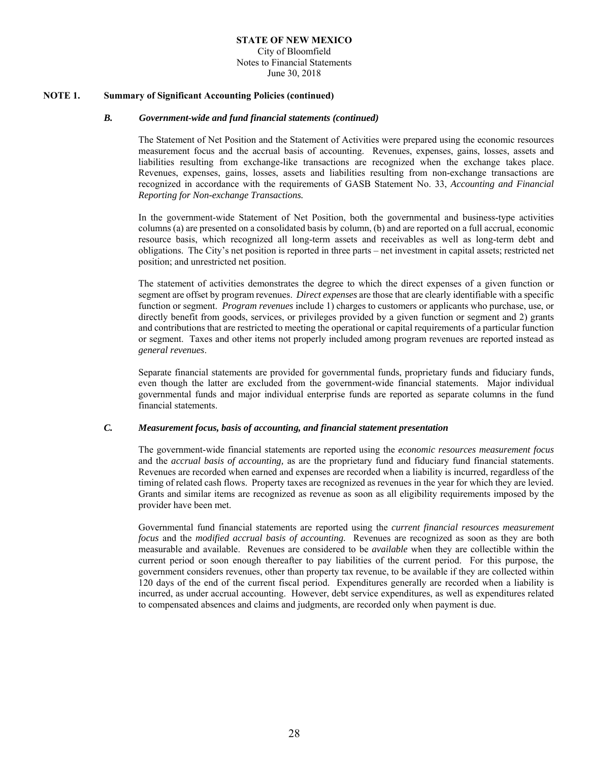## NOTE 1. Summary of Significant Accounting Policies (continued)

### *B. Government-wide and fund financial statements (continued)*

The Statement of Net Position and the Statement of Activities were prepared using the economic resources measurement focus and the accrual basis of accounting. Revenues, expenses, gains, losses, assets and liabilities resulting from exchange-like transactions are recognized when the exchange takes place. Revenues, expenses, gains, losses, assets and liabilities resulting from non-exchange transactions are recognized in accordance with the requirements of GASB Statement No. 33, *Accounting and Financial Reporting for Non-exchange Transactions.*

In the government-wide Statement of Net Position, both the governmental and business-type activities columns (a) are presented on a consolidated basis by column, (b) and are reported on a full accrual, economic resource basis, which recognized all long-term assets and receivables as well as long-term debt and obligations. The City's net position is reported in three parts – net investment in capital assets; restricted net position; and unrestricted net position.

The statement of activities demonstrates the degree to which the direct expenses of a given function or segment are offset by program revenues. *Direct expenses* are those that are clearly identifiable with a specific function or segment. *Program revenues* include 1) charges to customers or applicants who purchase, use, or directly benefit from goods, services, or privileges provided by a given function or segment and 2) grants and contributions that are restricted to meeting the operational or capital requirements of a particular function or segment. Taxes and other items not properly included among program revenues are reported instead as *general revenues*.

Separate financial statements are provided for governmental funds, proprietary funds and fiduciary funds, even though the latter are excluded from the government-wide financial statements. Major individual governmental funds and major individual enterprise funds are reported as separate columns in the fund financial statements.

### *C. Measurement focus, basis of accounting, and financial statement presentation*

The government-wide financial statements are reported using the *economic resources measurement focus* and the *accrual basis of accounting,* as are the proprietary fund and fiduciary fund financial statements. Revenues are recorded when earned and expenses are recorded when a liability is incurred, regardless of the timing of related cash flows. Property taxes are recognized as revenues in the year for which they are levied. Grants and similar items are recognized as revenue as soon as all eligibility requirements imposed by the provider have been met.

Governmental fund financial statements are reported using the *current financial resources measurement focus* and the *modified accrual basis of accounting.* Revenues are recognized as soon as they are both measurable and available. Revenues are considered to be *available* when they are collectible within the current period or soon enough thereafter to pay liabilities of the current period. For this purpose, the government considers revenues, other than property tax revenue, to be available if they are collected within 120 days of the end of the current fiscal period. Expenditures generally are recorded when a liability is incurred, as under accrual accounting. However, debt service expenditures, as well as expenditures related to compensated absences and claims and judgments, are recorded only when payment is due.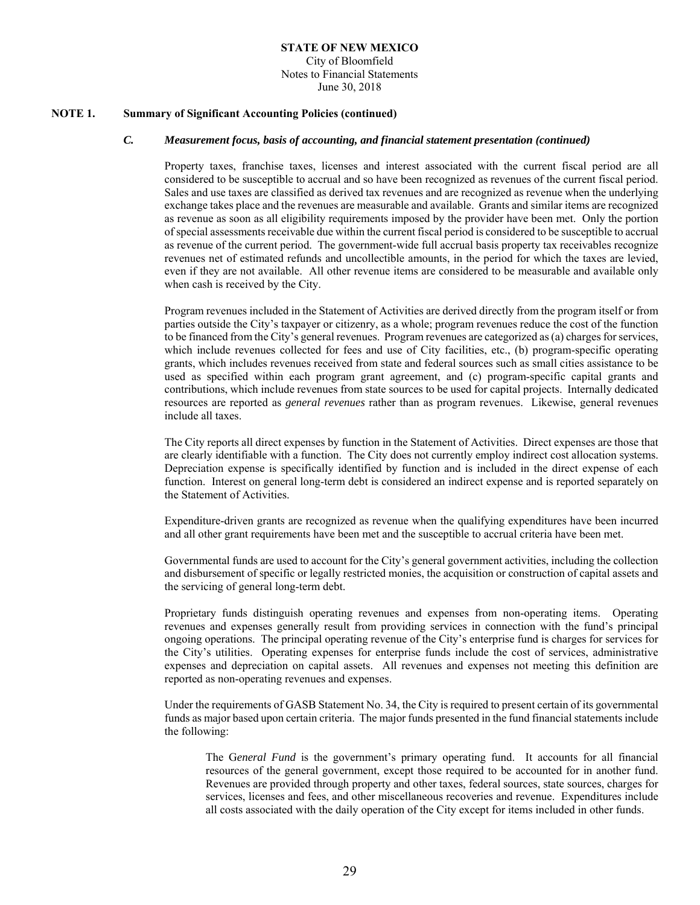## NOTE 1. Summary of Significant Accounting Policies (continued)

### *C. Measurement focus, basis of accounting, and financial statement presentation (continued)*

Property taxes, franchise taxes, licenses and interest associated with the current fiscal period are all considered to be susceptible to accrual and so have been recognized as revenues of the current fiscal period. Sales and use taxes are classified as derived tax revenues and are recognized as revenue when the underlying exchange takes place and the revenues are measurable and available. Grants and similar items are recognized as revenue as soon as all eligibility requirements imposed by the provider have been met. Only the portion of special assessments receivable due within the current fiscal period is considered to be susceptible to accrual as revenue of the current period. The government-wide full accrual basis property tax receivables recognize revenues net of estimated refunds and uncollectible amounts, in the period for which the taxes are levied, even if they are not available. All other revenue items are considered to be measurable and available only when cash is received by the City.

Program revenues included in the Statement of Activities are derived directly from the program itself or from parties outside the City's taxpayer or citizenry, as a whole; program revenues reduce the cost of the function to be financed from the City's general revenues. Program revenues are categorized as (a) charges for services, which include revenues collected for fees and use of City facilities, etc., (b) program-specific operating grants, which includes revenues received from state and federal sources such as small cities assistance to be used as specified within each program grant agreement, and (c) program-specific capital grants and contributions, which include revenues from state sources to be used for capital projects. Internally dedicated resources are reported as *general revenues* rather than as program revenues. Likewise, general revenues include all taxes.

The City reports all direct expenses by function in the Statement of Activities. Direct expenses are those that are clearly identifiable with a function. The City does not currently employ indirect cost allocation systems. Depreciation expense is specifically identified by function and is included in the direct expense of each function. Interest on general long-term debt is considered an indirect expense and is reported separately on the Statement of Activities.

Expenditure-driven grants are recognized as revenue when the qualifying expenditures have been incurred and all other grant requirements have been met and the susceptible to accrual criteria have been met.

Governmental funds are used to account for the City's general government activities, including the collection and disbursement of specific or legally restricted monies, the acquisition or construction of capital assets and the servicing of general long-term debt.

Proprietary funds distinguish operating revenues and expenses from non-operating items. Operating revenues and expenses generally result from providing services in connection with the fund's principal ongoing operations. The principal operating revenue of the City's enterprise fund is charges for services for the City's utilities. Operating expenses for enterprise funds include the cost of services, administrative expenses and depreciation on capital assets. All revenues and expenses not meeting this definition are reported as non-operating revenues and expenses.

Under the requirements of GASB Statement No. 34, the City is required to present certain of its governmental funds as major based upon certain criteria. The major funds presented in the fund financial statements include the following:

> The *General Fund* is the government's primary operating fund. It accounts for all financial resources of the general government, except those required to be accounted for in another fund. Revenues are provided through property and other taxes, federal sources, state sources, charges for services, licenses and fees, and other miscellaneous recoveries and revenue. Expenditures include all costs associated with the daily operation of the City except for items included in other funds.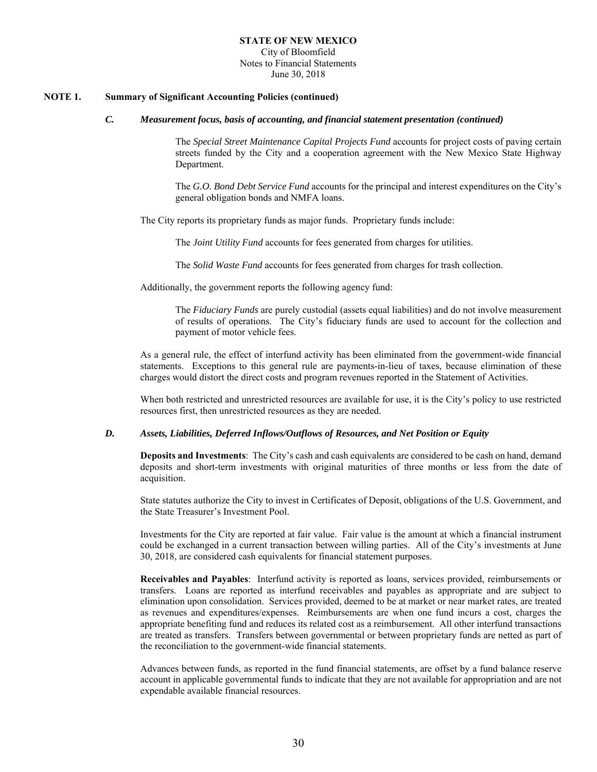## NOTE 1. Summary of Significant Accounting Policies (continued)

### *C. Measurement focus, basis of accounting, and financial statement presentation (continued)*

The *Special Street Maintenance Capital Projects Fund* accounts for project costs of paving certain streets funded by the City and a cooperation agreement with the New Mexico State Highway Department.

The *G.O. Bond Debt Service Fund* accounts for the principal and interest expenditures on the City's general obligation bonds and NMFA loans.

The City reports its proprietary funds as major funds. Proprietary funds include:

The *Joint Utility Fund* accounts for fees generated from charges for utilities.

The *Solid Waste Fund* accounts for fees generated from charges for trash collection.

Additionally, the government reports the following agency fund:

The *Fiduciary Funds* are purely custodial (assets equal liabilities) and do not involve measurement of results of operations. The City's fiduciary funds are used to account for the collection and payment of motor vehicle fees.

As a general rule, the effect of interfund activity has been eliminated from the government-wide financial statements. Exceptions to this general rule are payments-in-lieu of taxes, because elimination of these charges would distort the direct costs and program revenues reported in the Statement of Activities.

When both restricted and unrestricted resources are available for use, it is the City's policy to use restricted resources first, then unrestricted resources as they are needed.

### *D. Assets, Liabilities, Deferred Inflows/Outflows of Resources, and Net Position or Equity*

**Deposits and Investments**: The City's cash and cash equivalents are considered to be cash on hand, demand deposits and short-term investments with original maturities of three months or less from the date of acquisition.

State statutes authorize the City to invest in Certificates of Deposit, obligations of the U.S. Government, and the State Treasurer's Investment Pool.

Investments for the City are reported at fair value. Fair value is the amount at which a financial instrument could be exchanged in a current transaction between willing parties. All of the City's investments at June 30, 2018, are considered cash equivalents for financial statement purposes.

**Receivables and Payables**: Interfund activity is reported as loans, services provided, reimbursements or transfers. Loans are reported as interfund receivables and payables as appropriate and are subject to elimination upon consolidation. Services provided, deemed to be at market or near market rates, are treated as revenues and expenditures/expenses. Reimbursements are when one fund incurs a cost, charges the appropriate benefiting fund and reduces its related cost as a reimbursement. All other interfund transactions are treated as transfers. Transfers between governmental or between proprietary funds are netted as part of the reconciliation to the government-wide financial statements.

Advances between funds, as reported in the fund financial statements, are offset by a fund balance reserve account in applicable governmental funds to indicate that they are not available for appropriation and are not expendable available financial resources.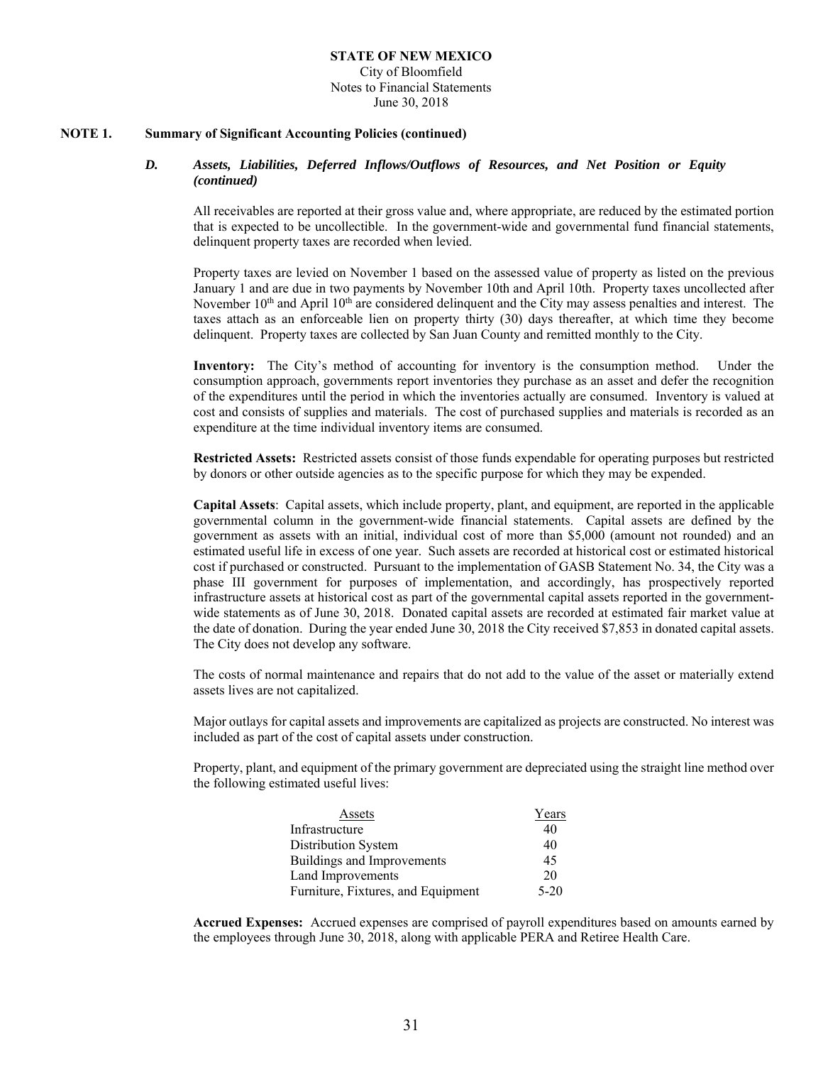## NOTE 1. Summary of Significant Accounting Policies (continued)

### *D. Assets, Liabilities, Deferred Inflows/Outflows of Resources, and Net Position or Equity (continued)*

All receivables are reported at their gross value and, where appropriate, are reduced by the estimated portion that is expected to be uncollectible. In the government-wide and governmental fund financial statements, delinquent property taxes are recorded when levied.

Property taxes are levied on November 1 based on the assessed value of property as listed on the previous January 1 and are due in two payments by November 10th and April 10th. Property taxes uncollected after November 10th and April 10th are considered delinquent and the City may assess penalties and interest. The taxes attach as an enforceable lien on property thirty (30) days thereafter, at which time they become delinquent. Property taxes are collected by San Juan County and remitted monthly to the City.

**Inventory:** The City's method of accounting for inventory is the consumption method. Under the consumption approach, governments report inventories they purchase as an asset and defer the recognition of the expenditures until the period in which the inventories actually are consumed. Inventory is valued at cost and consists of supplies and materials. The cost of purchased supplies and materials is recorded as an expenditure at the time individual inventory items are consumed.

**Restricted Assets:** Restricted assets consist of those funds expendable for operating purposes but restricted by donors or other outside agencies as to the specific purpose for which they may be expended.

**Capital Assets**: Capital assets, which include property, plant, and equipment, are reported in the applicable governmental column in the government-wide financial statements. Capital assets are defined by the government as assets with an initial, individual cost of more than $5,000 (amount not rounded) and an estimated useful life in excess of one year. Such assets are recorded at historical cost or estimated historical cost if purchased or constructed. Pursuant to the implementation of GASB Statement No. 34, the City was a phase III government for purposes of implementation, and accordingly, has prospectively reported infrastructure assets at historical cost as part of the governmental capital assets reported in the government-wide statements as of June 30, 2018. Donated capital assets are recorded at estimated fair market value at the date of donation. During the year ended June 30, 2018 the City received $7,853 in donated capital assets. The City does not develop any software.

The costs of normal maintenance and repairs that do not add to the value of the asset or materially extend assets lives are not capitalized.

Major outlays for capital assets and improvements are capitalized as projects are constructed. No interest was included as part of the cost of capital assets under construction.

Property, plant, and equipment of the primary government are depreciated using the straight line method over the following estimated useful lives:

| Assets | Years |
|---|---|
| Infrastructure | 40 |
| Distribution System | 40 |
| Buildings and Improvements | 45 |
| Land Improvements | 20 |
| Furniture, Fixtures, and Equipment | 5-20 |

**Accrued Expenses:** Accrued expenses are comprised of payroll expenditures based on amounts earned by the employees through June 30, 2018, along with applicable PERA and Retiree Health Care.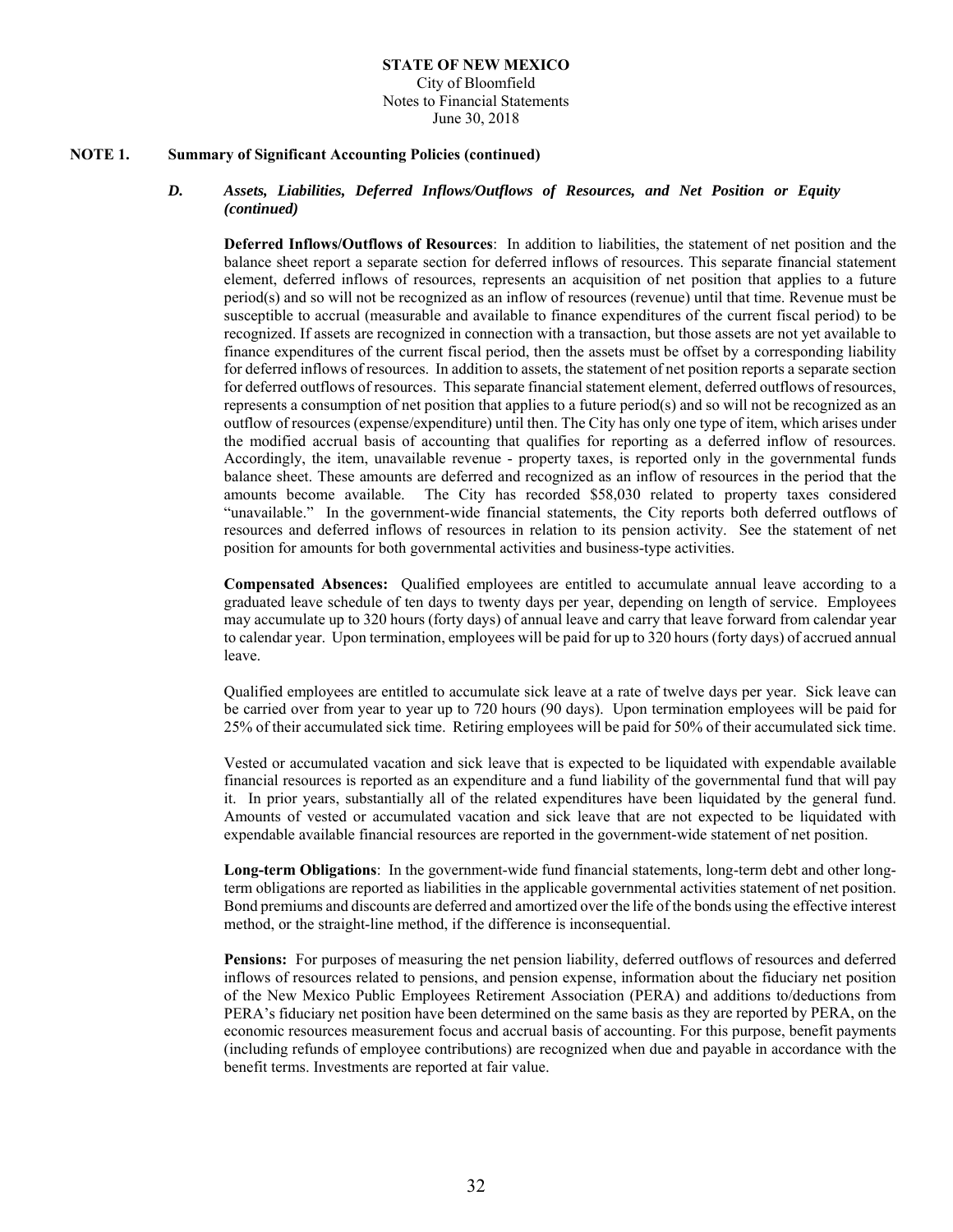## NOTE 1. Summary of Significant Accounting Policies (continued)

### *D. Assets, Liabilities, Deferred Inflows/Outflows of Resources, and Net Position or Equity (continued)*

**Deferred Inflows/Outflows of Resources**: In addition to liabilities, the statement of net position and the balance sheet report a separate section for deferred inflows of resources. This separate financial statement element, deferred inflows of resources, represents an acquisition of net position that applies to a future period(s) and so will not be recognized as an inflow of resources (revenue) until that time. Revenue must be susceptible to accrual (measurable and available to finance expenditures of the current fiscal period) to be recognized. If assets are recognized in connection with a transaction, but those assets are not yet available to finance expenditures of the current fiscal period, then the assets must be offset by a corresponding liability for deferred inflows of resources. In addition to assets, the statement of net position reports a separate section for deferred outflows of resources. This separate financial statement element, deferred outflows of resources, represents a consumption of net position that applies to a future period(s) and so will not be recognized as an outflow of resources (expense/expenditure) until then. The City has only one type of item, which arises under the modified accrual basis of accounting that qualifies for reporting as a deferred inflow of resources. Accordingly, the item, unavailable revenue - property taxes, is reported only in the governmental funds balance sheet. These amounts are deferred and recognized as an inflow of resources in the period that the amounts become available. The City has recorded $58,030 related to property taxes considered "unavailable." In the government-wide financial statements, the City reports both deferred outflows of resources and deferred inflows of resources in relation to its pension activity. See the statement of net position for amounts for both governmental activities and business-type activities.

**Compensated Absences:** Qualified employees are entitled to accumulate annual leave according to a graduated leave schedule of ten days to twenty days per year, depending on length of service. Employees may accumulate up to 320 hours (forty days) of annual leave and carry that leave forward from calendar year to calendar year. Upon termination, employees will be paid for up to 320 hours (forty days) of accrued annual leave.

Qualified employees are entitled to accumulate sick leave at a rate of twelve days per year. Sick leave can be carried over from year to year up to 720 hours (90 days). Upon termination employees will be paid for 25% of their accumulated sick time. Retiring employees will be paid for 50% of their accumulated sick time.

Vested or accumulated vacation and sick leave that is expected to be liquidated with expendable available financial resources is reported as an expenditure and a fund liability of the governmental fund that will pay it. In prior years, substantially all of the related expenditures have been liquidated by the general fund. Amounts of vested or accumulated vacation and sick leave that are not expected to be liquidated with expendable available financial resources are reported in the government-wide statement of net position.

**Long-term Obligations**: In the government-wide fund financial statements, long-term debt and other long-term obligations are reported as liabilities in the applicable governmental activities statement of net position. Bond premiums and discounts are deferred and amortized over the life of the bonds using the effective interest method, or the straight-line method, if the difference is inconsequential.

**Pensions:** For purposes of measuring the net pension liability, deferred outflows of resources and deferred inflows of resources related to pensions, and pension expense, information about the fiduciary net position of the New Mexico Public Employees Retirement Association (PERA) and additions to/deductions from PERA's fiduciary net position have been determined on the same basis as they are reported by PERA, on the economic resources measurement focus and accrual basis of accounting. For this purpose, benefit payments (including refunds of employee contributions) are recognized when due and payable in accordance with the benefit terms. Investments are reported at fair value.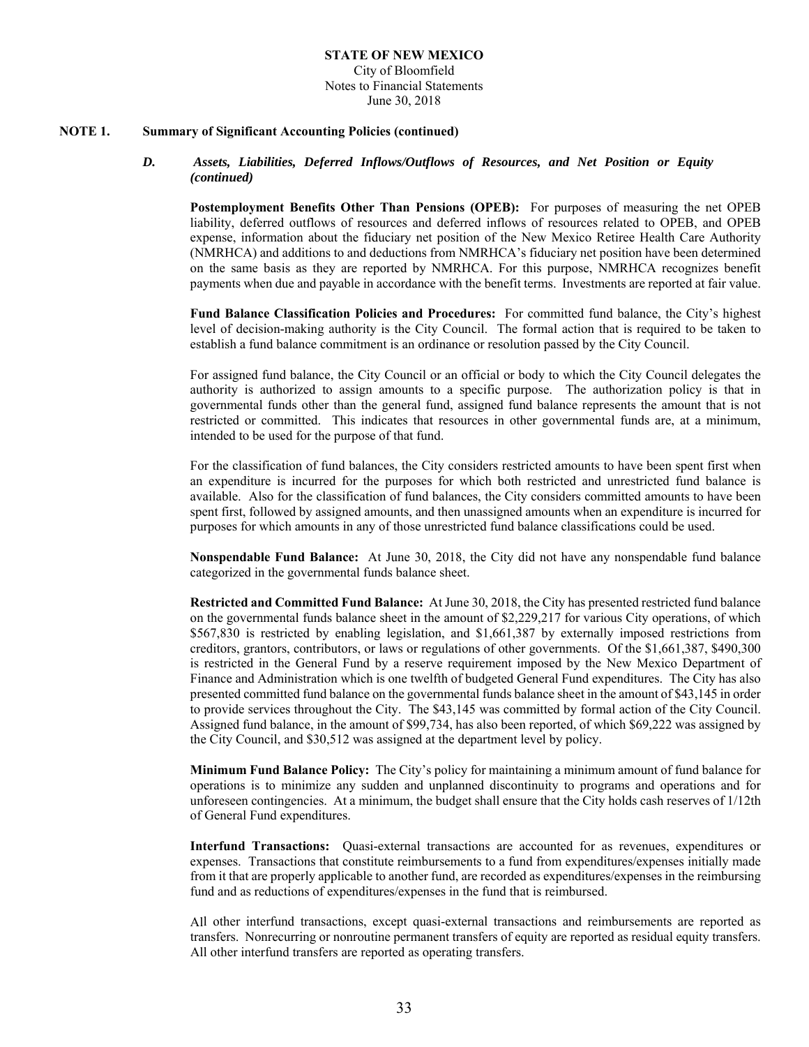## NOTE 1. Summary of Significant Accounting Policies (continued)

### *D. Assets, Liabilities, Deferred Inflows/Outflows of Resources, and Net Position or Equity (continued)*

**Postemployment Benefits Other Than Pensions (OPEB):** For purposes of measuring the net OPEB liability, deferred outflows of resources and deferred inflows of resources related to OPEB, and OPEB expense, information about the fiduciary net position of the New Mexico Retiree Health Care Authority (NMRHCA) and additions to and deductions from NMRHCA's fiduciary net position have been determined on the same basis as they are reported by NMRHCA. For this purpose, NMRHCA recognizes benefit payments when due and payable in accordance with the benefit terms. Investments are reported at fair value.

**Fund Balance Classification Policies and Procedures:** For committed fund balance, the City's highest level of decision-making authority is the City Council. The formal action that is required to be taken to establish a fund balance commitment is an ordinance or resolution passed by the City Council.

For assigned fund balance, the City Council or an official or body to which the City Council delegates the authority is authorized to assign amounts to a specific purpose. The authorization policy is that in governmental funds other than the general fund, assigned fund balance represents the amount that is not restricted or committed. This indicates that resources in other governmental funds are, at a minimum, intended to be used for the purpose of that fund.

For the classification of fund balances, the City considers restricted amounts to have been spent first when an expenditure is incurred for the purposes for which both restricted and unrestricted fund balance is available. Also for the classification of fund balances, the City considers committed amounts to have been spent first, followed by assigned amounts, and then unassigned amounts when an expenditure is incurred for purposes for which amounts in any of those unrestricted fund balance classifications could be used.

**Nonspendable Fund Balance:** At June 30, 2018, the City did not have any nonspendable fund balance categorized in the governmental funds balance sheet.

**Restricted and Committed Fund Balance:** At June 30, 2018, the City has presented restricted fund balance on the governmental funds balance sheet in the amount of $2,229,217 for various City operations, of which $567,830 is restricted by enabling legislation, and $1,661,387 by externally imposed restrictions from creditors, grantors, contributors, or laws or regulations of other governments. Of the $1,661,387, $490,300 is restricted in the General Fund by a reserve requirement imposed by the New Mexico Department of Finance and Administration which is one twelfth of budgeted General Fund expenditures. The City has also presented committed fund balance on the governmental funds balance sheet in the amount of $43,145 in order to provide services throughout the City. The $43,145 was committed by formal action of the City Council. Assigned fund balance, in the amount of $99,734, has also been reported, of which $69,222 was assigned by the City Council, and $30,512 was assigned at the department level by policy.

**Minimum Fund Balance Policy:** The City's policy for maintaining a minimum amount of fund balance for operations is to minimize any sudden and unplanned discontinuity to programs and operations and for unforeseen contingencies. At a minimum, the budget shall ensure that the City holds cash reserves of 1/12th of General Fund expenditures.

**Interfund Transactions:** Quasi-external transactions are accounted for as revenues, expenditures or expenses. Transactions that constitute reimbursements to a fund from expenditures/expenses initially made from it that are properly applicable to another fund, are recorded as expenditures/expenses in the reimbursing fund and as reductions of expenditures/expenses in the fund that is reimbursed.

All other interfund transactions, except quasi-external transactions and reimbursements are reported as transfers. Nonrecurring or nonroutine permanent transfers of equity are reported as residual equity transfers. All other interfund transfers are reported as operating transfers.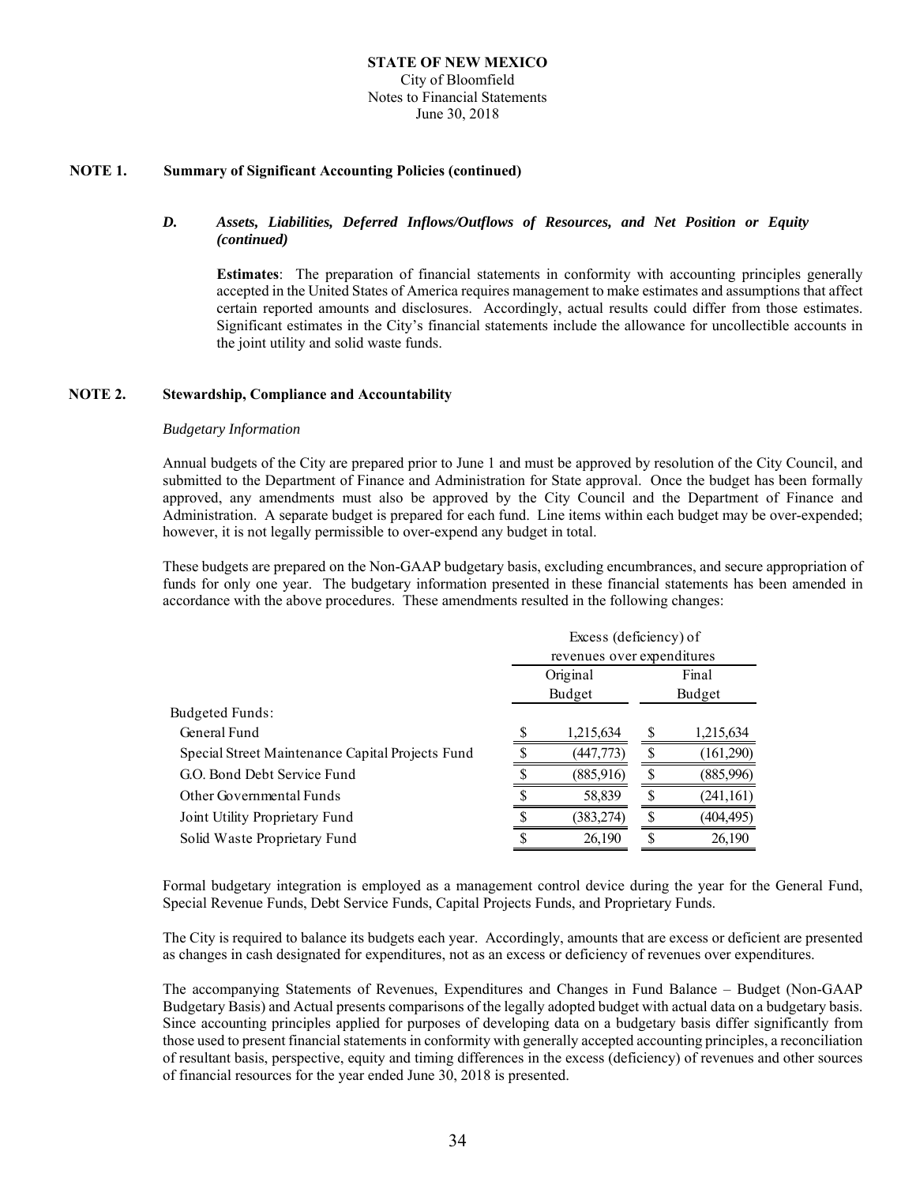**STATE OF NEW MEXICO**
City of Bloomfield
Notes to Financial Statements
June 30, 2018

**NOTE 1. Summary of Significant Accounting Policies (continued)**

***D. Assets, Liabilities, Deferred Inflows/Outflows of Resources, and Net Position or Equity (continued)***

**Estimates**: The preparation of financial statements in conformity with accounting principles generally accepted in the United States of America requires management to make estimates and assumptions that affect certain reported amounts and disclosures. Accordingly, actual results could differ from those estimates. Significant estimates in the City's financial statements include the allowance for uncollectible accounts in the joint utility and solid waste funds.

**NOTE 2. Stewardship, Compliance and Accountability**

*Budgetary Information*

Annual budgets of the City are prepared prior to June 1 and must be approved by resolution of the City Council, and submitted to the Department of Finance and Administration for State approval. Once the budget has been formally approved, any amendments must also be approved by the City Council and the Department of Finance and Administration. A separate budget is prepared for each fund. Line items within each budget may be over-expended; however, it is not legally permissible to over-expend any budget in total.

These budgets are prepared on the Non-GAAP budgetary basis, excluding encumbrances, and secure appropriation of funds for only one year. The budgetary information presented in these financial statements has been amended in accordance with the above procedures. These amendments resulted in the following changes:

| | Excess (deficiency) of revenues over expenditures | |
|---|---|---|
| | Original Budget | Final Budget |
| Budgeted Funds: | | |
| General Fund | $ 1,215,634 | $ 1,215,634 |
| Special Street Maintenance Capital Projects Fund | $ (447,773) | $ (161,290) |
| G.O. Bond Debt Service Fund | $ (885,916) | $ (885,996) |
| Other Governmental Funds | $ 58,839 | $ (241,161) |
| Joint Utility Proprietary Fund | $ (383,274) | $ (404,495) |
| Solid Waste Proprietary Fund | $ 26,190 | $ 26,190 |

Formal budgetary integration is employed as a management control device during the year for the General Fund, Special Revenue Funds, Debt Service Funds, Capital Projects Funds, and Proprietary Funds.

The City is required to balance its budgets each year. Accordingly, amounts that are excess or deficient are presented as changes in cash designated for expenditures, not as an excess or deficiency of revenues over expenditures.

The accompanying Statements of Revenues, Expenditures and Changes in Fund Balance – Budget (Non-GAAP Budgetary Basis) and Actual presents comparisons of the legally adopted budget with actual data on a budgetary basis. Since accounting principles applied for purposes of developing data on a budgetary basis differ significantly from those used to present financial statements in conformity with generally accepted accounting principles, a reconciliation of resultant basis, perspective, equity and timing differences in the excess (deficiency) of revenues and other sources of financial resources for the year ended June 30, 2018 is presented.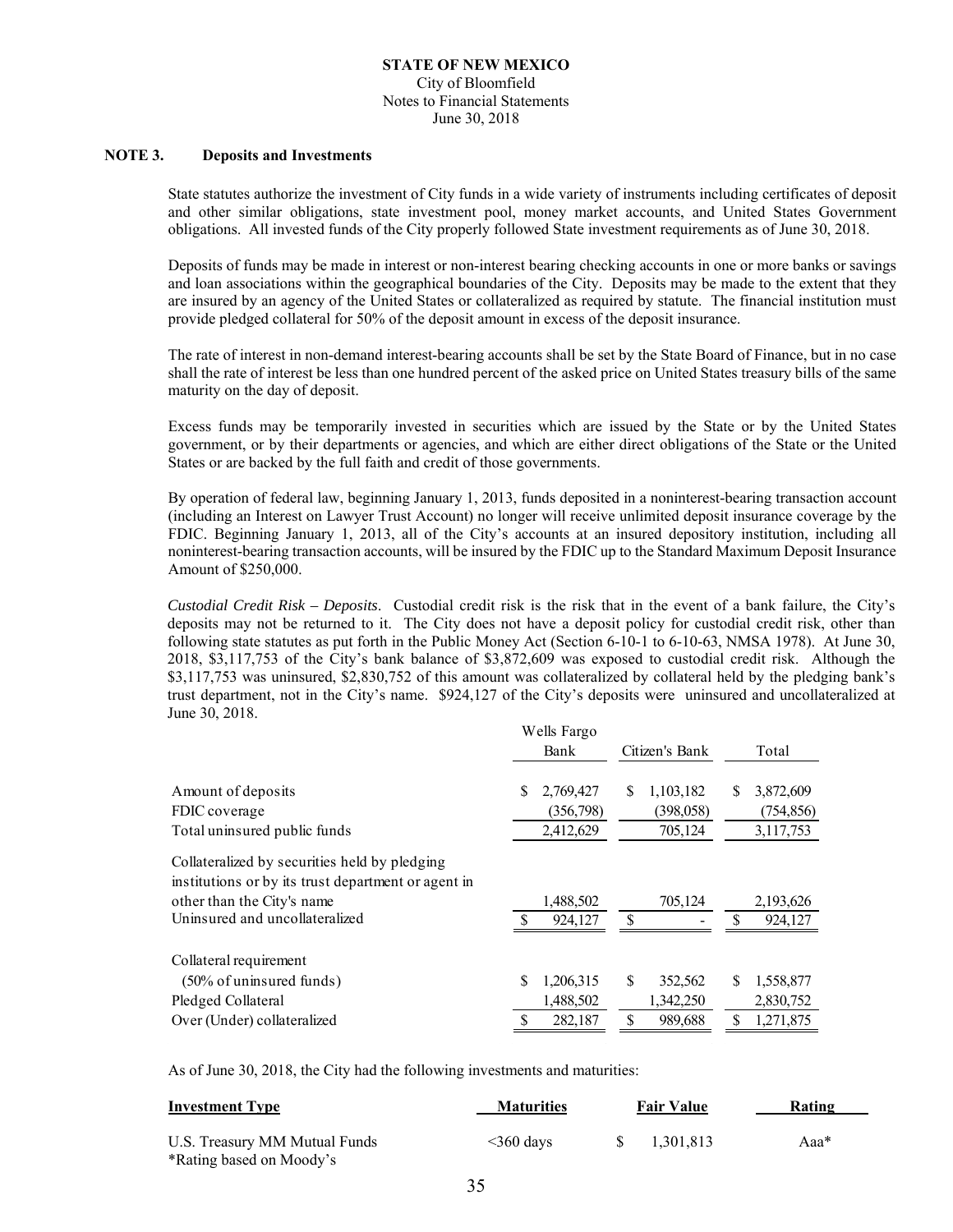**STATE OF NEW MEXICO**
City of Bloomfield
Notes to Financial Statements
June 30, 2018

**NOTE 3. Deposits and Investments**

State statutes authorize the investment of City funds in a wide variety of instruments including certificates of deposit and other similar obligations, state investment pool, money market accounts, and United States Government obligations. All invested funds of the City properly followed State investment requirements as of June 30, 2018.

Deposits of funds may be made in interest or non-interest bearing checking accounts in one or more banks or savings and loan associations within the geographical boundaries of the City. Deposits may be made to the extent that they are insured by an agency of the United States or collateralized as required by statute. The financial institution must provide pledged collateral for 50% of the deposit amount in excess of the deposit insurance.

The rate of interest in non-demand interest-bearing accounts shall be set by the State Board of Finance, but in no case shall the rate of interest be less than one hundred percent of the asked price on United States treasury bills of the same maturity on the day of deposit.

Excess funds may be temporarily invested in securities which are issued by the State or by the United States government, or by their departments or agencies, and which are either direct obligations of the State or the United States or are backed by the full faith and credit of those governments.

By operation of federal law, beginning January 1, 2013, funds deposited in a noninterest-bearing transaction account (including an Interest on Lawyer Trust Account) no longer will receive unlimited deposit insurance coverage by the FDIC. Beginning January 1, 2013, all of the City's accounts at an insured depository institution, including all noninterest-bearing transaction accounts, will be insured by the FDIC up to the Standard Maximum Deposit Insurance Amount of $250,000.

*Custodial Credit Risk – Deposits*. Custodial credit risk is the risk that in the event of a bank failure, the City's deposits may not be returned to it. The City does not have a deposit policy for custodial credit risk, other than following state statutes as put forth in the Public Money Act (Section 6-10-1 to 6-10-63, NMSA 1978). At June 30, 2018, $3,117,753 of the City's bank balance of $3,872,609 was exposed to custodial credit risk. Although the $3,117,753 was uninsured, $2,830,752 of this amount was collateralized by collateral held by the pledging bank's trust department, not in the City's name. $924,127 of the City's deposits were uninsured and uncollateralized at June 30, 2018.

| | Wells Fargo Bank | Citizen's Bank | Total |
|---|---|---|---|
| Amount of deposits | $ 2,769,427 | $ 1,103,182 | $ 3,872,609 |
| FDIC coverage | (356,798) | (398,058) | (754,856) |
| Total uninsured public funds | 2,412,629 | 705,124 | 3,117,753 |
| Collateralized by securities held by pledging institutions or by its trust department or agent in other than the City's name | 1,488,502 | 705,124 | 2,193,626 |
| Uninsured and uncollateralized | $ 924,127 | $ - | $ 924,127 |
| Collateral requirement (50% of uninsured funds) | $ 1,206,315 | $ 352,562 | $ 1,558,877 |
| Pledged Collateral | 1,488,502 | 1,342,250 | 2,830,752 |
| Over (Under) collateralized | $ 282,187 | $ 989,688 | $ 1,271,875 |

As of June 30, 2018, the City had the following investments and maturities:

| Investment Type | Maturities | Fair Value | Rating |
|---|---|---|---|
| U.S. Treasury MM Mutual Funds | <360 days | $ 1,301,813 | Aaa* |

*Rating based on Moody's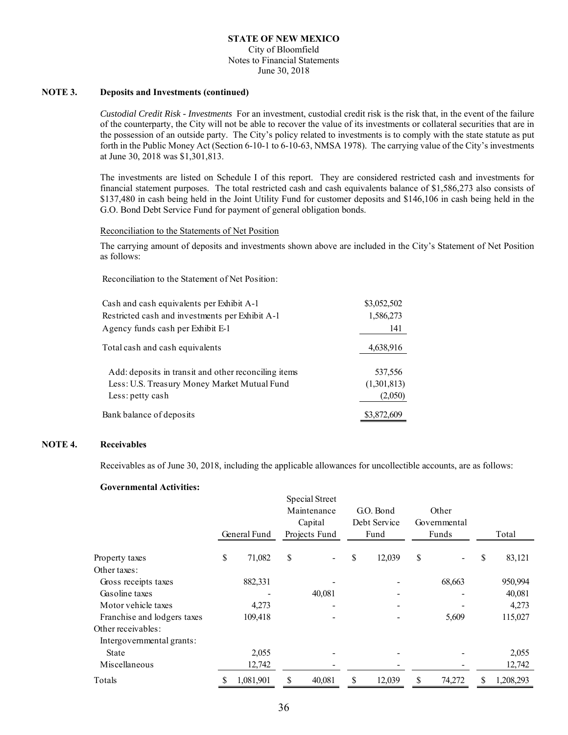**STATE OF NEW MEXICO**
City of Bloomfield
Notes to Financial Statements
June 30, 2018

## NOTE 3. Deposits and Investments (continued)

*Custodial Credit Risk - Investments* For an investment, custodial credit risk is the risk that, in the event of the failure of the counterparty, the City will not be able to recover the value of its investments or collateral securities that are in the possession of an outside party. The City's policy related to investments is to comply with the state statute as put forth in the Public Money Act (Section 6-10-1 to 6-10-63, NMSA 1978). The carrying value of the City's investments at June 30, 2018 was $1,301,813.

The investments are listed on Schedule I of this report. They are considered restricted cash and investments for financial statement purposes. The total restricted cash and cash equivalents balance of $1,586,273 also consists of $137,480 in cash being held in the Joint Utility Fund for customer deposits and $146,106 in cash being held in the G.O. Bond Debt Service Fund for payment of general obligation bonds.

Reconciliation to the Statements of Net Position

The carrying amount of deposits and investments shown above are included in the City's Statement of Net Position as follows:

Reconciliation to the Statement of Net Position:

| | |
|---|---|
| Cash and cash equivalents per Exhibit A-1 | $3,052,502 |
| Restricted cash and investments per Exhibit A-1 | 1,586,273 |
| Agency funds cash per Exhibit E-1 | 141 |
| Total cash and cash equivalents | 4,638,916 |
| Add: deposits in transit and other reconciling items | 537,556 |
| Less: U.S. Treasury Money Market Mutual Fund | (1,301,813) |
| Less: petty cash | (2,050) |
| Bank balance of deposits | $3,872,609 |

## NOTE 4. Receivables

Receivables as of June 30, 2018, including the applicable allowances for uncollectible accounts, are as follows:

**Governmental Activities:**

| | General Fund | Special Street Maintenance Capital Projects Fund | G.O. Bond Debt Service Fund | Other Governmental Funds | Total |
|---|---|---|---|---|---|
| Property taxes | $ 71,082 | $ - | $ 12,039 | $ - | $ 83,121 |
| Other taxes: | | | | | |
| Gross receipts taxes | 882,331 | - | - | 68,663 | 950,994 |
| Gasoline taxes | - | 40,081 | - | - | 40,081 |
| Motor vehicle taxes | 4,273 | - | - | - | 4,273 |
| Franchise and lodgers taxes | 109,418 | - | - | 5,609 | 115,027 |
| Other receivables: | | | | | |
| Intergovernmental grants: | | | | | |
| State | 2,055 | - | - | - | 2,055 |
| Miscellaneous | 12,742 | - | - | - | 12,742 |
| Totals | $ 1,081,901 | $ 40,081 | $ 12,039 | $ 74,272 | $ 1,208,293 |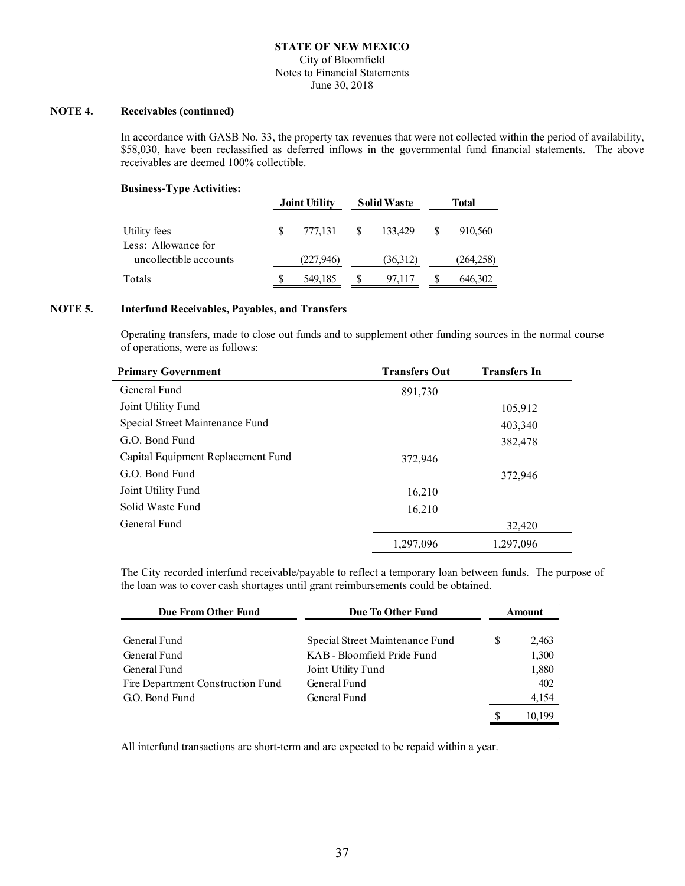**STATE OF NEW MEXICO**
City of Bloomfield
Notes to Financial Statements
June 30, 2018

**NOTE 4. Receivables (continued)**

In accordance with GASB No. 33, the property tax revenues that were not collected within the period of availability, \$58,030, have been reclassified as deferred inflows in the governmental fund financial statements. The above receivables are deemed 100% collectible.

**Business-Type Activities:**

| | Joint Utility | Solid Waste | Total |
|---|---|---|---|
| Utility fees | $ 777,131 | $ 133,429 | $ 910,560 |
| Less: Allowance for uncollectible accounts | (227,946) | (36,312) | (264,258) |
| Totals | $ 549,185 | $ 97,117 | $ 646,302 |

**NOTE 5. Interfund Receivables, Payables, and Transfers**

Operating transfers, made to close out funds and to supplement other funding sources in the normal course of operations, were as follows:

| Primary Government | Transfers Out | Transfers In |
|---|---|---|
| General Fund | 891,730 | |
| Joint Utility Fund | | 105,912 |
| Special Street Maintenance Fund | | 403,340 |
| G.O. Bond Fund | | 382,478 |
| Capital Equipment Replacement Fund | 372,946 | |
| G.O. Bond Fund | | 372,946 |
| Joint Utility Fund | 16,210 | |
| Solid Waste Fund | 16,210 | |
| General Fund | | 32,420 |
| | 1,297,096 | 1,297,096 |

The City recorded interfund receivable/payable to reflect a temporary loan between funds. The purpose of the loan was to cover cash shortages until grant reimbursements could be obtained.

| Due From Other Fund | Due To Other Fund | Amount |
|---|---|---|
| General Fund | Special Street Maintenance Fund | $ 2,463 |
| General Fund | KAB - Bloomfield Pride Fund | 1,300 |
| General Fund | Joint Utility Fund | 1,880 |
| Fire Department Construction Fund | General Fund | 402 |
| G.O. Bond Fund | General Fund | 4,154 |
| | | $ 10,199 |

All interfund transactions are short-term and are expected to be repaid within a year.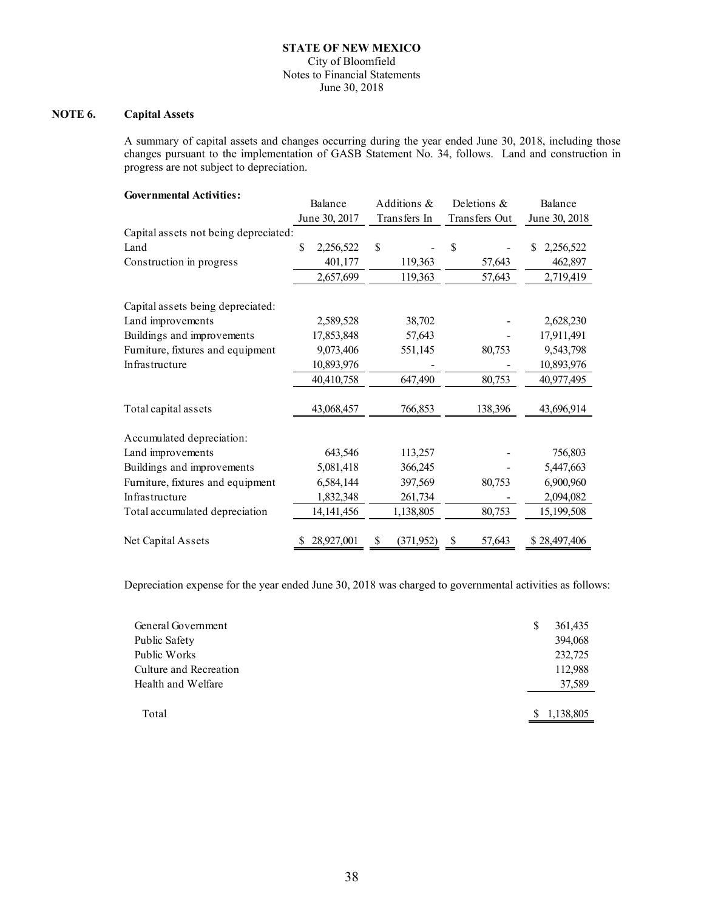**STATE OF NEW MEXICO**
City of Bloomfield
Notes to Financial Statements
June 30, 2018

## NOTE 6. Capital Assets

A summary of capital assets and changes occurring during the year ended June 30, 2018, including those changes pursuant to the implementation of GASB Statement No. 34, follows. Land and construction in progress are not subject to depreciation.

**Governmental Activities:**

| | Balance June 30, 2017 | Additions & Transfers In | Deletions & Transfers Out | Balance June 30, 2018 |
|---|---|---|---|---|
| Capital assets not being depreciated: | | | | |
| Land | $ 2,256,522 | $ - | $ - | $ 2,256,522 |
| Construction in progress | 401,177 | 119,363 | 57,643 | 462,897 |
| | 2,657,699 | 119,363 | 57,643 | 2,719,419 |
| Capital assets being depreciated: | | | | |
| Land improvements | 2,589,528 | 38,702 | - | 2,628,230 |
| Buildings and improvements | 17,853,848 | 57,643 | - | 17,911,491 |
| Furniture, fixtures and equipment | 9,073,406 | 551,145 | 80,753 | 9,543,798 |
| Infrastructure | 10,893,976 | - | - | 10,893,976 |
| | 40,410,758 | 647,490 | 80,753 | 40,977,495 |
| Total capital assets | 43,068,457 | 766,853 | 138,396 | 43,696,914 |
| Accumulated depreciation: | | | | |
| Land improvements | 643,546 | 113,257 | - | 756,803 |
| Buildings and improvements | 5,081,418 | 366,245 | - | 5,447,663 |
| Furniture, fixtures and equipment | 6,584,144 | 397,569 | 80,753 | 6,900,960 |
| Infrastructure | 1,832,348 | 261,734 | - | 2,094,082 |
| Total accumulated depreciation | 14,141,456 | 1,138,805 | 80,753 | 15,199,508 |
| Net Capital Assets | $ 28,927,001 | $ (371,952) | $ 57,643 | $ 28,497,406 |

Depreciation expense for the year ended June 30, 2018 was charged to governmental activities as follows:

| | |
|---|---|
| General Government | $ 361,435 |
| Public Safety | 394,068 |
| Public Works | 232,725 |
| Culture and Recreation | 112,988 |
| Health and Welfare | 37,589 |
| Total | $ 1,138,805 |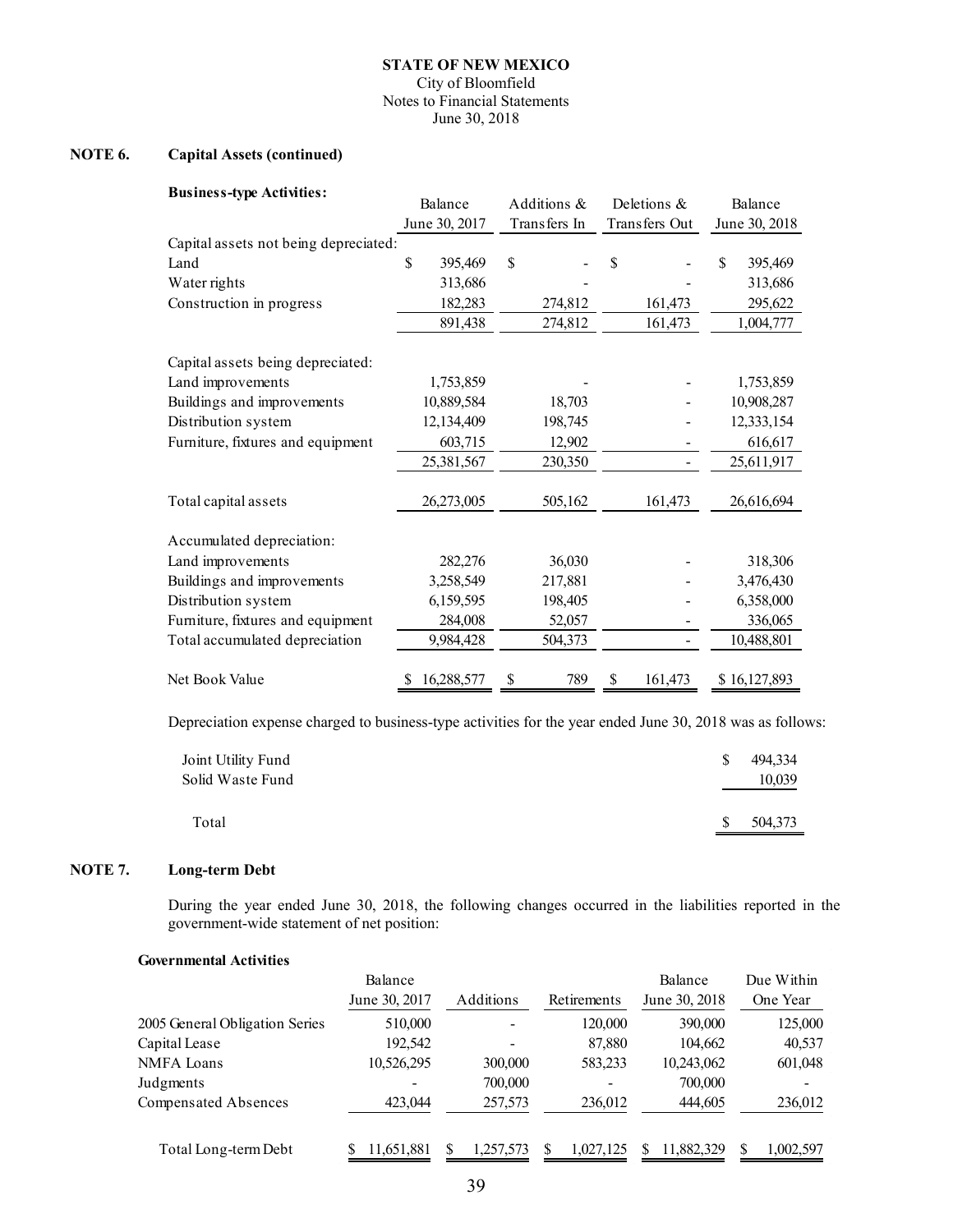**STATE OF NEW MEXICO**
City of Bloomfield
Notes to Financial Statements
June 30, 2018

## NOTE 6. Capital Assets (continued)

**Business-type Activities:**

| | Balance June 30, 2017 | Additions & Transfers In | Deletions & Transfers Out | Balance June 30, 2018 |
|---|---|---|---|---|
| Capital assets not being depreciated: | | | | |
| Land | $ 395,469 | $ - | $ - | $ 395,469 |
| Water rights | 313,686 | - | - | 313,686 |
| Construction in progress | 182,283 | 274,812 | 161,473 | 295,622 |
| | 891,438 | 274,812 | 161,473 | 1,004,777 |
| Capital assets being depreciated: | | | | |
| Land improvements | 1,753,859 | - | - | 1,753,859 |
| Buildings and improvements | 10,889,584 | 18,703 | - | 10,908,287 |
| Distribution system | 12,134,409 | 198,745 | - | 12,333,154 |
| Furniture, fixtures and equipment | 603,715 | 12,902 | - | 616,617 |
| | 25,381,567 | 230,350 | - | 25,611,917 |
| Total capital assets | 26,273,005 | 505,162 | 161,473 | 26,616,694 |
| Accumulated depreciation: | | | | |
| Land improvements | 282,276 | 36,030 | - | 318,306 |
| Buildings and improvements | 3,258,549 | 217,881 | - | 3,476,430 |
| Distribution system | 6,159,595 | 198,405 | - | 6,358,000 |
| Furniture, fixtures and equipment | 284,008 | 52,057 | - | 336,065 |
| Total accumulated depreciation | 9,984,428 | 504,373 | - | 10,488,801 |
| Net Book Value | $ 16,288,577 | $ 789 | $ 161,473 | $ 16,127,893 |

Depreciation expense charged to business-type activities for the year ended June 30, 2018 was as follows:

| | |
|---|---|
| Joint Utility Fund | $ 494,334 |
| Solid Waste Fund | 10,039 |
| Total | $ 504,373 |

## NOTE 7. Long-term Debt

During the year ended June 30, 2018, the following changes occurred in the liabilities reported in the government-wide statement of net position:

**Governmental Activities**

| | Balance June 30, 2017 | Additions | Retirements | Balance June 30, 2018 | Due Within One Year |
|---|---|---|---|---|---|
| 2005 General Obligation Series | 510,000 | - | 120,000 | 390,000 | 125,000 |
| Capital Lease | 192,542 | - | 87,880 | 104,662 | 40,537 |
| NMFA Loans | 10,526,295 | 300,000 | 583,233 | 10,243,062 | 601,048 |
| Judgments | - | 700,000 | - | 700,000 | - |
| Compensated Absences | 423,044 | 257,573 | 236,012 | 444,605 | 236,012 |
| Total Long-term Debt | $ 11,651,881 | $ 1,257,573 | $ 1,027,125 | $ 11,882,329 | $ 1,002,597 |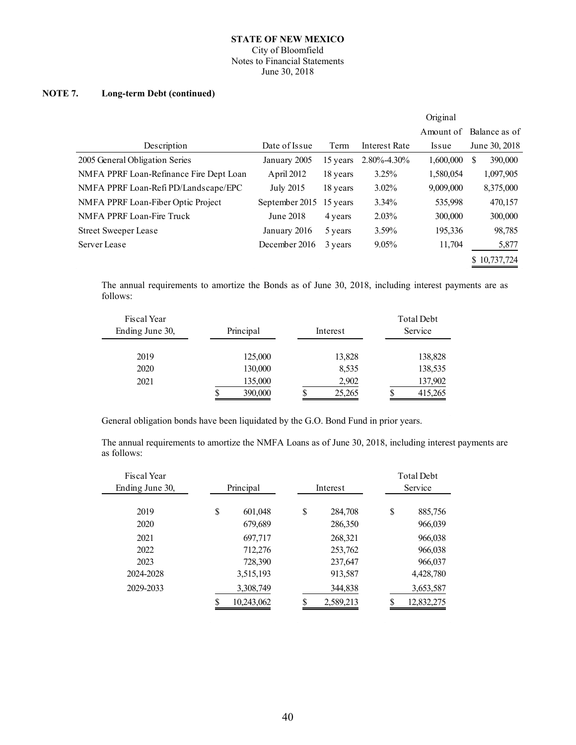**STATE OF NEW MEXICO**
City of Bloomfield
Notes to Financial Statements
June 30, 2018

## NOTE 7. Long-term Debt (continued)

| Description | Date of Issue | Term | Interest Rate | Original Amount of Issue | Balance as of June 30, 2018 |
|---|---|---|---|---|---|
| 2005 General Obligation Series | January 2005 | 15 years | 2.80%-4.30% | 1,600,000 | $ 390,000 |
| NMFA PPRF Loan-Refinance Fire Dept Loan | April 2012 | 18 years | 3.25% | 1,580,054 | 1,097,905 |
| NMFA PPRF Loan-Refi PD/Landscape/EPC | July 2015 | 18 years | 3.02% | 9,009,000 | 8,375,000 |
| NMFA PPRF Loan-Fiber Optic Project | September 2015 | 15 years | 3.34% | 535,998 | 470,157 |
| NMFA PPRF Loan-Fire Truck | June 2018 | 4 years | 2.03% | 300,000 | 300,000 |
| Street Sweeper Lease | January 2016 | 5 years | 3.59% | 195,336 | 98,785 |
| Server Lease | December 2016 | 3 years | 9.05% | 11,704 | 5,877 |
| | | | | | $ 10,737,724 |

The annual requirements to amortize the Bonds as of June 30, 2018, including interest payments are as follows:

| Fiscal Year Ending June 30, | Principal | Interest | Total Debt Service |
|---|---|---|---|
| 2019 | 125,000 | 13,828 | 138,828 |
| 2020 | 130,000 | 8,535 | 138,535 |
| 2021 | 135,000 | 2,902 | 137,902 |
| | $ 390,000 | $ 25,265 | $ 415,265 |

General obligation bonds have been liquidated by the G.O. Bond Fund in prior years.

The annual requirements to amortize the NMFA Loans as of June 30, 2018, including interest payments are as follows:

| Fiscal Year Ending June 30, | Principal | Interest | Total Debt Service |
|---|---|---|---|
| 2019 | $ 601,048 | $ 284,708 | $ 885,756 |
| 2020 | 679,689 | 286,350 | 966,039 |
| 2021 | 697,717 | 268,321 | 966,038 |
| 2022 | 712,276 | 253,762 | 966,038 |
| 2023 | 728,390 | 237,647 | 966,037 |
| 2024-2028 | 3,515,193 | 913,587 | 4,428,780 |
| 2029-2033 | 3,308,749 | 344,838 | 3,653,587 |
| | $ 10,243,062 | $ 2,589,213 | $ 12,832,275 |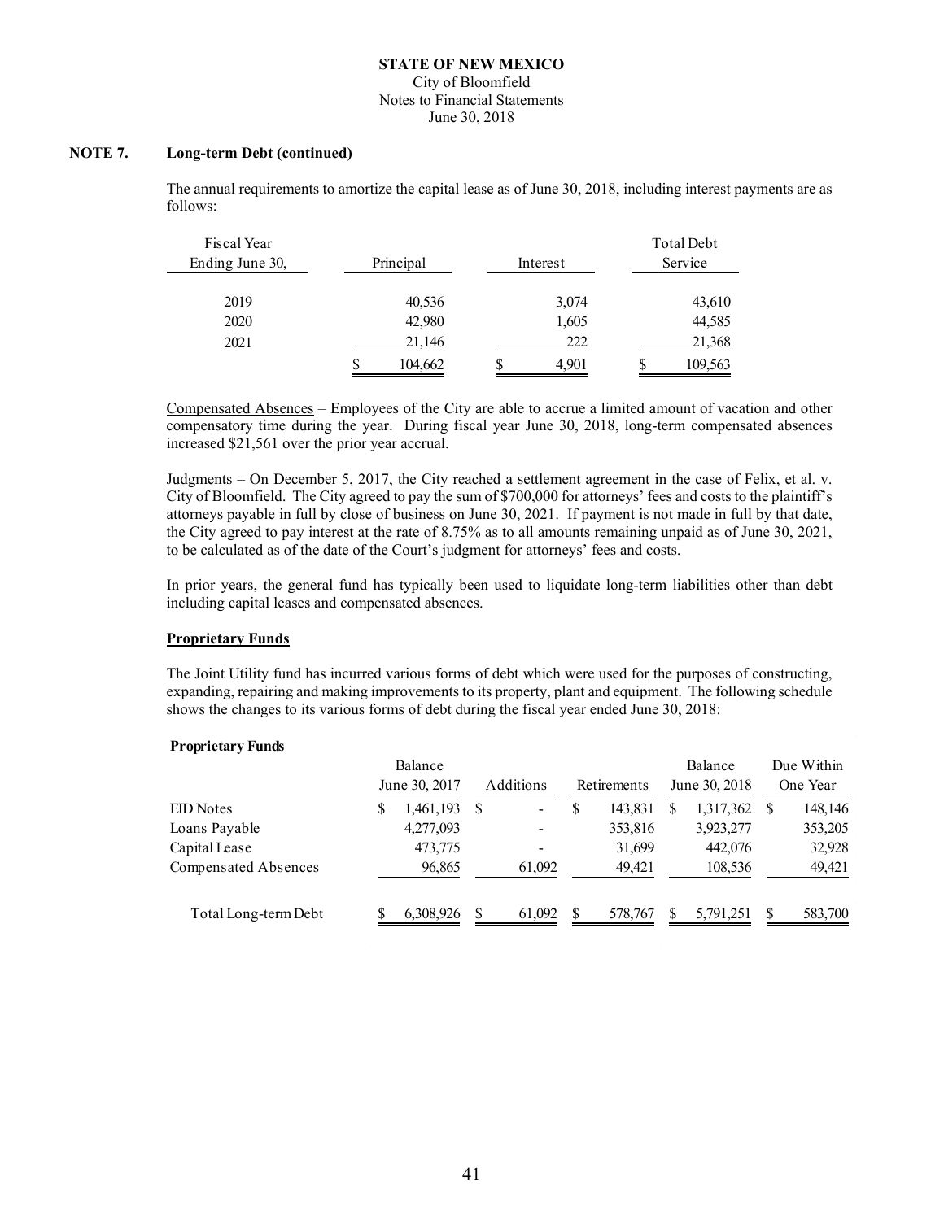**STATE OF NEW MEXICO**
City of Bloomfield
Notes to Financial Statements
June 30, 2018

**NOTE 7. Long-term Debt (continued)**

The annual requirements to amortize the capital lease as of June 30, 2018, including interest payments are as follows:

| Fiscal Year Ending June 30, | Principal | Interest | Total Debt Service |
|---|---|---|---|
| 2019 | 40,536 | 3,074 | 43,610 |
| 2020 | 42,980 | 1,605 | 44,585 |
| 2021 | 21,146 | 222 | 21,368 |
| | $ 104,662 | $ 4,901 | $ 109,563 |

Compensated Absences – Employees of the City are able to accrue a limited amount of vacation and other compensatory time during the year. During fiscal year June 30, 2018, long-term compensated absences increased $21,561 over the prior year accrual.

Judgments – On December 5, 2017, the City reached a settlement agreement in the case of Felix, et al. v. City of Bloomfield. The City agreed to pay the sum of $700,000 for attorneys' fees and costs to the plaintiff's attorneys payable in full by close of business on June 30, 2021. If payment is not made in full by that date, the City agreed to pay interest at the rate of 8.75% as to all amounts remaining unpaid as of June 30, 2021, to be calculated as of the date of the Court's judgment for attorneys' fees and costs.

In prior years, the general fund has typically been used to liquidate long-term liabilities other than debt including capital leases and compensated absences.

**Proprietary Funds**

The Joint Utility fund has incurred various forms of debt which were used for the purposes of constructing, expanding, repairing and making improvements to its property, plant and equipment. The following schedule shows the changes to its various forms of debt during the fiscal year ended June 30, 2018:

**Proprietary Funds**

| | Balance June 30, 2017 | Additions | Retirements | Balance June 30, 2018 | Due Within One Year |
|---|---|---|---|---|---|
| EID Notes | $ 1,461,193 | $ - | $ 143,831 | $ 1,317,362 | $ 148,146 |
| Loans Payable | 4,277,093 | - | 353,816 | 3,923,277 | 353,205 |
| Capital Lease | 473,775 | - | 31,699 | 442,076 | 32,928 |
| Compensated Absences | 96,865 | 61,092 | 49,421 | 108,536 | 49,421 |
| Total Long-term Debt | $ 6,308,926 | $ 61,092 | $ 578,767 | $ 5,791,251 | $ 583,700 |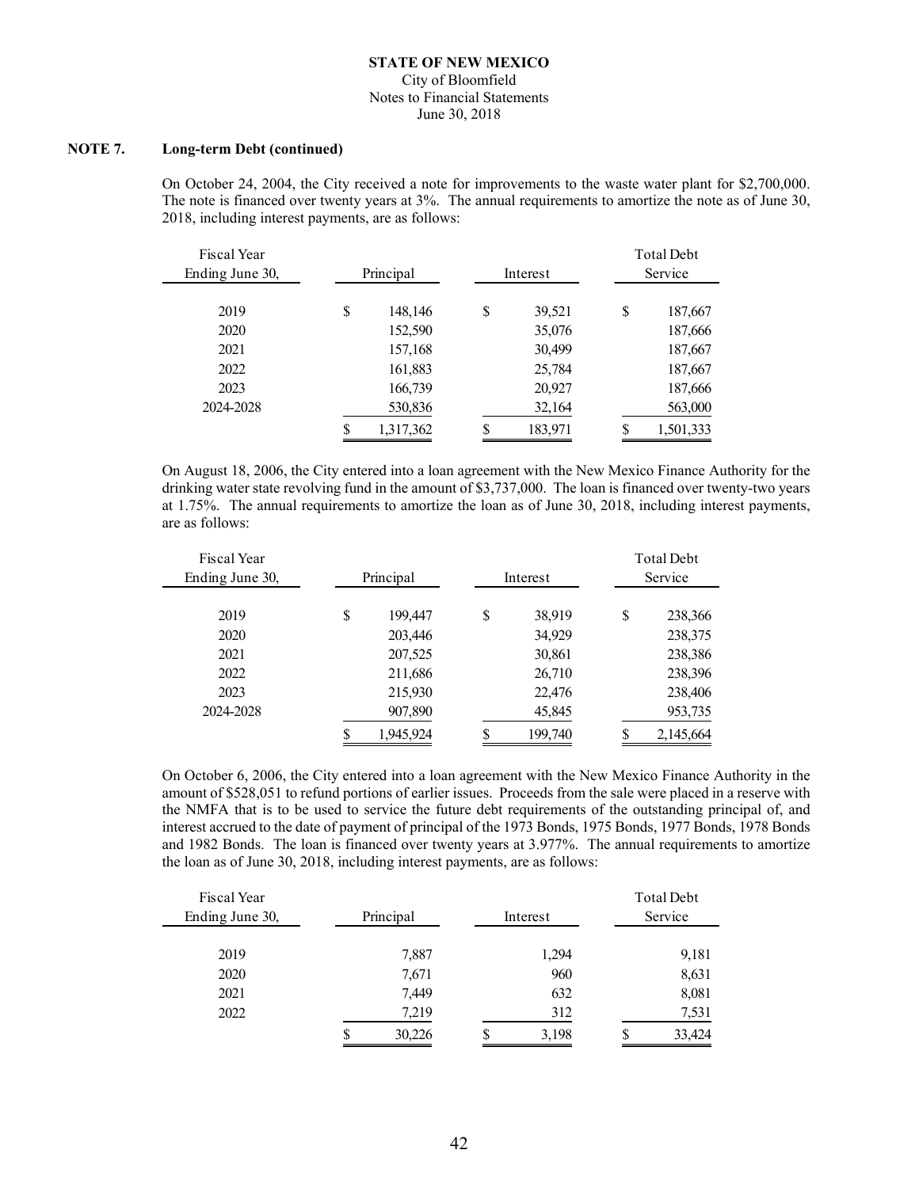**NOTE 7. Long-term Debt (continued)**

On October 24, 2004, the City received a note for improvements to the waste water plant for $2,700,000. The note is financed over twenty years at 3%. The annual requirements to amortize the note as of June 30, 2018, including interest payments, are as follows:

| Fiscal Year Ending June 30, | Principal | Interest | Total Debt Service |
|---|---|---|---|
| 2019 | $ 148,146 | $ 39,521 | $ 187,667 |
| 2020 | 152,590 | 35,076 | 187,666 |
| 2021 | 157,168 | 30,499 | 187,667 |
| 2022 | 161,883 | 25,784 | 187,667 |
| 2023 | 166,739 | 20,927 | 187,666 |
| 2024-2028 | 530,836 | 32,164 | 563,000 |
| | $ 1,317,362 | $ 183,971 | $ 1,501,333 |

On August 18, 2006, the City entered into a loan agreement with the New Mexico Finance Authority for the drinking water state revolving fund in the amount of $3,737,000. The loan is financed over twenty-two years at 1.75%. The annual requirements to amortize the loan as of June 30, 2018, including interest payments, are as follows:

| Fiscal Year Ending June 30, | Principal | Interest | Total Debt Service |
|---|---|---|---|
| 2019 | $ 199,447 | $ 38,919 | $ 238,366 |
| 2020 | 203,446 | 34,929 | 238,375 |
| 2021 | 207,525 | 30,861 | 238,386 |
| 2022 | 211,686 | 26,710 | 238,396 |
| 2023 | 215,930 | 22,476 | 238,406 |
| 2024-2028 | 907,890 | 45,845 | 953,735 |
| | $ 1,945,924 | $ 199,740 | $ 2,145,664 |

On October 6, 2006, the City entered into a loan agreement with the New Mexico Finance Authority in the amount of $528,051 to refund portions of earlier issues. Proceeds from the sale were placed in a reserve with the NMFA that is to be used to service the future debt requirements of the outstanding principal of, and interest accrued to the date of payment of principal of the 1973 Bonds, 1975 Bonds, 1977 Bonds, 1978 Bonds and 1982 Bonds. The loan is financed over twenty years at 3.977%. The annual requirements to amortize the loan as of June 30, 2018, including interest payments, are as follows:

| Fiscal Year Ending June 30, | Principal | Interest | Total Debt Service |
|---|---|---|---|
| 2019 | 7,887 | 1,294 | 9,181 |
| 2020 | 7,671 | 960 | 8,631 |
| 2021 | 7,449 | 632 | 8,081 |
| 2022 | 7,219 | 312 | 7,531 |
| | $ 30,226 | $ 3,198 | $ 33,424 |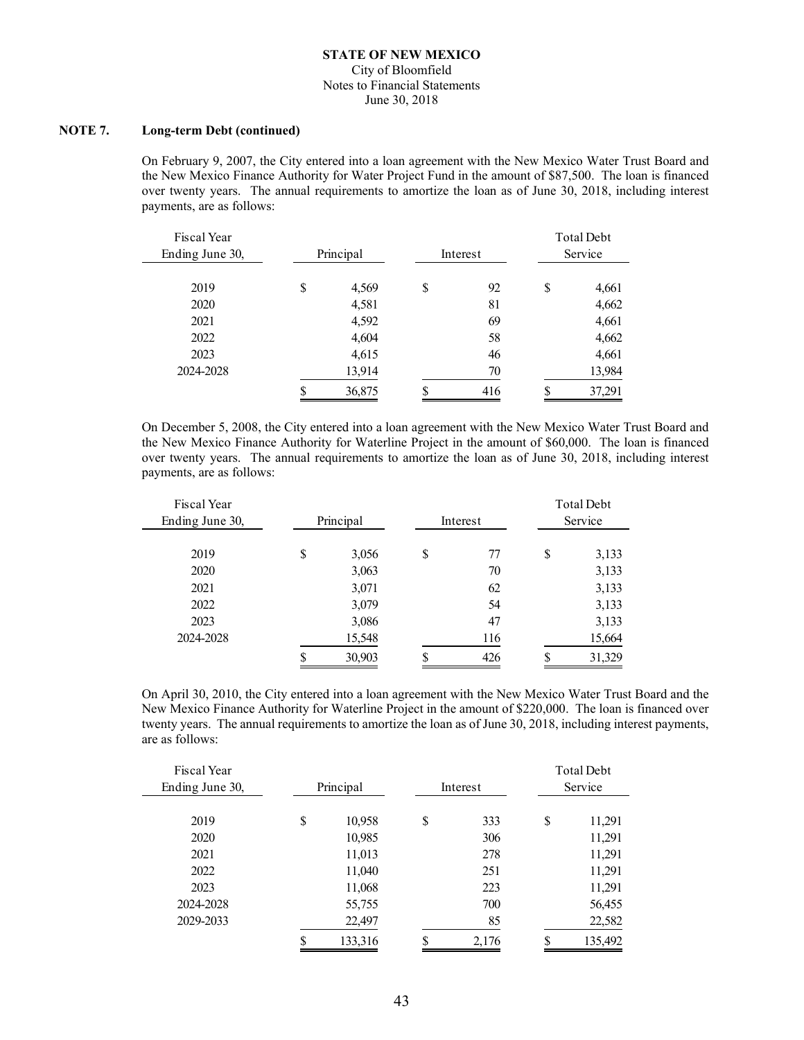**NOTE 7. Long-term Debt (continued)**

On February 9, 2007, the City entered into a loan agreement with the New Mexico Water Trust Board and the New Mexico Finance Authority for Water Project Fund in the amount of $87,500. The loan is financed over twenty years. The annual requirements to amortize the loan as of June 30, 2018, including interest payments, are as follows:

| Fiscal Year Ending June 30, | Principal | Interest | Total Debt Service |
|---|---|---|---|
| 2019 | $ 4,569 | $ 92 | $ 4,661 |
| 2020 | 4,581 | 81 | 4,662 |
| 2021 | 4,592 | 69 | 4,661 |
| 2022 | 4,604 | 58 | 4,662 |
| 2023 | 4,615 | 46 | 4,661 |
| 2024-2028 | 13,914 | 70 | 13,984 |
| | $ 36,875 | $ 416 | $ 37,291 |

On December 5, 2008, the City entered into a loan agreement with the New Mexico Water Trust Board and the New Mexico Finance Authority for Waterline Project in the amount of $60,000. The loan is financed over twenty years. The annual requirements to amortize the loan as of June 30, 2018, including interest payments, are as follows:

| Fiscal Year Ending June 30, | Principal | Interest | Total Debt Service |
|---|---|---|---|
| 2019 | $ 3,056 | $ 77 | $ 3,133 |
| 2020 | 3,063 | 70 | 3,133 |
| 2021 | 3,071 | 62 | 3,133 |
| 2022 | 3,079 | 54 | 3,133 |
| 2023 | 3,086 | 47 | 3,133 |
| 2024-2028 | 15,548 | 116 | 15,664 |
| | $ 30,903 | $ 426 | $ 31,329 |

On April 30, 2010, the City entered into a loan agreement with the New Mexico Water Trust Board and the New Mexico Finance Authority for Waterline Project in the amount of $220,000. The loan is financed over twenty years. The annual requirements to amortize the loan as of June 30, 2018, including interest payments, are as follows:

| Fiscal Year Ending June 30, | Principal | Interest | Total Debt Service |
|---|---|---|---|
| 2019 | $ 10,958 | $ 333 | $ 11,291 |
| 2020 | 10,985 | 306 | 11,291 |
| 2021 | 11,013 | 278 | 11,291 |
| 2022 | 11,040 | 251 | 11,291 |
| 2023 | 11,068 | 223 | 11,291 |
| 2024-2028 | 55,755 | 700 | 56,455 |
| 2029-2033 | 22,497 | 85 | 22,582 |
| | $ 133,316 | $ 2,176 | $ 135,492 |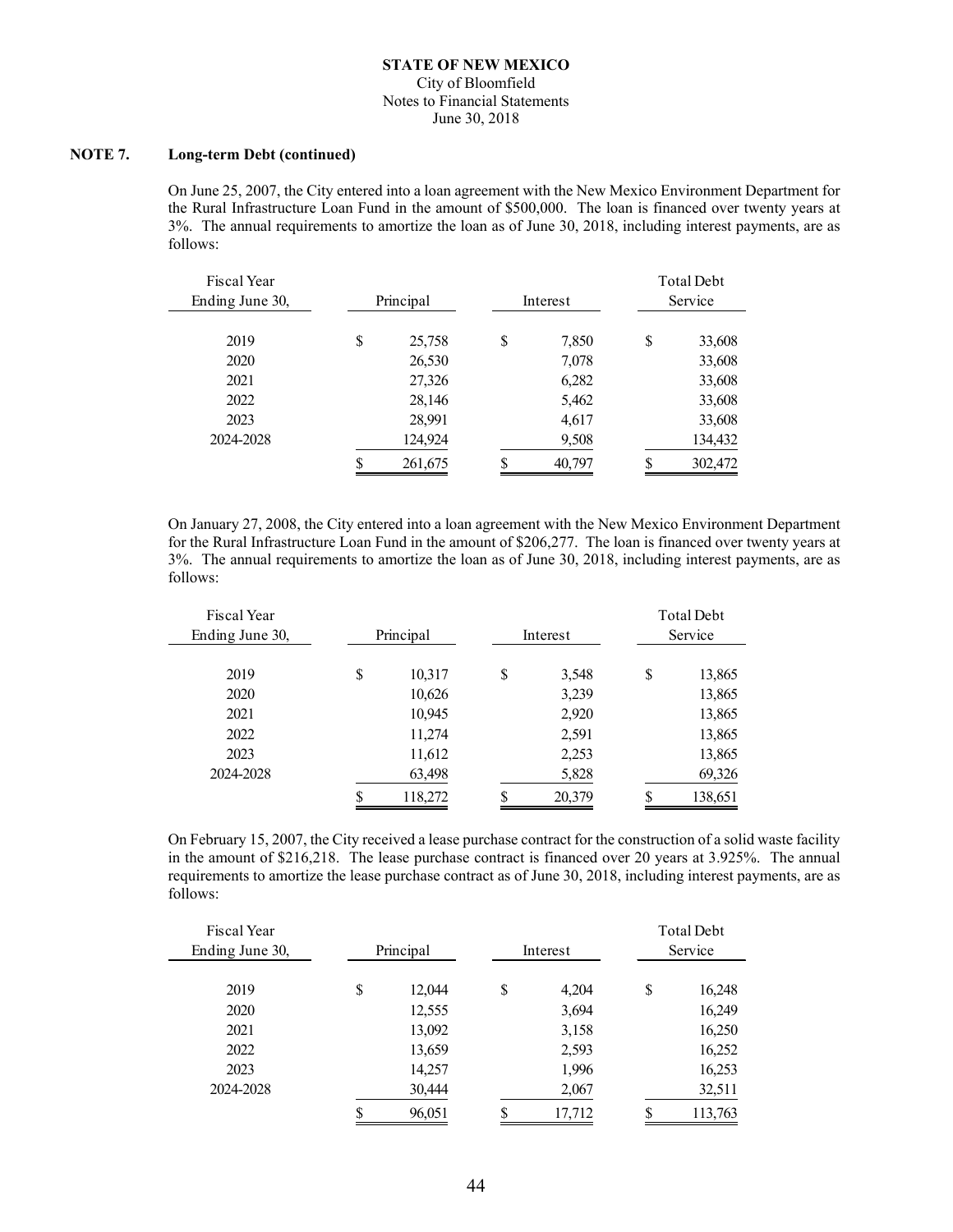**STATE OF NEW MEXICO**
City of Bloomfield
Notes to Financial Statements
June 30, 2018

**NOTE 7. Long-term Debt (continued)**

On June 25, 2007, the City entered into a loan agreement with the New Mexico Environment Department for the Rural Infrastructure Loan Fund in the amount of $500,000. The loan is financed over twenty years at 3%. The annual requirements to amortize the loan as of June 30, 2018, including interest payments, are as follows:

| Fiscal Year Ending June 30, | Principal | Interest | Total Debt Service |
|---|---|---|---|
| 2019 | $ 25,758 | $ 7,850 | $ 33,608 |
| 2020 | 26,530 | 7,078 | 33,608 |
| 2021 | 27,326 | 6,282 | 33,608 |
| 2022 | 28,146 | 5,462 | 33,608 |
| 2023 | 28,991 | 4,617 | 33,608 |
| 2024-2028 | 124,924 | 9,508 | 134,432 |
| | $ 261,675 | $ 40,797 | $ 302,472 |

On January 27, 2008, the City entered into a loan agreement with the New Mexico Environment Department for the Rural Infrastructure Loan Fund in the amount of $206,277. The loan is financed over twenty years at 3%. The annual requirements to amortize the loan as of June 30, 2018, including interest payments, are as follows:

| Fiscal Year Ending June 30, | Principal | Interest | Total Debt Service |
|---|---|---|---|
| 2019 | $ 10,317 | $ 3,548 | $ 13,865 |
| 2020 | 10,626 | 3,239 | 13,865 |
| 2021 | 10,945 | 2,920 | 13,865 |
| 2022 | 11,274 | 2,591 | 13,865 |
| 2023 | 11,612 | 2,253 | 13,865 |
| 2024-2028 | 63,498 | 5,828 | 69,326 |
| | $ 118,272 | $ 20,379 | $ 138,651 |

On February 15, 2007, the City received a lease purchase contract for the construction of a solid waste facility in the amount of $216,218. The lease purchase contract is financed over 20 years at 3.925%. The annual requirements to amortize the lease purchase contract as of June 30, 2018, including interest payments, are as follows:

| Fiscal Year Ending June 30, | Principal | Interest | Total Debt Service |
|---|---|---|---|
| 2019 | $ 12,044 | $ 4,204 | $ 16,248 |
| 2020 | 12,555 | 3,694 | 16,249 |
| 2021 | 13,092 | 3,158 | 16,250 |
| 2022 | 13,659 | 2,593 | 16,252 |
| 2023 | 14,257 | 1,996 | 16,253 |
| 2024-2028 | 30,444 | 2,067 | 32,511 |
| | $ 96,051 | $ 17,712 | $ 113,763 |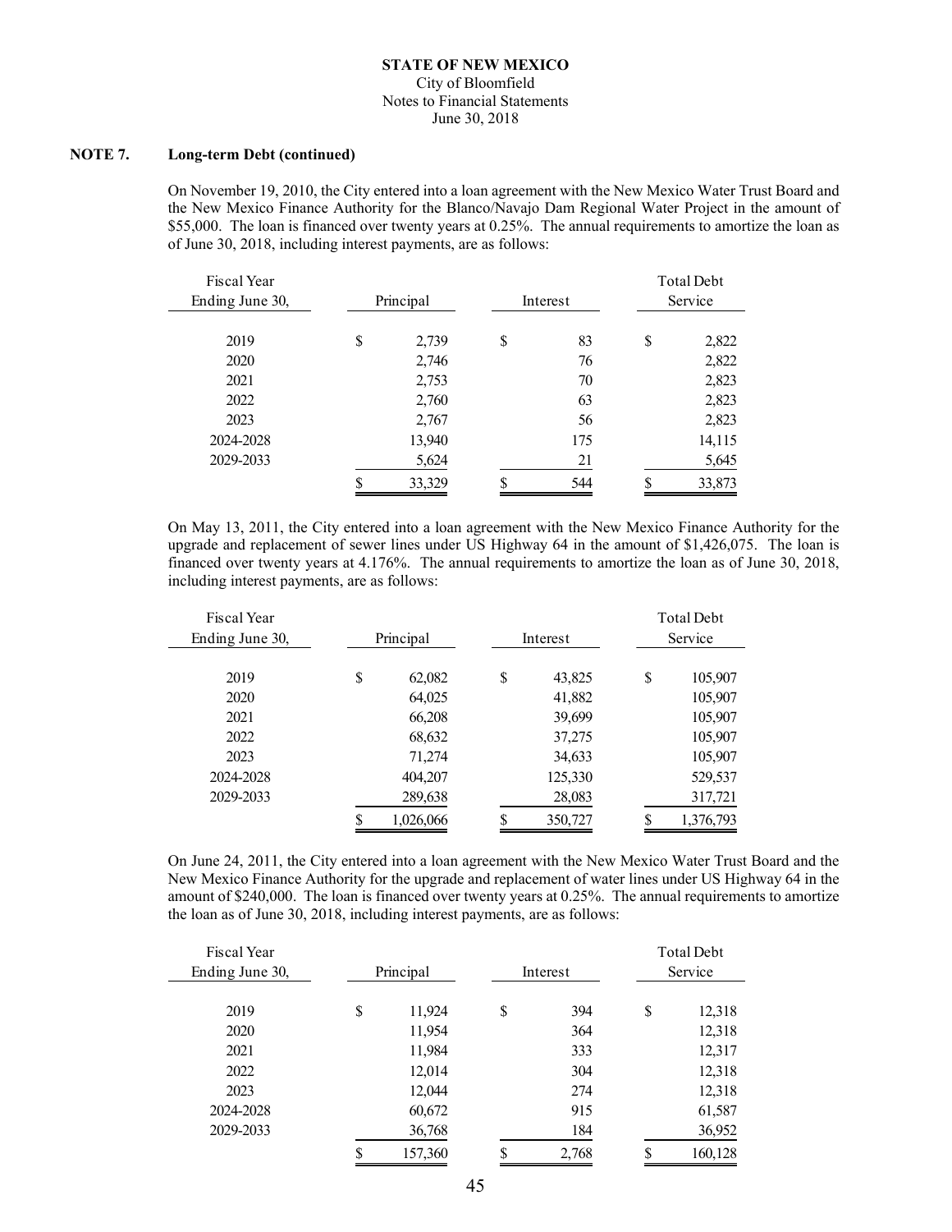**NOTE 7. Long-term Debt (continued)**

On November 19, 2010, the City entered into a loan agreement with the New Mexico Water Trust Board and the New Mexico Finance Authority for the Blanco/Navajo Dam Regional Water Project in the amount of $55,000. The loan is financed over twenty years at 0.25%. The annual requirements to amortize the loan as of June 30, 2018, including interest payments, are as follows:

| Fiscal Year Ending June 30, | Principal | Interest | Total Debt Service |
|---|---|---|---|
| 2019 | $ 2,739 | $ 83 | $ 2,822 |
| 2020 | 2,746 | 76 | 2,822 |
| 2021 | 2,753 | 70 | 2,823 |
| 2022 | 2,760 | 63 | 2,823 |
| 2023 | 2,767 | 56 | 2,823 |
| 2024-2028 | 13,940 | 175 | 14,115 |
| 2029-2033 | 5,624 | 21 | 5,645 |
| | $ 33,329 | $ 544 | $ 33,873 |

On May 13, 2011, the City entered into a loan agreement with the New Mexico Finance Authority for the upgrade and replacement of sewer lines under US Highway 64 in the amount of $1,426,075. The loan is financed over twenty years at 4.176%. The annual requirements to amortize the loan as of June 30, 2018, including interest payments, are as follows:

| Fiscal Year Ending June 30, | Principal | Interest | Total Debt Service |
|---|---|---|---|
| 2019 | $ 62,082 | $ 43,825 | $ 105,907 |
| 2020 | 64,025 | 41,882 | 105,907 |
| 2021 | 66,208 | 39,699 | 105,907 |
| 2022 | 68,632 | 37,275 | 105,907 |
| 2023 | 71,274 | 34,633 | 105,907 |
| 2024-2028 | 404,207 | 125,330 | 529,537 |
| 2029-2033 | 289,638 | 28,083 | 317,721 |
| | $ 1,026,066 | $ 350,727 | $ 1,376,793 |

On June 24, 2011, the City entered into a loan agreement with the New Mexico Water Trust Board and the New Mexico Finance Authority for the upgrade and replacement of water lines under US Highway 64 in the amount of $240,000. The loan is financed over twenty years at 0.25%. The annual requirements to amortize the loan as of June 30, 2018, including interest payments, are as follows:

| Fiscal Year Ending June 30, | Principal | Interest | Total Debt Service |
|---|---|---|---|
| 2019 | $ 11,924 | $ 394 | $ 12,318 |
| 2020 | 11,954 | 364 | 12,318 |
| 2021 | 11,984 | 333 | 12,317 |
| 2022 | 12,014 | 304 | 12,318 |
| 2023 | 12,044 | 274 | 12,318 |
| 2024-2028 | 60,672 | 915 | 61,587 |
| 2029-2033 | 36,768 | 184 | 36,952 |
| | $ 157,360 | $ 2,768 | $ 160,128 |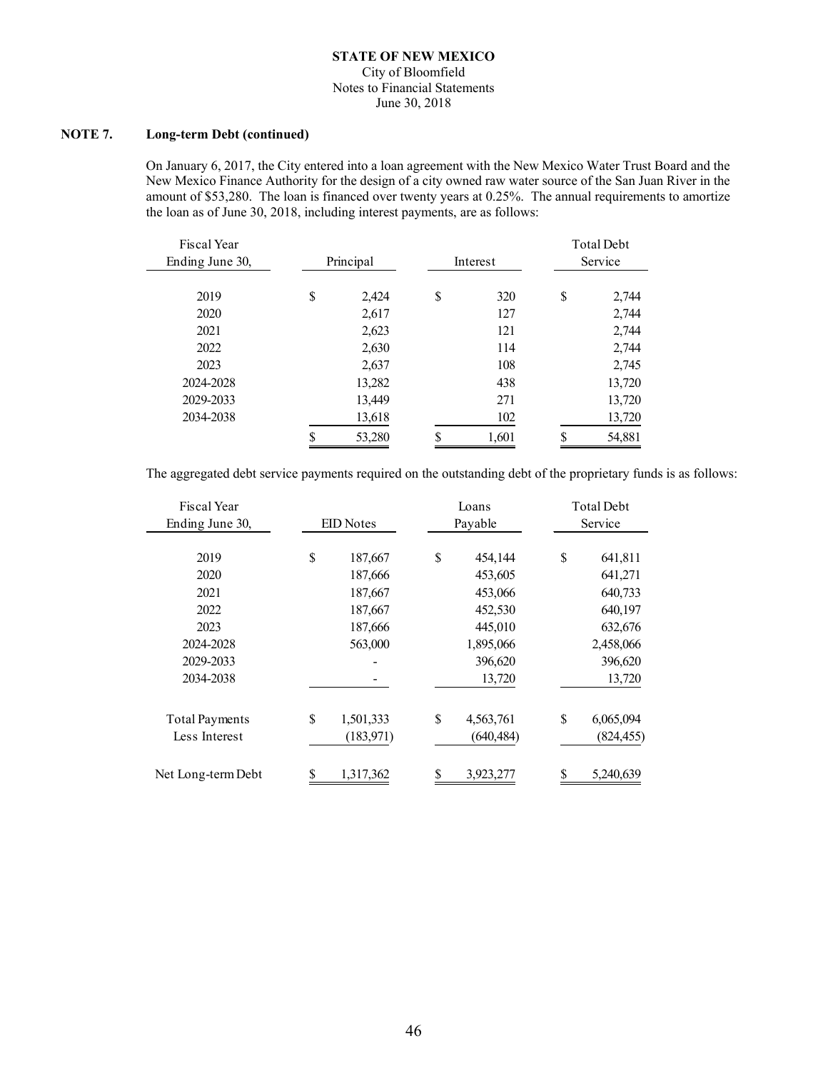**NOTE 7. Long-term Debt (continued)**

On January 6, 2017, the City entered into a loan agreement with the New Mexico Water Trust Board and the New Mexico Finance Authority for the design of a city owned raw water source of the San Juan River in the amount of $53,280. The loan is financed over twenty years at 0.25%. The annual requirements to amortize the loan as of June 30, 2018, including interest payments, are as follows:

| Fiscal Year Ending June 30, | Principal | Interest | Total Debt Service |
|---|---|---|---|
| 2019 | $ 2,424 | $ 320 | $ 2,744 |
| 2020 | 2,617 | 127 | 2,744 |
| 2021 | 2,623 | 121 | 2,744 |
| 2022 | 2,630 | 114 | 2,744 |
| 2023 | 2,637 | 108 | 2,745 |
| 2024-2028 | 13,282 | 438 | 13,720 |
| 2029-2033 | 13,449 | 271 | 13,720 |
| 2034-2038 | 13,618 | 102 | 13,720 |
| | $ 53,280 | $ 1,601 | $ 54,881 |

The aggregated debt service payments required on the outstanding debt of the proprietary funds is as follows:

| Fiscal Year Ending June 30, | EID Notes | Loans Payable | Total Debt Service |
|---|---|---|---|
| 2019 | $ 187,667 | $ 454,144 | $ 641,811 |
| 2020 | 187,666 | 453,605 | 641,271 |
| 2021 | 187,667 | 453,066 | 640,733 |
| 2022 | 187,667 | 452,530 | 640,197 |
| 2023 | 187,666 | 445,010 | 632,676 |
| 2024-2028 | 563,000 | 1,895,066 | 2,458,066 |
| 2029-2033 | - | 396,620 | 396,620 |
| 2034-2038 | - | 13,720 | 13,720 |
| Total Payments | $ 1,501,333 | $ 4,563,761 | $ 6,065,094 |
| Less Interest | (183,971) | (640,484) | (824,455) |
| Net Long-term Debt | $ 1,317,362 | $ 3,923,277 | $ 5,240,639 |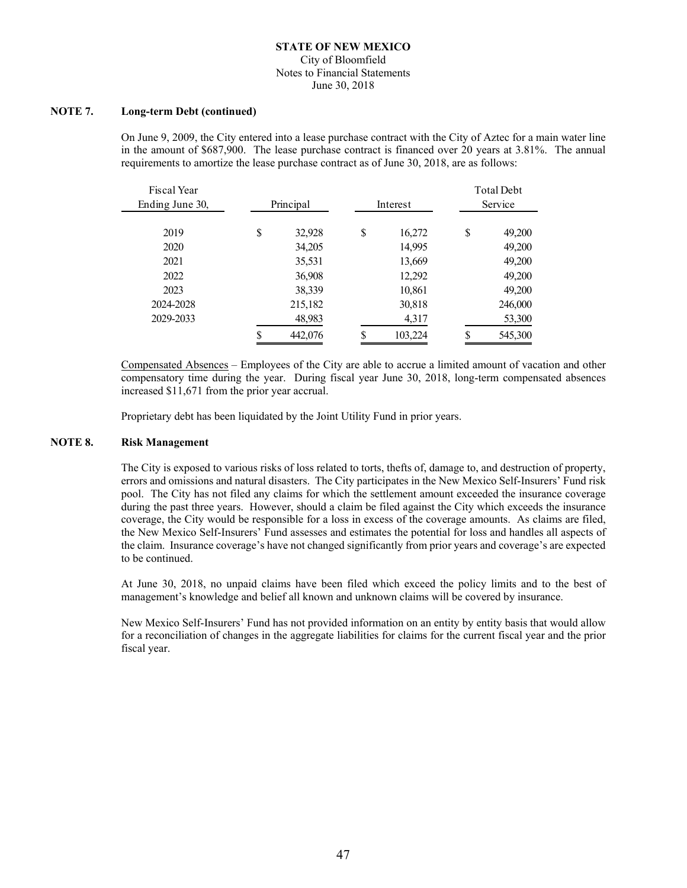## NOTE 7. Long-term Debt (continued)

On June 9, 2009, the City entered into a lease purchase contract with the City of Aztec for a main water line in the amount of $687,900. The lease purchase contract is financed over 20 years at 3.81%. The annual requirements to amortize the lease purchase contract as of June 30, 2018, are as follows:

| Fiscal Year Ending June 30, | Principal | Interest | Total Debt Service |
|---|---|---|---|
| 2019 | $ 32,928 | $ 16,272 | $ 49,200 |
| 2020 | 34,205 | 14,995 | 49,200 |
| 2021 | 35,531 | 13,669 | 49,200 |
| 2022 | 36,908 | 12,292 | 49,200 |
| 2023 | 38,339 | 10,861 | 49,200 |
| 2024-2028 | 215,182 | 30,818 | 246,000 |
| 2029-2033 | 48,983 | 4,317 | 53,300 |
| | $ 442,076 | $ 103,224 | $ 545,300 |

Compensated Absences – Employees of the City are able to accrue a limited amount of vacation and other compensatory time during the year. During fiscal year June 30, 2018, long-term compensated absences increased $11,671 from the prior year accrual.

Proprietary debt has been liquidated by the Joint Utility Fund in prior years.

## NOTE 8. Risk Management

The City is exposed to various risks of loss related to torts, thefts of, damage to, and destruction of property, errors and omissions and natural disasters. The City participates in the New Mexico Self-Insurers' Fund risk pool. The City has not filed any claims for which the settlement amount exceeded the insurance coverage during the past three years. However, should a claim be filed against the City which exceeds the insurance coverage, the City would be responsible for a loss in excess of the coverage amounts. As claims are filed, the New Mexico Self-Insurers' Fund assesses and estimates the potential for loss and handles all aspects of the claim. Insurance coverage's have not changed significantly from prior years and coverage's are expected to be continued.

At June 30, 2018, no unpaid claims have been filed which exceed the policy limits and to the best of management's knowledge and belief all known and unknown claims will be covered by insurance.

New Mexico Self-Insurers' Fund has not provided information on an entity by entity basis that would allow for a reconciliation of changes in the aggregate liabilities for claims for the current fiscal year and the prior fiscal year.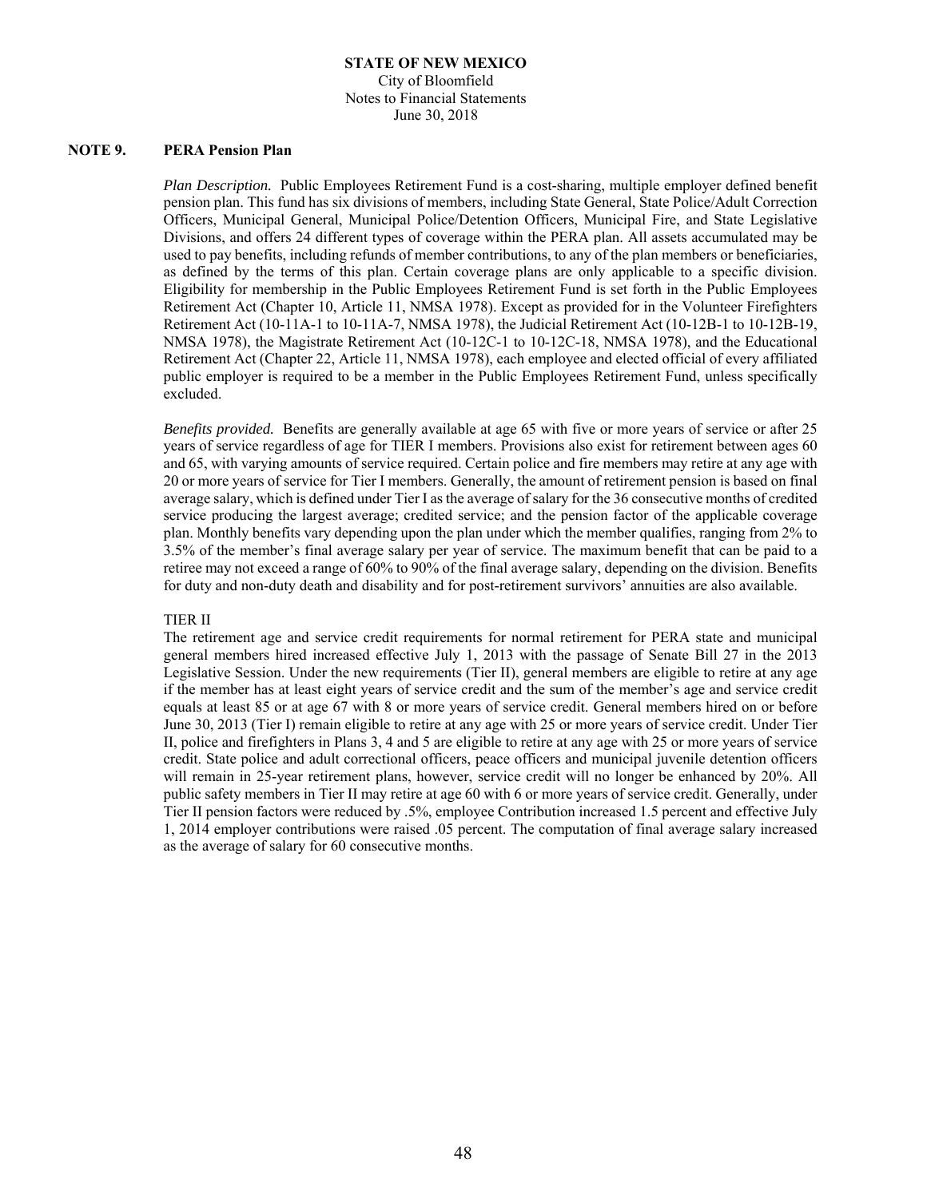## NOTE 9. PERA Pension Plan

*Plan Description.* Public Employees Retirement Fund is a cost-sharing, multiple employer defined benefit pension plan. This fund has six divisions of members, including State General, State Police/Adult Correction Officers, Municipal General, Municipal Police/Detention Officers, Municipal Fire, and State Legislative Divisions, and offers 24 different types of coverage within the PERA plan. All assets accumulated may be used to pay benefits, including refunds of member contributions, to any of the plan members or beneficiaries, as defined by the terms of this plan. Certain coverage plans are only applicable to a specific division. Eligibility for membership in the Public Employees Retirement Fund is set forth in the Public Employees Retirement Act (Chapter 10, Article 11, NMSA 1978). Except as provided for in the Volunteer Firefighters Retirement Act (10-11A-1 to 10-11A-7, NMSA 1978), the Judicial Retirement Act (10-12B-1 to 10-12B-19, NMSA 1978), the Magistrate Retirement Act (10-12C-1 to 10-12C-18, NMSA 1978), and the Educational Retirement Act (Chapter 22, Article 11, NMSA 1978), each employee and elected official of every affiliated public employer is required to be a member in the Public Employees Retirement Fund, unless specifically excluded.

*Benefits provided.* Benefits are generally available at age 65 with five or more years of service or after 25 years of service regardless of age for TIER I members. Provisions also exist for retirement between ages 60 and 65, with varying amounts of service required. Certain police and fire members may retire at any age with 20 or more years of service for Tier I members. Generally, the amount of retirement pension is based on final average salary, which is defined under Tier I as the average of salary for the 36 consecutive months of credited service producing the largest average; credited service; and the pension factor of the applicable coverage plan. Monthly benefits vary depending upon the plan under which the member qualifies, ranging from 2% to 3.5% of the member's final average salary per year of service. The maximum benefit that can be paid to a retiree may not exceed a range of 60% to 90% of the final average salary, depending on the division. Benefits for duty and non-duty death and disability and for post-retirement survivors' annuities are also available.

TIER II

The retirement age and service credit requirements for normal retirement for PERA state and municipal general members hired increased effective July 1, 2013 with the passage of Senate Bill 27 in the 2013 Legislative Session. Under the new requirements (Tier II), general members are eligible to retire at any age if the member has at least eight years of service credit and the sum of the member's age and service credit equals at least 85 or at age 67 with 8 or more years of service credit. General members hired on or before June 30, 2013 (Tier I) remain eligible to retire at any age with 25 or more years of service credit. Under Tier II, police and firefighters in Plans 3, 4 and 5 are eligible to retire at any age with 25 or more years of service credit. State police and adult correctional officers, peace officers and municipal juvenile detention officers will remain in 25-year retirement plans, however, service credit will no longer be enhanced by 20%. All public safety members in Tier II may retire at age 60 with 6 or more years of service credit. Generally, under Tier II pension factors were reduced by .5%, employee Contribution increased 1.5 percent and effective July 1, 2014 employer contributions were raised .05 percent. The computation of final average salary increased as the average of salary for 60 consecutive months.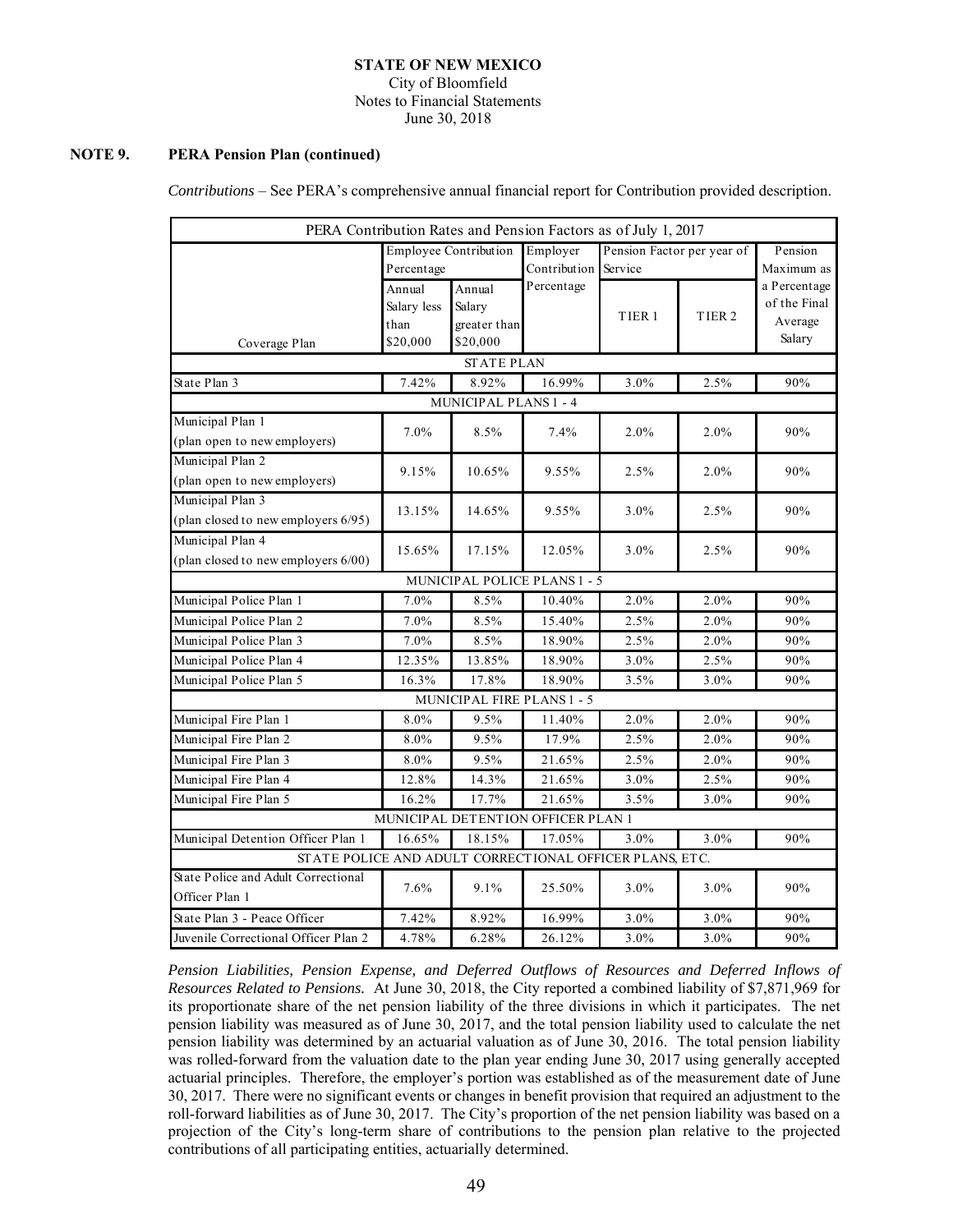**STATE OF NEW MEXICO**
City of Bloomfield
Notes to Financial Statements
June 30, 2018

## NOTE 9. PERA Pension Plan (continued)

*Contributions* – See PERA's comprehensive annual financial report for Contribution provided description.

| PERA Contribution Rates and Pension Factors as of July 1, 2017 | | | | | | |
|---|---|---|---|---|---|---|
| | Employee Contribution Percentage | | Employer Contribution Percentage | Pension Factor per year of Service | | Pension Maximum as a Percentage of the Final Average Salary |
| Coverage Plan | Annual Salary less than $20,000 | Annual Salary greater than $20,000 | | TIER 1 | TIER 2 | |
| **STATE PLAN** | | | | | | |
| State Plan 3 | 7.42% | 8.92% | 16.99% | 3.0% | 2.5% | 90% |
| **MUNICIPAL PLANS 1 - 4** | | | | | | |
| Municipal Plan 1 (plan open to new employers) | 7.0% | 8.5% | 7.4% | 2.0% | 2.0% | 90% |
| Municipal Plan 2 (plan open to new employers) | 9.15% | 10.65% | 9.55% | 2.5% | 2.0% | 90% |
| Municipal Plan 3 (plan closed to new employers 6/95) | 13.15% | 14.65% | 9.55% | 3.0% | 2.5% | 90% |
| Municipal Plan 4 (plan closed to new employers 6/00) | 15.65% | 17.15% | 12.05% | 3.0% | 2.5% | 90% |
| **MUNICIPAL POLICE PLANS 1 - 5** | | | | | | |
| Municipal Police Plan 1 | 7.0% | 8.5% | 10.40% | 2.0% | 2.0% | 90% |
| Municipal Police Plan 2 | 7.0% | 8.5% | 15.40% | 2.5% | 2.0% | 90% |
| Municipal Police Plan 3 | 7.0% | 8.5% | 18.90% | 2.5% | 2.0% | 90% |
| Municipal Police Plan 4 | 12.35% | 13.85% | 18.90% | 3.0% | 2.5% | 90% |
| Municipal Police Plan 5 | 16.3% | 17.8% | 18.90% | 3.5% | 3.0% | 90% |
| **MUNICIPAL FIRE PLANS 1 - 5** | | | | | | |
| Municipal Fire Plan 1 | 8.0% | 9.5% | 11.40% | 2.0% | 2.0% | 90% |
| Municipal Fire Plan 2 | 8.0% | 9.5% | 17.9% | 2.5% | 2.0% | 90% |
| Municipal Fire Plan 3 | 8.0% | 9.5% | 21.65% | 2.5% | 2.0% | 90% |
| Municipal Fire Plan 4 | 12.8% | 14.3% | 21.65% | 3.0% | 2.5% | 90% |
| Municipal Fire Plan 5 | 16.2% | 17.7% | 21.65% | 3.5% | 3.0% | 90% |
| **MUNICIPAL DETENTION OFFICER PLAN 1** | | | | | | |
| Municipal Detention Officer Plan 1 | 16.65% | 18.15% | 17.05% | 3.0% | 3.0% | 90% |
| **STATE POLICE AND ADULT CORRECTIONAL OFFICER PLANS, ETC.** | | | | | | |
| State Police and Adult Correctional Officer Plan 1 | 7.6% | 9.1% | 25.50% | 3.0% | 3.0% | 90% |
| State Plan 3 - Peace Officer | 7.42% | 8.92% | 16.99% | 3.0% | 3.0% | 90% |
| Juvenile Correctional Officer Plan 2 | 4.78% | 6.28% | 26.12% | 3.0% | 3.0% | 90% |

*Pension Liabilities, Pension Expense, and Deferred Outflows of Resources and Deferred Inflows of Resources Related to Pensions.* At June 30, 2018, the City reported a combined liability of $7,871,969 for its proportionate share of the net pension liability of the three divisions in which it participates. The net pension liability was measured as of June 30, 2017, and the total pension liability used to calculate the net pension liability was determined by an actuarial valuation as of June 30, 2016. The total pension liability was rolled-forward from the valuation date to the plan year ending June 30, 2017 using generally accepted actuarial principles. Therefore, the employer's portion was established as of the measurement date of June 30, 2017. There were no significant events or changes in benefit provision that required an adjustment to the roll-forward liabilities as of June 30, 2017. The City's proportion of the net pension liability was based on a projection of the City's long-term share of contributions to the pension plan relative to the projected contributions of all participating entities, actuarially determined.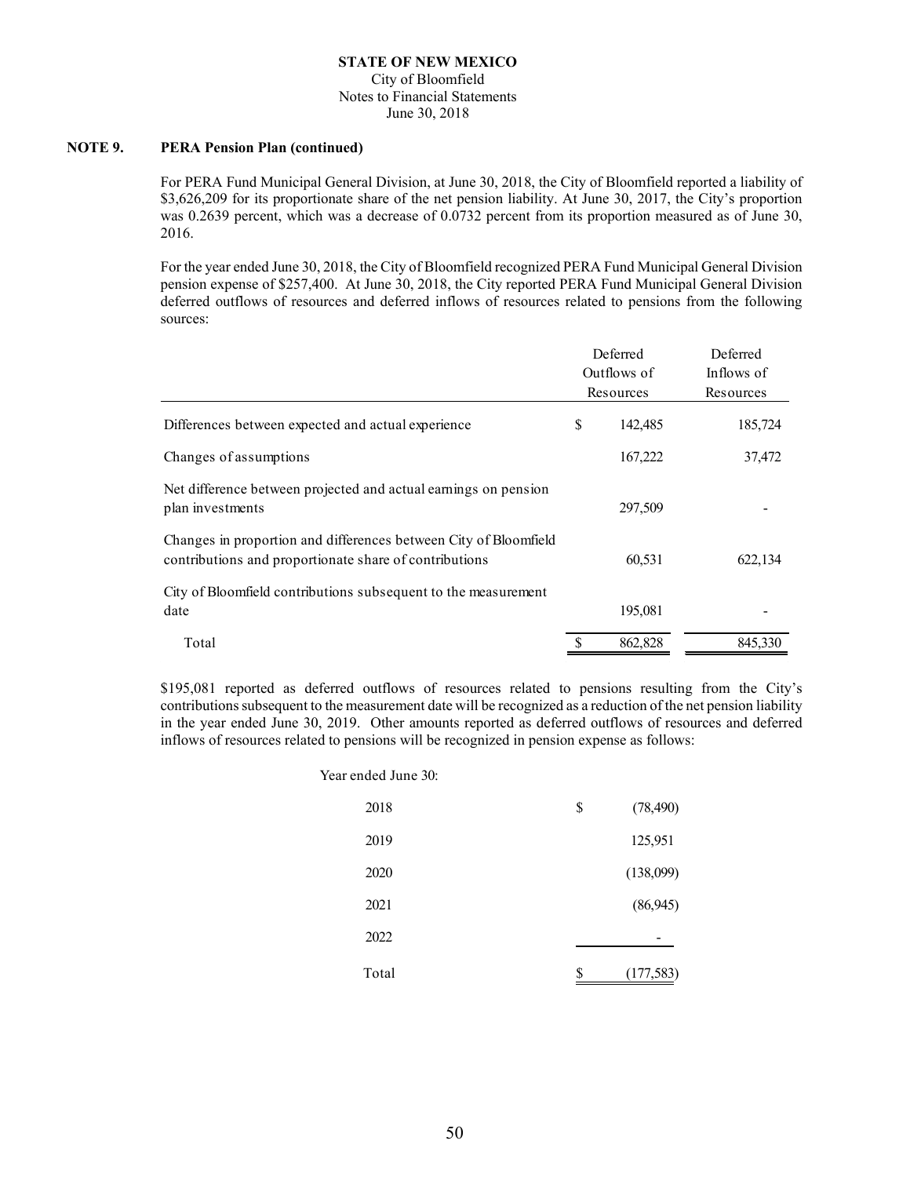**NOTE 9. PERA Pension Plan (continued)**

For PERA Fund Municipal General Division, at June 30, 2018, the City of Bloomfield reported a liability of $3,626,209 for its proportionate share of the net pension liability. At June 30, 2017, the City's proportion was 0.2639 percent, which was a decrease of 0.0732 percent from its proportion measured as of June 30, 2016.

For the year ended June 30, 2018, the City of Bloomfield recognized PERA Fund Municipal General Division pension expense of $257,400. At June 30, 2018, the City reported PERA Fund Municipal General Division deferred outflows of resources and deferred inflows of resources related to pensions from the following sources:

| | Deferred Outflows of Resources | Deferred Inflows of Resources |
|---|---|---|
| Differences between expected and actual experience | $ 142,485 | 185,724 |
| Changes of assumptions | 167,222 | 37,472 |
| Net difference between projected and actual earnings on pension plan investments | 297,509 | - |
| Changes in proportion and differences between City of Bloomfield contributions and proportionate share of contributions | 60,531 | 622,134 |
| City of Bloomfield contributions subsequent to the measurement date | 195,081 | - |
| Total | $ 862,828 | 845,330 |

$195,081 reported as deferred outflows of resources related to pensions resulting from the City's contributions subsequent to the measurement date will be recognized as a reduction of the net pension liability in the year ended June 30, 2019. Other amounts reported as deferred outflows of resources and deferred inflows of resources related to pensions will be recognized in pension expense as follows:

| Year ended June 30: | |
|---|---|
| 2018 | $ (78,490) |
| 2019 | 125,951 |
| 2020 | (138,099) |
| 2021 | (86,945) |
| 2022 | - |
| Total | $ (177,583) |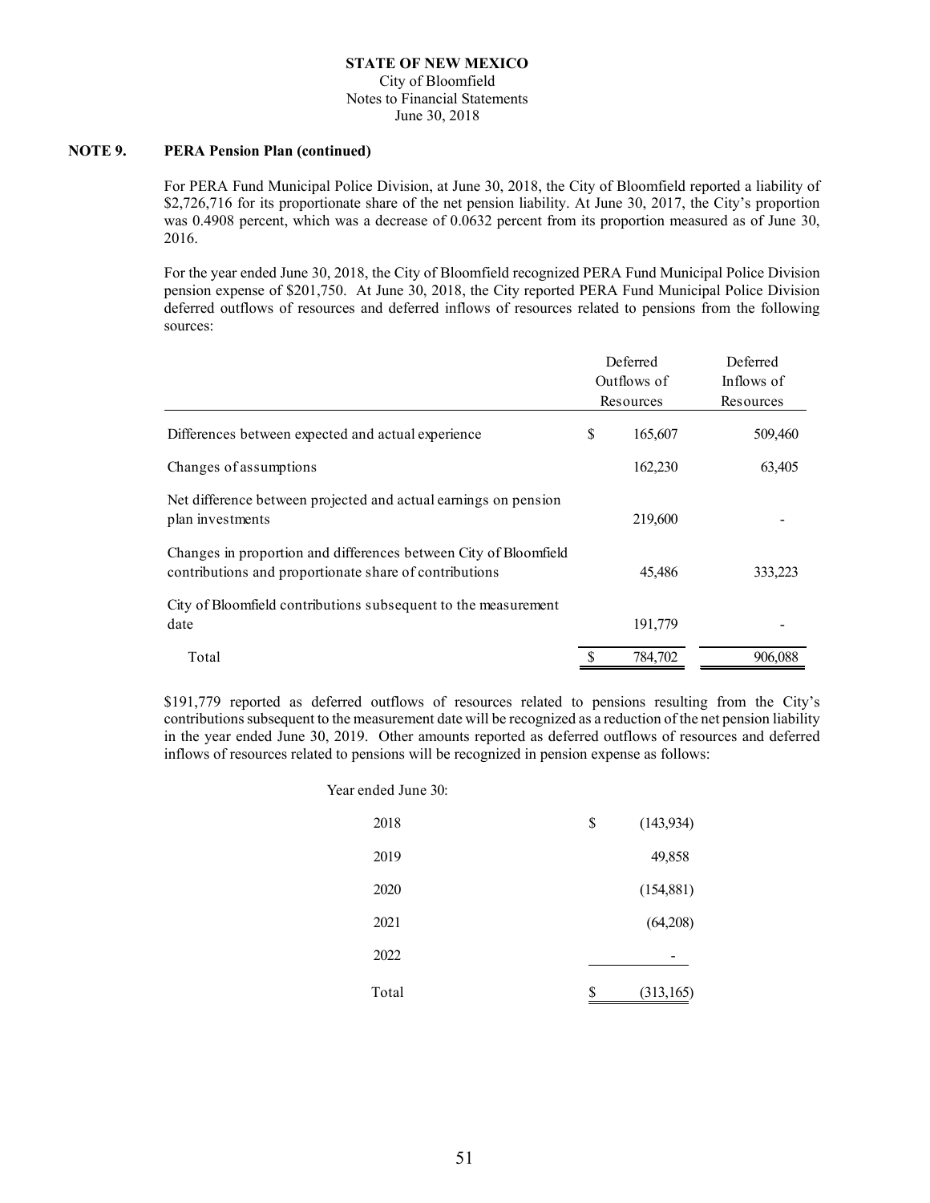**STATE OF NEW MEXICO**
City of Bloomfield
Notes to Financial Statements
June 30, 2018

## NOTE 9. PERA Pension Plan (continued)

For PERA Fund Municipal Police Division, at June 30, 2018, the City of Bloomfield reported a liability of $2,726,716 for its proportionate share of the net pension liability. At June 30, 2017, the City's proportion was 0.4908 percent, which was a decrease of 0.0632 percent from its proportion measured as of June 30, 2016.

For the year ended June 30, 2018, the City of Bloomfield recognized PERA Fund Municipal Police Division pension expense of $201,750. At June 30, 2018, the City reported PERA Fund Municipal Police Division deferred outflows of resources and deferred inflows of resources related to pensions from the following sources:

| | Deferred Outflows of Resources | Deferred Inflows of Resources |
|---|---|---|
| Differences between expected and actual experience | $ 165,607 | 509,460 |
| Changes of assumptions | 162,230 | 63,405 |
| Net difference between projected and actual earnings on pension plan investments | 219,600 | - |
| Changes in proportion and differences between City of Bloomfield contributions and proportionate share of contributions | 45,486 | 333,223 |
| City of Bloomfield contributions subsequent to the measurement date | 191,779 | - |
| Total | $ 784,702 | 906,088 |

$191,779 reported as deferred outflows of resources related to pensions resulting from the City's contributions subsequent to the measurement date will be recognized as a reduction of the net pension liability in the year ended June 30, 2019. Other amounts reported as deferred outflows of resources and deferred inflows of resources related to pensions will be recognized in pension expense as follows:

| Year ended June 30: | |
|---|---|
| 2018 | $ (143,934) |
| 2019 | 49,858 |
| 2020 | (154,881) |
| 2021 | (64,208) |
| 2022 | - |
| Total | $ (313,165) |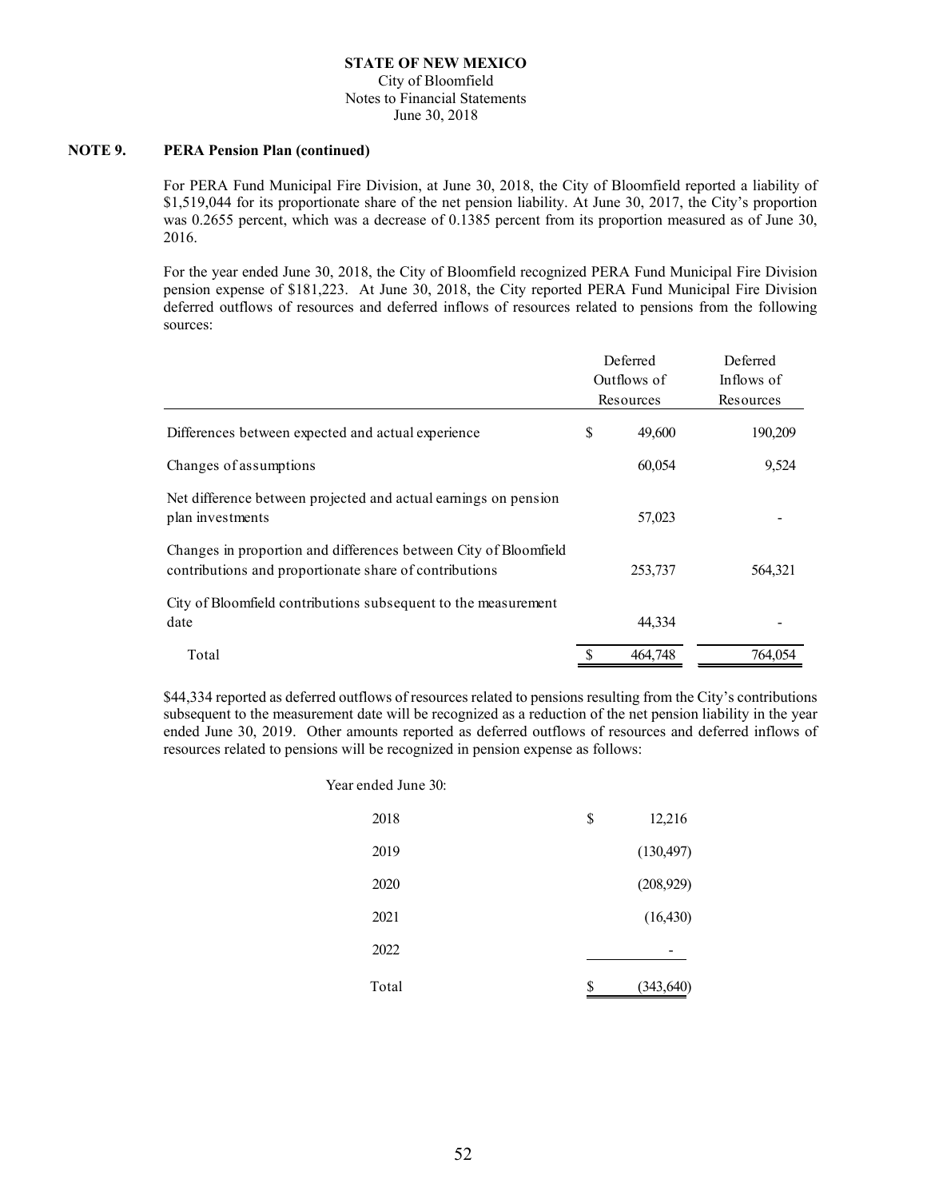**STATE OF NEW MEXICO**
City of Bloomfield
Notes to Financial Statements
June 30, 2018

**NOTE 9. PERA Pension Plan (continued)**

For PERA Fund Municipal Fire Division, at June 30, 2018, the City of Bloomfield reported a liability of $1,519,044 for its proportionate share of the net pension liability. At June 30, 2017, the City's proportion was 0.2655 percent, which was a decrease of 0.1385 percent from its proportion measured as of June 30, 2016.

For the year ended June 30, 2018, the City of Bloomfield recognized PERA Fund Municipal Fire Division pension expense of $181,223. At June 30, 2018, the City reported PERA Fund Municipal Fire Division deferred outflows of resources and deferred inflows of resources related to pensions from the following sources:

| | Deferred Outflows of Resources | Deferred Inflows of Resources |
|---|---|---|
| Differences between expected and actual experience | $ 49,600 | 190,209 |
| Changes of assumptions | 60,054 | 9,524 |
| Net difference between projected and actual earnings on pension plan investments | 57,023 | - |
| Changes in proportion and differences between City of Bloomfield contributions and proportionate share of contributions | 253,737 | 564,321 |
| City of Bloomfield contributions subsequent to the measurement date | 44,334 | - |
| Total | $ 464,748 | 764,054 |

$44,334 reported as deferred outflows of resources related to pensions resulting from the City's contributions subsequent to the measurement date will be recognized as a reduction of the net pension liability in the year ended June 30, 2019. Other amounts reported as deferred outflows of resources and deferred inflows of resources related to pensions will be recognized in pension expense as follows:

| Year ended June 30: | |
|---|---|
| 2018 | $ 12,216 |
| 2019 | (130,497) |
| 2020 | (208,929) |
| 2021 | (16,430) |
| 2022 | - |
| Total | $ (343,640) |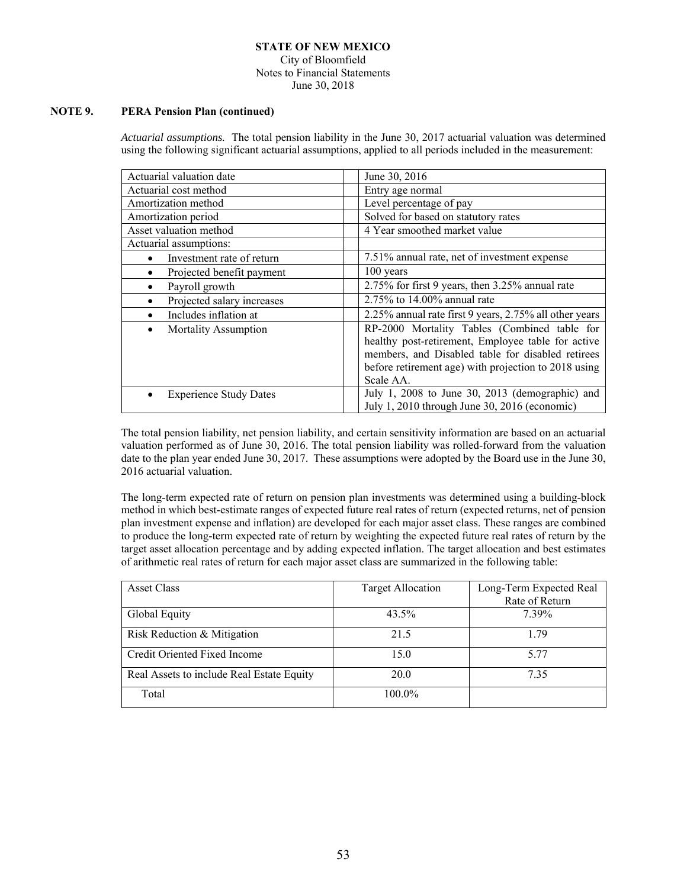**STATE OF NEW MEXICO**
City of Bloomfield
Notes to Financial Statements
June 30, 2018

**NOTE 9. PERA Pension Plan (continued)**

*Actuarial assumptions.* The total pension liability in the June 30, 2017 actuarial valuation was determined using the following significant actuarial assumptions, applied to all periods included in the measurement:

| | |
|---|---|
| Actuarial valuation date | June 30, 2016 |
| Actuarial cost method | Entry age normal |
| Amortization method | Level percentage of pay |
| Amortization period | Solved for based on statutory rates |
| Asset valuation method | 4 Year smoothed market value |
| Actuarial assumptions: | |
| • Investment rate of return | 7.51% annual rate, net of investment expense |
| • Projected benefit payment | 100 years |
| • Payroll growth | 2.75% for first 9 years, then 3.25% annual rate |
| • Projected salary increases | 2.75% to 14.00% annual rate |
| • Includes inflation at | 2.25% annual rate first 9 years, 2.75% all other years |
| • Mortality Assumption | RP-2000 Mortality Tables (Combined table for healthy post-retirement, Employee table for active members, and Disabled table for disabled retirees before retirement age) with projection to 2018 using Scale AA. |
| • Experience Study Dates | July 1, 2008 to June 30, 2013 (demographic) and July 1, 2010 through June 30, 2016 (economic) |

The total pension liability, net pension liability, and certain sensitivity information are based on an actuarial valuation performed as of June 30, 2016. The total pension liability was rolled-forward from the valuation date to the plan year ended June 30, 2017. These assumptions were adopted by the Board use in the June 30, 2016 actuarial valuation.

The long-term expected rate of return on pension plan investments was determined using a building-block method in which best-estimate ranges of expected future real rates of return (expected returns, net of pension plan investment expense and inflation) are developed for each major asset class. These ranges are combined to produce the long-term expected rate of return by weighting the expected future real rates of return by the target asset allocation percentage and by adding expected inflation. The target allocation and best estimates of arithmetic real rates of return for each major asset class are summarized in the following table:

| Asset Class | Target Allocation | Long-Term Expected Real Rate of Return |
|---|---|---|
| Global Equity | 43.5% | 7.39% |
| Risk Reduction & Mitigation | 21.5 | 1.79 |
| Credit Oriented Fixed Income | 15.0 | 5.77 |
| Real Assets to include Real Estate Equity | 20.0 | 7.35 |
| Total | 100.0% | |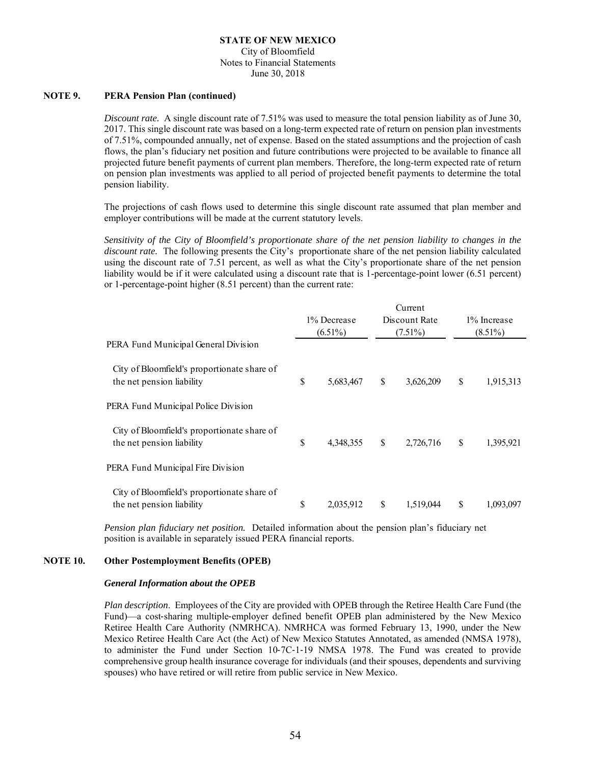**NOTE 9. PERA Pension Plan (continued)**

*Discount rate.* A single discount rate of 7.51% was used to measure the total pension liability as of June 30, 2017. This single discount rate was based on a long-term expected rate of return on pension plan investments of 7.51%, compounded annually, net of expense. Based on the stated assumptions and the projection of cash flows, the plan's fiduciary net position and future contributions were projected to be available to finance all projected future benefit payments of current plan members. Therefore, the long-term expected rate of return on pension plan investments was applied to all period of projected benefit payments to determine the total pension liability.

The projections of cash flows used to determine this single discount rate assumed that plan member and employer contributions will be made at the current statutory levels.

*Sensitivity of the City of Bloomfield's proportionate share of the net pension liability to changes in the discount rate.* The following presents the City's proportionate share of the net pension liability calculated using the discount rate of 7.51 percent, as well as what the City's proportionate share of the net pension liability would be if it were calculated using a discount rate that is 1-percentage-point lower (6.51 percent) or 1-percentage-point higher (8.51 percent) than the current rate:

| | 1% Decrease (6.51%) | Current Discount Rate (7.51%) | 1% Increase (8.51%) |
|---|---|---|---|
| PERA Fund Municipal General Division | | | |
| City of Bloomfield's proportionate share of the net pension liability | $ 5,683,467 | $ 3,626,209 | $ 1,915,313 |
| PERA Fund Municipal Police Division | | | |
| City of Bloomfield's proportionate share of the net pension liability | $ 4,348,355 | $ 2,726,716 | $ 1,395,921 |
| PERA Fund Municipal Fire Division | | | |
| City of Bloomfield's proportionate share of the net pension liability | $ 2,035,912 | $ 1,519,044 | $ 1,093,097 |

*Pension plan fiduciary net position.* Detailed information about the pension plan's fiduciary net position is available in separately issued PERA financial reports.

**NOTE 10. Other Postemployment Benefits (OPEB)**

***General Information about the OPEB***

*Plan description*. Employees of the City are provided with OPEB through the Retiree Health Care Fund (the Fund)—a cost-sharing multiple-employer defined benefit OPEB plan administered by the New Mexico Retiree Health Care Authority (NMRHCA). NMRHCA was formed February 13, 1990, under the New Mexico Retiree Health Care Act (the Act) of New Mexico Statutes Annotated, as amended (NMSA 1978), to administer the Fund under Section 10-7C-1-19 NMSA 1978. The Fund was created to provide comprehensive group health insurance coverage for individuals (and their spouses, dependents and surviving spouses) who have retired or will retire from public service in New Mexico.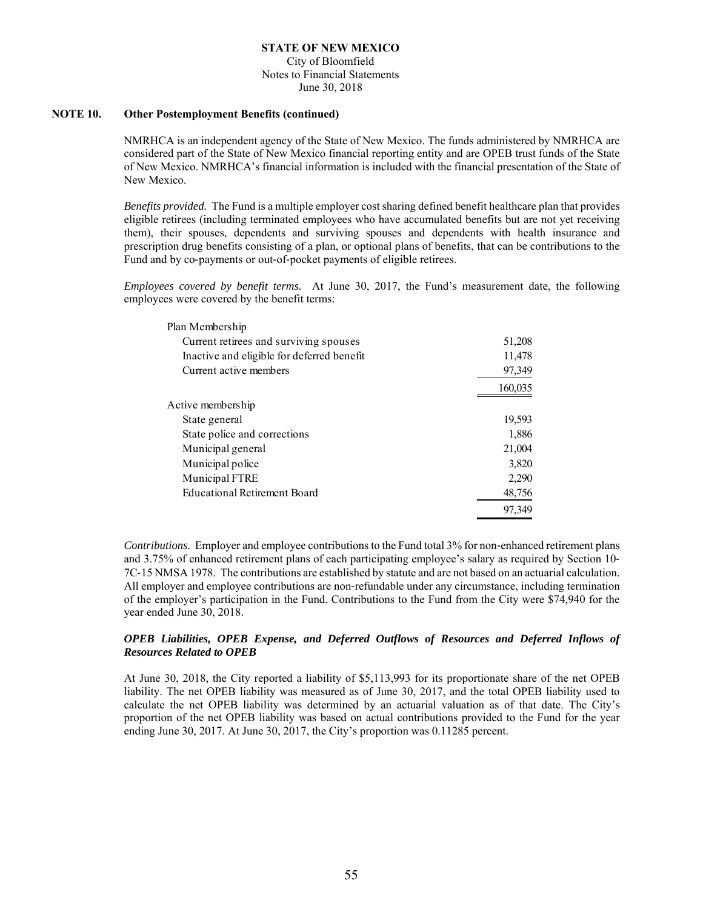**STATE OF NEW MEXICO**
City of Bloomfield
Notes to Financial Statements
June 30, 2018

**NOTE 10. Other Postemployment Benefits (continued)**

NMRHCA is an independent agency of the State of New Mexico. The funds administered by NMRHCA are considered part of the State of New Mexico financial reporting entity and are OPEB trust funds of the State of New Mexico. NMRHCA's financial information is included with the financial presentation of the State of New Mexico.

*Benefits provided.* The Fund is a multiple employer cost sharing defined benefit healthcare plan that provides eligible retirees (including terminated employees who have accumulated benefits but are not yet receiving them), their spouses, dependents and surviving spouses and dependents with health insurance and prescription drug benefits consisting of a plan, or optional plans of benefits, that can be contributions to the Fund and by co-payments or out-of-pocket payments of eligible retirees.

*Employees covered by benefit terms.* At June 30, 2017, the Fund's measurement date, the following employees were covered by the benefit terms:

| | |
|---|---|
| Plan Membership | |
| Current retirees and surviving spouses | 51,208 |
| Inactive and eligible for deferred benefit | 11,478 |
| Current active members | 97,349 |
| | 160,035 |
| Active membership | |
| State general | 19,593 |
| State police and corrections | 1,886 |
| Municipal general | 21,004 |
| Municipal police | 3,820 |
| Municipal FTRE | 2,290 |
| Educational Retirement Board | 48,756 |
| | 97,349 |

*Contributions.* Employer and employee contributions to the Fund total 3% for non-enhanced retirement plans and 3.75% of enhanced retirement plans of each participating employee's salary as required by Section 10-7C-15 NMSA 1978. The contributions are established by statute and are not based on an actuarial calculation. All employer and employee contributions are non-refundable under any circumstance, including termination of the employer's participation in the Fund. Contributions to the Fund from the City were $74,940 for the year ended June 30, 2018.

***OPEB Liabilities, OPEB Expense, and Deferred Outflows of Resources and Deferred Inflows of Resources Related to OPEB***

At June 30, 2018, the City reported a liability of $5,113,993 for its proportionate share of the net OPEB liability. The net OPEB liability was measured as of June 30, 2017, and the total OPEB liability used to calculate the net OPEB liability was determined by an actuarial valuation as of that date. The City's proportion of the net OPEB liability was based on actual contributions provided to the Fund for the year ending June 30, 2017. At June 30, 2017, the City's proportion was 0.11285 percent.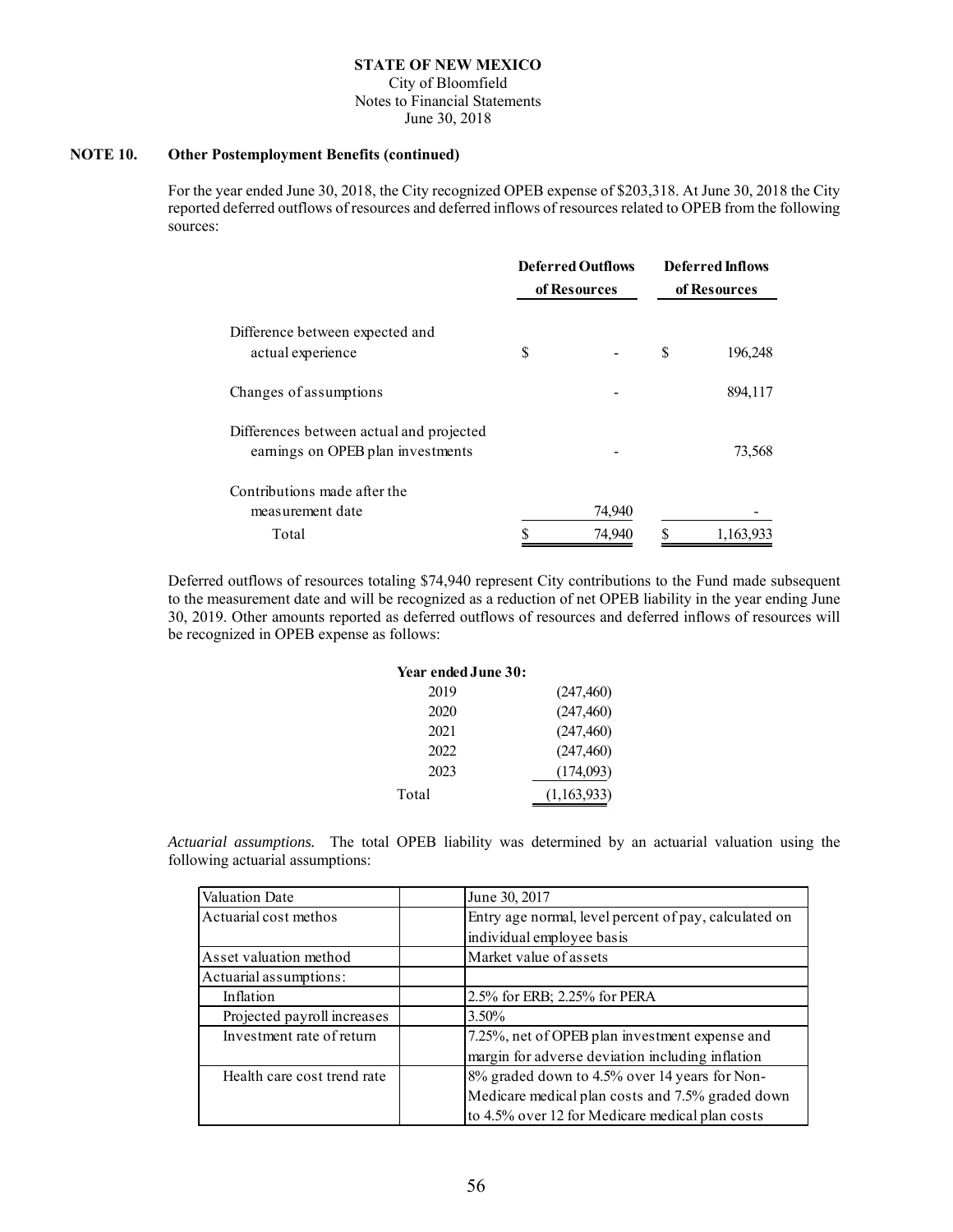**STATE OF NEW MEXICO**
City of Bloomfield
Notes to Financial Statements
June 30, 2018

**NOTE 10. Other Postemployment Benefits (continued)**

For the year ended June 30, 2018, the City recognized OPEB expense of $203,318. At June 30, 2018 the City reported deferred outflows of resources and deferred inflows of resources related to OPEB from the following sources:

| | Deferred Outflows of Resources | Deferred Inflows of Resources |
|---|---|---|
| Difference between expected and actual experience | $ - | $ 196,248 |
| Changes of assumptions | - | 894,117 |
| Differences between actual and projected earnings on OPEB plan investments | - | 73,568 |
| Contributions made after the measurement date | 74,940 | - |
| Total | $ 74,940 | $ 1,163,933 |

Deferred outflows of resources totaling $74,940 represent City contributions to the Fund made subsequent to the measurement date and will be recognized as a reduction of net OPEB liability in the year ending June 30, 2019. Other amounts reported as deferred outflows of resources and deferred inflows of resources will be recognized in OPEB expense as follows:

| Year ended June 30: | |
|---|---|
| 2019 | (247,460) |
| 2020 | (247,460) |
| 2021 | (247,460) |
| 2022 | (247,460) |
| 2023 | (174,093) |
| Total | (1,163,933) |

*Actuarial assumptions.* The total OPEB liability was determined by an actuarial valuation using the following actuarial assumptions:

| | | |
|---|---|---|
| Valuation Date | | June 30, 2017 |
| Actuarial cost methos | | Entry age normal, level percent of pay, calculated on individual employee basis |
| Asset valuation method | | Market value of assets |
| Actuarial assumptions: | | |
| Inflation | | 2.5% for ERB; 2.25% for PERA |
| Projected payroll increases | | 3.50% |
| Investment rate of return | | 7.25%, net of OPEB plan investment expense and margin for adverse deviation including inflation |
| Health care cost trend rate | | 8% graded down to 4.5% over 14 years for Non-Medicare medical plan costs and 7.5% graded down to 4.5% over 12 for Medicare medical plan costs |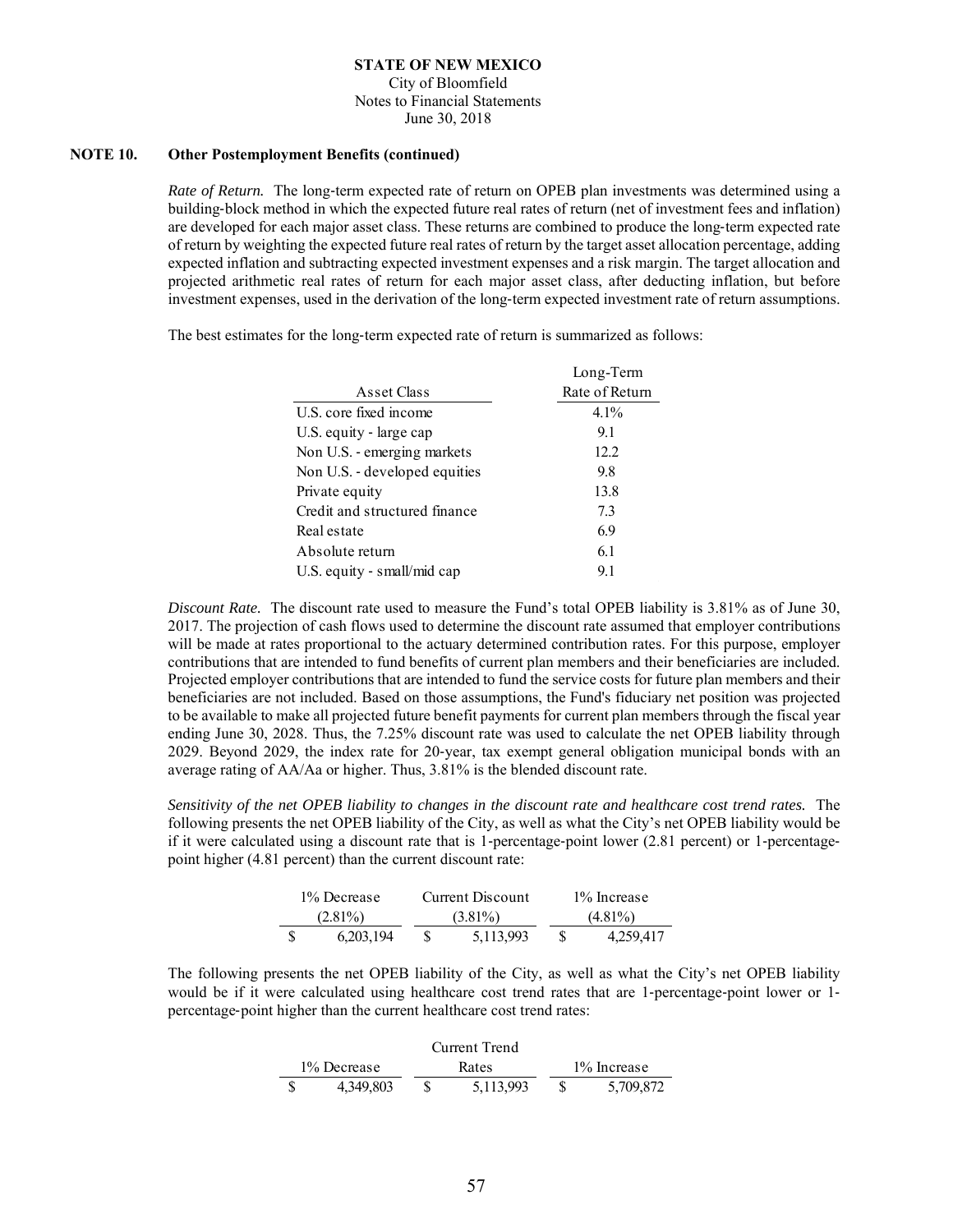**STATE OF NEW MEXICO**
City of Bloomfield
Notes to Financial Statements
June 30, 2018

**NOTE 10. Other Postemployment Benefits (continued)**

*Rate of Return.* The long-term expected rate of return on OPEB plan investments was determined using a building-block method in which the expected future real rates of return (net of investment fees and inflation) are developed for each major asset class. These returns are combined to produce the long-term expected rate of return by weighting the expected future real rates of return by the target asset allocation percentage, adding expected inflation and subtracting expected investment expenses and a risk margin. The target allocation and projected arithmetic real rates of return for each major asset class, after deducting inflation, but before investment expenses, used in the derivation of the long-term expected investment rate of return assumptions.

The best estimates for the long-term expected rate of return is summarized as follows:

| Asset Class | Long-Term Rate of Return |
|---|---|
| U.S. core fixed income | 4.1% |
| U.S. equity - large cap | 9.1 |
| Non U.S. - emerging markets | 12.2 |
| Non U.S. - developed equities | 9.8 |
| Private equity | 13.8 |
| Credit and structured finance | 7.3 |
| Real estate | 6.9 |
| Absolute return | 6.1 |
| U.S. equity - small/mid cap | 9.1 |

*Discount Rate.* The discount rate used to measure the Fund's total OPEB liability is 3.81% as of June 30, 2017. The projection of cash flows used to determine the discount rate assumed that employer contributions will be made at rates proportional to the actuary determined contribution rates. For this purpose, employer contributions that are intended to fund benefits of current plan members and their beneficiaries are included. Projected employer contributions that are intended to fund the service costs for future plan members and their beneficiaries are not included. Based on those assumptions, the Fund's fiduciary net position was projected to be available to make all projected future benefit payments for current plan members through the fiscal year ending June 30, 2028. Thus, the 7.25% discount rate was used to calculate the net OPEB liability through 2029. Beyond 2029, the index rate for 20-year, tax exempt general obligation municipal bonds with an average rating of AA/Aa or higher. Thus, 3.81% is the blended discount rate.

*Sensitivity of the net OPEB liability to changes in the discount rate and healthcare cost trend rates.* The following presents the net OPEB liability of the City, as well as what the City's net OPEB liability would be if it were calculated using a discount rate that is 1-percentage-point lower (2.81 percent) or 1-percentage-point higher (4.81 percent) than the current discount rate:

| 1% Decrease (2.81%) | Current Discount (3.81%) | 1% Increase (4.81%) |
|---|---|---|
| $ 6,203,194 | $ 5,113,993 | $ 4,259,417 |

The following presents the net OPEB liability of the City, as well as what the City's net OPEB liability would be if it were calculated using healthcare cost trend rates that are 1-percentage-point lower or 1-percentage-point higher than the current healthcare cost trend rates:

| 1% Decrease | Current Trend Rates | 1% Increase |
|---|---|---|
| $ 4,349,803 | $ 5,113,993 | $ 5,709,872 |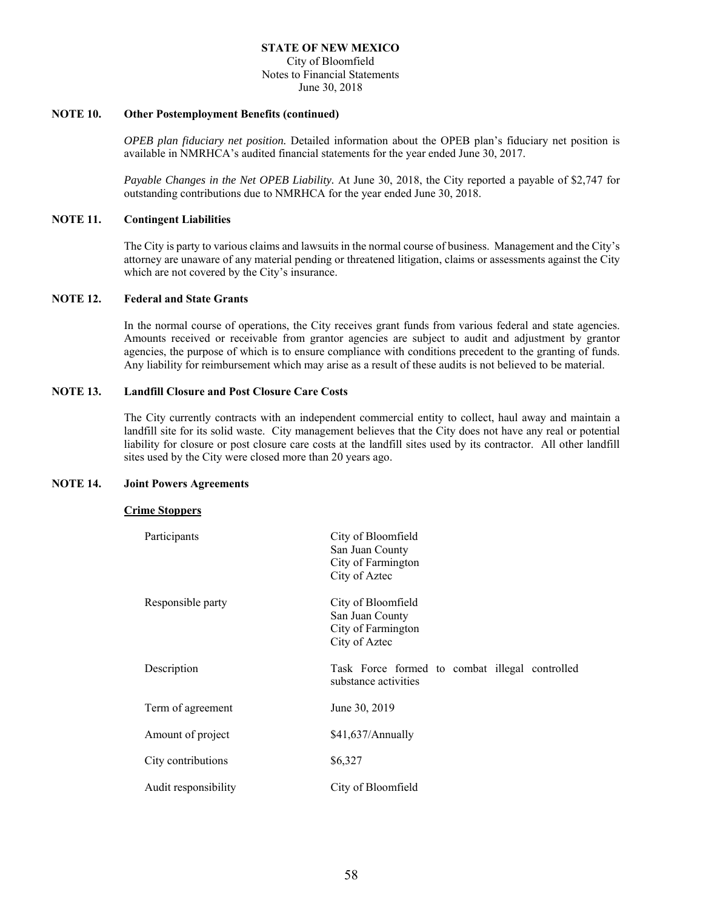**STATE OF NEW MEXICO**
City of Bloomfield
Notes to Financial Statements
June 30, 2018

## NOTE 10. Other Postemployment Benefits (continued)

*OPEB plan fiduciary net position.* Detailed information about the OPEB plan's fiduciary net position is available in NMRHCA's audited financial statements for the year ended June 30, 2017.

*Payable Changes in the Net OPEB Liability.* At June 30, 2018, the City reported a payable of $2,747 for outstanding contributions due to NMRHCA for the year ended June 30, 2018.

## NOTE 11. Contingent Liabilities

The City is party to various claims and lawsuits in the normal course of business. Management and the City's attorney are unaware of any material pending or threatened litigation, claims or assessments against the City which are not covered by the City's insurance.

## NOTE 12. Federal and State Grants

In the normal course of operations, the City receives grant funds from various federal and state agencies. Amounts received or receivable from grantor agencies are subject to audit and adjustment by grantor agencies, the purpose of which is to ensure compliance with conditions precedent to the granting of funds. Any liability for reimbursement which may arise as a result of these audits is not believed to be material.

## NOTE 13. Landfill Closure and Post Closure Care Costs

The City currently contracts with an independent commercial entity to collect, haul away and maintain a landfill site for its solid waste. City management believes that the City does not have any real or potential liability for closure or post closure care costs at the landfill sites used by its contractor. All other landfill sites used by the City were closed more than 20 years ago.

## NOTE 14. Joint Powers Agreements

**Crime Stoppers**

| | |
|---|---|
| Participants | City of Bloomfield<br>San Juan County<br>City of Farmington<br>City of Aztec |
| Responsible party | City of Bloomfield<br>San Juan County<br>City of Farmington<br>City of Aztec |
| Description | Task Force formed to combat illegal controlled substance activities |
| Term of agreement | June 30, 2019 |
| Amount of project | $41,637/Annually |
| City contributions | $6,327 |
| Audit responsibility | City of Bloomfield |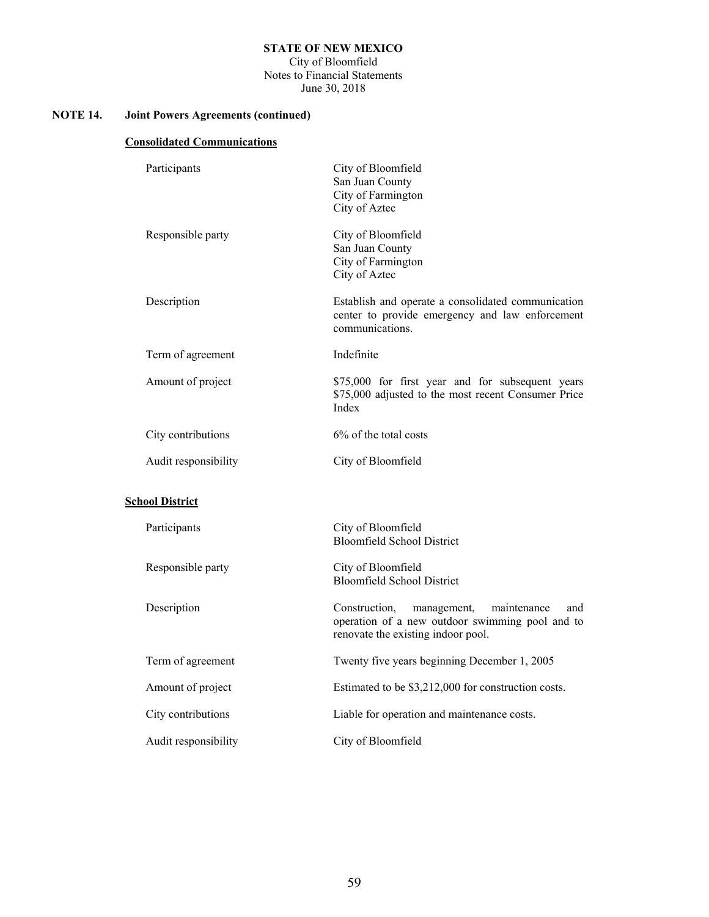## NOTE 14. Joint Powers Agreements (continued)

### Consolidated Communications

| | |
|---|---|
| Participants | City of Bloomfield<br>San Juan County<br>City of Farmington<br>City of Aztec |
| Responsible party | City of Bloomfield<br>San Juan County<br>City of Farmington<br>City of Aztec |
| Description | Establish and operate a consolidated communication center to provide emergency and law enforcement communications. |
| Term of agreement | Indefinite |
| Amount of project | $75,000 for first year and for subsequent years $75,000 adjusted to the most recent Consumer Price Index |
| City contributions | 6% of the total costs |
| Audit responsibility | City of Bloomfield |

### School District

| | |
|---|---|
| Participants | City of Bloomfield<br>Bloomfield School District |
| Responsible party | City of Bloomfield<br>Bloomfield School District |
| Description | Construction, management, maintenance and operation of a new outdoor swimming pool and to renovate the existing indoor pool. |
| Term of agreement | Twenty five years beginning December 1, 2005 |
| Amount of project | Estimated to be $3,212,000 for construction costs. |
| City contributions | Liable for operation and maintenance costs. |
| Audit responsibility | City of Bloomfield |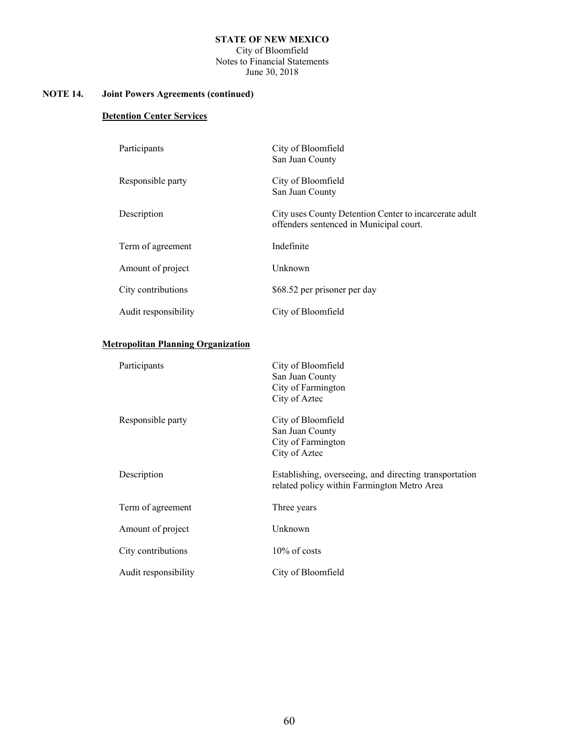**STATE OF NEW MEXICO**
City of Bloomfield
Notes to Financial Statements
June 30, 2018

## NOTE 14. Joint Powers Agreements (continued)

### Detention Center Services

| | |
|---|---|
| Participants | City of Bloomfield<br>San Juan County |
| Responsible party | City of Bloomfield<br>San Juan County |
| Description | City uses County Detention Center to incarcerate adult offenders sentenced in Municipal court. |
| Term of agreement | Indefinite |
| Amount of project | Unknown |
| City contributions | $68.52 per prisoner per day |
| Audit responsibility | City of Bloomfield |

### Metropolitan Planning Organization

| | |
|---|---|
| Participants | City of Bloomfield<br>San Juan County<br>City of Farmington<br>City of Aztec |
| Responsible party | City of Bloomfield<br>San Juan County<br>City of Farmington<br>City of Aztec |
| Description | Establishing, overseeing, and directing transportation related policy within Farmington Metro Area |
| Term of agreement | Three years |
| Amount of project | Unknown |
| City contributions | 10% of costs |
| Audit responsibility | City of Bloomfield |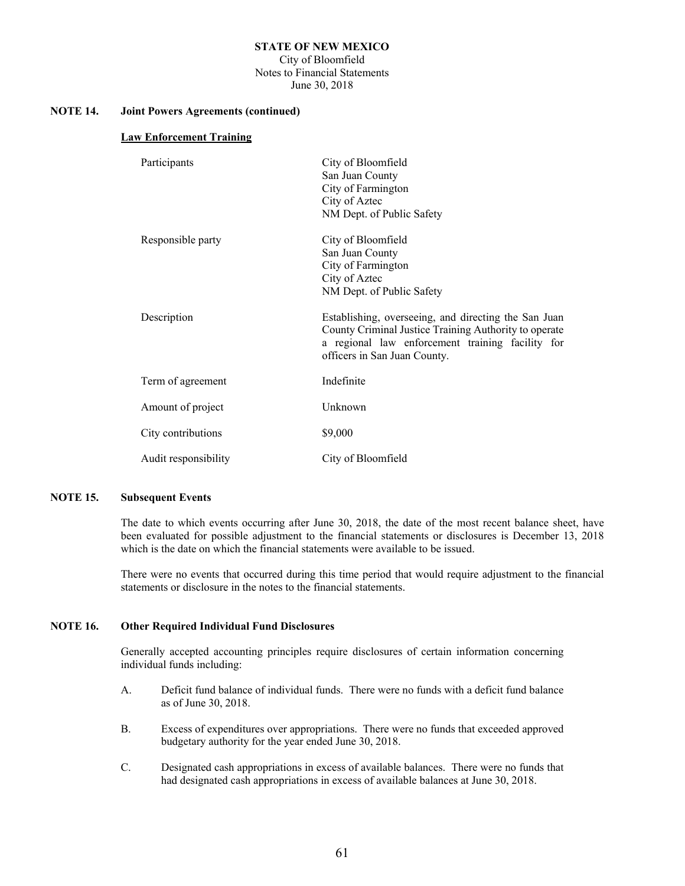## NOTE 14. Joint Powers Agreements (continued)

### Law Enforcement Training

| | |
|---|---|
| Participants | City of Bloomfield<br>San Juan County<br>City of Farmington<br>City of Aztec<br>NM Dept. of Public Safety |
| Responsible party | City of Bloomfield<br>San Juan County<br>City of Farmington<br>City of Aztec<br>NM Dept. of Public Safety |
| Description | Establishing, overseeing, and directing the San Juan County Criminal Justice Training Authority to operate a regional law enforcement training facility for officers in San Juan County. |
| Term of agreement | Indefinite |
| Amount of project | Unknown |
| City contributions | $9,000 |
| Audit responsibility | City of Bloomfield |

## NOTE 15. Subsequent Events

The date to which events occurring after June 30, 2018, the date of the most recent balance sheet, have been evaluated for possible adjustment to the financial statements or disclosures is December 13, 2018 which is the date on which the financial statements were available to be issued.

There were no events that occurred during this time period that would require adjustment to the financial statements or disclosure in the notes to the financial statements.

## NOTE 16. Other Required Individual Fund Disclosures

Generally accepted accounting principles require disclosures of certain information concerning individual funds including:

A. Deficit fund balance of individual funds. There were no funds with a deficit fund balance as of June 30, 2018.

B. Excess of expenditures over appropriations. There were no funds that exceeded approved budgetary authority for the year ended June 30, 2018.

C. Designated cash appropriations in excess of available balances. There were no funds that had designated cash appropriations in excess of available balances at June 30, 2018.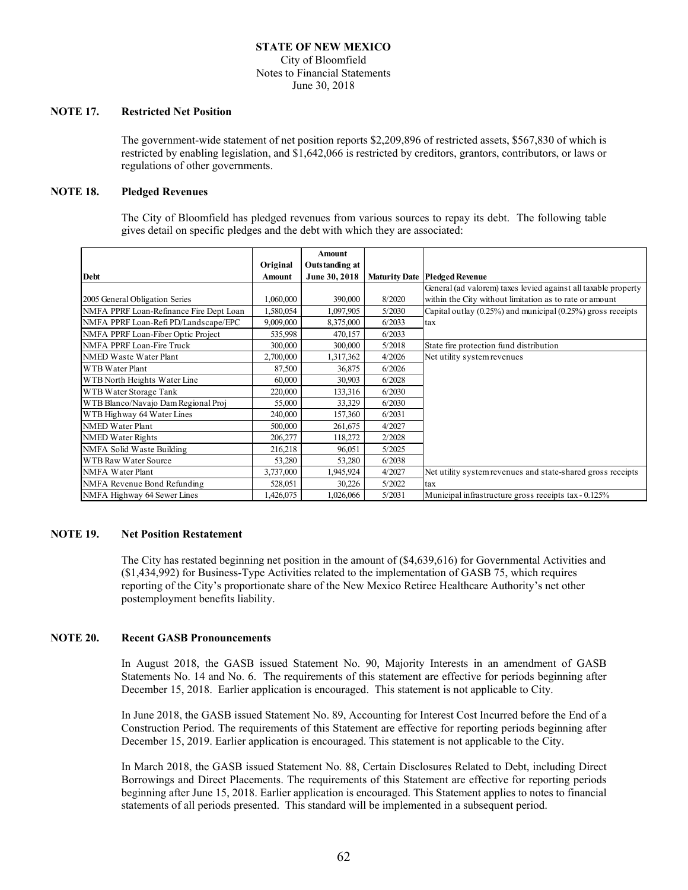**STATE OF NEW MEXICO**
City of Bloomfield
Notes to Financial Statements
June 30, 2018

## NOTE 17. Restricted Net Position

The government-wide statement of net position reports $2,209,896 of restricted assets, $567,830 of which is restricted by enabling legislation, and $1,642,066 is restricted by creditors, grantors, contributors, or laws or regulations of other governments.

## NOTE 18. Pledged Revenues

The City of Bloomfield has pledged revenues from various sources to repay its debt. The following table gives detail on specific pledges and the debt with which they are associated:

| Debt | Original Amount | Amount Outstanding at June 30, 2018 | Maturity Date | Pledged Revenue |
|---|---|---|---|---|
| 2005 General Obligation Series | 1,060,000 | 390,000 | 8/2020 | General (ad valorem) taxes levied against all taxable property within the City without limitation as to rate or amount |
| NMFA PPRF Loan-Refinance Fire Dept Loan | 1,580,054 | 1,097,905 | 5/2030 | Capital outlay (0.25%) and municipal (0.25%) gross receipts tax |
| NMFA PPRF Loan-Refi PD/Landscape/EPC | 9,009,000 | 8,375,000 | 6/2033 | |
| NMFA PPRF Loan-Fiber Optic Project | 535,998 | 470,157 | 6/2033 | |
| NMFA PPRF Loan-Fire Truck | 300,000 | 300,000 | 5/2018 | State fire protection fund distribution |
| NMED Waste Water Plant | 2,700,000 | 1,317,362 | 4/2026 | Net utility system revenues |
| WTB Water Plant | 87,500 | 36,875 | 6/2026 | |
| WTB North Heights Water Line | 60,000 | 30,903 | 6/2028 | |
| WTB Water Storage Tank | 220,000 | 133,316 | 6/2030 | |
| WTB Blanco/Navajo Dam Regional Proj | 55,000 | 33,329 | 6/2030 | |
| WTB Highway 64 Water Lines | 240,000 | 157,360 | 6/2031 | |
| NMED Water Plant | 500,000 | 261,675 | 4/2027 | |
| NMED Water Rights | 206,277 | 118,272 | 2/2028 | |
| NMFA Solid Waste Building | 216,218 | 96,051 | 5/2025 | |
| WTB Raw Water Source | 53,280 | 53,280 | 6/2038 | |
| NMFA Water Plant | 3,737,000 | 1,945,924 | 4/2027 | Net utility system revenues and state-shared gross receipts tax |
| NMFA Revenue Bond Refunding | 528,051 | 30,226 | 5/2022 | |
| NMFA Highway 64 Sewer Lines | 1,426,075 | 1,026,066 | 5/2031 | Municipal infrastructure gross receipts tax - 0.125% |

## NOTE 19. Net Position Restatement

The City has restated beginning net position in the amount of ($4,639,616) for Governmental Activities and ($1,434,992) for Business-Type Activities related to the implementation of GASB 75, which requires reporting of the City's proportionate share of the New Mexico Retiree Healthcare Authority's net other postemployment benefits liability.

## NOTE 20. Recent GASB Pronouncements

In August 2018, the GASB issued Statement No. 90, Majority Interests in an amendment of GASB Statements No. 14 and No. 6. The requirements of this statement are effective for periods beginning after December 15, 2018. Earlier application is encouraged. This statement is not applicable to City.

In June 2018, the GASB issued Statement No. 89, Accounting for Interest Cost Incurred before the End of a Construction Period. The requirements of this Statement are effective for reporting periods beginning after December 15, 2019. Earlier application is encouraged. This statement is not applicable to the City.

In March 2018, the GASB issued Statement No. 88, Certain Disclosures Related to Debt, including Direct Borrowings and Direct Placements. The requirements of this Statement are effective for reporting periods beginning after June 15, 2018. Earlier application is encouraged. This Statement applies to notes to financial statements of all periods presented. This standard will be implemented in a subsequent period.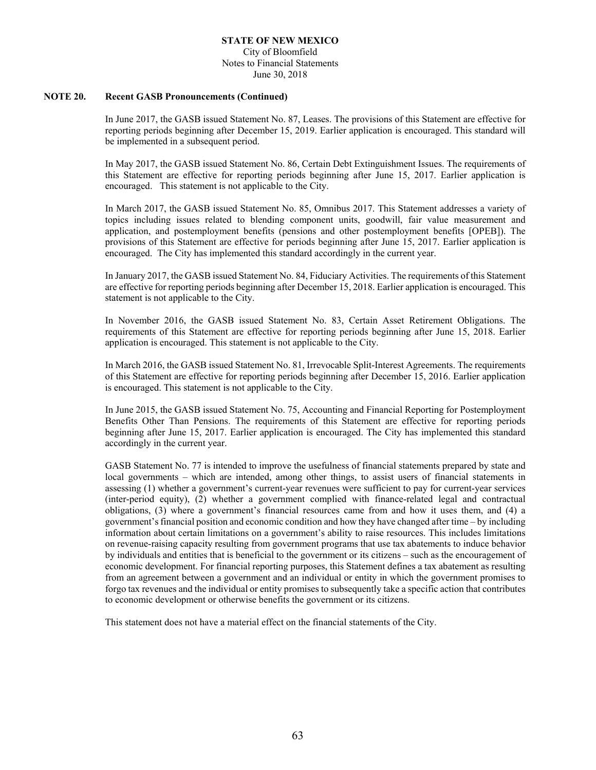## NOTE 20. Recent GASB Pronouncements (Continued)

In June 2017, the GASB issued Statement No. 87, Leases. The provisions of this Statement are effective for reporting periods beginning after December 15, 2019. Earlier application is encouraged. This standard will be implemented in a subsequent period.

In May 2017, the GASB issued Statement No. 86, Certain Debt Extinguishment Issues. The requirements of this Statement are effective for reporting periods beginning after June 15, 2017. Earlier application is encouraged. This statement is not applicable to the City.

In March 2017, the GASB issued Statement No. 85, Omnibus 2017. This Statement addresses a variety of topics including issues related to blending component units, goodwill, fair value measurement and application, and postemployment benefits (pensions and other postemployment benefits [OPEB]). The provisions of this Statement are effective for periods beginning after June 15, 2017. Earlier application is encouraged. The City has implemented this standard accordingly in the current year.

In January 2017, the GASB issued Statement No. 84, Fiduciary Activities. The requirements of this Statement are effective for reporting periods beginning after December 15, 2018. Earlier application is encouraged. This statement is not applicable to the City.

In November 2016, the GASB issued Statement No. 83, Certain Asset Retirement Obligations. The requirements of this Statement are effective for reporting periods beginning after June 15, 2018. Earlier application is encouraged. This statement is not applicable to the City.

In March 2016, the GASB issued Statement No. 81, Irrevocable Split-Interest Agreements. The requirements of this Statement are effective for reporting periods beginning after December 15, 2016. Earlier application is encouraged. This statement is not applicable to the City.

In June 2015, the GASB issued Statement No. 75, Accounting and Financial Reporting for Postemployment Benefits Other Than Pensions. The requirements of this Statement are effective for reporting periods beginning after June 15, 2017. Earlier application is encouraged. The City has implemented this standard accordingly in the current year.

GASB Statement No. 77 is intended to improve the usefulness of financial statements prepared by state and local governments – which are intended, among other things, to assist users of financial statements in assessing (1) whether a government's current-year revenues were sufficient to pay for current-year services (inter-period equity), (2) whether a government complied with finance-related legal and contractual obligations, (3) where a government's financial resources came from and how it uses them, and (4) a government's financial position and economic condition and how they have changed after time – by including information about certain limitations on a government's ability to raise resources. This includes limitations on revenue-raising capacity resulting from government programs that use tax abatements to induce behavior by individuals and entities that is beneficial to the government or its citizens – such as the encouragement of economic development. For financial reporting purposes, this Statement defines a tax abatement as resulting from an agreement between a government and an individual or entity in which the government promises to forgo tax revenues and the individual or entity promises to subsequently take a specific action that contributes to economic development or otherwise benefits the government or its citizens.

This statement does not have a material effect on the financial statements of the City.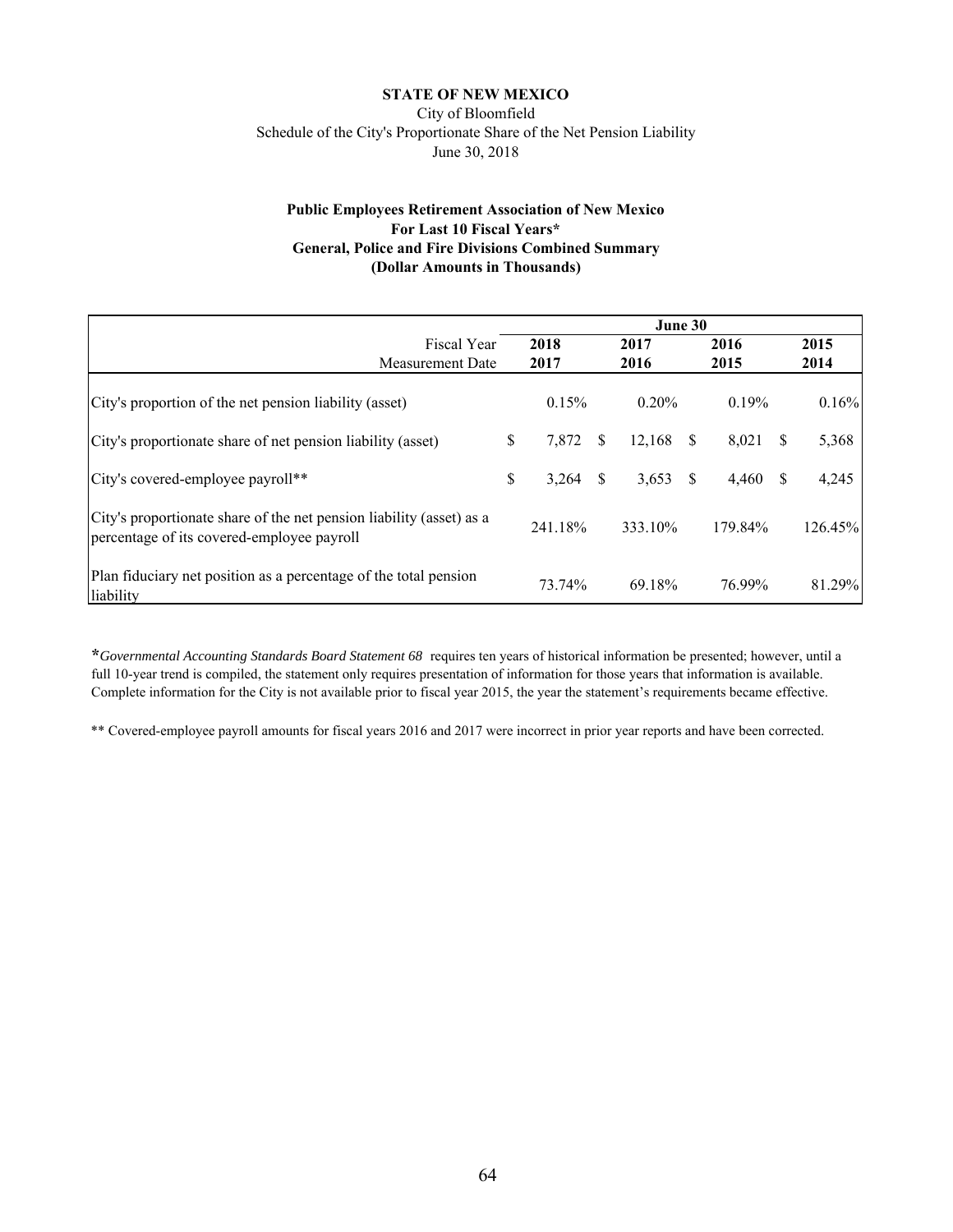**STATE OF NEW MEXICO**

City of Bloomfield

Schedule of the City's Proportionate Share of the Net Pension Liability

June 30, 2018

**Public Employees Retirement Association of New Mexico**

**For Last 10 Fiscal Years***

**General, Police and Fire Divisions Combined Summary**

**(Dollar Amounts in Thousands)**

| | June 30 | | | |
|---|---|---|---|---|
| Fiscal Year | **2018** | **2017** | **2016** | **2015** |
| Measurement Date | **2017** | **2016** | **2015** | **2014** |
| City's proportion of the net pension liability (asset) | 0.15% | 0.20% | 0.19% | 0.16% |
| City's proportionate share of net pension liability (asset) | $ 7,872 | $ 12,168 | $ 8,021 | $ 5,368 |
| City's covered-employee payroll** | $ 3,264 | $ 3,653 | $ 4,460 | $ 4,245 |
| City's proportionate share of the net pension liability (asset) as a percentage of its covered-employee payroll | 241.18% | 333.10% | 179.84% | 126.45% |
| Plan fiduciary net position as a percentage of the total pension liability | 73.74% | 69.18% | 76.99% | 81.29% |

**\****Governmental Accounting Standards Board Statement 68* requires ten years of historical information be presented; however, until a full 10-year trend is compiled, the statement only requires presentation of information for those years that information is available. Complete information for the City is not available prior to fiscal year 2015, the year the statement's requirements became effective.

** Covered-employee payroll amounts for fiscal years 2016 and 2017 were incorrect in prior year reports and have been corrected.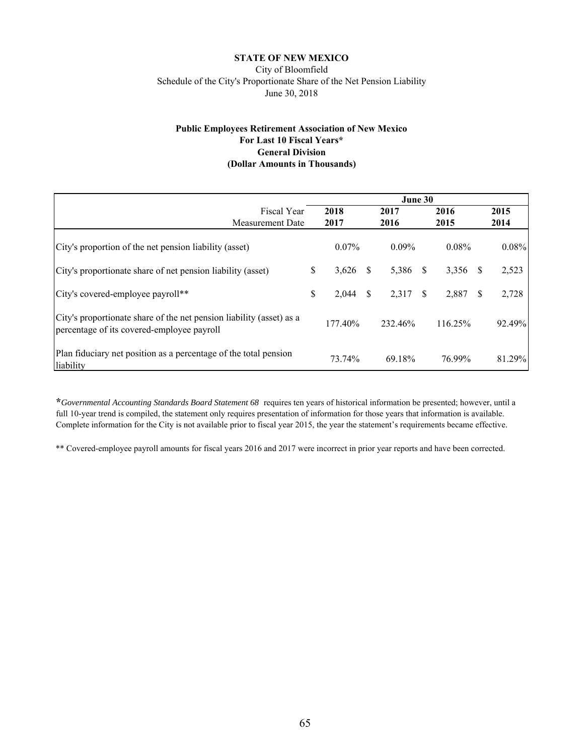**STATE OF NEW MEXICO**

City of Bloomfield

Schedule of the City's Proportionate Share of the Net Pension Liability

June 30, 2018

**Public Employees Retirement Association of New Mexico**

**For Last 10 Fiscal Years\***

**General Division**

**(Dollar Amounts in Thousands)**

| | June 30 | | | |
|---|---|---|---|---|
| Fiscal Year | **2018** | **2017** | **2016** | **2015** |
| Measurement Date | **2017** | **2016** | **2015** | **2014** |
| City's proportion of the net pension liability (asset) | 0.07% | 0.09% | 0.08% | 0.08% |
| City's proportionate share of net pension liability (asset) | $ 3,626 | $ 5,386 | $ 3,356 | $ 2,523 |
| City's covered-employee payroll** | $ 2,044 | $ 2,317 | $ 2,887 | $ 2,728 |
| City's proportionate share of the net pension liability (asset) as a percentage of its covered-employee payroll | 177.40% | 232.46% | 116.25% | 92.49% |
| Plan fiduciary net position as a percentage of the total pension liability | 73.74% | 69.18% | 76.99% | 81.29% |

\**Governmental Accounting Standards Board Statement 68* requires ten years of historical information be presented; however, until a full 10-year trend is compiled, the statement only requires presentation of information for those years that information is available. Complete information for the City is not available prior to fiscal year 2015, the year the statement's requirements became effective.

** Covered-employee payroll amounts for fiscal years 2016 and 2017 were incorrect in prior year reports and have been corrected.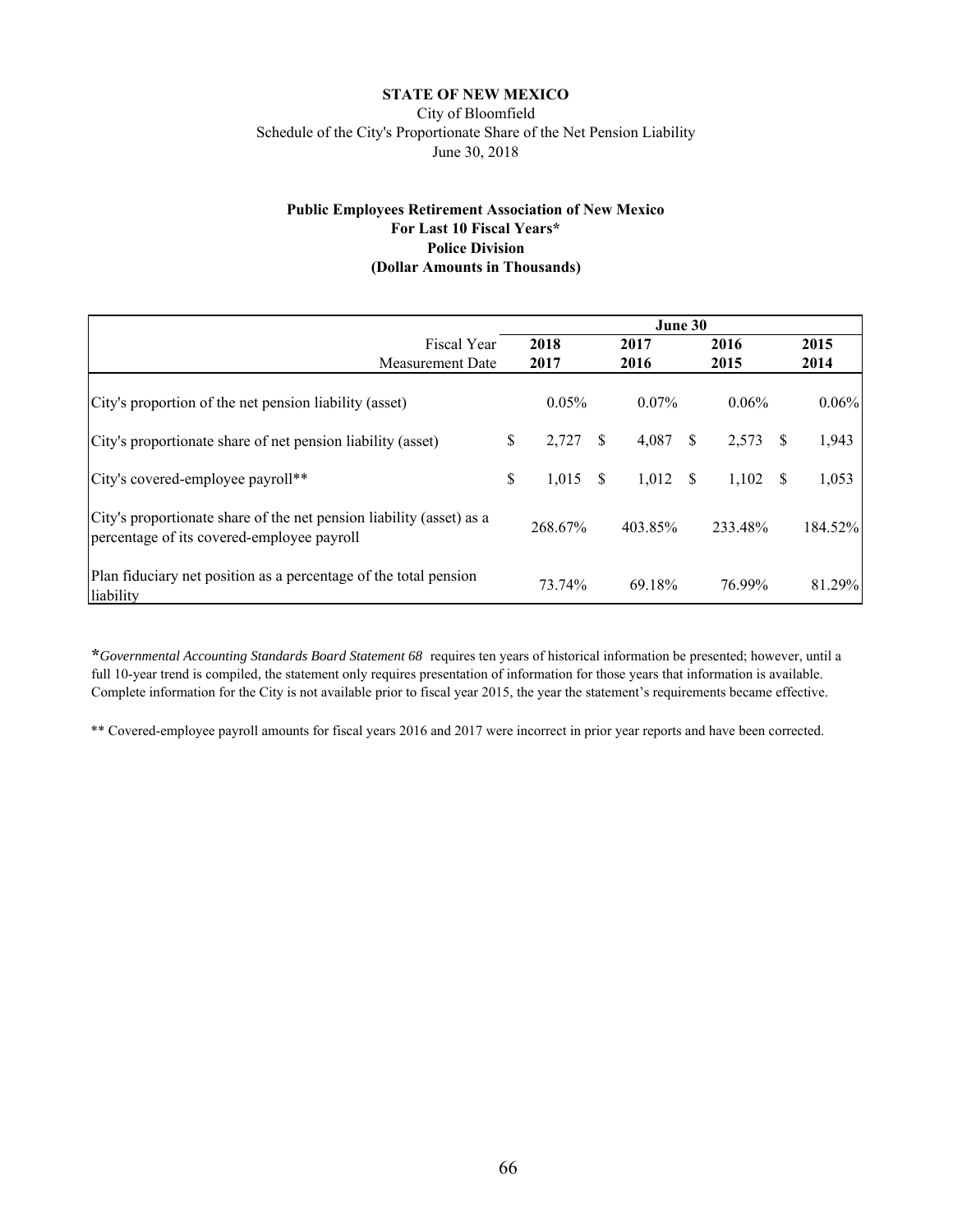**STATE OF NEW MEXICO**

City of Bloomfield

Schedule of the City's Proportionate Share of the Net Pension Liability

June 30, 2018

**Public Employees Retirement Association of New Mexico**
**For Last 10 Fiscal Years***
**Police Division**
**(Dollar Amounts in Thousands)**

| | June 30 | | | |
|---|---|---|---|---|
| Fiscal Year | **2018** | **2017** | **2016** | **2015** |
| Measurement Date | **2017** | **2016** | **2015** | **2014** |
| City's proportion of the net pension liability (asset) | 0.05% | 0.07% | 0.06% | 0.06% |
| City's proportionate share of net pension liability (asset) | $ 2,727 | $ 4,087 | $ 2,573 | $ 1,943 |
| City's covered-employee payroll** | $ 1,015 | $ 1,012 | $ 1,102 | $ 1,053 |
| City's proportionate share of the net pension liability (asset) as a percentage of its covered-employee payroll | 268.67% | 403.85% | 233.48% | 184.52% |
| Plan fiduciary net position as a percentage of the total pension liability | 73.74% | 69.18% | 76.99% | 81.29% |

**\***_Governmental Accounting Standards Board Statement 68_ requires ten years of historical information be presented; however, until a full 10-year trend is compiled, the statement only requires presentation of information for those years that information is available. Complete information for the City is not available prior to fiscal year 2015, the year the statement's requirements became effective.

** Covered-employee payroll amounts for fiscal years 2016 and 2017 were incorrect in prior year reports and have been corrected.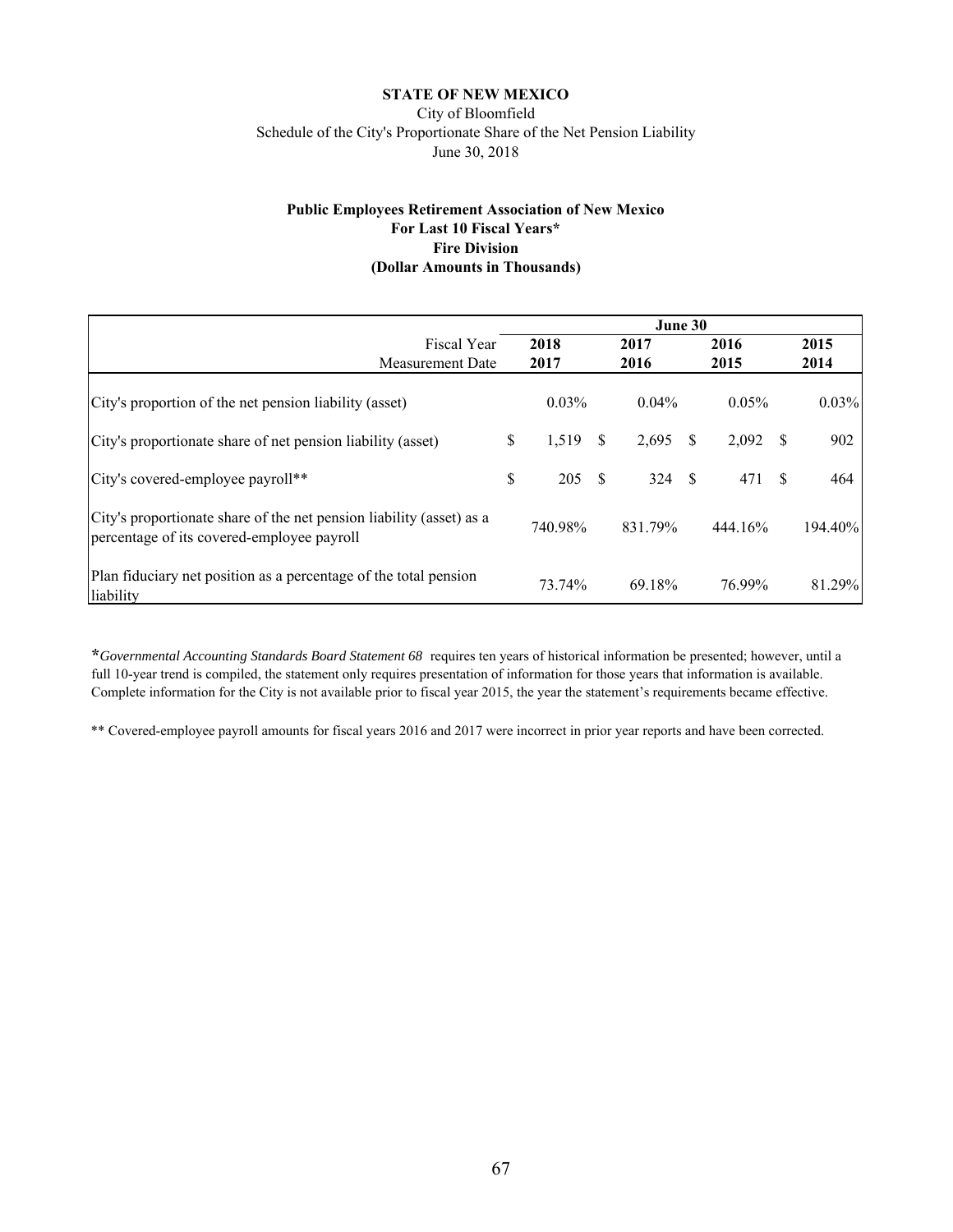**STATE OF NEW MEXICO**

City of Bloomfield

Schedule of the City's Proportionate Share of the Net Pension Liability

June 30, 2018

**Public Employees Retirement Association of New Mexico**

**For Last 10 Fiscal Years***

**Fire Division**

**(Dollar Amounts in Thousands)**

| | June 30 | | | |
|---|---|---|---|---|
| Fiscal Year | **2018** | **2017** | **2016** | **2015** |
| Measurement Date | **2017** | **2016** | **2015** | **2014** |
| City's proportion of the net pension liability (asset) | 0.03% | 0.04% | 0.05% | 0.03% |
| City's proportionate share of net pension liability (asset) | $ 1,519 | $ 2,695 | $ 2,092 | $ 902 |
| City's covered-employee payroll** | $ 205 | $ 324 | $ 471 | $ 464 |
| City's proportionate share of the net pension liability (asset) as a percentage of its covered-employee payroll | 740.98% | 831.79% | 444.16% | 194.40% |
| Plan fiduciary net position as a percentage of the total pension liability | 73.74% | 69.18% | 76.99% | 81.29% |

**\***_Governmental Accounting Standards Board Statement 68_ requires ten years of historical information be presented; however, until a full 10-year trend is compiled, the statement only requires presentation of information for those years that information is available. Complete information for the City is not available prior to fiscal year 2015, the year the statement's requirements became effective.

** Covered-employee payroll amounts for fiscal years 2016 and 2017 were incorrect in prior year reports and have been corrected.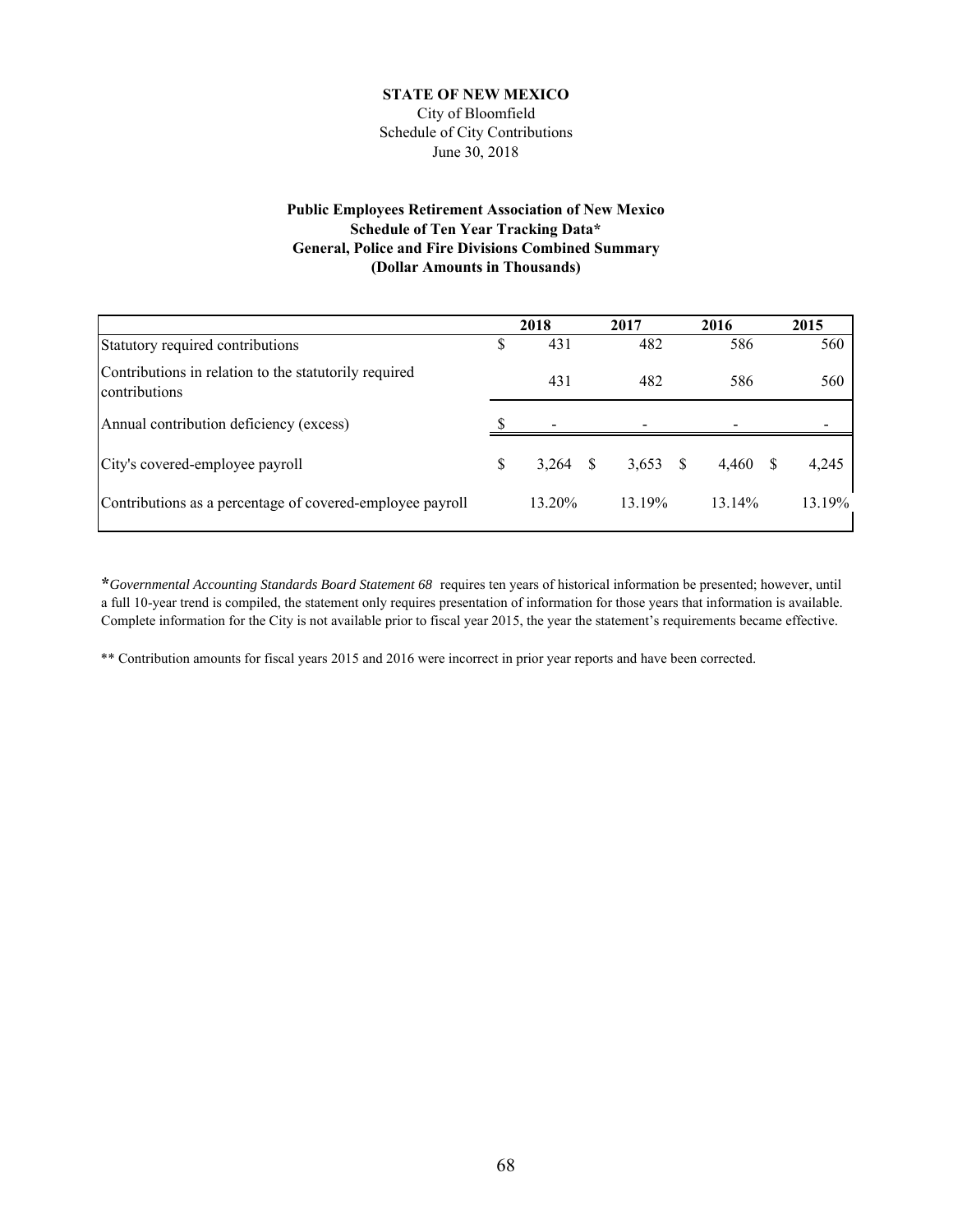**STATE OF NEW MEXICO**
City of Bloomfield
Schedule of City Contributions
June 30, 2018

**Public Employees Retirement Association of New Mexico**
**Schedule of Ten Year Tracking Data\***
**General, Police and Fire Divisions Combined Summary**
**(Dollar Amounts in Thousands)**

| | 2018 | 2017 | 2016 | 2015 |
|---|---|---|---|---|
| Statutory required contributions | $ 431 | 482 | 586 | 560 |
| Contributions in relation to the statutorily required contributions | 431 | 482 | 586 | 560 |
| Annual contribution deficiency (excess) | $ - | - | - | - |
| City's covered-employee payroll | $ 3,264 | $ 3,653 | $ 4,460 | $ 4,245 |
| Contributions as a percentage of covered-employee payroll | 13.20% | 13.19% | 13.14% | 13.19% |

\**Governmental Accounting Standards Board Statement 68* requires ten years of historical information be presented; however, until a full 10-year trend is compiled, the statement only requires presentation of information for those years that information is available. Complete information for the City is not available prior to fiscal year 2015, the year the statement's requirements became effective.

\*\* Contribution amounts for fiscal years 2015 and 2016 were incorrect in prior year reports and have been corrected.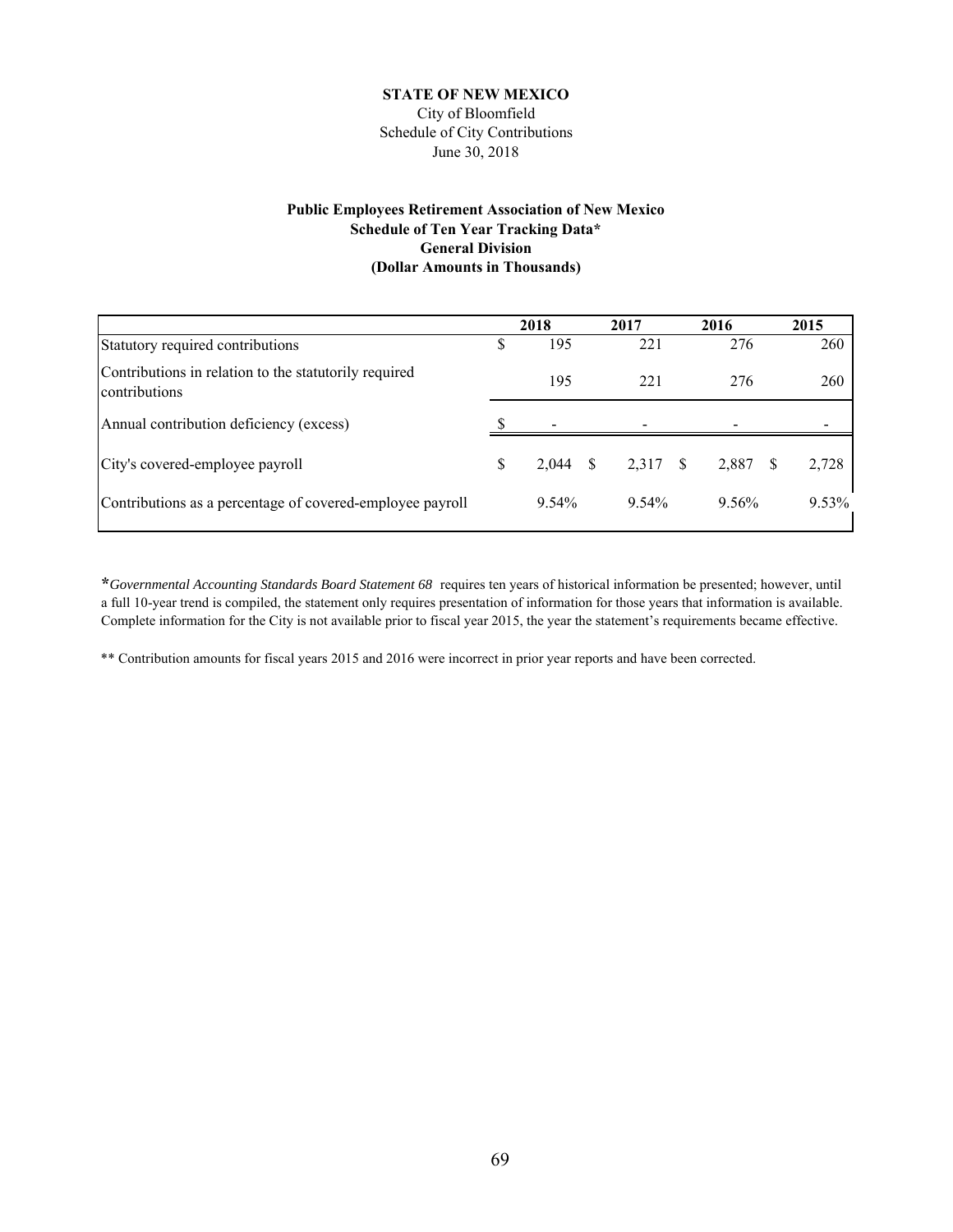**STATE OF NEW MEXICO**

City of Bloomfield

Schedule of City Contributions

June 30, 2018

**Public Employees Retirement Association of New Mexico**

**Schedule of Ten Year Tracking Data\***

**General Division**

**(Dollar Amounts in Thousands)**

| | 2018 | 2017 | 2016 | 2015 |
|---|---|---|---|---|
| Statutory required contributions | $ 195 | 221 | 276 | 260 |
| Contributions in relation to the statutorily required contributions | 195 | 221 | 276 | 260 |
| Annual contribution deficiency (excess) | $ - | - | - | - |
| City's covered-employee payroll | $ 2,044 | $ 2,317 | $ 2,887 | $ 2,728 |
| Contributions as a percentage of covered-employee payroll | 9.54% | 9.54% | 9.56% | 9.53% |

\**Governmental Accounting Standards Board Statement 68* requires ten years of historical information be presented; however, until a full 10-year trend is compiled, the statement only requires presentation of information for those years that information is available. Complete information for the City is not available prior to fiscal year 2015, the year the statement's requirements became effective.

\*\* Contribution amounts for fiscal years 2015 and 2016 were incorrect in prior year reports and have been corrected.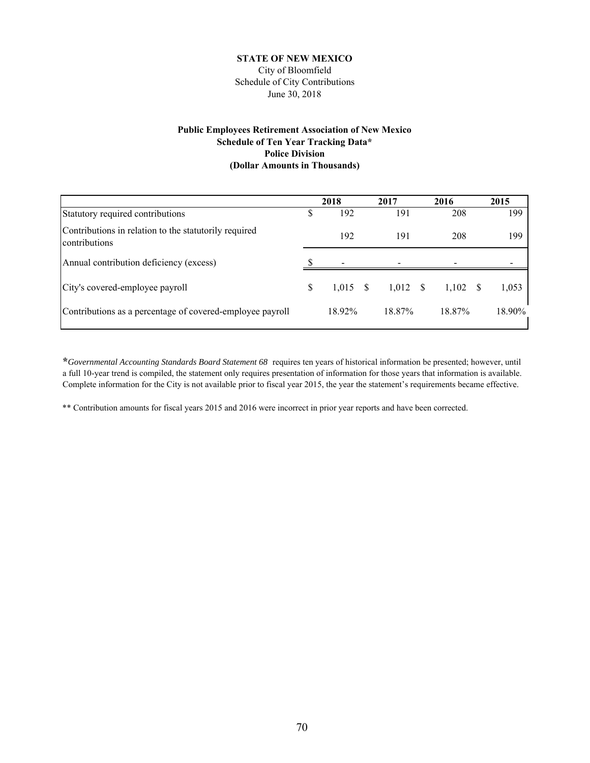**STATE OF NEW MEXICO**
City of Bloomfield
Schedule of City Contributions
June 30, 2018

**Public Employees Retirement Association of New Mexico**
**Schedule of Ten Year Tracking Data***
**Police Division**
**(Dollar Amounts in Thousands)**

| | 2018 | 2017 | 2016 | 2015 |
|---|---|---|---|---|
| Statutory required contributions | $ 192 | 191 | 208 | 199 |
| Contributions in relation to the statutorily required contributions | 192 | 191 | 208 | 199 |
| Annual contribution deficiency (excess) | $ - | - | - | - |
| City's covered-employee payroll | $ 1,015 | $ 1,012 | $ 1,102 | $ 1,053 |
| Contributions as a percentage of covered-employee payroll | 18.92% | 18.87% | 18.87% | 18.90% |

*\*Governmental Accounting Standards Board Statement 68* requires ten years of historical information be presented; however, until a full 10-year trend is compiled, the statement only requires presentation of information for those years that information is available. Complete information for the City is not available prior to fiscal year 2015, the year the statement's requirements became effective.

** Contribution amounts for fiscal years 2015 and 2016 were incorrect in prior year reports and have been corrected.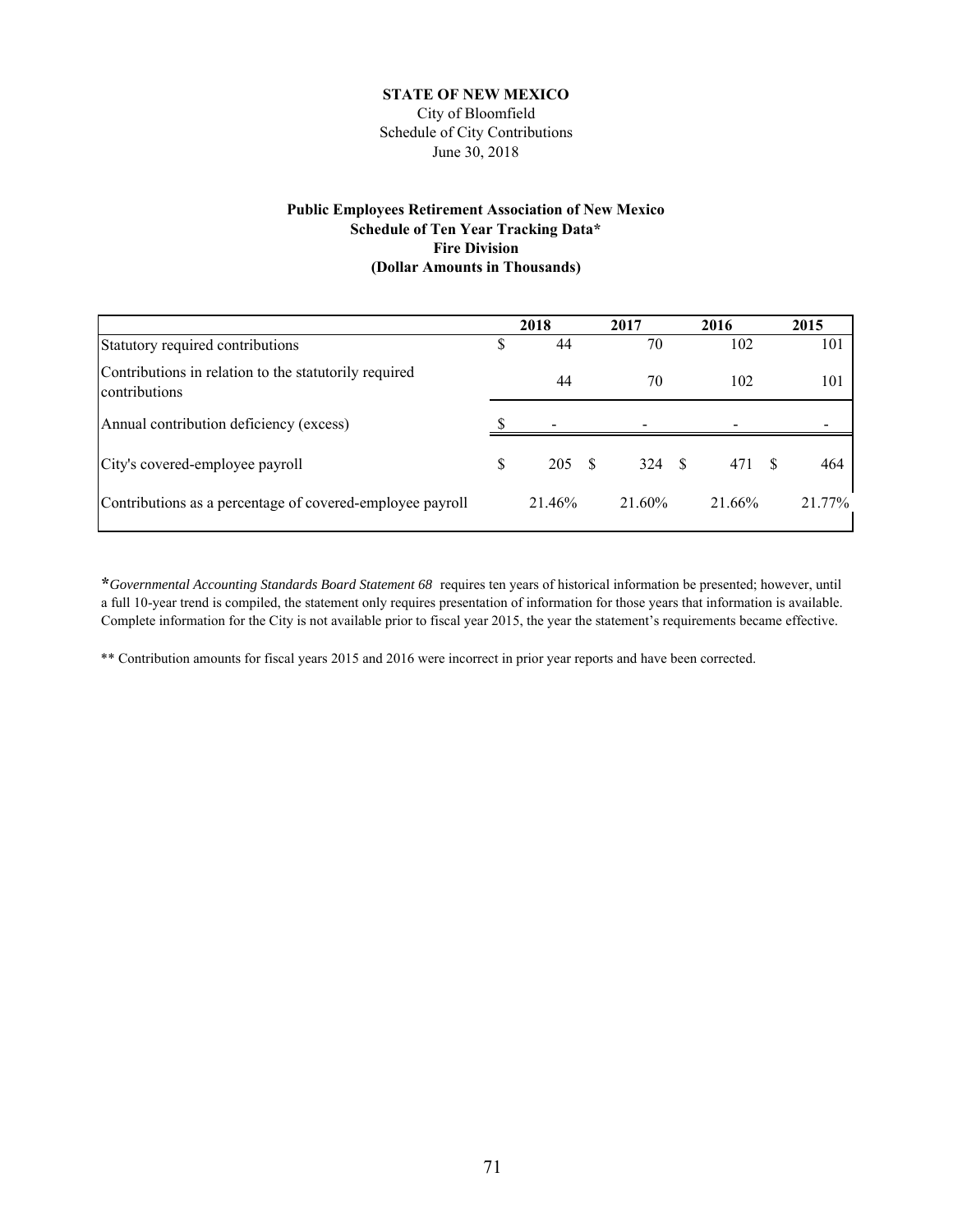**STATE OF NEW MEXICO**

City of Bloomfield

Schedule of City Contributions

June 30, 2018

**Public Employees Retirement Association of New Mexico**

**Schedule of Ten Year Tracking Data***

**Fire Division**

**(Dollar Amounts in Thousands)**

| | 2018 | 2017 | 2016 | 2015 |
|---|---|---|---|---|
| Statutory required contributions | $ 44 | 70 | 102 | 101 |
| Contributions in relation to the statutorily required contributions | 44 | 70 | 102 | 101 |
| Annual contribution deficiency (excess) | $ - | - | - | - |
| City's covered-employee payroll | $ 205 | $ 324 | $ 471 | $ 464 |
| Contributions as a percentage of covered-employee payroll | 21.46% | 21.60% | 21.66% | 21.77% |

**\****Governmental Accounting Standards Board Statement 68* requires ten years of historical information be presented; however, until a full 10-year trend is compiled, the statement only requires presentation of information for those years that information is available. Complete information for the City is not available prior to fiscal year 2015, the year the statement's requirements became effective.

** Contribution amounts for fiscal years 2015 and 2016 were incorrect in prior year reports and have been corrected.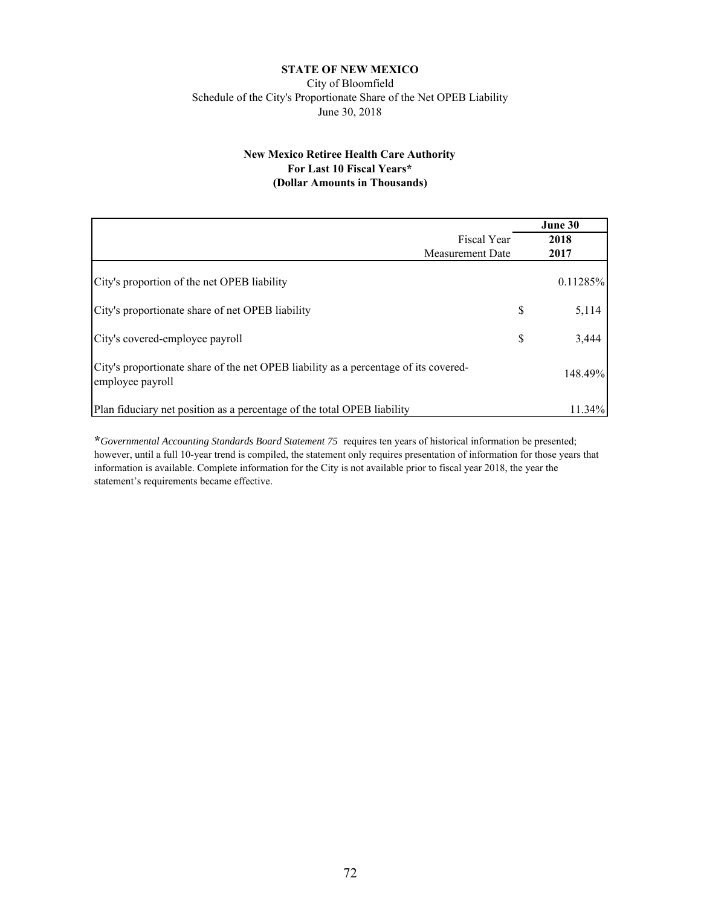**STATE OF NEW MEXICO**

City of Bloomfield

Schedule of the City's Proportionate Share of the Net OPEB Liability

June 30, 2018

**New Mexico Retiree Health Care Authority**
**For Last 10 Fiscal Years***
**(Dollar Amounts in Thousands)**

| | | **June 30** |
|---|---|---|
| Fiscal Year | | **2018** |
| Measurement Date | | **2017** |
| City's proportion of the net OPEB liability | | 0.11285% |
| City's proportionate share of net OPEB liability | $ | 5,114 |
| City's covered-employee payroll | $ | 3,444 |
| City's proportionate share of the net OPEB liability as a percentage of its covered-employee payroll | | 148.49% |
| Plan fiduciary net position as a percentage of the total OPEB liability | | 11.34% |

\**Governmental Accounting Standards Board Statement 75* requires ten years of historical information be presented; however, until a full 10-year trend is compiled, the statement only requires presentation of information for those years that information is available. Complete information for the City is not available prior to fiscal year 2018, the year the statement's requirements became effective.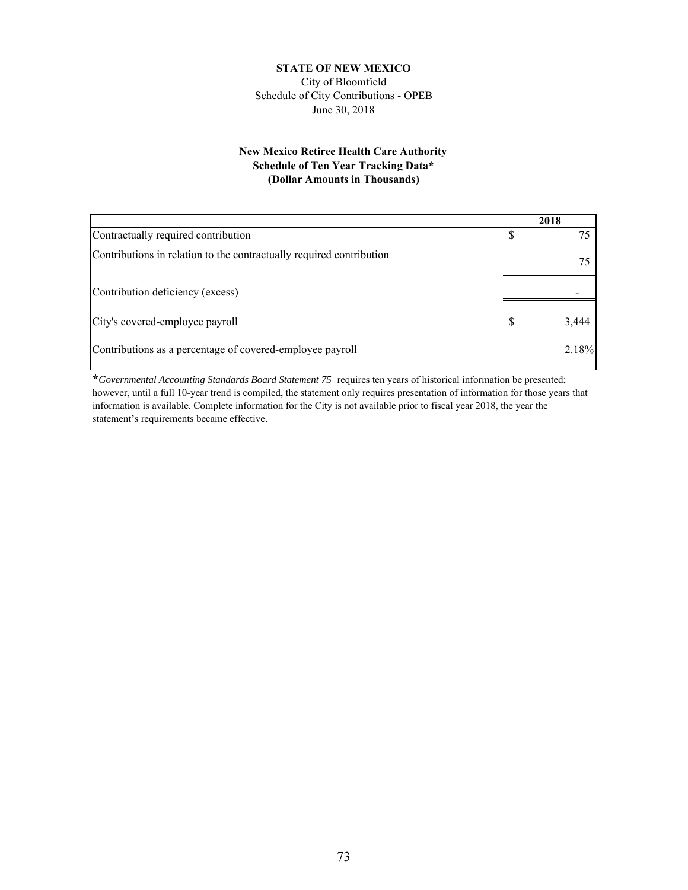**STATE OF NEW MEXICO**
City of Bloomfield
Schedule of City Contributions - OPEB
June 30, 2018

**New Mexico Retiree Health Care Authority**
**Schedule of Ten Year Tracking Data***
**(Dollar Amounts in Thousands)**

| | 2018 |
|---|---|
| Contractually required contribution | $ 75 |
| Contributions in relation to the contractually required contribution | 75 |
| Contribution deficiency (excess) | - |
| City's covered-employee payroll | $ 3,444 |
| Contributions as a percentage of covered-employee payroll | 2.18% |

**\****Governmental Accounting Standards Board Statement 75* requires ten years of historical information be presented; however, until a full 10-year trend is compiled, the statement only requires presentation of information for those years that information is available. Complete information for the City is not available prior to fiscal year 2018, the year the statement's requirements became effective.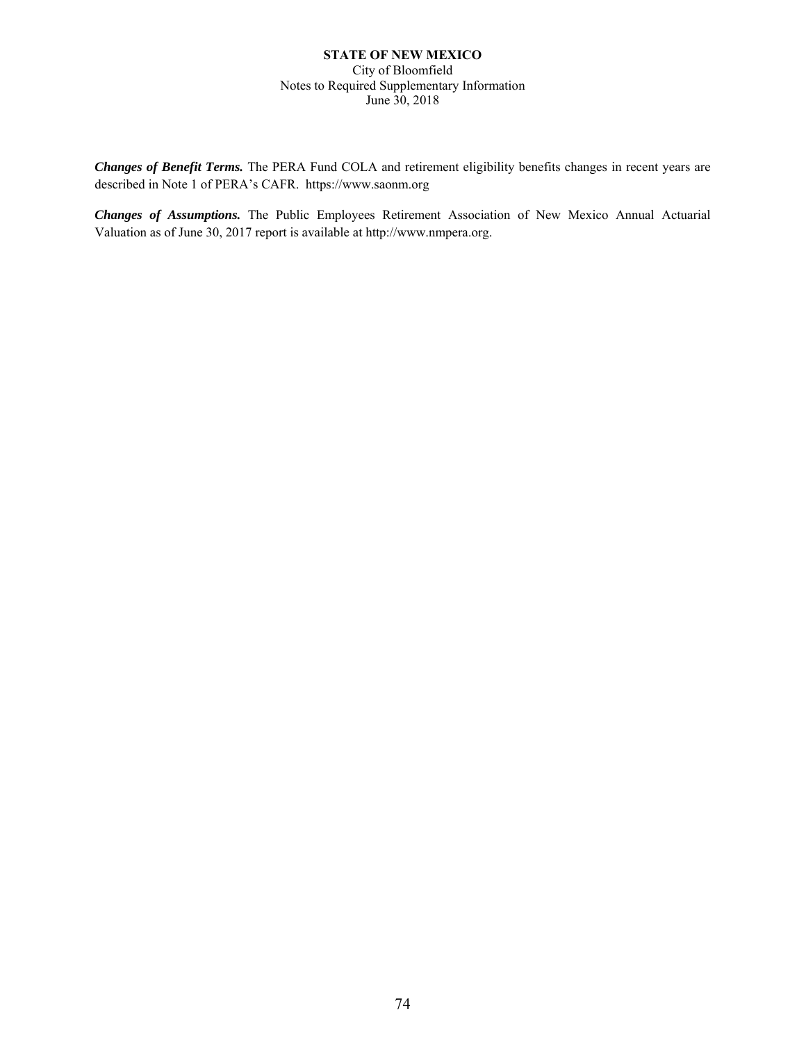**STATE OF NEW MEXICO**
City of Bloomfield
Notes to Required Supplementary Information
June 30, 2018

***Changes of Benefit Terms.*** The PERA Fund COLA and retirement eligibility benefits changes in recent years are described in Note 1 of PERA's CAFR. https://www.saonm.org

***Changes of Assumptions.*** The Public Employees Retirement Association of New Mexico Annual Actuarial Valuation as of June 30, 2017 report is available at http://www.nmpera.org.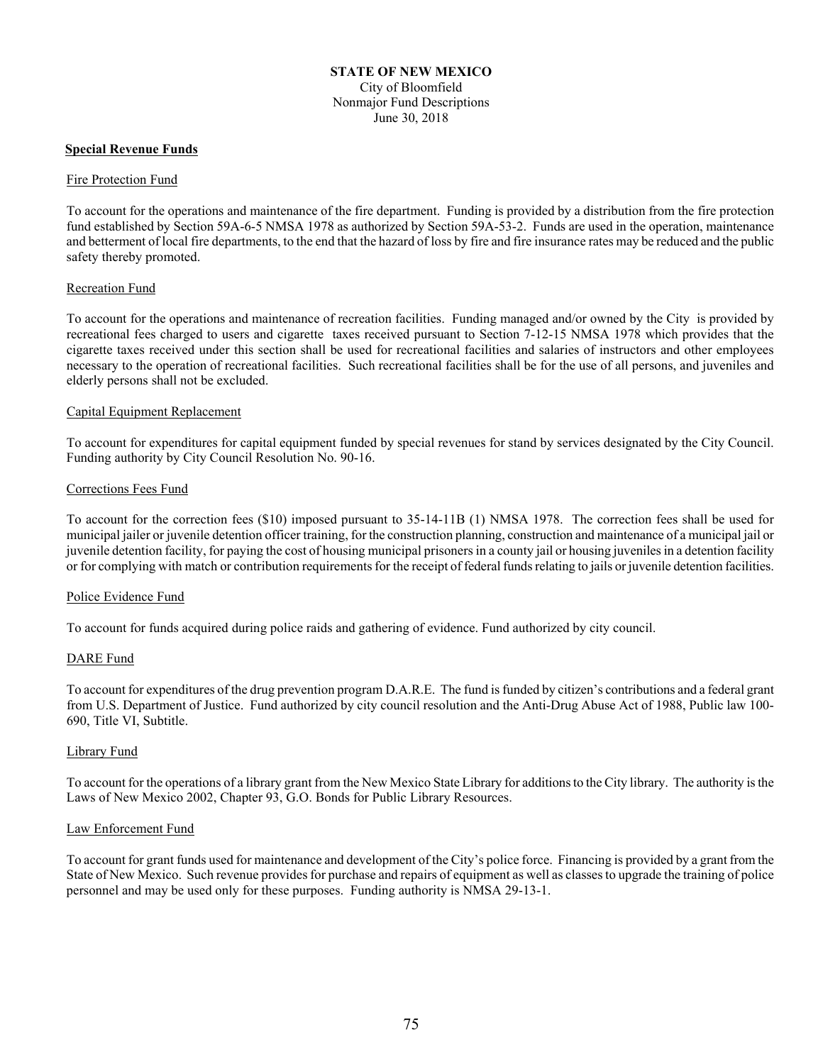**STATE OF NEW MEXICO**
City of Bloomfield
Nonmajor Fund Descriptions
June 30, 2018

## Special Revenue Funds

### Fire Protection Fund

To account for the operations and maintenance of the fire department. Funding is provided by a distribution from the fire protection fund established by Section 59A-6-5 NMSA 1978 as authorized by Section 59A-53-2. Funds are used in the operation, maintenance and betterment of local fire departments, to the end that the hazard of loss by fire and fire insurance rates may be reduced and the public safety thereby promoted.

### Recreation Fund

To account for the operations and maintenance of recreation facilities. Funding managed and/or owned by the City is provided by recreational fees charged to users and cigarette taxes received pursuant to Section 7-12-15 NMSA 1978 which provides that the cigarette taxes received under this section shall be used for recreational facilities and salaries of instructors and other employees necessary to the operation of recreational facilities. Such recreational facilities shall be for the use of all persons, and juveniles and elderly persons shall not be excluded.

### Capital Equipment Replacement

To account for expenditures for capital equipment funded by special revenues for stand by services designated by the City Council. Funding authority by City Council Resolution No. 90-16.

### Corrections Fees Fund

To account for the correction fees ($10) imposed pursuant to 35-14-11B (1) NMSA 1978. The correction fees shall be used for municipal jailer or juvenile detention officer training, for the construction planning, construction and maintenance of a municipal jail or juvenile detention facility, for paying the cost of housing municipal prisoners in a county jail or housing juveniles in a detention facility or for complying with match or contribution requirements for the receipt of federal funds relating to jails or juvenile detention facilities.

### Police Evidence Fund

To account for funds acquired during police raids and gathering of evidence. Fund authorized by city council.

### DARE Fund

To account for expenditures of the drug prevention program D.A.R.E. The fund is funded by citizen's contributions and a federal grant from U.S. Department of Justice. Fund authorized by city council resolution and the Anti-Drug Abuse Act of 1988, Public law 100-690, Title VI, Subtitle.

### Library Fund

To account for the operations of a library grant from the New Mexico State Library for additions to the City library. The authority is the Laws of New Mexico 2002, Chapter 93, G.O. Bonds for Public Library Resources.

### Law Enforcement Fund

To account for grant funds used for maintenance and development of the City's police force. Financing is provided by a grant from the State of New Mexico. Such revenue provides for purchase and repairs of equipment as well as classes to upgrade the training of police personnel and may be used only for these purposes. Funding authority is NMSA 29-13-1.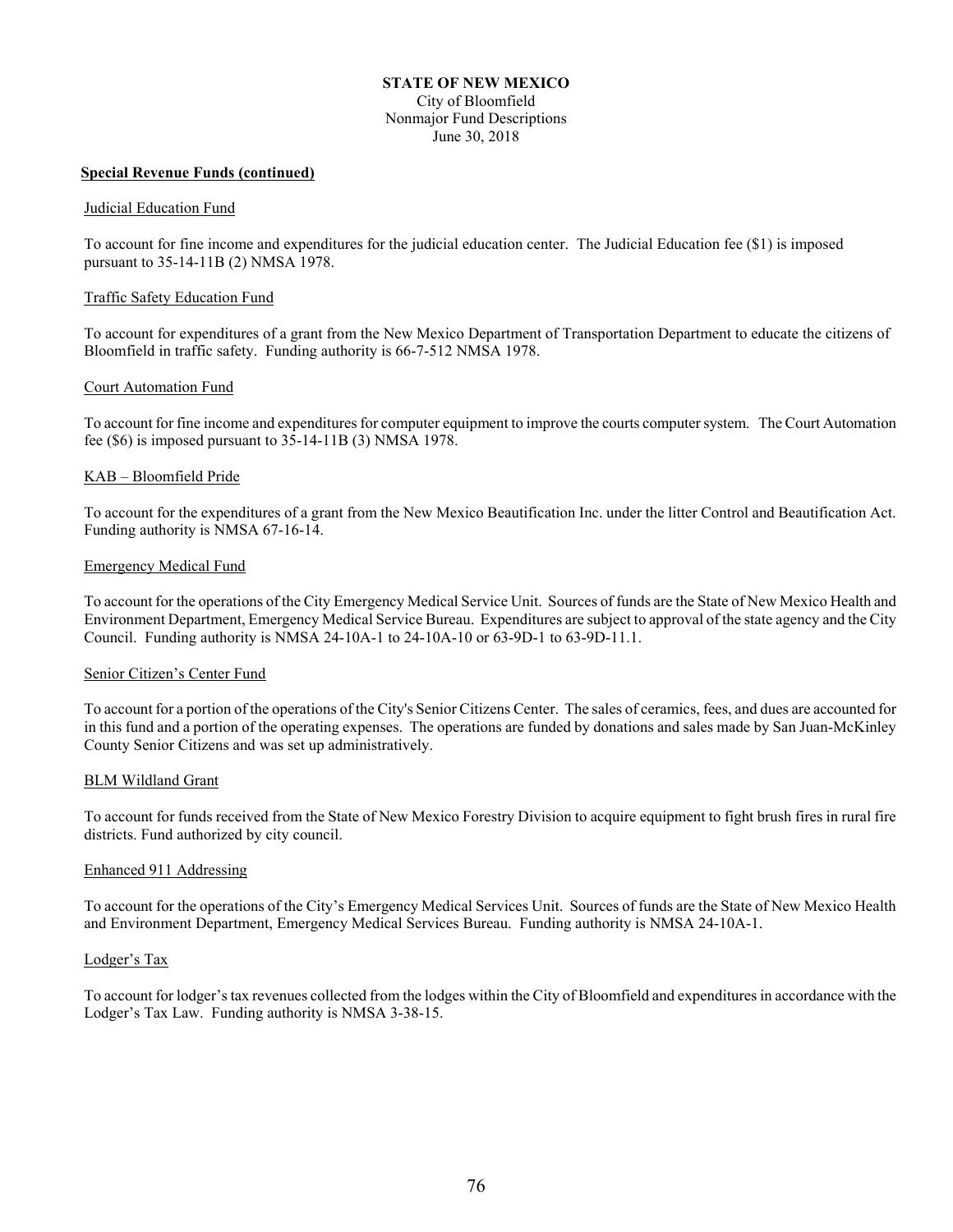**STATE OF NEW MEXICO**
City of Bloomfield
Nonmajor Fund Descriptions
June 30, 2018

**Special Revenue Funds (continued)**

Judicial Education Fund

To account for fine income and expenditures for the judicial education center. The Judicial Education fee ($1) is imposed pursuant to 35-14-11B (2) NMSA 1978.

Traffic Safety Education Fund

To account for expenditures of a grant from the New Mexico Department of Transportation Department to educate the citizens of Bloomfield in traffic safety. Funding authority is 66-7-512 NMSA 1978.

Court Automation Fund

To account for fine income and expenditures for computer equipment to improve the courts computer system. The Court Automation fee ($6) is imposed pursuant to 35-14-11B (3) NMSA 1978.

KAB – Bloomfield Pride

To account for the expenditures of a grant from the New Mexico Beautification Inc. under the litter Control and Beautification Act. Funding authority is NMSA 67-16-14.

Emergency Medical Fund

To account for the operations of the City Emergency Medical Service Unit. Sources of funds are the State of New Mexico Health and Environment Department, Emergency Medical Service Bureau. Expenditures are subject to approval of the state agency and the City Council. Funding authority is NMSA 24-10A-1 to 24-10A-10 or 63-9D-1 to 63-9D-11.1.

Senior Citizen's Center Fund

To account for a portion of the operations of the City's Senior Citizens Center. The sales of ceramics, fees, and dues are accounted for in this fund and a portion of the operating expenses. The operations are funded by donations and sales made by San Juan-McKinley County Senior Citizens and was set up administratively.

BLM Wildland Grant

To account for funds received from the State of New Mexico Forestry Division to acquire equipment to fight brush fires in rural fire districts. Fund authorized by city council.

Enhanced 911 Addressing

To account for the operations of the City's Emergency Medical Services Unit. Sources of funds are the State of New Mexico Health and Environment Department, Emergency Medical Services Bureau. Funding authority is NMSA 24-10A-1.

Lodger's Tax

To account for lodger's tax revenues collected from the lodges within the City of Bloomfield and expenditures in accordance with the Lodger's Tax Law. Funding authority is NMSA 3-38-15.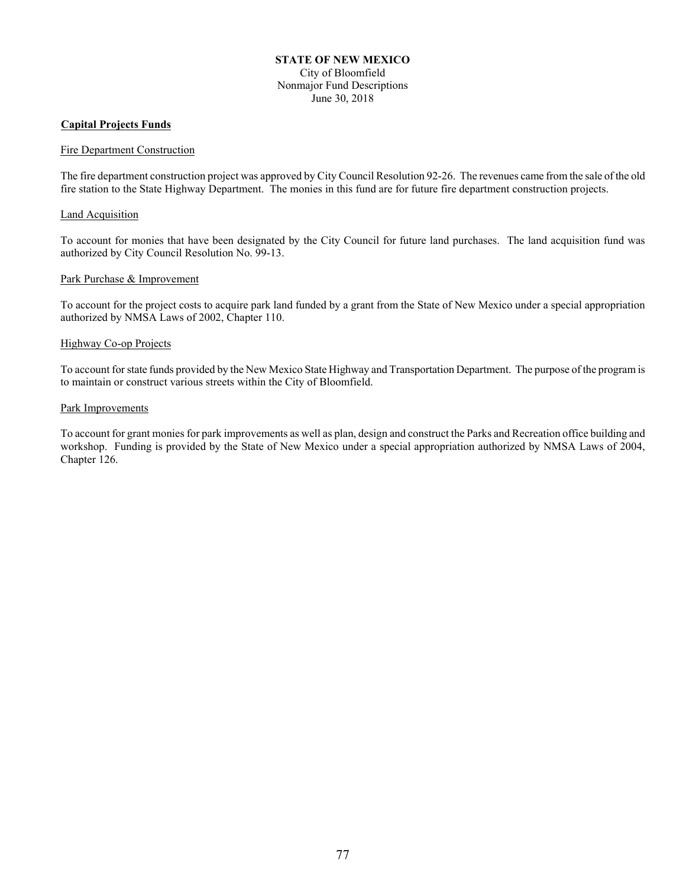# STATE OF NEW MEXICO

City of Bloomfield
Nonmajor Fund Descriptions
June 30, 2018

## Capital Projects Funds

### Fire Department Construction

The fire department construction project was approved by City Council Resolution 92-26. The revenues came from the sale of the old fire station to the State Highway Department. The monies in this fund are for future fire department construction projects.

### Land Acquisition

To account for monies that have been designated by the City Council for future land purchases. The land acquisition fund was authorized by City Council Resolution No. 99-13.

### Park Purchase & Improvement

To account for the project costs to acquire park land funded by a grant from the State of New Mexico under a special appropriation authorized by NMSA Laws of 2002, Chapter 110.

### Highway Co-op Projects

To account for state funds provided by the New Mexico State Highway and Transportation Department. The purpose of the program is to maintain or construct various streets within the City of Bloomfield.

### Park Improvements

To account for grant monies for park improvements as well as plan, design and construct the Parks and Recreation office building and workshop. Funding is provided by the State of New Mexico under a special appropriation authorized by NMSA Laws of 2004, Chapter 126.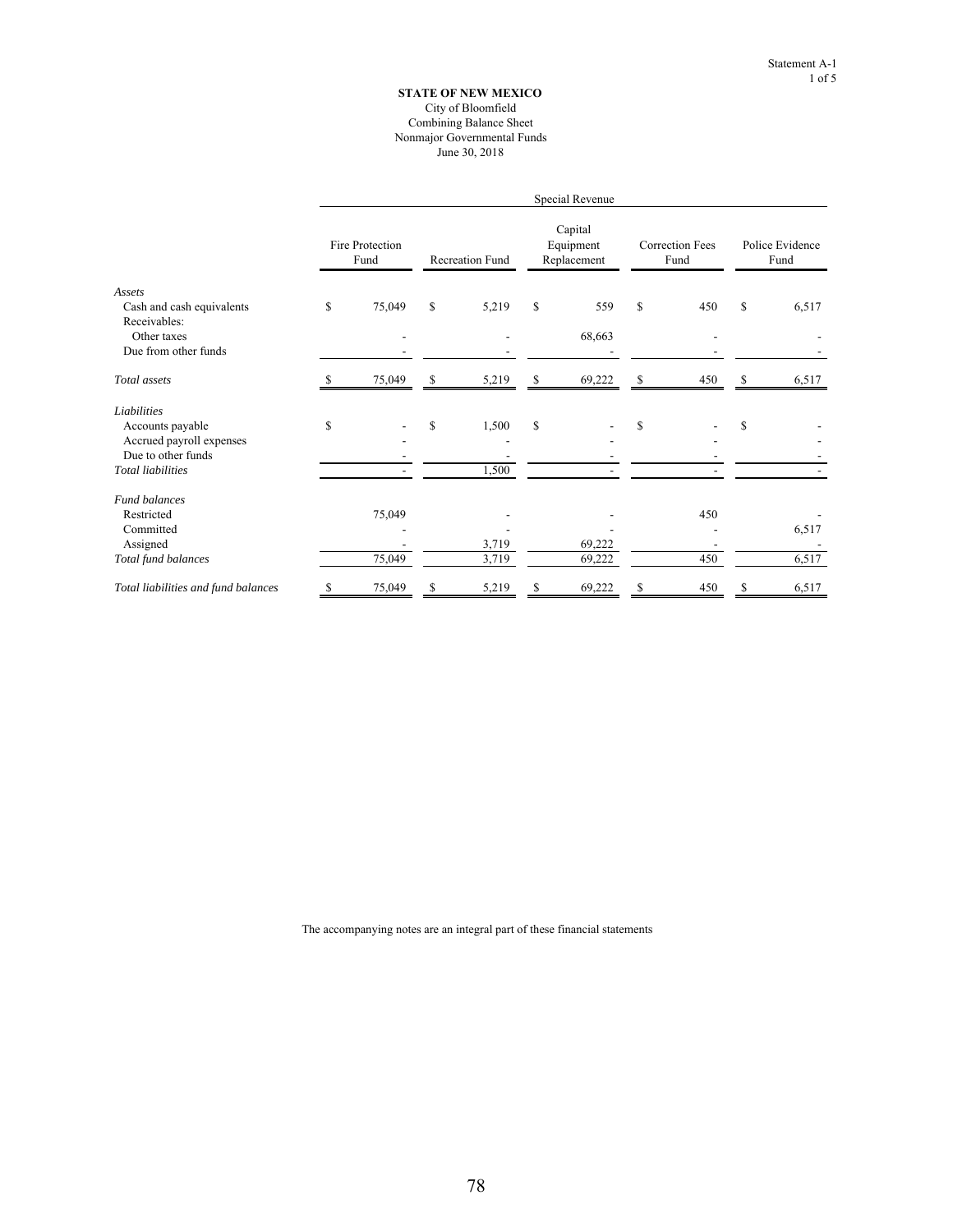Statement A-1

**STATE OF NEW MEXICO**
City of Bloomfield
Combining Balance Sheet
Nonmajor Governmental Funds
June 30, 2018

| | Special Revenue | | | | |
|---|---|---|---|---|---|
| | Fire Protection Fund | Recreation Fund | Capital Equipment Replacement | Correction Fees Fund | Police Evidence Fund |
| *Assets* | | | | | |
| Cash and cash equivalents | $ 75,049 | $ 5,219 | $ 559 | $ 450 | $ 6,517 |
| Receivables: | | | | | |
| Other taxes | - | - | 68,663 | - | - |
| Due from other funds | - | - | - | - | - |
| *Total assets* | $ 75,049 | $ 5,219 | $ 69,222 | $ 450 | $ 6,517 |
| *Liabilities* | | | | | |
| Accounts payable | $ - | $ 1,500 | $ - | $ - | $ - |
| Accrued payroll expenses | - | - | - | - | - |
| Due to other funds | - | - | - | - | - |
| *Total liabilities* | - | 1,500 | - | - | - |
| *Fund balances* | | | | | |
| Restricted | 75,049 | - | - | 450 | - |
| Committed | - | - | - | - | 6,517 |
| Assigned | - | 3,719 | 69,222 | - | - |
| *Total fund balances* | 75,049 | 3,719 | 69,222 | 450 | 6,517 |
| *Total liabilities and fund balances* | $ 75,049 | $ 5,219 | $ 69,222 | $ 450 | $ 6,517 |

The accompanying notes are an integral part of these financial statements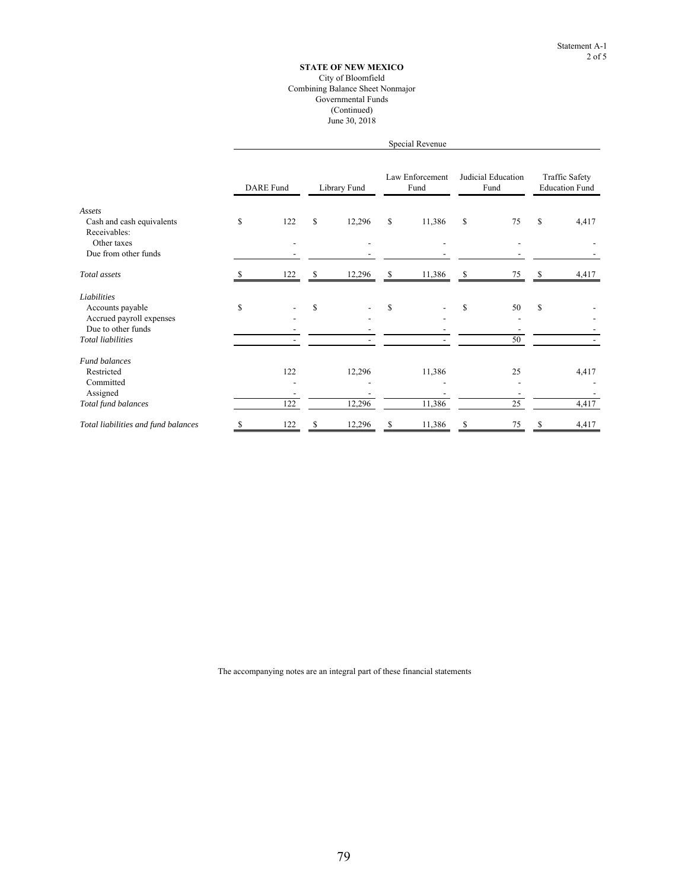Statement A-1

**STATE OF NEW MEXICO**
City of Bloomfield
Combining Balance Sheet Nonmajor
Governmental Funds
(Continued)
June 30, 2018

| | Special Revenue | | | | |
|---|---|---|---|---|---|
| | DARE Fund | Library Fund | Law Enforcement Fund | Judicial Education Fund | Traffic Safety Education Fund |
| *Assets* | | | | | |
| Cash and cash equivalents | $ 122 | $ 12,296 | $ 11,386 | $ 75 | $ 4,417 |
| Receivables: | | | | | |
| Other taxes | - | - | - | - | - |
| Due from other funds | - | - | - | - | - |
| *Total assets* | $ 122 | $ 12,296 | $ 11,386 | $ 75 | $ 4,417 |
| *Liabilities* | | | | | |
| Accounts payable | $ - | $ - | $ - | $ 50 | $ - |
| Accrued payroll expenses | - | - | - | - | - |
| Due to other funds | - | - | - | - | - |
| *Total liabilities* | - | - | - | 50 | - |
| *Fund balances* | | | | | |
| Restricted | 122 | 12,296 | 11,386 | 25 | 4,417 |
| Committed | - | - | - | - | - |
| Assigned | - | - | - | - | - |
| *Total fund balances* | 122 | 12,296 | 11,386 | 25 | 4,417 |
| *Total liabilities and fund balances* | $ 122 | $ 12,296 | $ 11,386 | $ 75 | $ 4,417 |

The accompanying notes are an integral part of these financial statements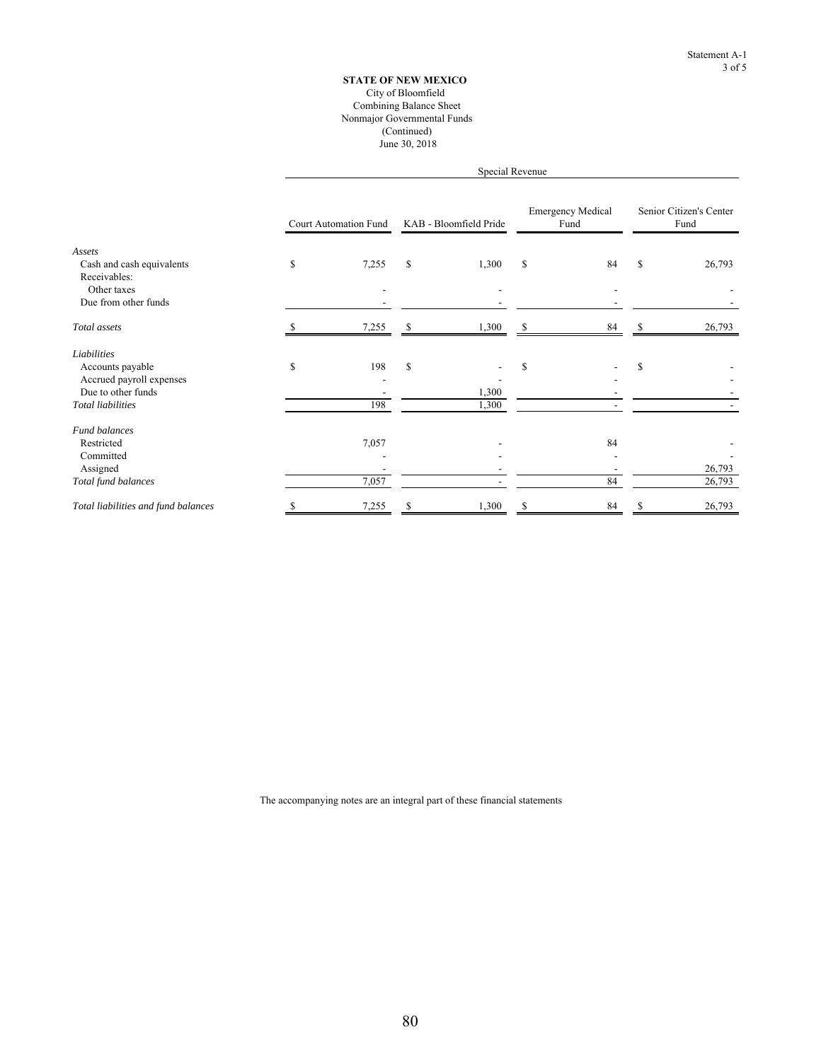Statement A-1

**STATE OF NEW MEXICO**
City of Bloomfield
Combining Balance Sheet
Nonmajor Governmental Funds
(Continued)
June 30, 2018

| | Special Revenue | | | |
|---|---|---|---|---|
| | Court Automation Fund | KAB - Bloomfield Pride | Emergency Medical Fund | Senior Citizen's Center Fund |
| *Assets* | | | | |
| Cash and cash equivalents | $ 7,255 | $ 1,300 | $ 84 | $ 26,793 |
| Receivables: | | | | |
| Other taxes | - | - | - | - |
| Due from other funds | - | - | - | - |
| *Total assets* | $ 7,255 | $ 1,300 | $ 84 | $ 26,793 |
| *Liabilities* | | | | |
| Accounts payable | $ 198 | $ - | $ - | $ - |
| Accrued payroll expenses | - | - | - | - |
| Due to other funds | - | 1,300 | - | - |
| *Total liabilities* | 198 | 1,300 | - | - |
| *Fund balances* | | | | |
| Restricted | 7,057 | - | 84 | - |
| Committed | - | - | - | - |
| Assigned | - | - | - | 26,793 |
| *Total fund balances* | 7,057 | - | 84 | 26,793 |
| *Total liabilities and fund balances* | $ 7,255 | $ 1,300 | $ 84 | $ 26,793 |

The accompanying notes are an integral part of these financial statements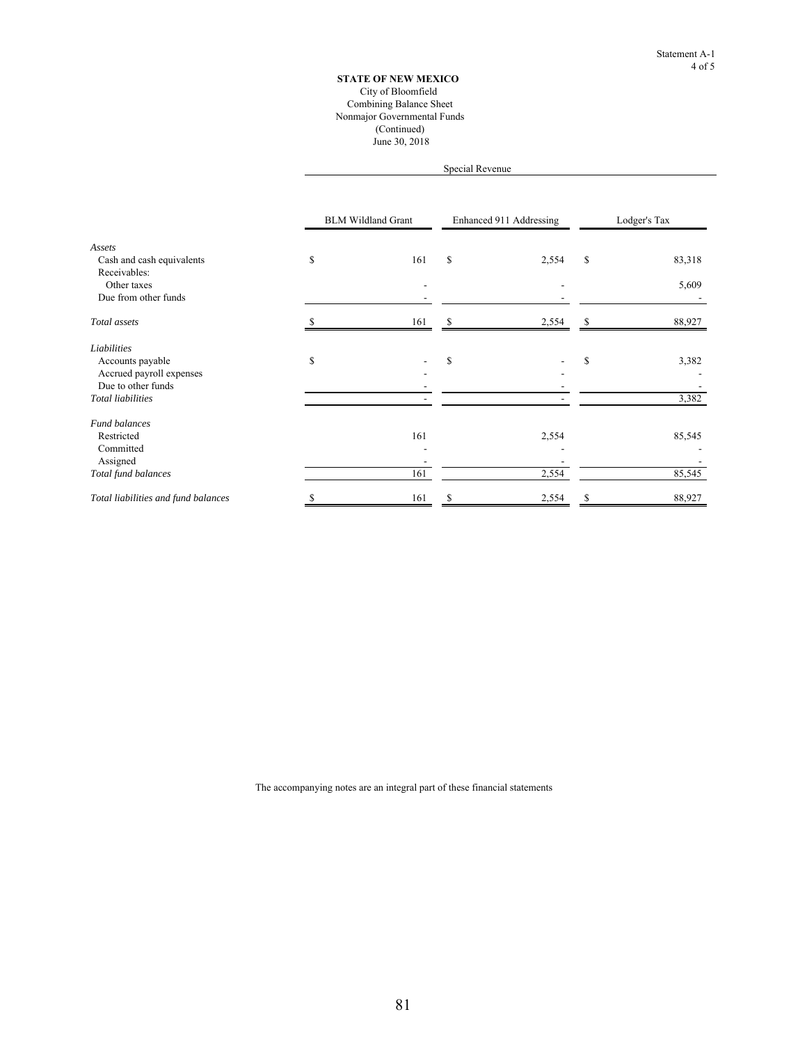Statement A-1

**STATE OF NEW MEXICO**
City of Bloomfield
Combining Balance Sheet
Nonmajor Governmental Funds
(Continued)
June 30, 2018

| | Special Revenue | | |
|---|---|---|---|
| | BLM Wildland Grant | Enhanced 911 Addressing | Lodger's Tax |
| *Assets* | | | |
| Cash and cash equivalents | $ 161 | $ 2,554 | $ 83,318 |
| Receivables: | | | |
| Other taxes | - | - | 5,609 |
| Due from other funds | - | - | - |
| *Total assets* | $ 161 | $ 2,554 | $ 88,927 |
| *Liabilities* | | | |
| Accounts payable | $ - | $ - | $ 3,382 |
| Accrued payroll expenses | - | - | - |
| Due to other funds | - | - | - |
| *Total liabilities* | - | - | 3,382 |
| *Fund balances* | | | |
| Restricted | 161 | 2,554 | 85,545 |
| Committed | - | - | - |
| Assigned | - | - | - |
| *Total fund balances* | 161 | 2,554 | 85,545 |
| *Total liabilities and fund balances* | $ 161 | $ 2,554 | $ 88,927 |

The accompanying notes are an integral part of these financial statements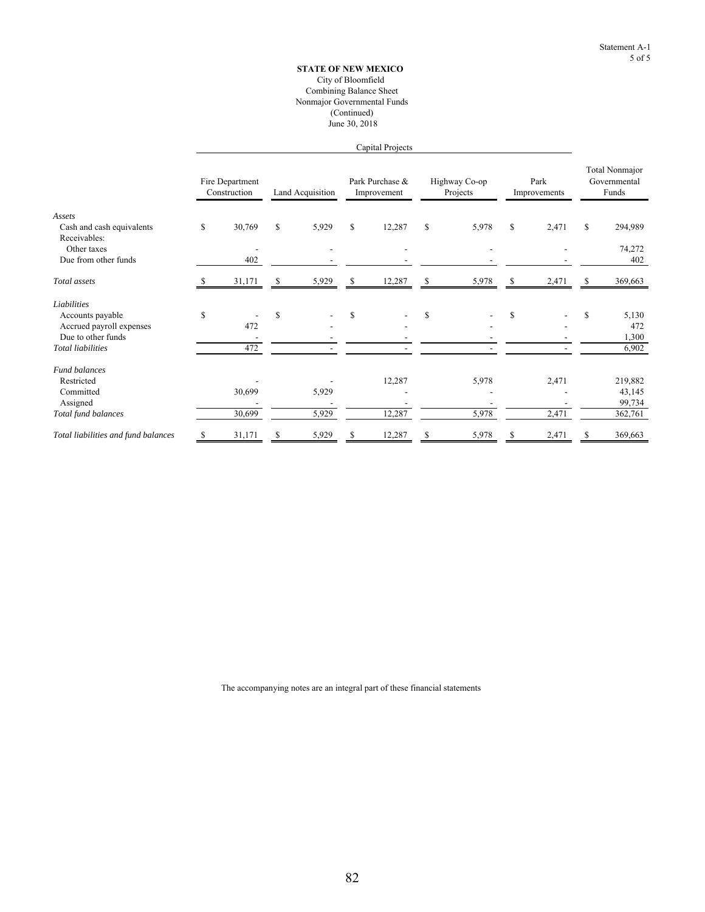**STATE OF NEW MEXICO**
City of Bloomfield
Combining Balance Sheet
Nonmajor Governmental Funds
(Continued)
June 30, 2018

| | Capital Projects | | | | | |
|---|---|---|---|---|---|---|
| | Fire Department Construction | Land Acquisition | Park Purchase & Improvement | Highway Co-op Projects | Park Improvements | Total Nonmajor Governmental Funds |
| *Assets* | | | | | | |
| Cash and cash equivalents | $ 30,769 | $ 5,929 | $ 12,287 | $ 5,978 | $ 2,471 | $ 294,989 |
| Receivables: | | | | | | |
| Other taxes | - | - | - | - | - | 74,272 |
| Due from other funds | 402 | - | - | - | - | 402 |
| *Total assets* | $ 31,171 | $ 5,929 | $ 12,287 | $ 5,978 | $ 2,471 | $ 369,663 |
| *Liabilities* | | | | | | |
| Accounts payable | $ - | $ - | $ - | $ - | $ - | $ 5,130 |
| Accrued payroll expenses | 472 | - | - | - | - | 472 |
| Due to other funds | - | - | - | - | - | 1,300 |
| *Total liabilities* | 472 | - | - | - | - | 6,902 |
| *Fund balances* | | | | | | |
| Restricted | - | - | 12,287 | 5,978 | 2,471 | 219,882 |
| Committed | 30,699 | 5,929 | - | - | - | 43,145 |
| Assigned | - | - | - | - | - | 99,734 |
| *Total fund balances* | 30,699 | 5,929 | 12,287 | 5,978 | 2,471 | 362,761 |
| *Total liabilities and fund balances* | $ 31,171 | $ 5,929 | $ 12,287 | $ 5,978 | $ 2,471 | $ 369,663 |

The accompanying notes are an integral part of these financial statements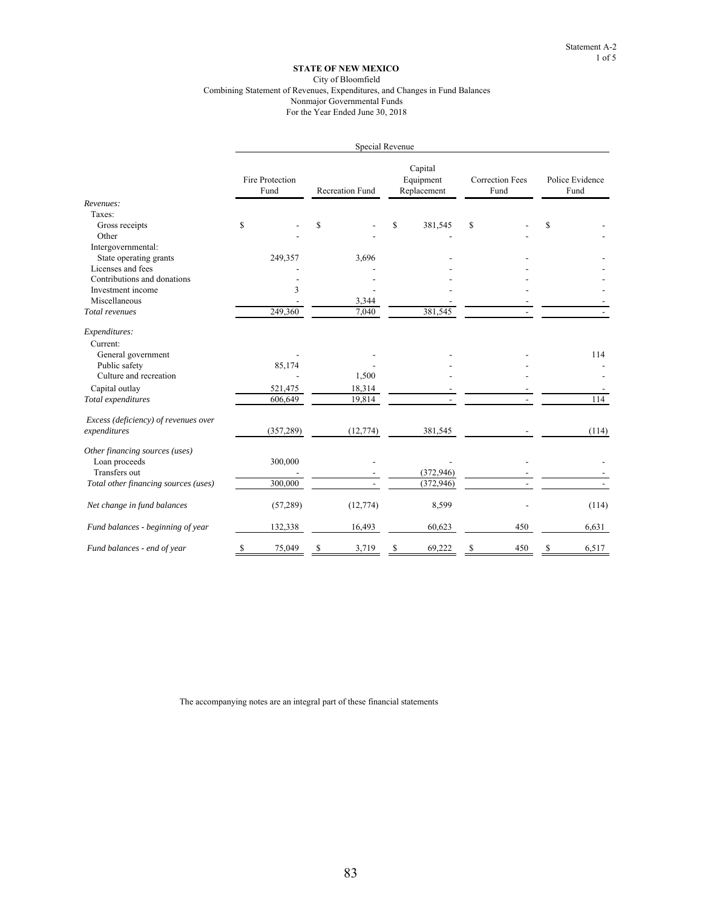Statement A-2

**STATE OF NEW MEXICO**
City of Bloomfield
Combining Statement of Revenues, Expenditures, and Changes in Fund Balances
Nonmajor Governmental Funds
For the Year Ended June 30, 2018

| | Special Revenue | | | | |
|---|---|---|---|---|---|
| | Fire Protection Fund | Recreation Fund | Capital Equipment Replacement | Correction Fees Fund | Police Evidence Fund |
| *Revenues:* | | | | | |
| Taxes: | | | | | |
| Gross receipts | $ - | $ - | $ 381,545 | $ - | $ - |
| Other | - | - | - | - | - |
| Intergovernmental: | | | | | |
| State operating grants | 249,357 | 3,696 | - | - | - |
| Licenses and fees | - | - | - | - | - |
| Contributions and donations | - | - | - | - | - |
| Investment income | 3 | - | - | - | - |
| Miscellaneous | - | 3,344 | - | - | - |
| *Total revenues* | 249,360 | 7,040 | 381,545 | - | - |
| *Expenditures:* | | | | | |
| Current: | | | | | |
| General government | - | - | - | - | 114 |
| Public safety | 85,174 | - | - | - | - |
| Culture and recreation | - | 1,500 | - | - | - |
| Capital outlay | 521,475 | 18,314 | - | - | - |
| *Total expenditures* | 606,649 | 19,814 | - | - | 114 |
| *Excess (deficiency) of revenues over expenditures* | (357,289) | (12,774) | 381,545 | - | (114) |
| *Other financing sources (uses)* | | | | | |
| Loan proceeds | 300,000 | - | - | - | - |
| Transfers out | - | - | (372,946) | - | - |
| *Total other financing sources (uses)* | 300,000 | - | (372,946) | - | - |
| *Net change in fund balances* | (57,289) | (12,774) | 8,599 | - | (114) |
| *Fund balances - beginning of year* | 132,338 | 16,493 | 60,623 | 450 | 6,631 |
| *Fund balances - end of year* | $ 75,049 | $ 3,719 | $ 69,222 | $ 450 | $ 6,517 |

The accompanying notes are an integral part of these financial statements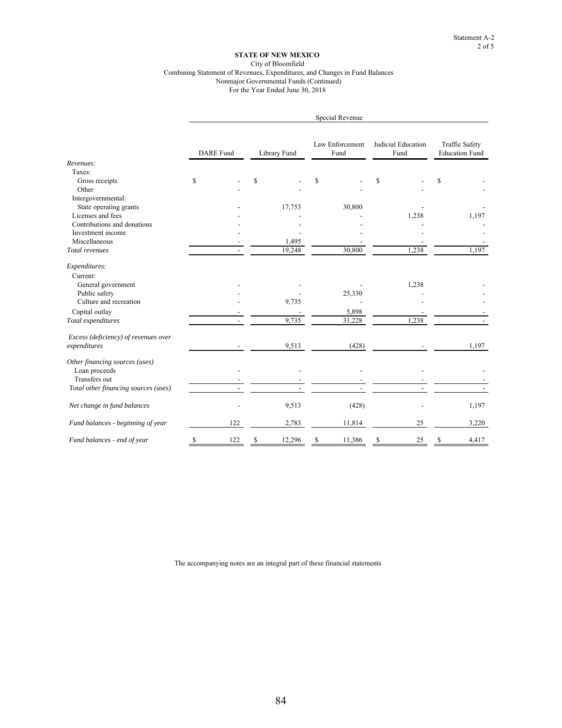Statement A-2

**STATE OF NEW MEXICO**
City of Bloomfield
Combining Statement of Revenues, Expenditures, and Changes in Fund Balances
Nonmajor Governmental Funds (Continued)
For the Year Ended June 30, 2018

| | Special Revenue | | | | |
|---|---|---|---|---|---|
| | DARE Fund | Library Fund | Law Enforcement Fund | Judicial Education Fund | Traffic Safety Education Fund |
| *Revenues:* | | | | | |
| Taxes: | | | | | |
| Gross receipts | $ - | $ - | $ - | $ - | $ - |
| Other | - | - | - | - | - |
| Intergovernmental: | | | | | |
| State operating grants | - | 17,753 | 30,800 | - | - |
| Licenses and fees | - | - | - | 1,238 | 1,197 |
| Contributions and donations | - | - | - | - | - |
| Investment income | - | - | - | - | - |
| Miscellaneous | - | 1,495 | - | - | - |
| *Total revenues* | - | 19,248 | 30,800 | 1,238 | 1,197 |
| *Expenditures:* | | | | | |
| Current: | | | | | |
| General government | - | - | - | 1,238 | - |
| Public safety | - | - | 25,330 | - | - |
| Culture and recreation | - | 9,735 | - | - | - |
| Capital outlay | - | - | 5,898 | - | - |
| *Total expenditures* | - | 9,735 | 31,228 | 1,238 | - |
| *Excess (deficiency) of revenues over expenditures* | - | 9,513 | (428) | - | 1,197 |
| *Other financing sources (uses)* | | | | | |
| Loan proceeds | - | - | - | - | - |
| Transfers out | - | - | - | - | - |
| *Total other financing sources (uses)* | - | - | - | - | - |
| *Net change in fund balances* | - | 9,513 | (428) | - | 1,197 |
| *Fund balances - beginning of year* | 122 | 2,783 | 11,814 | 25 | 3,220 |
| *Fund balances - end of year* | $ 122 | $ 12,296 | $ 11,386 | $ 25 | $ 4,417 |

The accompanying notes are an integral part of these financial statements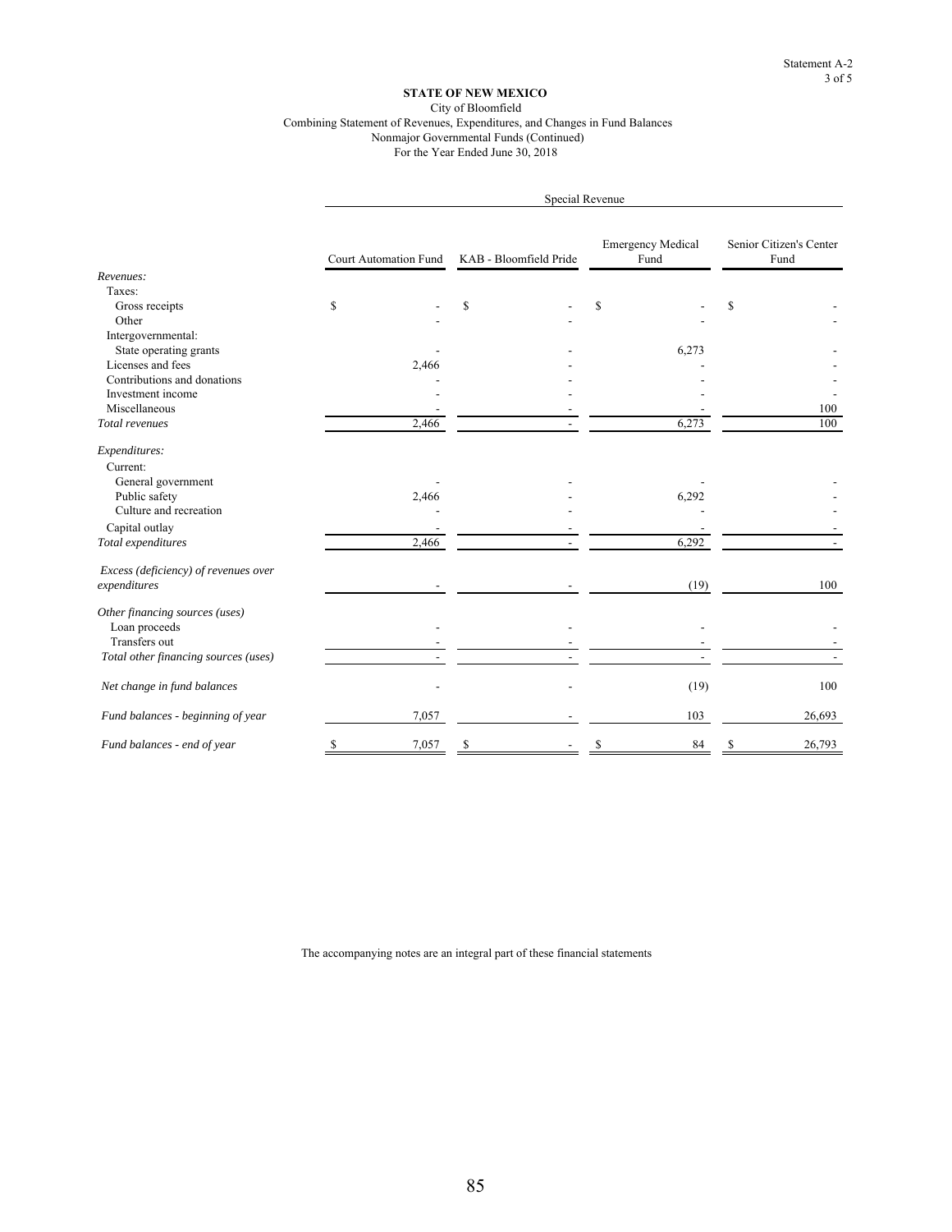Statement A-2

**STATE OF NEW MEXICO**

City of Bloomfield

Combining Statement of Revenues, Expenditures, and Changes in Fund Balances

Nonmajor Governmental Funds (Continued)

For the Year Ended June 30, 2018

| | Special Revenue | | | |
|---|---|---|---|---|
| | Court Automation Fund | KAB - Bloomfield Pride | Emergency Medical Fund | Senior Citizen's Center Fund |
| *Revenues:* | | | | |
| Taxes: | | | | |
| Gross receipts | $ - | $ - | $ - | $ - |
| Other | - | - | - | - |
| Intergovernmental: | | | | |
| State operating grants | - | - | 6,273 | - |
| Licenses and fees | 2,466 | - | - | - |
| Contributions and donations | - | - | - | - |
| Investment income | - | - | - | - |
| Miscellaneous | - | - | - | 100 |
| *Total revenues* | 2,466 | - | 6,273 | 100 |
| *Expenditures:* | | | | |
| Current: | | | | |
| General government | - | - | - | - |
| Public safety | 2,466 | - | 6,292 | - |
| Culture and recreation | - | - | - | - |
| Capital outlay | - | - | - | - |
| *Total expenditures* | 2,466 | - | 6,292 | - |
| *Excess (deficiency) of revenues over expenditures* | - | - | (19) | 100 |
| *Other financing sources (uses)* | | | | |
| Loan proceeds | - | - | - | - |
| Transfers out | - | - | - | - |
| *Total other financing sources (uses)* | - | - | - | - |
| *Net change in fund balances* | - | - | (19) | 100 |
| *Fund balances - beginning of year* | 7,057 | - | 103 | 26,693 |
| *Fund balances - end of year* | $ 7,057 | $ - | $ 84 | $ 26,793 |

The accompanying notes are an integral part of these financial statements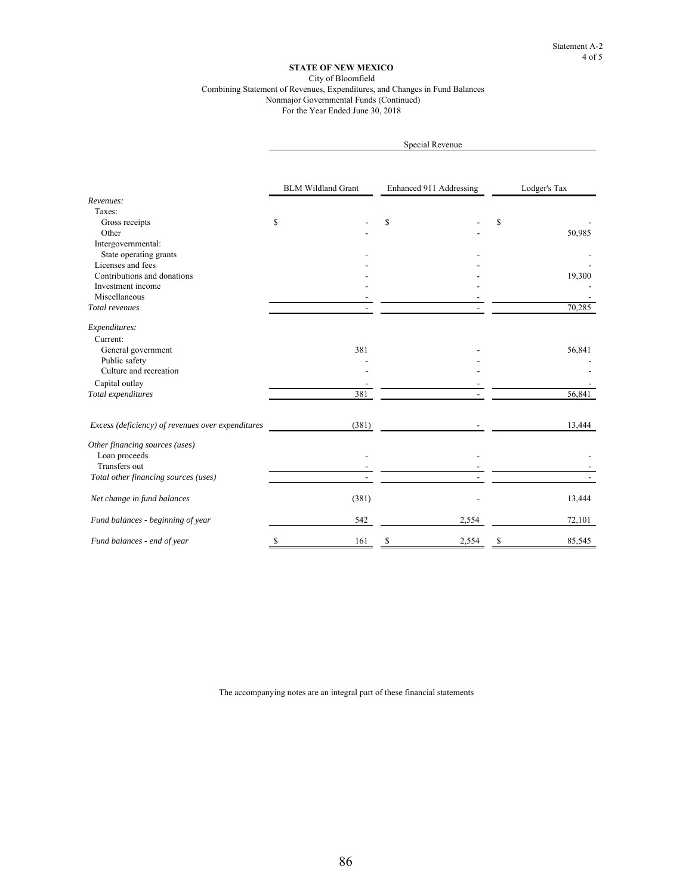Statement A-2

**STATE OF NEW MEXICO**
City of Bloomfield
Combining Statement of Revenues, Expenditures, and Changes in Fund Balances
Nonmajor Governmental Funds (Continued)
For the Year Ended June 30, 2018

| | Special Revenue | | |
|---|---|---|---|
| | BLM Wildland Grant | Enhanced 911 Addressing | Lodger's Tax |
| *Revenues:* | | | |
| Taxes: | | | |
| Gross receipts | $ - | $ - | $ - |
| Other | - | - | 50,985 |
| Intergovernmental: | | | |
| State operating grants | - | - | - |
| Licenses and fees | - | - | - |
| Contributions and donations | - | - | 19,300 |
| Investment income | - | - | - |
| Miscellaneous | - | - | - |
| *Total revenues* | - | - | 70,285 |
| *Expenditures:* | | | |
| Current: | | | |
| General government | 381 | - | 56,841 |
| Public safety | - | - | - |
| Culture and recreation | - | - | - |
| Capital outlay | - | - | - |
| *Total expenditures* | 381 | - | 56,841 |
| *Excess (deficiency) of revenues over expenditures* | (381) | - | 13,444 |
| *Other financing sources (uses)* | | | |
| Loan proceeds | - | - | - |
| Transfers out | - | - | - |
| *Total other financing sources (uses)* | - | - | - |
| *Net change in fund balances* | (381) | - | 13,444 |
| *Fund balances - beginning of year* | 542 | 2,554 | 72,101 |
| *Fund balances - end of year* | $ 161 | $ 2,554 | $ 85,545 |

The accompanying notes are an integral part of these financial statements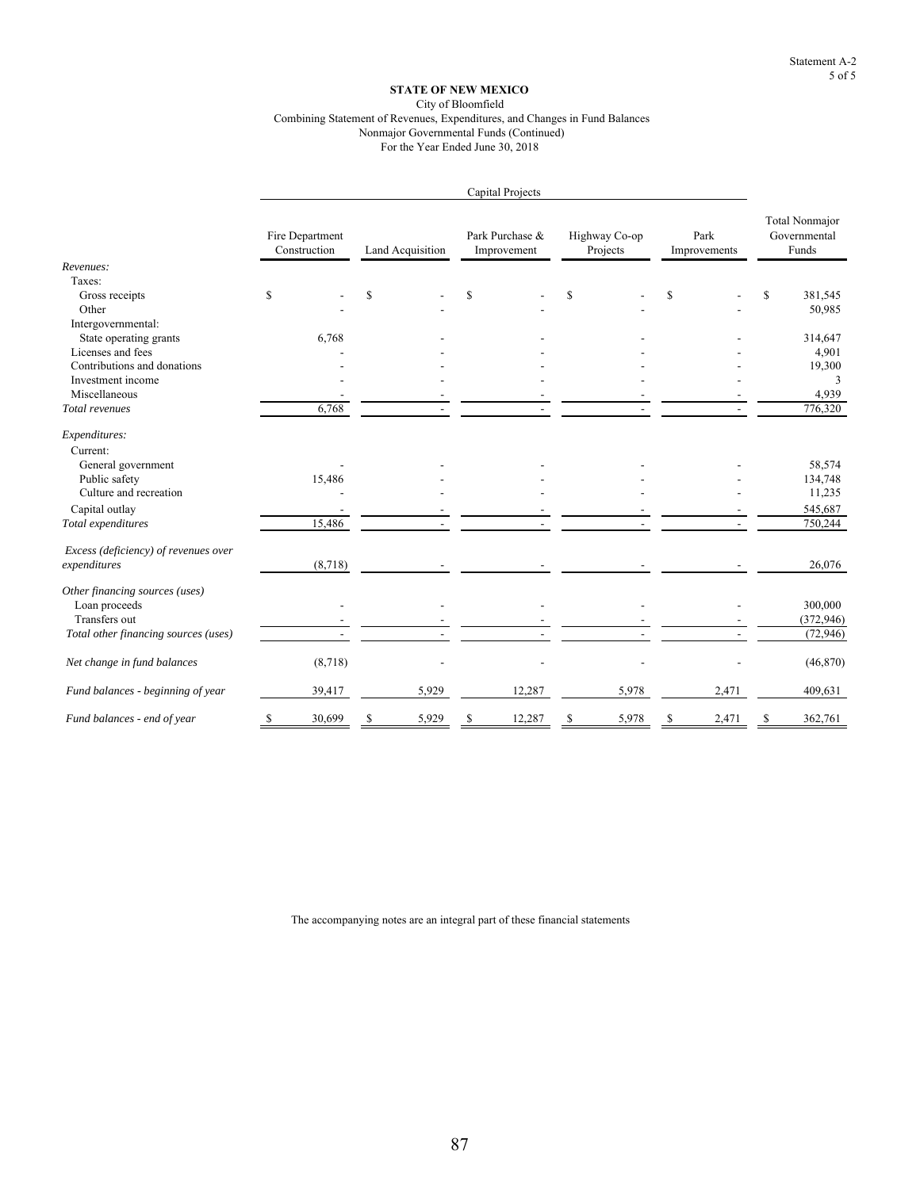Statement A-2
5 of 5

**STATE OF NEW MEXICO**
City of Bloomfield
Combining Statement of Revenues, Expenditures, and Changes in Fund Balances
Nonmajor Governmental Funds (Continued)
For the Year Ended June 30, 2018

| | Capital Projects | | | | | |
|---|---|---|---|---|---|---|
| | Fire Department Construction | Land Acquisition | Park Purchase & Improvement | Highway Co-op Projects | Park Improvements | Total Nonmajor Governmental Funds |
| *Revenues:* | | | | | | |
| Taxes: | | | | | | |
| Gross receipts | $ - | $ - | $ - | $ - | $ - | $ 381,545 |
| Other | - | - | - | - | - | 50,985 |
| Intergovernmental: | | | | | | |
| State operating grants | 6,768 | - | - | - | - | 314,647 |
| Licenses and fees | - | - | - | - | - | 4,901 |
| Contributions and donations | - | - | - | - | - | 19,300 |
| Investment income | - | - | - | - | - | 3 |
| Miscellaneous | - | - | - | - | - | 4,939 |
| *Total revenues* | 6,768 | - | - | - | - | 776,320 |
| *Expenditures:* | | | | | | |
| Current: | | | | | | |
| General government | - | - | - | - | - | 58,574 |
| Public safety | 15,486 | - | - | - | - | 134,748 |
| Culture and recreation | - | - | - | - | - | 11,235 |
| Capital outlay | - | - | - | - | - | 545,687 |
| *Total expenditures* | 15,486 | - | - | - | - | 750,244 |
| *Excess (deficiency) of revenues over expenditures* | (8,718) | - | - | - | - | 26,076 |
| *Other financing sources (uses)* | | | | | | |
| Loan proceeds | - | - | - | - | - | 300,000 |
| Transfers out | - | - | - | - | - | (372,946) |
| *Total other financing sources (uses)* | - | - | - | - | - | (72,946) |
| *Net change in fund balances* | (8,718) | - | - | - | - | (46,870) |
| *Fund balances - beginning of year* | 39,417 | 5,929 | 12,287 | 5,978 | 2,471 | 409,631 |
| *Fund balances - end of year* | $ 30,699 | $ 5,929 | $ 12,287 | $ 5,978 | $ 2,471 | $ 362,761 |

The accompanying notes are an integral part of these financial statements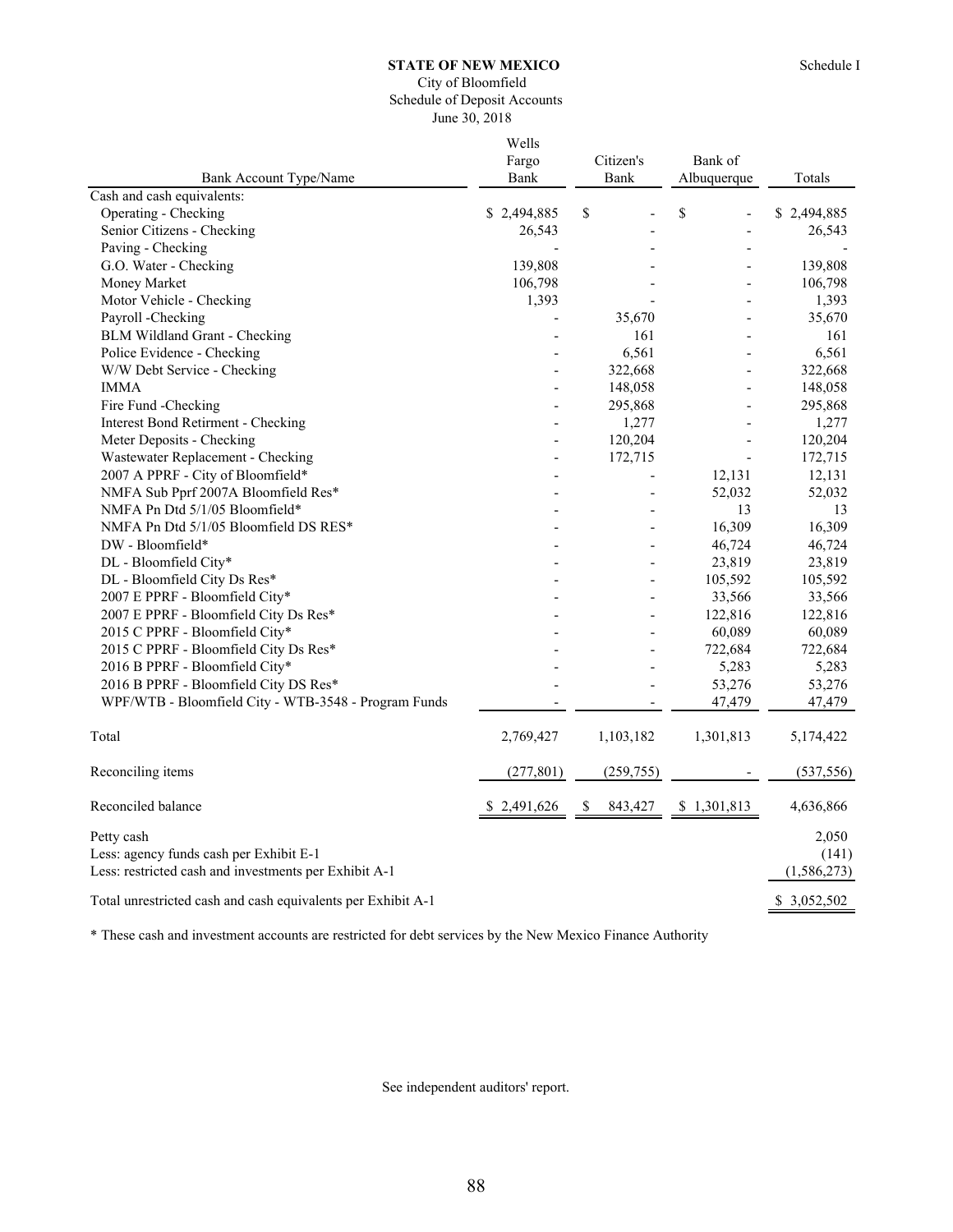**STATE OF NEW MEXICO**

Schedule I

City of Bloomfield

Schedule of Deposit Accounts

June 30, 2018

| Bank Account Type/Name | Wells Fargo Bank | Citizen's Bank | Bank of Albuquerque | Totals |
|---|---|---|---|---|
| Cash and cash equivalents: | | | | |
| Operating - Checking | $ 2,494,885 | $ - | $ - | $ 2,494,885 |
| Senior Citizens - Checking | 26,543 | - | - | 26,543 |
| Paving - Checking | - | - | - | - |
| G.O. Water - Checking | 139,808 | - | - | 139,808 |
| Money Market | 106,798 | - | - | 106,798 |
| Motor Vehicle - Checking | 1,393 | - | - | 1,393 |
| Payroll -Checking | - | 35,670 | - | 35,670 |
| BLM Wildland Grant - Checking | - | 161 | - | 161 |
| Police Evidence - Checking | - | 6,561 | - | 6,561 |
| W/W Debt Service - Checking | - | 322,668 | - | 322,668 |
| IMMA | - | 148,058 | - | 148,058 |
| Fire Fund -Checking | - | 295,868 | - | 295,868 |
| Interest Bond Retirment - Checking | - | 1,277 | - | 1,277 |
| Meter Deposits - Checking | - | 120,204 | - | 120,204 |
| Wastewater Replacement - Checking | - | 172,715 | - | 172,715 |
| 2007 A PPRF - City of Bloomfield* | - | - | 12,131 | 12,131 |
| NMFA Sub Pprf 2007A Bloomfield Res* | - | - | 52,032 | 52,032 |
| NMFA Pn Dtd 5/1/05 Bloomfield* | - | - | 13 | 13 |
| NMFA Pn Dtd 5/1/05 Bloomfield DS RES* | - | - | 16,309 | 16,309 |
| DW - Bloomfield* | - | - | 46,724 | 46,724 |
| DL - Bloomfield City* | - | - | 23,819 | 23,819 |
| DL - Bloomfield City Ds Res* | - | - | 105,592 | 105,592 |
| 2007 E PPRF - Bloomfield City* | - | - | 33,566 | 33,566 |
| 2007 E PPRF - Bloomfield City Ds Res* | - | - | 122,816 | 122,816 |
| 2015 C PPRF - Bloomfield City* | - | - | 60,089 | 60,089 |
| 2015 C PPRF - Bloomfield City Ds Res* | - | - | 722,684 | 722,684 |
| 2016 B PPRF - Bloomfield City* | - | - | 5,283 | 5,283 |
| 2016 B PPRF - Bloomfield City DS Res* | - | - | 53,276 | 53,276 |
| WPF/WTB - Bloomfield City - WTB-3548 - Program Funds | - | - | 47,479 | 47,479 |
| Total | 2,769,427 | 1,103,182 | 1,301,813 | 5,174,422 |
| Reconciling items | (277,801) | (259,755) | - | (537,556) |
| Reconciled balance | $ 2,491,626 | $ 843,427 | $ 1,301,813 | 4,636,866 |
| Petty cash | | | | 2,050 |
| Less: agency funds cash per Exhibit E-1 | | | | (141) |
| Less: restricted cash and investments per Exhibit A-1 | | | | (1,586,273) |
| Total unrestricted cash and cash equivalents per Exhibit A-1 | | | | $ 3,052,502 |

\* These cash and investment accounts are restricted for debt services by the New Mexico Finance Authority

See independent auditors' report.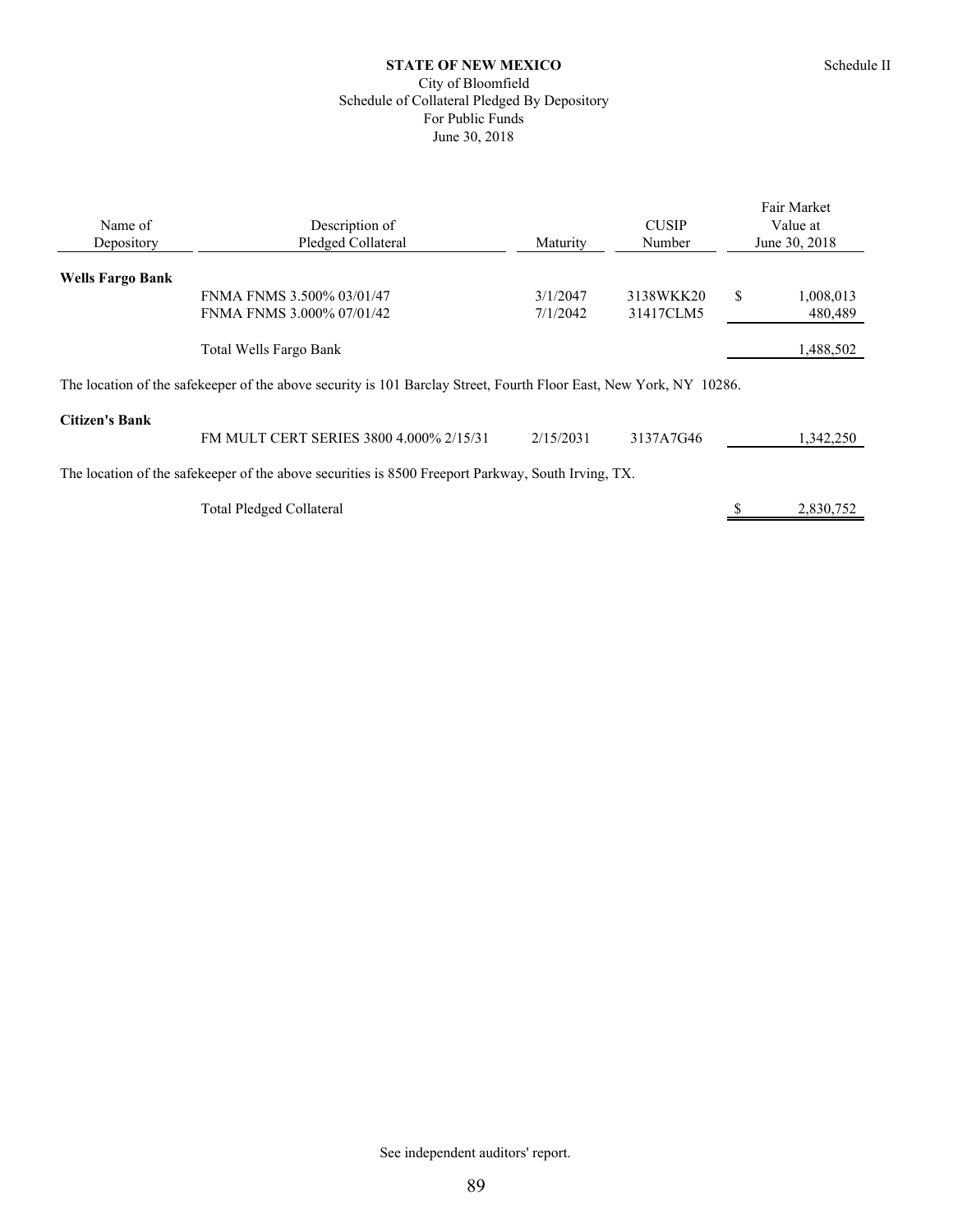Schedule II

**STATE OF NEW MEXICO**
City of Bloomfield
Schedule of Collateral Pledged By Depository
For Public Funds
June 30, 2018

| Name of Depository | Description of Pledged Collateral | Maturity | CUSIP Number | Fair Market Value at June 30, 2018 |
|---|---|---|---|---|
| **Wells Fargo Bank** | | | | |
| | FNMA FNMS 3.500% 03/01/47 | 3/1/2047 | 3138WKK20 | $ 1,008,013 |
| | FNMA FNMS 3.000% 07/01/42 | 7/1/2042 | 31417CLM5 | 480,489 |
| | Total Wells Fargo Bank | | | 1,488,502 |

The location of the safekeeper of the above security is 101 Barclay Street, Fourth Floor East, New York, NY 10286.

| Name of Depository | Description of Pledged Collateral | Maturity | CUSIP Number | Fair Market Value at June 30, 2018 |
|---|---|---|---|---|
| **Citizen's Bank** | | | | |
| | FM MULT CERT SERIES 3800 4.000% 2/15/31 | 2/15/2031 | 3137A7G46 | 1,342,250 |

The location of the safekeeper of the above securities is 8500 Freeport Parkway, South Irving, TX.

| | | | | |
|---|---|---|---|---|
| | Total Pledged Collateral | | | $ 2,830,752 |

See independent auditors' report.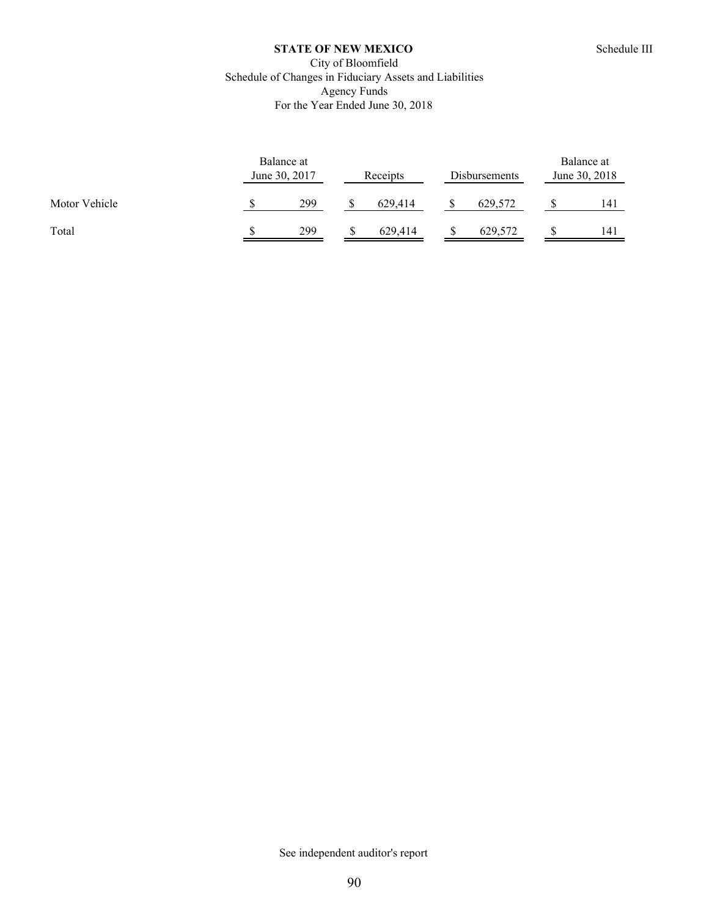**STATE OF NEW MEXICO**

Schedule III

City of Bloomfield

Schedule of Changes in Fiduciary Assets and Liabilities

Agency Funds

For the Year Ended June 30, 2018

| | Balance at June 30, 2017 | Receipts | Disbursements | Balance at June 30, 2018 |
|---|---|---|---|---|
| Motor Vehicle | $ 299 | $ 629,414 | $ 629,572 | $ 141 |
| Total | $ 299 | $ 629,414 | $ 629,572 | $ 141 |

See independent auditor's report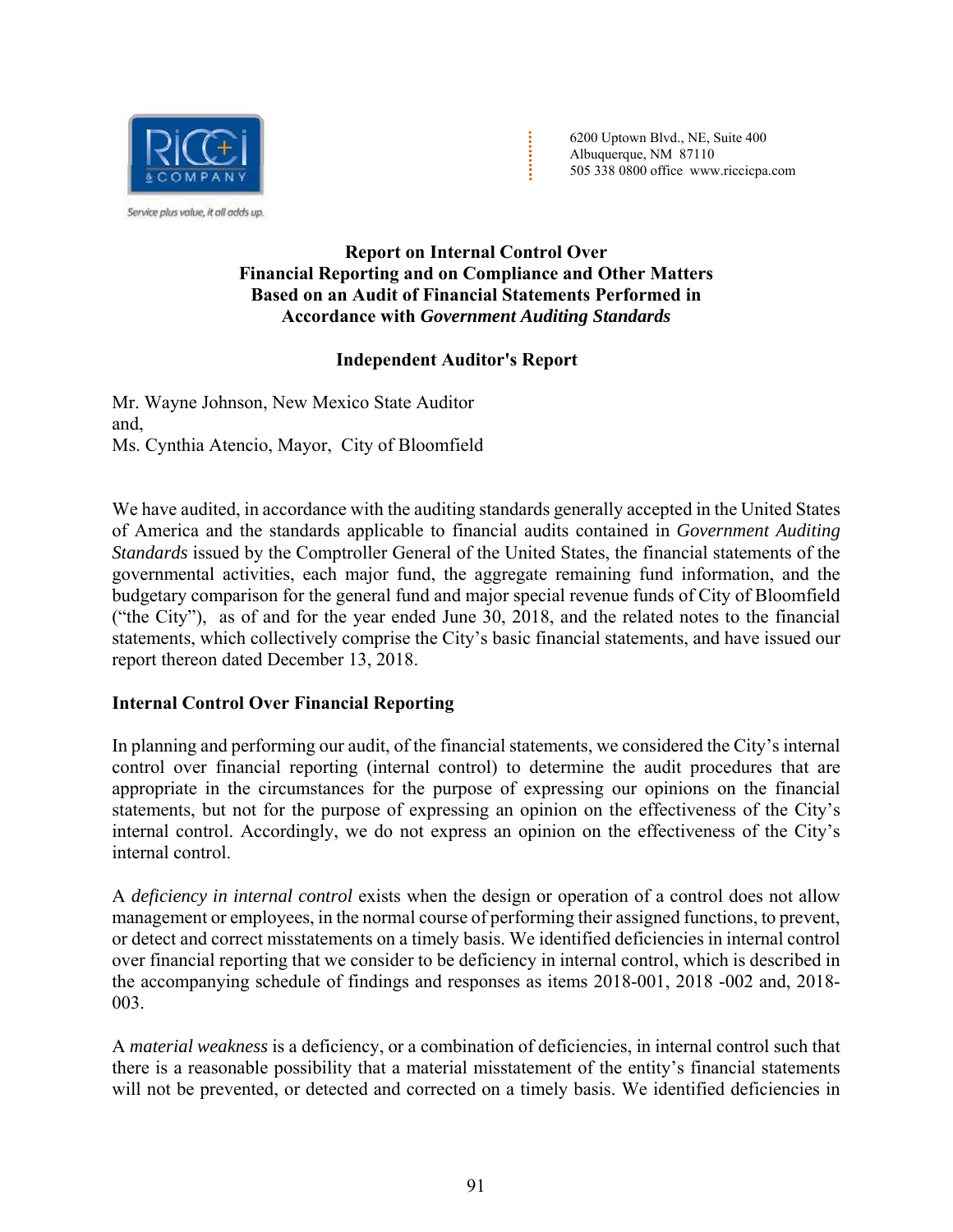6200 Uptown Blvd., NE, Suite 400
Albuquerque, NM 87110
505 338 0800 office www.riccicpa.com

**Report on Internal Control Over Financial Reporting and on Compliance and Other Matters Based on an Audit of Financial Statements Performed in Accordance with *Government Auditing Standards***

**Independent Auditor's Report**

Mr. Wayne Johnson, New Mexico State Auditor
and,
Ms. Cynthia Atencio, Mayor, City of Bloomfield

We have audited, in accordance with the auditing standards generally accepted in the United States of America and the standards applicable to financial audits contained in *Government Auditing Standards* issued by the Comptroller General of the United States, the financial statements of the governmental activities, each major fund, the aggregate remaining fund information, and the budgetary comparison for the general fund and major special revenue funds of City of Bloomfield ("the City"), as of and for the year ended June 30, 2018, and the related notes to the financial statements, which collectively comprise the City's basic financial statements, and have issued our report thereon dated December 13, 2018.

**Internal Control Over Financial Reporting**

In planning and performing our audit, of the financial statements, we considered the City's internal control over financial reporting (internal control) to determine the audit procedures that are appropriate in the circumstances for the purpose of expressing our opinions on the financial statements, but not for the purpose of expressing an opinion on the effectiveness of the City's internal control. Accordingly, we do not express an opinion on the effectiveness of the City's internal control.

A *deficiency in internal control* exists when the design or operation of a control does not allow management or employees, in the normal course of performing their assigned functions, to prevent, or detect and correct misstatements on a timely basis. We identified deficiencies in internal control over financial reporting that we consider to be deficiency in internal control, which is described in the accompanying schedule of findings and responses as items 2018-001, 2018 -002 and, 2018-003.

A *material weakness* is a deficiency, or a combination of deficiencies, in internal control such that there is a reasonable possibility that a material misstatement of the entity's financial statements will not be prevented, or detected and corrected on a timely basis. We identified deficiencies in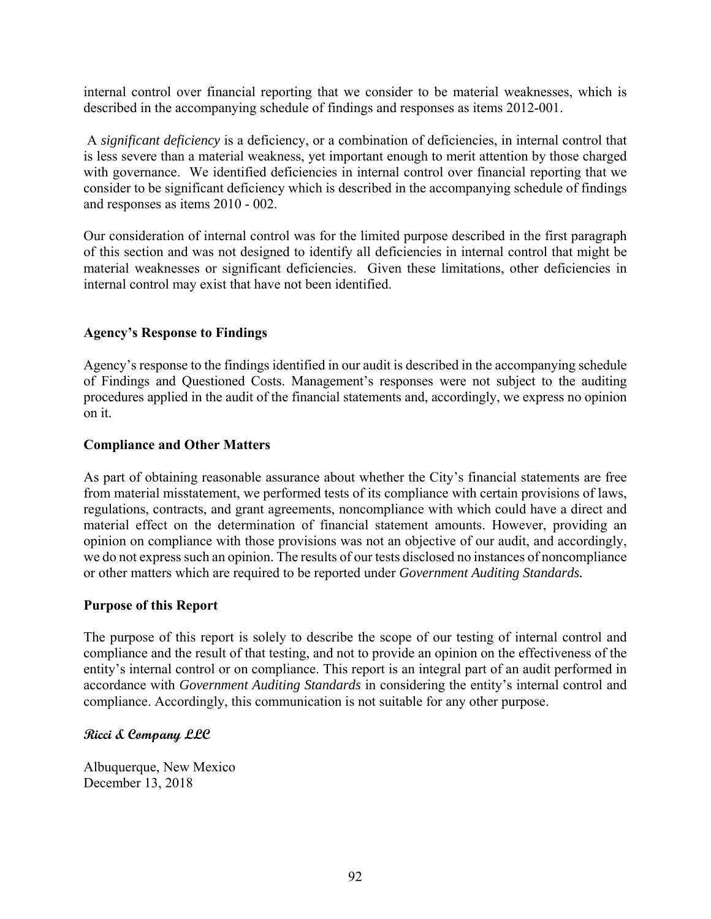internal control over financial reporting that we consider to be material weaknesses, which is described in the accompanying schedule of findings and responses as items 2012-001.

A *significant deficiency* is a deficiency, or a combination of deficiencies, in internal control that is less severe than a material weakness, yet important enough to merit attention by those charged with governance. We identified deficiencies in internal control over financial reporting that we consider to be significant deficiency which is described in the accompanying schedule of findings and responses as items 2010 - 002.

Our consideration of internal control was for the limited purpose described in the first paragraph of this section and was not designed to identify all deficiencies in internal control that might be material weaknesses or significant deficiencies. Given these limitations, other deficiencies in internal control may exist that have not been identified.

**Agency's Response to Findings**

Agency's response to the findings identified in our audit is described in the accompanying schedule of Findings and Questioned Costs. Management's responses were not subject to the auditing procedures applied in the audit of the financial statements and, accordingly, we express no opinion on it.

**Compliance and Other Matters**

As part of obtaining reasonable assurance about whether the City's financial statements are free from material misstatement, we performed tests of its compliance with certain provisions of laws, regulations, contracts, and grant agreements, noncompliance with which could have a direct and material effect on the determination of financial statement amounts. However, providing an opinion on compliance with those provisions was not an objective of our audit, and accordingly, we do not express such an opinion. The results of our tests disclosed no instances of noncompliance or other matters which are required to be reported under *Government Auditing Standards.*

**Purpose of this Report**

The purpose of this report is solely to describe the scope of our testing of internal control and compliance and the result of that testing, and not to provide an opinion on the effectiveness of the entity's internal control or on compliance. This report is an integral part of an audit performed in accordance with *Government Auditing Standards* in considering the entity's internal control and compliance. Accordingly, this communication is not suitable for any other purpose.

**Ricci & Company LLC**

Albuquerque, New Mexico
December 13, 2018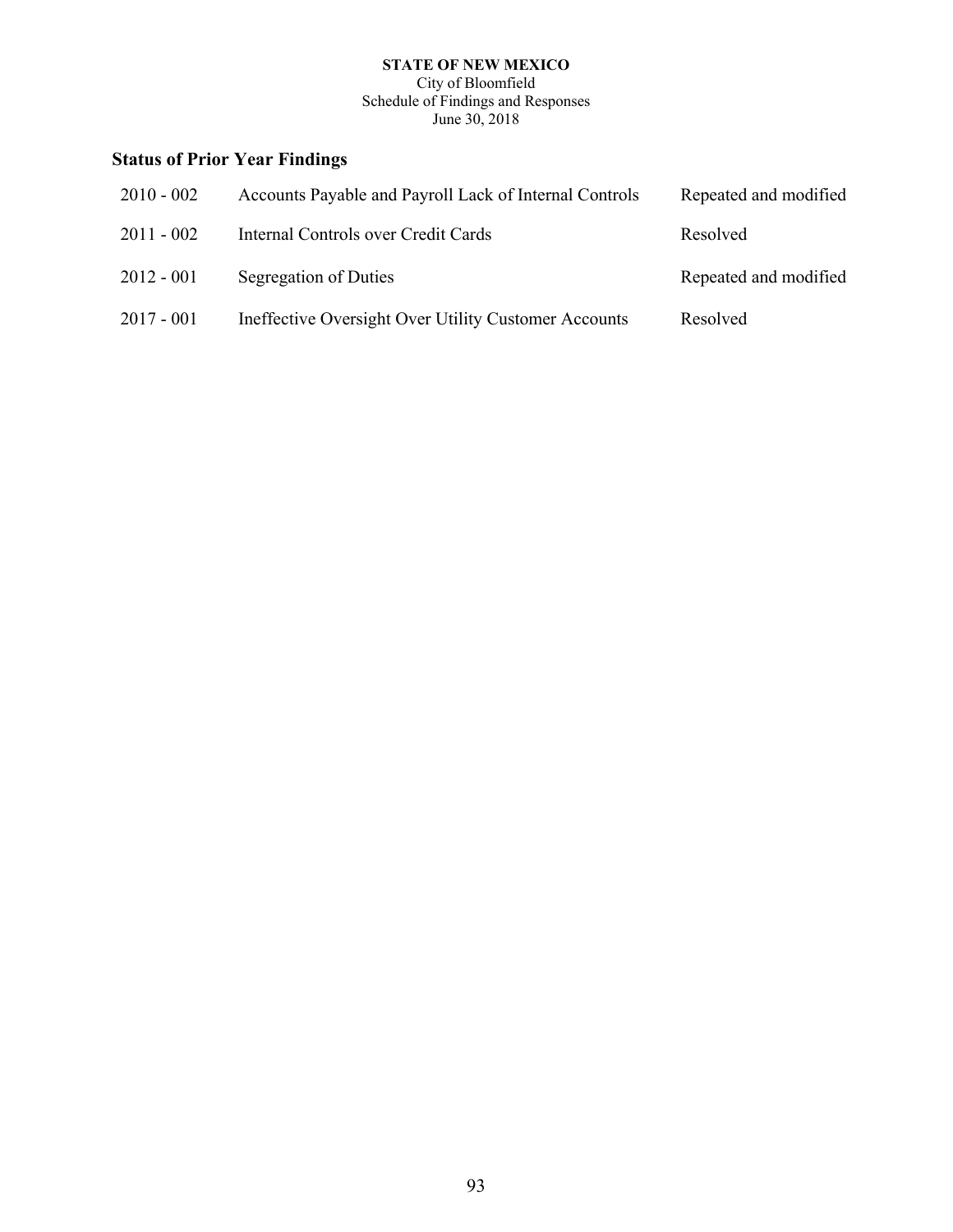**STATE OF NEW MEXICO**
City of Bloomfield
Schedule of Findings and Responses
June 30, 2018

## Status of Prior Year Findings

| | | |
|---|---|---|
| 2010 - 002 | Accounts Payable and Payroll Lack of Internal Controls | Repeated and modified |
| 2011 - 002 | Internal Controls over Credit Cards | Resolved |
| 2012 - 001 | Segregation of Duties | Repeated and modified |
| 2017 - 001 | Ineffective Oversight Over Utility Customer Accounts | Resolved |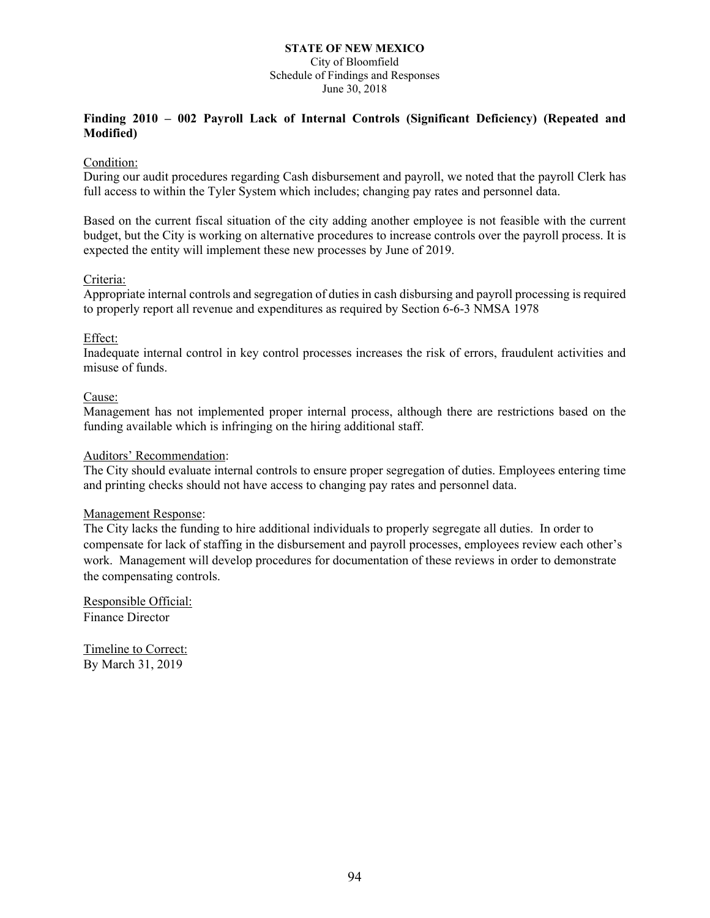**STATE OF NEW MEXICO**
City of Bloomfield
Schedule of Findings and Responses
June 30, 2018

## Finding 2010 – 002 Payroll Lack of Internal Controls (Significant Deficiency) (Repeated and Modified)

Condition:
During our audit procedures regarding Cash disbursement and payroll, we noted that the payroll Clerk has full access to within the Tyler System which includes; changing pay rates and personnel data.

Based on the current fiscal situation of the city adding another employee is not feasible with the current budget, but the City is working on alternative procedures to increase controls over the payroll process. It is expected the entity will implement these new processes by June of 2019.

Criteria:
Appropriate internal controls and segregation of duties in cash disbursing and payroll processing is required to properly report all revenue and expenditures as required by Section 6-6-3 NMSA 1978

Effect:
Inadequate internal control in key control processes increases the risk of errors, fraudulent activities and misuse of funds.

Cause:
Management has not implemented proper internal process, although there are restrictions based on the funding available which is infringing on the hiring additional staff.

Auditors' Recommendation:
The City should evaluate internal controls to ensure proper segregation of duties. Employees entering time and printing checks should not have access to changing pay rates and personnel data.

Management Response:
The City lacks the funding to hire additional individuals to properly segregate all duties. In order to compensate for lack of staffing in the disbursement and payroll processes, employees review each other's work. Management will develop procedures for documentation of these reviews in order to demonstrate the compensating controls.

Responsible Official:
Finance Director

Timeline to Correct:
By March 31, 2019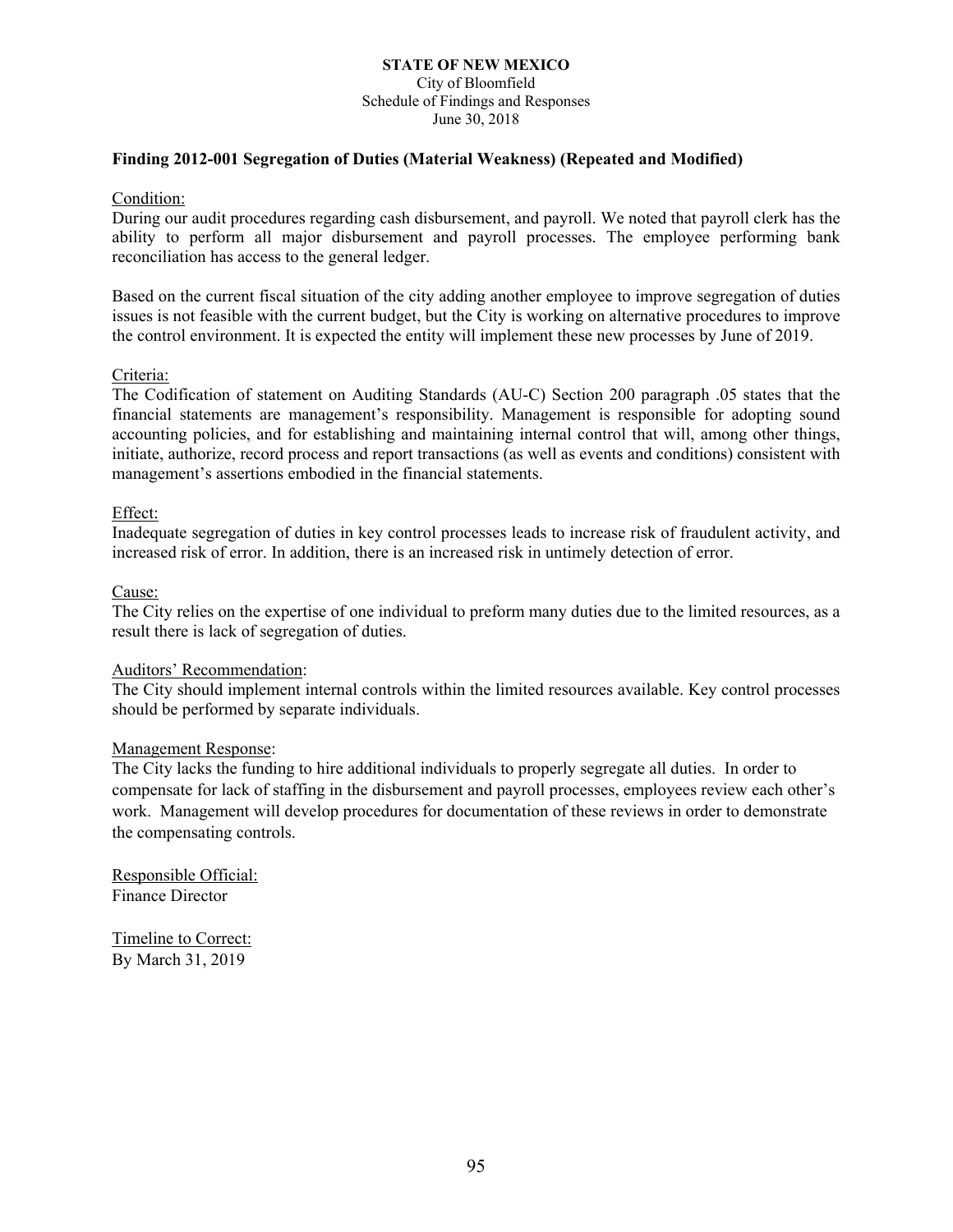**STATE OF NEW MEXICO**
City of Bloomfield
Schedule of Findings and Responses
June 30, 2018

### Finding 2012-001 Segregation of Duties (Material Weakness) (Repeated and Modified)

Condition:
During our audit procedures regarding cash disbursement, and payroll. We noted that payroll clerk has the ability to perform all major disbursement and payroll processes. The employee performing bank reconciliation has access to the general ledger.

Based on the current fiscal situation of the city adding another employee to improve segregation of duties issues is not feasible with the current budget, but the City is working on alternative procedures to improve the control environment. It is expected the entity will implement these new processes by June of 2019.

Criteria:
The Codification of statement on Auditing Standards (AU-C) Section 200 paragraph .05 states that the financial statements are management's responsibility. Management is responsible for adopting sound accounting policies, and for establishing and maintaining internal control that will, among other things, initiate, authorize, record process and report transactions (as well as events and conditions) consistent with management's assertions embodied in the financial statements.

Effect:
Inadequate segregation of duties in key control processes leads to increase risk of fraudulent activity, and increased risk of error. In addition, there is an increased risk in untimely detection of error.

Cause:
The City relies on the expertise of one individual to preform many duties due to the limited resources, as a result there is lack of segregation of duties.

Auditors' Recommendation:
The City should implement internal controls within the limited resources available. Key control processes should be performed by separate individuals.

Management Response:
The City lacks the funding to hire additional individuals to properly segregate all duties. In order to compensate for lack of staffing in the disbursement and payroll processes, employees review each other's work. Management will develop procedures for documentation of these reviews in order to demonstrate the compensating controls.

Responsible Official:
Finance Director

Timeline to Correct:
By March 31, 2019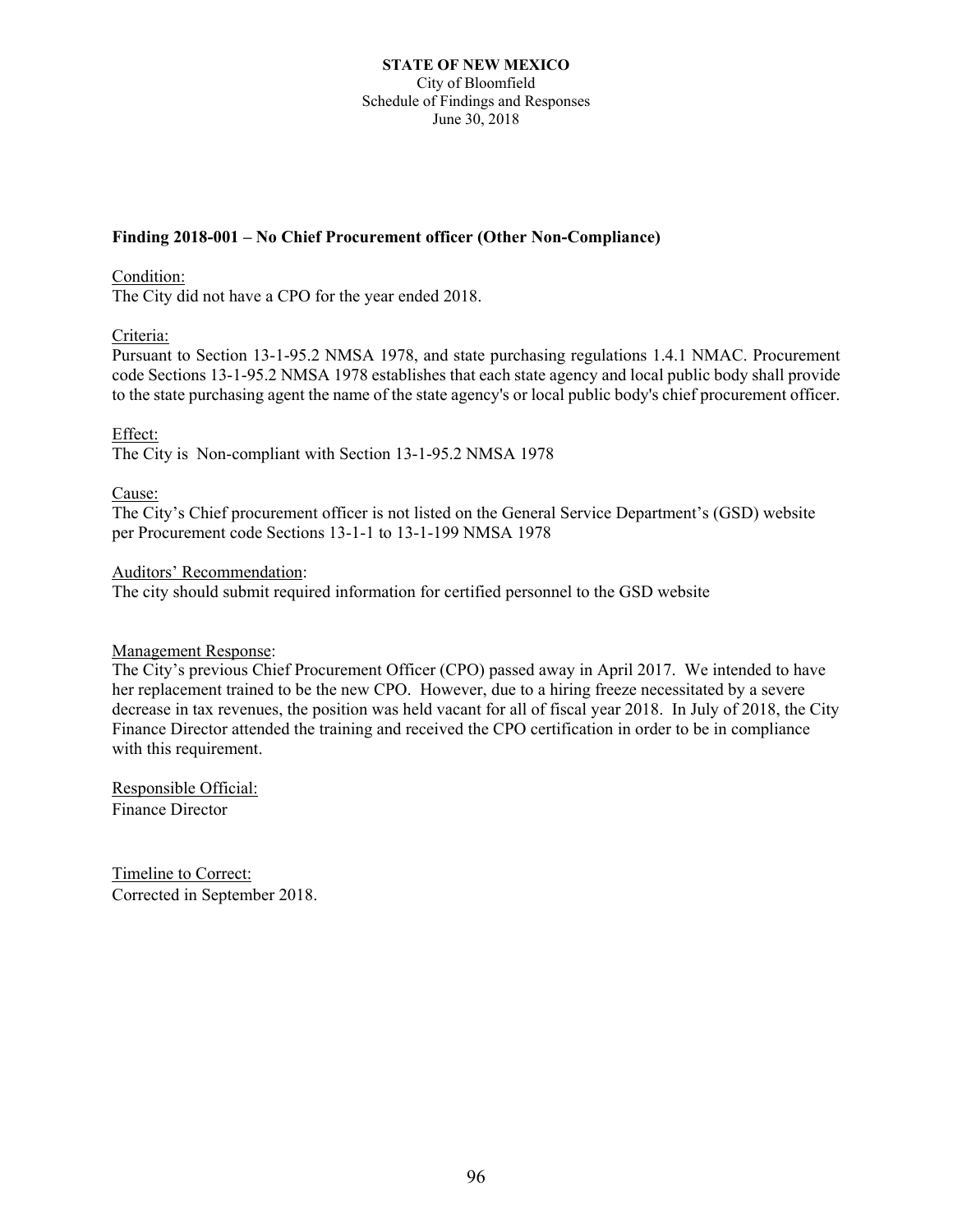**STATE OF NEW MEXICO**
City of Bloomfield
Schedule of Findings and Responses
June 30, 2018

**Finding 2018-001 – No Chief Procurement officer (Other Non-Compliance)**

Condition:
The City did not have a CPO for the year ended 2018.

Criteria:
Pursuant to Section 13-1-95.2 NMSA 1978, and state purchasing regulations 1.4.1 NMAC. Procurement code Sections 13-1-95.2 NMSA 1978 establishes that each state agency and local public body shall provide to the state purchasing agent the name of the state agency's or local public body's chief procurement officer.

Effect:
The City is Non-compliant with Section 13-1-95.2 NMSA 1978

Cause:
The City's Chief procurement officer is not listed on the General Service Department's (GSD) website per Procurement code Sections 13-1-1 to 13-1-199 NMSA 1978

Auditors' Recommendation:
The city should submit required information for certified personnel to the GSD website

Management Response:
The City's previous Chief Procurement Officer (CPO) passed away in April 2017. We intended to have her replacement trained to be the new CPO. However, due to a hiring freeze necessitated by a severe decrease in tax revenues, the position was held vacant for all of fiscal year 2018. In July of 2018, the City Finance Director attended the training and received the CPO certification in order to be in compliance with this requirement.

Responsible Official:
Finance Director

Timeline to Correct:
Corrected in September 2018.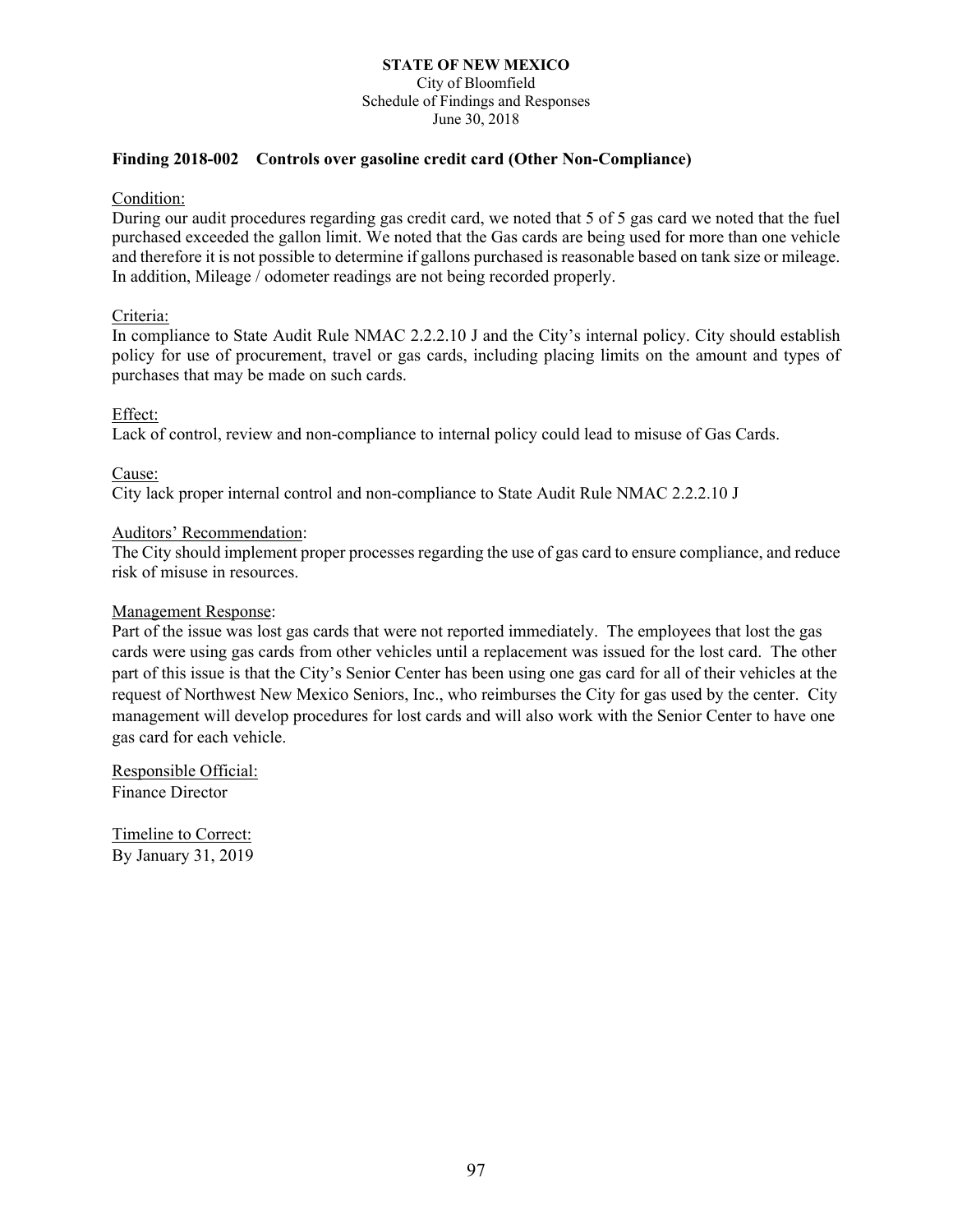**STATE OF NEW MEXICO**
City of Bloomfield
Schedule of Findings and Responses
June 30, 2018

### Finding 2018-002 Controls over gasoline credit card (Other Non-Compliance)

Condition:
During our audit procedures regarding gas credit card, we noted that 5 of 5 gas card we noted that the fuel purchased exceeded the gallon limit. We noted that the Gas cards are being used for more than one vehicle and therefore it is not possible to determine if gallons purchased is reasonable based on tank size or mileage. In addition, Mileage / odometer readings are not being recorded properly.

Criteria:
In compliance to State Audit Rule NMAC 2.2.2.10 J and the City's internal policy. City should establish policy for use of procurement, travel or gas cards, including placing limits on the amount and types of purchases that may be made on such cards.

Effect:
Lack of control, review and non-compliance to internal policy could lead to misuse of Gas Cards.

Cause:
City lack proper internal control and non-compliance to State Audit Rule NMAC 2.2.2.10 J

Auditors' Recommendation:
The City should implement proper processes regarding the use of gas card to ensure compliance, and reduce risk of misuse in resources.

Management Response:
Part of the issue was lost gas cards that were not reported immediately. The employees that lost the gas cards were using gas cards from other vehicles until a replacement was issued for the lost card. The other part of this issue is that the City's Senior Center has been using one gas card for all of their vehicles at the request of Northwest New Mexico Seniors, Inc., who reimburses the City for gas used by the center. City management will develop procedures for lost cards and will also work with the Senior Center to have one gas card for each vehicle.

Responsible Official:
Finance Director

Timeline to Correct:
By January 31, 2019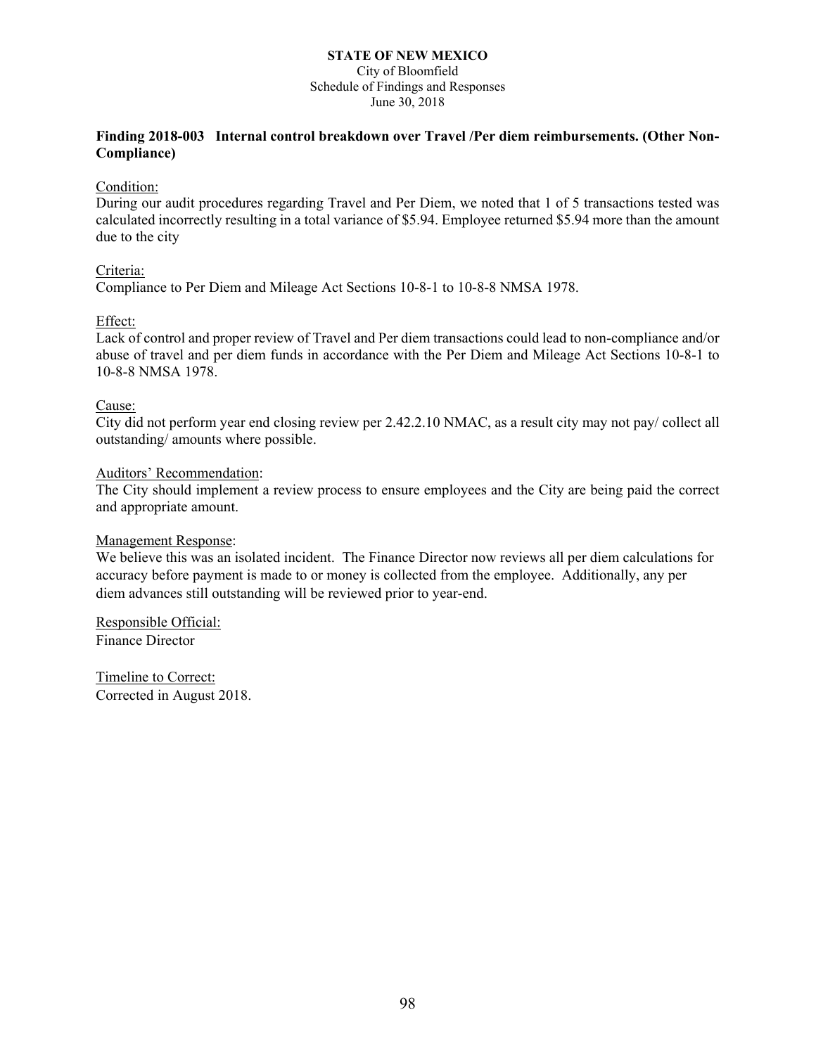**STATE OF NEW MEXICO**
City of Bloomfield
Schedule of Findings and Responses
June 30, 2018

**Finding 2018-003 Internal control breakdown over Travel /Per diem reimbursements. (Other Non-Compliance)**

Condition:
During our audit procedures regarding Travel and Per Diem, we noted that 1 of 5 transactions tested was calculated incorrectly resulting in a total variance of $5.94. Employee returned $5.94 more than the amount due to the city

Criteria:
Compliance to Per Diem and Mileage Act Sections 10-8-1 to 10-8-8 NMSA 1978.

Effect:
Lack of control and proper review of Travel and Per diem transactions could lead to non-compliance and/or abuse of travel and per diem funds in accordance with the Per Diem and Mileage Act Sections 10-8-1 to 10-8-8 NMSA 1978.

Cause:
City did not perform year end closing review per 2.42.2.10 NMAC, as a result city may not pay/ collect all outstanding/ amounts where possible.

Auditors' Recommendation:
The City should implement a review process to ensure employees and the City are being paid the correct and appropriate amount.

Management Response:
We believe this was an isolated incident. The Finance Director now reviews all per diem calculations for accuracy before payment is made to or money is collected from the employee. Additionally, any per diem advances still outstanding will be reviewed prior to year-end.

Responsible Official:
Finance Director

Timeline to Correct:
Corrected in August 2018.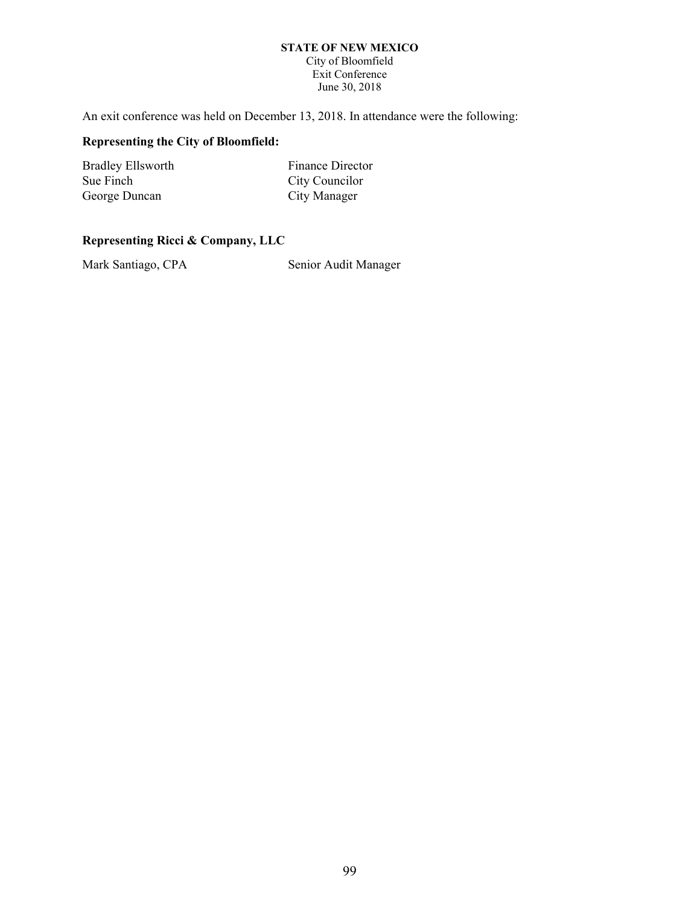**STATE OF NEW MEXICO**
City of Bloomfield
Exit Conference
June 30, 2018

An exit conference was held on December 13, 2018. In attendance were the following:

**Representing the City of Bloomfield:**

| | |
|---|---|
| Bradley Ellsworth | Finance Director |
| Sue Finch | City Councilor |
| George Duncan | City Manager |

**Representing Ricci & Company, LLC**

| | |
|---|---|
| Mark Santiago, CPA | Senior Audit Manager |